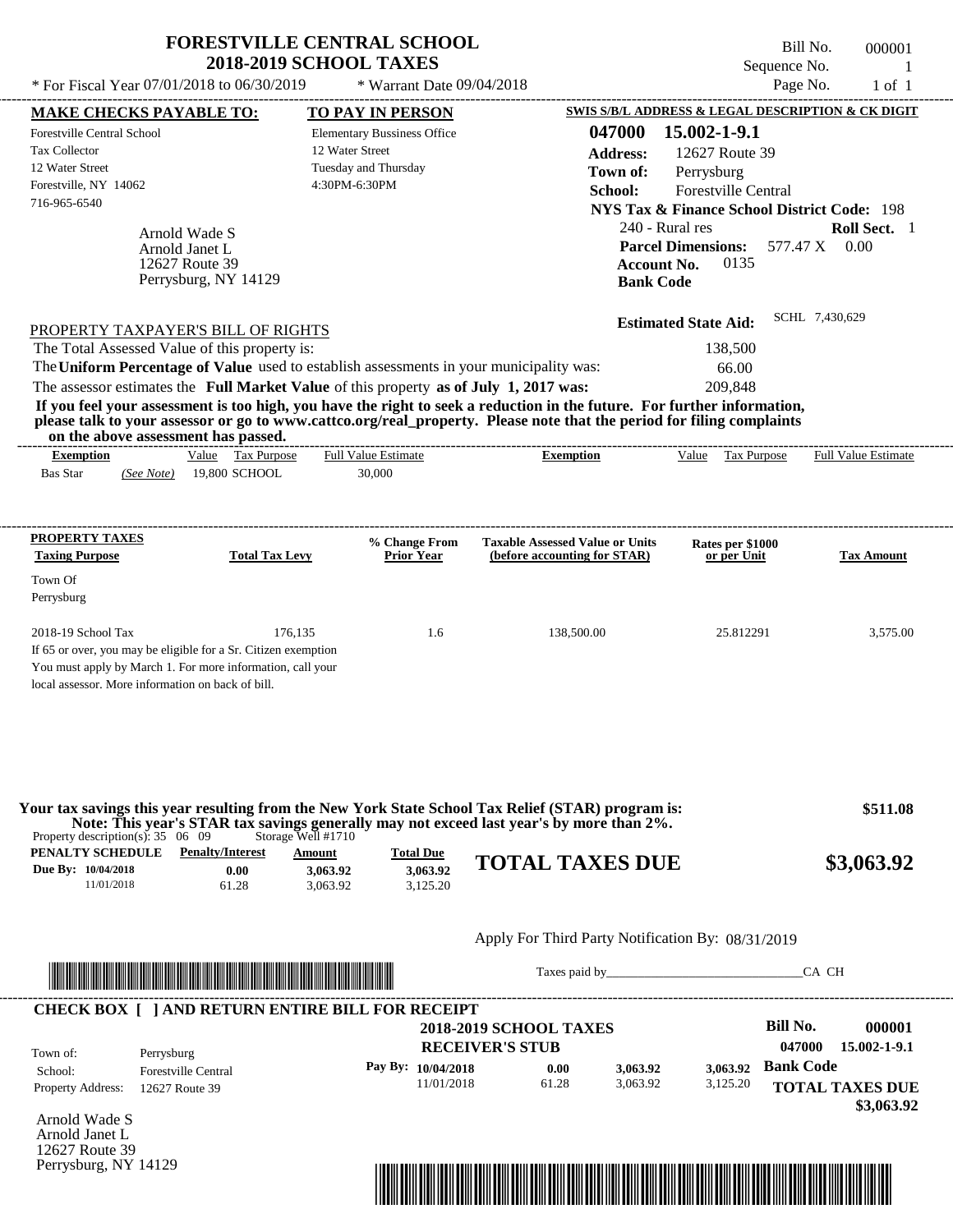# FORESTVILLE CENTRAL SCHOOL
## 2018-2019 SCHOOL TAXES

Bill No. 000001
Sequence No. 1

\* For Fiscal Year 07/01/2018 to 06/30/2019 \* Warrant Date 09/04/2018

**MAKE CHECKS PAYABLE TO:**
Forestville Central School
Tax Collector
12 Water Street
Forestville, NY 14062
716-965-6540

**TO PAY IN PERSON**
Elementary Bussiness Office
12 Water Street
Tuesday and Thursday
4:30PM-6:30PM

**SWIS S/B/L ADDRESS & LEGAL DESCRIPTION & CK DIGIT**
**047000 15.002-1-9.1**
**Address:** 12627 Route 39
**Town of:** Perrysburg
**School:** Forestville Central
**NYS Tax & Finance School District Code:** 198
240 - Rural res **Roll Sect.** 1
**Parcel Dimensions:** 577.47 X 0.00
**Account No.** 0135
**Bank Code**

Arnold Wade S
Arnold Janet L
12627 Route 39
Perrysburg, NY 14129

**Estimated State Aid:** SCHL 7,430,629

PROPERTY TAXPAYER'S BILL OF RIGHTS

The Total Assessed Value of this property is: 138,500
The **Uniform Percentage of Value** used to establish assessments in your municipality was: 66.00
The assessor estimates the **Full Market Value** of this property **as of July 1, 2017 was:** 209,848

**If you feel your assessment is too high, you have the right to seek a reduction in the future. For further information, please talk to your assessor or go to www.cattco.org/real_property. Please note that the period for filing complaints on the above assessment has passed.**

| Exemption | Value | Tax Purpose | Full Value Estimate | Exemption | Value | Tax Purpose | Full Value Estimate |
|---|---|---|---|---|---|---|---|
| Bas Star *(See Note)* | 19,800 | SCHOOL | 30,000 | | | | |

| PROPERTY TAXES Taxing Purpose | Total Tax Levy | % Change From Prior Year | Taxable Assessed Value or Units (before accounting for STAR) | Rates per $1000 or per Unit | Tax Amount |
|---|---|---|---|---|---|
| Town Of Perrysburg | | | | | |
| 2018-19 School Tax | 176,135 | 1.6 | 138,500.00 | 25.812291 | 3,575.00 |

If 65 or over, you may be eligible for a Sr. Citizen exemption
You must apply by March 1. For more information, call your local assessor. More information on back of bill.

**Your tax savings this year resulting from the New York State School Tax Relief (STAR) program is: $511.08**
**Note: This year's STAR tax savings generally may not exceed last year's by more than 2%.**

Property description(s): 35 06 09 Storage Well #1710

| PENALTY SCHEDULE | Penalty/Interest | Amount | Total Due |
|---|---|---|---|
| Due By: 10/04/2018 | 0.00 | 3,063.92 | 3,063.92 |
| 11/01/2018 | 61.28 | 3,063.92 | 3,125.20 |

**TOTAL TAXES DUE $3,063.92**

Apply For Third Party Notification By: 08/31/2019

Taxes paid by________________________________CA CH

**CHECK BOX [ ] AND RETURN ENTIRE BILL FOR RECEIPT**

**2018-2019 SCHOOL TAXES**
**RECEIVER'S STUB**

**Bill No. 000001**
**047000 15.002-1-9.1**

Town of: Perrysburg
School: Forestville Central
Property Address: 12627 Route 39

| Pay By: | | | |
|---|---|---|---|
| 10/04/2018 | 0.00 | 3,063.92 | 3,063.92 |
| 11/01/2018 | 61.28 | 3,063.92 | 3,125.20 |

**Bank Code**

**TOTAL TAXES DUE $3,063.92**

Arnold Wade S
Arnold Janet L
12627 Route 39
Perrysburg, NY 14129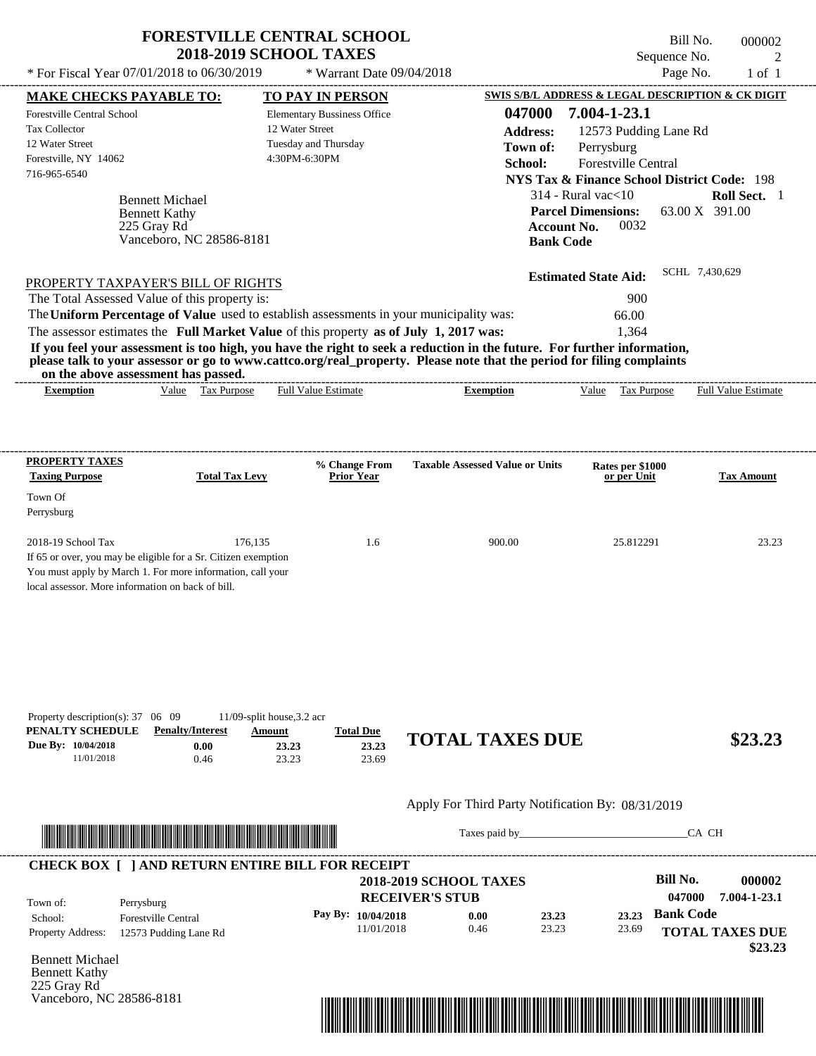# FORESTVILLE CENTRAL SCHOOL
## 2018-2019 SCHOOL TAXES

\* For Fiscal Year 07/01/2018 to 06/30/2019 &nbsp;&nbsp; \* Warrant Date 09/04/2018

Bill No. 000002
Sequence No. 2
Page No. 1 of 1

**MAKE CHECKS PAYABLE TO:**
Forestville Central School
Tax Collector
12 Water Street
Forestville, NY 14062
716-965-6540

**TO PAY IN PERSON**
Elementary Bussiness Office
12 Water Street
Tuesday and Thursday
4:30PM-6:30PM

**SWIS S/B/L ADDRESS & LEGAL DESCRIPTION & CK DIGIT**
**047000 7.004-1-23.1**
**Address:** 12573 Pudding Lane Rd
**Town of:** Perrysburg
**School:** Forestville Central
**NYS Tax & Finance School District Code:** 198
314 - Rural vac<10 &nbsp;&nbsp; **Roll Sect.** 1
**Parcel Dimensions:** 63.00 X 391.00
**Account No.** 0032
**Bank Code**

**Estimated State Aid:** SCHL 7,430,629

Bennett Michael
Bennett Kathy
225 Gray Rd
Vanceboro, NC 28586-8181

PROPERTY TAXPAYER'S BILL OF RIGHTS

The Total Assessed Value of this property is: 900
The **Uniform Percentage of Value** used to establish assessments in your municipality was: 66.00
The assessor estimates the **Full Market Value** of this property **as of July 1, 2017 was:** 1,364

**If you feel your assessment is too high, you have the right to seek a reduction in the future. For further information, please talk to your assessor or go to www.cattco.org/real_property. Please note that the period for filing complaints on the above assessment has passed.**

| Exemption | Value | Tax Purpose | Full Value Estimate | Exemption | Value | Tax Purpose | Full Value Estimate |
|---|---|---|---|---|---|---|---|

| PROPERTY TAXES Taxing Purpose | Total Tax Levy | % Change From Prior Year | Taxable Assessed Value or Units | Rates per $1000 or per Unit | Tax Amount |
|---|---|---|---|---|---|
| Town Of Perrysburg | | | | | |
| 2018-19 School Tax | 176,135 | 1.6 | 900.00 | 25.812291 | 23.23 |

If 65 or over, you may be eligible for a Sr. Citizen exemption
You must apply by March 1. For more information, call your local assessor. More information on back of bill.

Property description(s): 37 06 09 &nbsp;&nbsp; 11/09-split house,3.2 acr

| PENALTY SCHEDULE | Penalty/Interest | Amount | Total Due |
|---|---|---|---|
| Due By: 10/04/2018 | 0.00 | 23.23 | 23.23 |
| 11/01/2018 | 0.46 | 23.23 | 23.69 |

**TOTAL TAXES DUE $23.23**

Apply For Third Party Notification By: 08/31/2019

Taxes paid by______________________________CA CH

**CHECK BOX [ ] AND RETURN ENTIRE BILL FOR RECEIPT**

**2018-2019 SCHOOL TAXES**
**RECEIVER'S STUB**

Bill No. 000002
047000 7.004-1-23.1

| | | | | | |
|---|---|---|---|---|---|
| Town of: | Perrysburg | Pay By: 10/04/2018 | 0.00 | 23.23 | 23.23 |
| School: | Forestville Central | 11/01/2018 | 0.46 | 23.23 | 23.69 |
| Property Address: | 12573 Pudding Lane Rd | | | | |

**Bank Code**

**TOTAL TAXES DUE $23.23**

Bennett Michael
Bennett Kathy
225 Gray Rd
Vanceboro, NC 28586-8181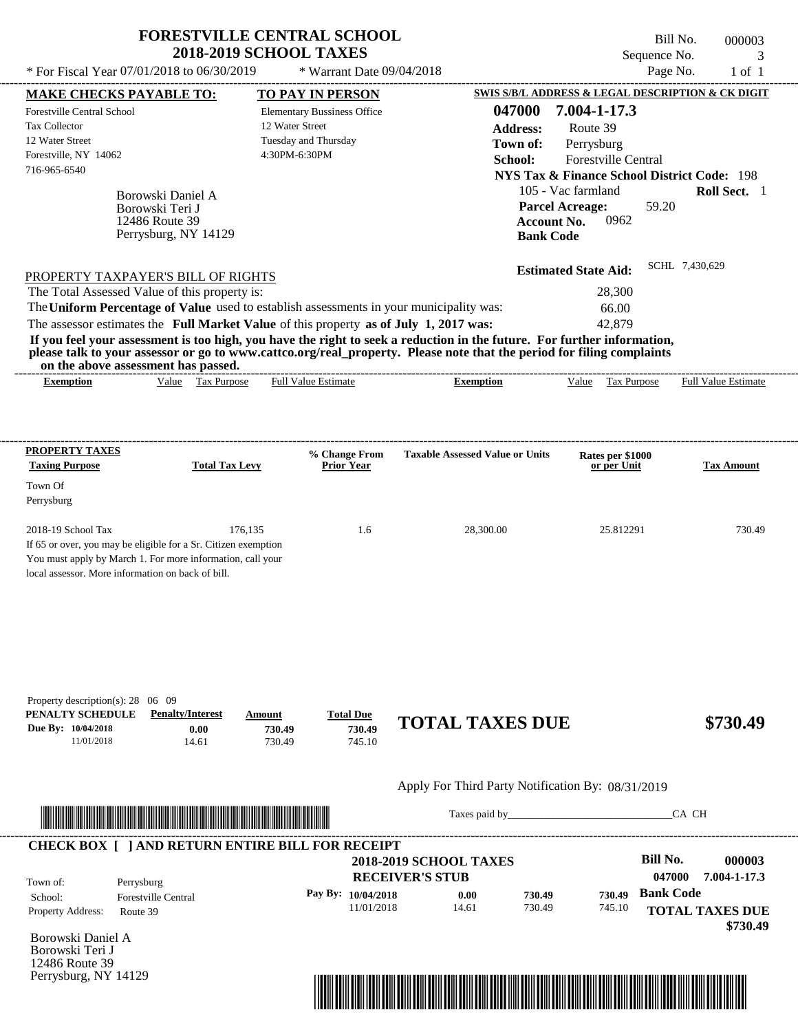# FORESTVILLE CENTRAL SCHOOL
## 2018-2019 SCHOOL TAXES

\* For Fiscal Year 07/01/2018 to 06/30/2019 \* Warrant Date 09/04/2018

Bill No. 000003
Sequence No. 3
Page No. 1 of 1

**MAKE CHECKS PAYABLE TO:**
Forestville Central School
Tax Collector
12 Water Street
Forestville, NY 14062
716-965-6540

**TO PAY IN PERSON**
Elementary Bussiness Office
12 Water Street
Tuesday and Thursday
4:30PM-6:30PM

**SWIS S/B/L ADDRESS & LEGAL DESCRIPTION & CK DIGIT**
**047000 7.004-1-17.3**
**Address:** Route 39
**Town of:** Perrysburg
**School:** Forestville Central
**NYS Tax & Finance School District Code:** 198
105 - Vac farmland **Roll Sect.** 1
**Parcel Acreage:** 59.20
**Account No.** 0962
**Bank Code**

Borowski Daniel A
Borowski Teri J
12486 Route 39
Perrysburg, NY 14129

**Estimated State Aid:** SCHL 7,430,629

PROPERTY TAXPAYER'S BILL OF RIGHTS

The Total Assessed Value of this property is: 28,300
The **Uniform Percentage of Value** used to establish assessments in your municipality was: 66.00
The assessor estimates the **Full Market Value** of this property **as of July 1, 2017 was:** 42,879

**If you feel your assessment is too high, you have the right to seek a reduction in the future. For further information, please talk to your assessor or go to www.cattco.org/real_property. Please note that the period for filing complaints on the above assessment has passed.**

| Exemption | Value | Tax Purpose | Full Value Estimate | Exemption | Value | Tax Purpose | Full Value Estimate |
|---|---|---|---|---|---|---|---|

| PROPERTY TAXES Taxing Purpose | Total Tax Levy | % Change From Prior Year | Taxable Assessed Value or Units | Rates per $1000 or per Unit | Tax Amount |
|---|---|---|---|---|---|
| Town Of Perrysburg | | | | | |
| 2018-19 School Tax | 176,135 | 1.6 | 28,300.00 | 25.812291 | 730.49 |

If 65 or over, you may be eligible for a Sr. Citizen exemption
You must apply by March 1. For more information, call your local assessor. More information on back of bill.

Property description(s): 28 06 09

| PENALTY SCHEDULE | Penalty/Interest | Amount | Total Due |
|---|---|---|---|
| Due By: 10/04/2018 | 0.00 | 730.49 | 730.49 |
| 11/01/2018 | 14.61 | 730.49 | 745.10 |

**TOTAL TAXES DUE $730.49**

Apply For Third Party Notification By: 08/31/2019

Taxes paid by_______________________________CA CH

**CHECK BOX [ ] AND RETURN ENTIRE BILL FOR RECEIPT**

**2018-2019 SCHOOL TAXES**
**RECEIVER'S STUB**

**Bill No.** 000003
047000 7.004-1-17.3

Town of: Perrysburg
School: Forestville Central
Property Address: Route 39

| Pay By: | | | |
|---|---|---|---|
| 10/04/2018 | 0.00 | 730.49 | 730.49 |
| 11/01/2018 | 14.61 | 730.49 | 745.10 |

**Bank Code**

**TOTAL TAXES DUE $730.49**

Borowski Daniel A
Borowski Teri J
12486 Route 39
Perrysburg, NY 14129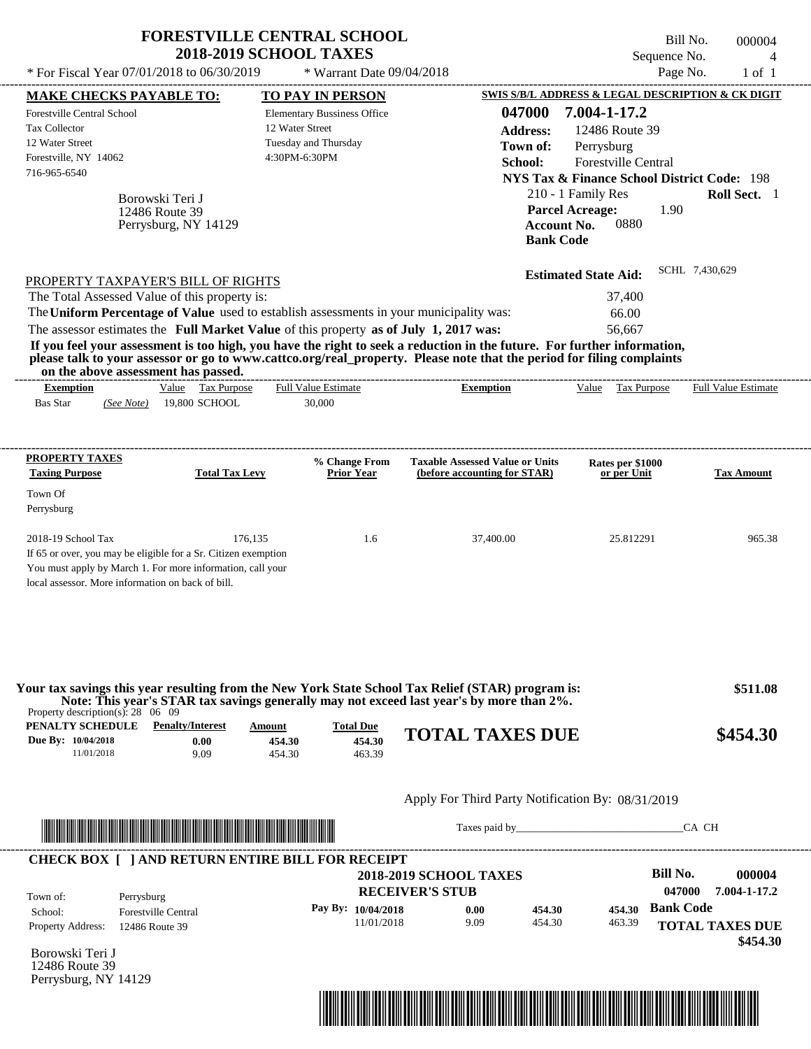# FORESTVILLE CENTRAL SCHOOL
## 2018-2019 SCHOOL TAXES

Bill No. 000004
Sequence No. 4
Page No. 1 of 1

* For Fiscal Year 07/01/2018 to 06/30/2019 * Warrant Date 09/04/2018

**MAKE CHECKS PAYABLE TO:**
Forestville Central School
Tax Collector
12 Water Street
Forestville, NY 14062
716-965-6540

**TO PAY IN PERSON**
Elementary Bussiness Office
12 Water Street
Tuesday and Thursday
4:30PM-6:30PM

**SWIS S/B/L ADDRESS & LEGAL DESCRIPTION & CK DIGIT**
**047000 7.004-1-17.2**
**Address:** 12486 Route 39
**Town of:** Perrysburg
**School:** Forestville Central
**NYS Tax & Finance School District Code:** 198
210 - 1 Family Res **Roll Sect.** 1
**Parcel Acreage:** 1.90
**Account No.** 0880
**Bank Code**

Borowski Teri J
12486 Route 39
Perrysburg, NY 14129

**Estimated State Aid:** SCHL 7,430,629

PROPERTY TAXPAYER'S BILL OF RIGHTS

The Total Assessed Value of this property is: 37,400
The **Uniform Percentage of Value** used to establish assessments in your municipality was: 66.00
The assessor estimates the **Full Market Value** of this property **as of July 1, 2017 was:** 56,667

**If you feel your assessment is too high, you have the right to seek a reduction in the future. For further information, please talk to your assessor or go to www.cattco.org/real_property. Please note that the period for filing complaints on the above assessment has passed.**

| Exemption | Value | Tax Purpose | Full Value Estimate | Exemption | Value | Tax Purpose | Full Value Estimate |
|---|---|---|---|---|---|---|---|
| Bas Star (See Note) | 19,800 | SCHOOL | 30,000 | | | | |

| PROPERTY TAXES Taxing Purpose | Total Tax Levy | % Change From Prior Year | Taxable Assessed Value or Units (before accounting for STAR) | Rates per $1000 or per Unit | Tax Amount |
|---|---|---|---|---|---|
| Town Of Perrysburg | | | | | |
| 2018-19 School Tax | 176,135 | 1.6 | 37,400.00 | 25.812291 | 965.38 |

If 65 or over, you may be eligible for a Sr. Citizen exemption
You must apply by March 1. For more information, call your local assessor. More information on back of bill.

**Your tax savings this year resulting from the New York State School Tax Relief (STAR) program is: $511.08**
**Note: This year's STAR tax savings generally may not exceed last year's by more than 2%.**

Property description(s): 28 06 09

| PENALTY SCHEDULE | Penalty/Interest | Amount | Total Due |
|---|---|---|---|
| Due By: 10/04/2018 | 0.00 | 454.30 | 454.30 |
| 11/01/2018 | 9.09 | 454.30 | 463.39 |

**TOTAL TAXES DUE $454.30**

Apply For Third Party Notification By: 08/31/2019

Taxes paid by______________________________CA CH

**CHECK BOX [ ] AND RETURN ENTIRE BILL FOR RECEIPT**

**2018-2019 SCHOOL TAXES**
**RECEIVER'S STUB**

**Bill No. 000004**
047000 7.004-1-17.2

Town of: Perrysburg
School: Forestville Central
Property Address: 12486 Route 39

| Pay By: | | | |
|---|---|---|---|
| 10/04/2018 | 0.00 | 454.30 | 454.30 |
| 11/01/2018 | 9.09 | 454.30 | 463.39 |

**Bank Code**
**TOTAL TAXES DUE $454.30**

Borowski Teri J
12486 Route 39
Perrysburg, NY 14129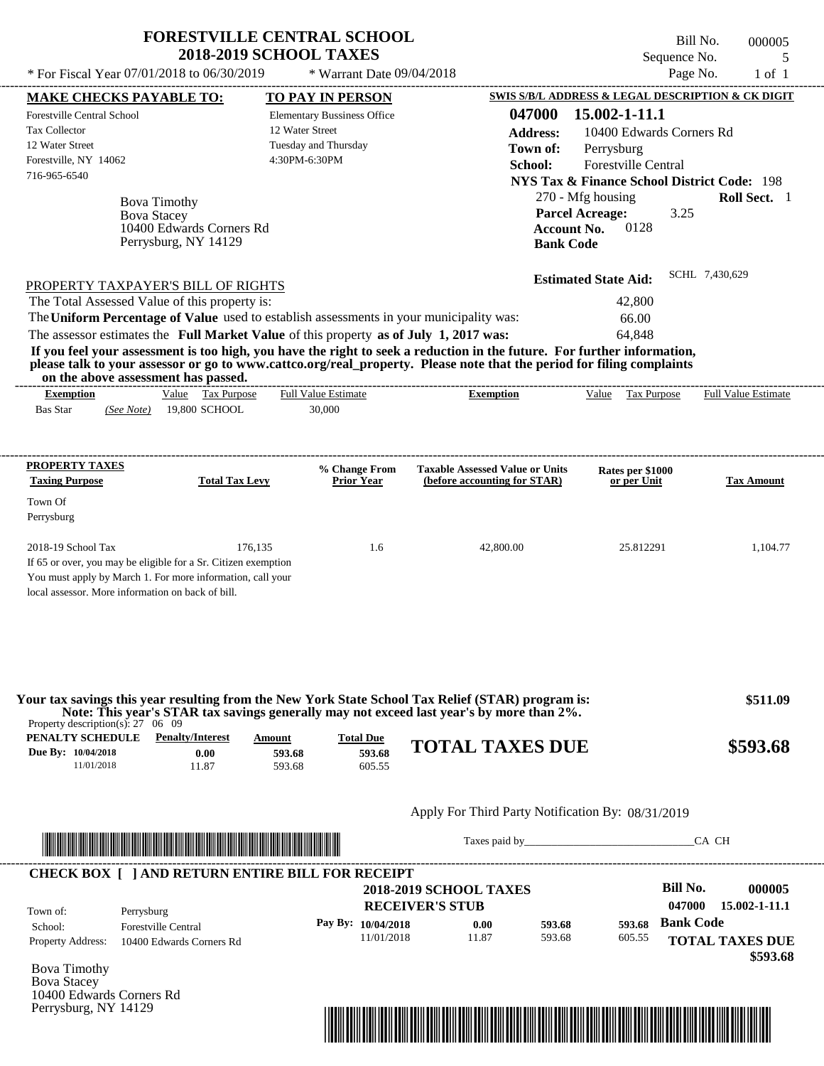# FORESTVILLE CENTRAL SCHOOL
## 2018-2019 SCHOOL TAXES

\* For Fiscal Year 07/01/2018 to 06/30/2019 \* Warrant Date 09/04/2018

Bill No. 000005
Sequence No. 5
Page No. 1 of 1

**MAKE CHECKS PAYABLE TO:**
Forestville Central School
Tax Collector
12 Water Street
Forestville, NY 14062
716-965-6540

**TO PAY IN PERSON**
Elementary Bussiness Office
12 Water Street
Tuesday and Thursday
4:30PM-6:30PM

**SWIS S/B/L ADDRESS & LEGAL DESCRIPTION & CK DIGIT**
**047000 15.002-1-11.1**
**Address:** 10400 Edwards Corners Rd
**Town of:** Perrysburg
**School:** Forestville Central
**NYS Tax & Finance School District Code:** 198
270 - Mfg housing **Roll Sect.** 1
**Parcel Acreage:** 3.25
**Account No.** 0128
**Bank Code**

Bova Timothy
Bova Stacey
10400 Edwards Corners Rd
Perrysburg, NY 14129

**Estimated State Aid:** SCHL 7,430,629

PROPERTY TAXPAYER'S BILL OF RIGHTS

The Total Assessed Value of this property is: 42,800
The **Uniform Percentage of Value** used to establish assessments in your municipality was: 66.00
The assessor estimates the **Full Market Value** of this property **as of July 1, 2017 was:** 64,848

**If you feel your assessment is too high, you have the right to seek a reduction in the future. For further information, please talk to your assessor or go to www.cattco.org/real_property. Please note that the period for filing complaints on the above assessment has passed.**

| Exemption | Value | Tax Purpose | Full Value Estimate | Exemption | Value | Tax Purpose | Full Value Estimate |
|---|---|---|---|---|---|---|---|
| Bas Star *(See Note)* | 19,800 | SCHOOL | 30,000 | | | | |

| PROPERTY TAXES Taxing Purpose | Total Tax Levy | % Change From Prior Year | Taxable Assessed Value or Units (before accounting for STAR) | Rates per $1000 or per Unit | Tax Amount |
|---|---|---|---|---|---|
| Town Of Perrysburg | | | | | |
| 2018-19 School Tax | 176,135 | 1.6 | 42,800.00 | 25.812291 | 1,104.77 |

If 65 or over, you may be eligible for a Sr. Citizen exemption
You must apply by March 1. For more information, call your local assessor. More information on back of bill.

**Your tax savings this year resulting from the New York State School Tax Relief (STAR) program is: $511.09**
**Note: This year's STAR tax savings generally may not exceed last year's by more than 2%.**

Property description(s): 27 06 09

| PENALTY SCHEDULE | Penalty/Interest | Amount | Total Due |
|---|---|---|---|
| Due By: 10/04/2018 | 0.00 | 593.68 | 593.68 |
| 11/01/2018 | 11.87 | 593.68 | 605.55 |

**TOTAL TAXES DUE $593.68**

Apply For Third Party Notification By: 08/31/2019

Taxes paid by______________________________CA CH

**CHECK BOX [ ] AND RETURN ENTIRE BILL FOR RECEIPT**

**2018-2019 SCHOOL TAXES**
**RECEIVER'S STUB**

**Bill No. 000005**
**047000 15.002-1-11.1**

Town of: Perrysburg
School: Forestville Central
Property Address: 10400 Edwards Corners Rd

| Pay By: | | | |
|---|---|---|---|
| 10/04/2018 | 0.00 | 593.68 | 593.68 |
| 11/01/2018 | 11.87 | 593.68 | 605.55 |

**Bank Code**

**TOTAL TAXES DUE $593.68**

Bova Timothy
Bova Stacey
10400 Edwards Corners Rd
Perrysburg, NY 14129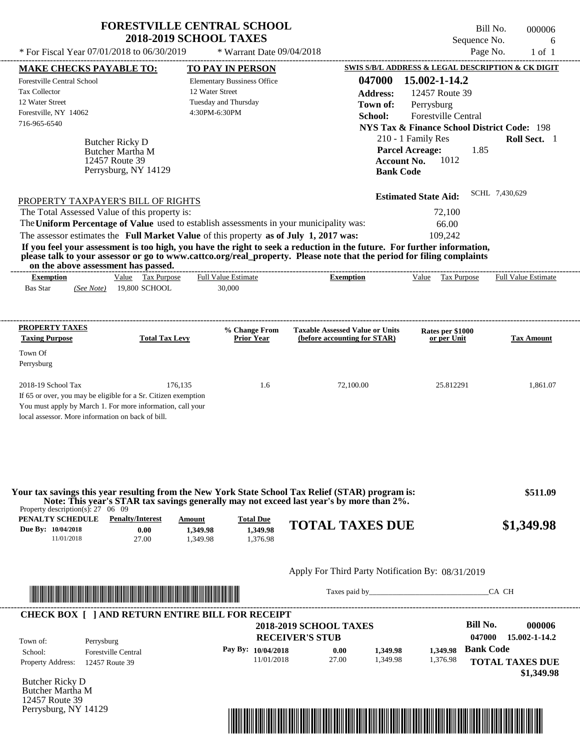# FORESTVILLE CENTRAL SCHOOL
## 2018-2019 SCHOOL TAXES

Bill No. 000006
Sequence No. 6
Page No. 1 of 1

\* For Fiscal Year 07/01/2018 to 06/30/2019 \* Warrant Date 09/04/2018

**MAKE CHECKS PAYABLE TO:**
Forestville Central School
Tax Collector
12 Water Street
Forestville, NY 14062
716-965-6540

**TO PAY IN PERSON**
Elementary Bussiness Office
12 Water Street
Tuesday and Thursday
4:30PM-6:30PM

**SWIS S/B/L ADDRESS & LEGAL DESCRIPTION & CK DIGIT**
**047000 15.002-1-14.2**
**Address:** 12457 Route 39
**Town of:** Perrysburg
**School:** Forestville Central
**NYS Tax & Finance School District Code:** 198
210 - 1 Family Res **Roll Sect.** 1
**Parcel Acreage:** 1.85
**Account No.** 1012
**Bank Code**

Butcher Ricky D
Butcher Martha M
12457 Route 39
Perrysburg, NY 14129

**Estimated State Aid:** SCHL 7,430,629

PROPERTY TAXPAYER'S BILL OF RIGHTS

The Total Assessed Value of this property is: 72,100
The **Uniform Percentage of Value** used to establish assessments in your municipality was: 66.00
The assessor estimates the **Full Market Value** of this property **as of July 1, 2017 was:** 109,242

**If you feel your assessment is too high, you have the right to seek a reduction in the future. For further information, please talk to your assessor or go to www.cattco.org/real_property. Please note that the period for filing complaints on the above assessment has passed.**

| Exemption | Value | Tax Purpose | Full Value Estimate | Exemption | Value | Tax Purpose | Full Value Estimate |
|---|---|---|---|---|---|---|---|
| Bas Star *(See Note)* | 19,800 | SCHOOL | 30,000 | | | | |

| PROPERTY TAXES Taxing Purpose | Total Tax Levy | % Change From Prior Year | Taxable Assessed Value or Units (before accounting for STAR) | Rates per $1000 or per Unit | Tax Amount |
|---|---|---|---|---|---|
| Town Of Perrysburg | | | | | |
| 2018-19 School Tax | 176,135 | 1.6 | 72,100.00 | 25.812291 | 1,861.07 |

If 65 or over, you may be eligible for a Sr. Citizen exemption
You must apply by March 1. For more information, call your local assessor. More information on back of bill.

**Your tax savings this year resulting from the New York State School Tax Relief (STAR) program is: $511.09**
**Note: This year's STAR tax savings generally may not exceed last year's by more than 2%.**

Property description(s): 27 06 09

| PENALTY SCHEDULE | Penalty/Interest | Amount | Total Due |
|---|---|---|---|
| Due By: 10/04/2018 | 0.00 | 1,349.98 | 1,349.98 |
| 11/01/2018 | 27.00 | 1,349.98 | 1,376.98 |

**TOTAL TAXES DUE $1,349.98**

Apply For Third Party Notification By: 08/31/2019

Taxes paid by______________________________CA CH

**CHECK BOX [ ] AND RETURN ENTIRE BILL FOR RECEIPT**

**2018-2019 SCHOOL TAXES**
**RECEIVER'S STUB**

**Bill No. 000006**
047000 15.002-1-14.2

Town of: Perrysburg
School: Forestville Central
Property Address: 12457 Route 39

| Pay By: | | | |
|---|---|---|---|
| 10/04/2018 | 0.00 | 1,349.98 | 1,349.98 |
| 11/01/2018 | 27.00 | 1,349.98 | 1,376.98 |

**Bank Code**

**TOTAL TAXES DUE $1,349.98**

Butcher Ricky D
Butcher Martha M
12457 Route 39
Perrysburg, NY 14129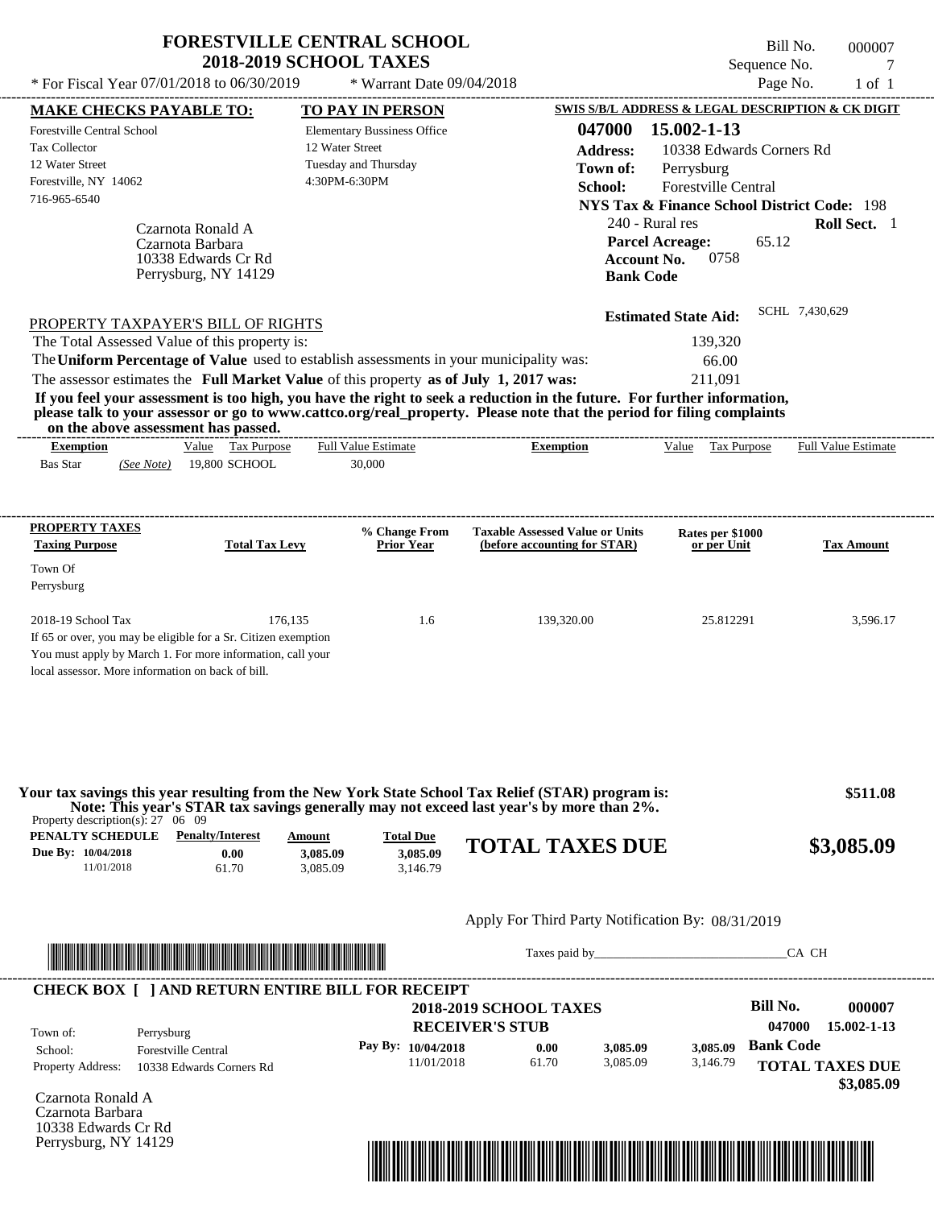# FORESTVILLE CENTRAL SCHOOL
## 2018-2019 SCHOOL TAXES

Bill No. 000007
Sequence No. 7
Page No. 1 of 1

* For Fiscal Year 07/01/2018 to 06/30/2019 * Warrant Date 09/04/2018

**MAKE CHECKS PAYABLE TO:**
Forestville Central School
Tax Collector
12 Water Street
Forestville, NY 14062
716-965-6540

**TO PAY IN PERSON**
Elementary Bussiness Office
12 Water Street
Tuesday and Thursday
4:30PM-6:30PM

**SWIS S/B/L ADDRESS & LEGAL DESCRIPTION & CK DIGIT**
**047000 15.002-1-13**
**Address:** 10338 Edwards Corners Rd
**Town of:** Perrysburg
**School:** Forestville Central
**NYS Tax & Finance School District Code:** 198
240 - Rural res **Roll Sect.** 1
**Parcel Acreage:** 65.12
**Account No.** 0758
**Bank Code**

Czarnota Ronald A
Czarnota Barbara
10338 Edwards Cr Rd
Perrysburg, NY 14129

**Estimated State Aid:** SCHL 7,430,629

PROPERTY TAXPAYER'S BILL OF RIGHTS

The Total Assessed Value of this property is: 139,320
The **Uniform Percentage of Value** used to establish assessments in your municipality was: 66.00
The assessor estimates the **Full Market Value** of this property **as of July 1, 2017 was:** 211,091

**If you feel your assessment is too high, you have the right to seek a reduction in the future. For further information, please talk to your assessor or go to www.cattco.org/real_property. Please note that the period for filing complaints on the above assessment has passed.**

| Exemption | Value | Tax Purpose | Full Value Estimate | Exemption | Value | Tax Purpose | Full Value Estimate |
|---|---|---|---|---|---|---|---|
| Bas Star *(See Note)* | 19,800 | SCHOOL | 30,000 | | | | |

| PROPERTY TAXES Taxing Purpose | Total Tax Levy | % Change From Prior Year | Taxable Assessed Value or Units (before accounting for STAR) | Rates per $1000 or per Unit | Tax Amount |
|---|---|---|---|---|---|
| Town Of Perrysburg | | | | | |
| 2018-19 School Tax | 176,135 | 1.6 | 139,320.00 | 25.812291 | 3,596.17 |

If 65 or over, you may be eligible for a Sr. Citizen exemption
You must apply by March 1. For more information, call your local assessor. More information on back of bill.

**Your tax savings this year resulting from the New York State School Tax Relief (STAR) program is: $511.08**
**Note: This year's STAR tax savings generally may not exceed last year's by more than 2%.**

Property description(s): 27 06 09

| PENALTY SCHEDULE | Penalty/Interest | Amount | Total Due |
|---|---|---|---|
| Due By: 10/04/2018 | 0.00 | 3,085.09 | 3,085.09 |
| 11/01/2018 | 61.70 | 3,085.09 | 3,146.79 |

**TOTAL TAXES DUE $3,085.09**

Apply For Third Party Notification By: 08/31/2019

Taxes paid by______________________________CA CH

**CHECK BOX [ ] AND RETURN ENTIRE BILL FOR RECEIPT**

**2018-2019 SCHOOL TAXES**
**RECEIVER'S STUB**

**Bill No. 000007**
**047000 15.002-1-13**

Town of: Perrysburg
School: Forestville Central
Property Address: 10338 Edwards Corners Rd

| Pay By: | | | |
|---|---|---|---|
| 10/04/2018 | 0.00 | 3,085.09 | 3,085.09 |
| 11/01/2018 | 61.70 | 3,085.09 | 3,146.79 |

**Bank Code**

**TOTAL TAXES DUE $3,085.09**

Czarnota Ronald A
Czarnota Barbara
10338 Edwards Cr Rd
Perrysburg, NY 14129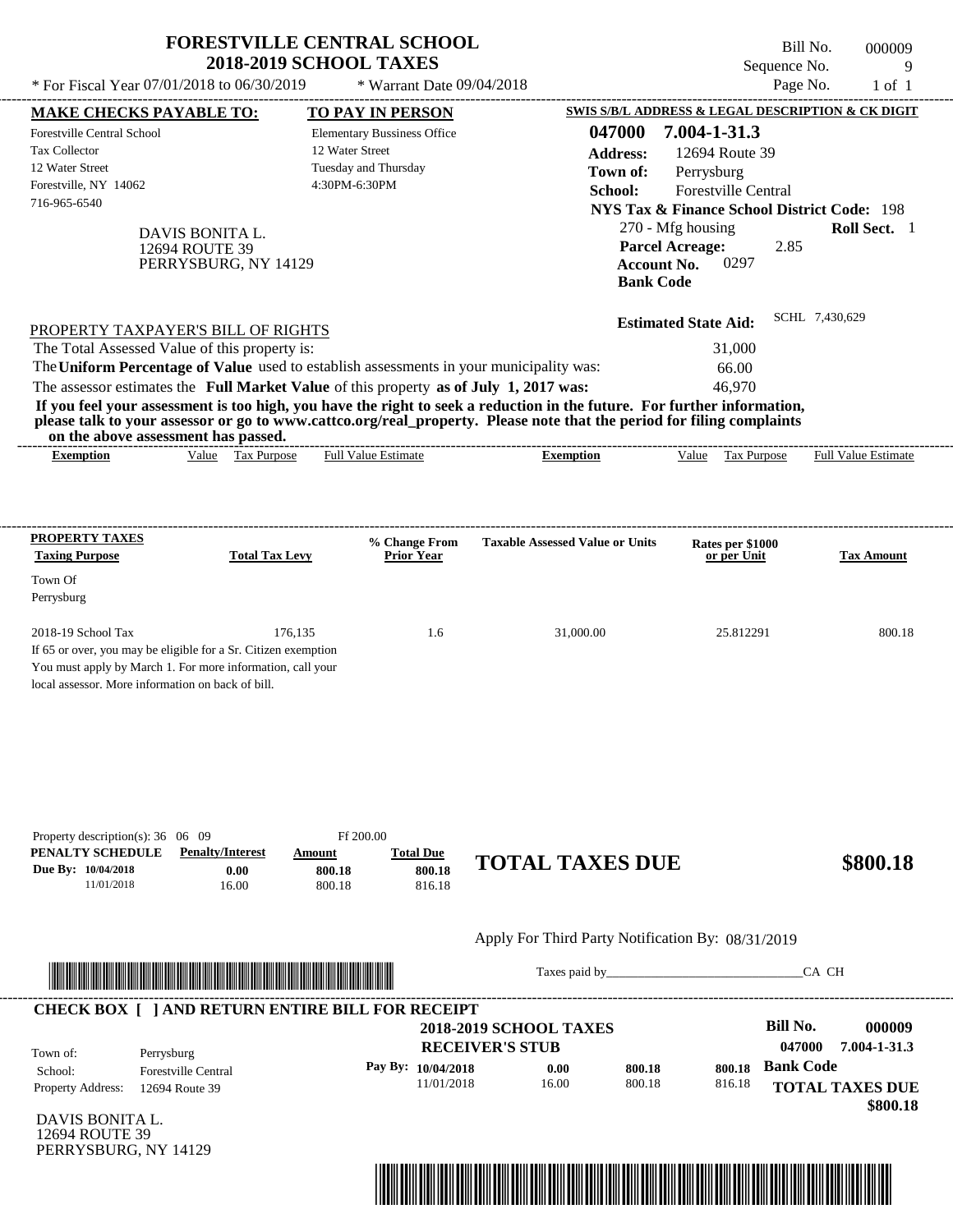# FORESTVILLE CENTRAL SCHOOL
## 2018-2019 SCHOOL TAXES

* For Fiscal Year 07/01/2018 to 06/30/2019 * Warrant Date 09/04/2018

Bill No. 000009
Sequence No. 9
Page No. 1 of 1

**MAKE CHECKS PAYABLE TO:**
Forestville Central School
Tax Collector
12 Water Street
Forestville, NY 14062
716-965-6540

**TO PAY IN PERSON**
Elementary Bussiness Office
12 Water Street
Tuesday and Thursday
4:30PM-6:30PM

**SWIS S/B/L ADDRESS & LEGAL DESCRIPTION & CK DIGIT**
**047000 7.004-1-31.3**
**Address:** 12694 Route 39
**Town of:** Perrysburg
**School:** Forestville Central
**NYS Tax & Finance School District Code:** 198
270 - Mfg housing **Roll Sect.** 1
**Parcel Acreage:** 2.85
**Account No.** 0297
**Bank Code**

DAVIS BONITA L.
12694 ROUTE 39
PERRYSBURG, NY 14129

**Estimated State Aid:** SCHL 7,430,629

PROPERTY TAXPAYER'S BILL OF RIGHTS

The Total Assessed Value of this property is: 31,000
The **Uniform Percentage of Value** used to establish assessments in your municipality was: 66.00
The assessor estimates the **Full Market Value** of this property **as of July 1, 2017 was:** 46,970

**If you feel your assessment is too high, you have the right to seek a reduction in the future. For further information, please talk to your assessor or go to www.cattco.org/real_property. Please note that the period for filing complaints on the above assessment has passed.**

| Exemption | Value | Tax Purpose | Full Value Estimate | Exemption | Value | Tax Purpose | Full Value Estimate |
|---|---|---|---|---|---|---|---|

| PROPERTY TAXES Taxing Purpose | Total Tax Levy | % Change From Prior Year | Taxable Assessed Value or Units | Rates per $1000 or per Unit | Tax Amount |
|---|---|---|---|---|---|
| Town Of Perrysburg | | | | | |
| 2018-19 School Tax | 176,135 | 1.6 | 31,000.00 | 25.812291 | 800.18 |

If 65 or over, you may be eligible for a Sr. Citizen exemption
You must apply by March 1. For more information, call your local assessor. More information on back of bill.

Property description(s): 36 06 09 Ff 200.00

| PENALTY SCHEDULE | Penalty/Interest | Amount | Total Due |
|---|---|---|---|
| Due By: 10/04/2018 | 0.00 | 800.18 | 800.18 |
| 11/01/2018 | 16.00 | 800.18 | 816.18 |

**TOTAL TAXES DUE $800.18**

Apply For Third Party Notification By: 08/31/2019

Taxes paid by_______________________________CA CH

**CHECK BOX [ ] AND RETURN ENTIRE BILL FOR RECEIPT**

**2018-2019 SCHOOL TAXES**
**RECEIVER'S STUB**

**Bill No. 000009**
**047000 7.004-1-31.3**

Town of: Perrysburg
School: Forestville Central
Property Address: 12694 Route 39

| Pay By: | | | |
|---|---|---|---|
| 10/04/2018 | 0.00 | 800.18 | 800.18 |
| 11/01/2018 | 16.00 | 800.18 | 816.18 |

**Bank Code**

**TOTAL TAXES DUE**
**$800.18**

DAVIS BONITA L.
12694 ROUTE 39
PERRYSBURG, NY 14129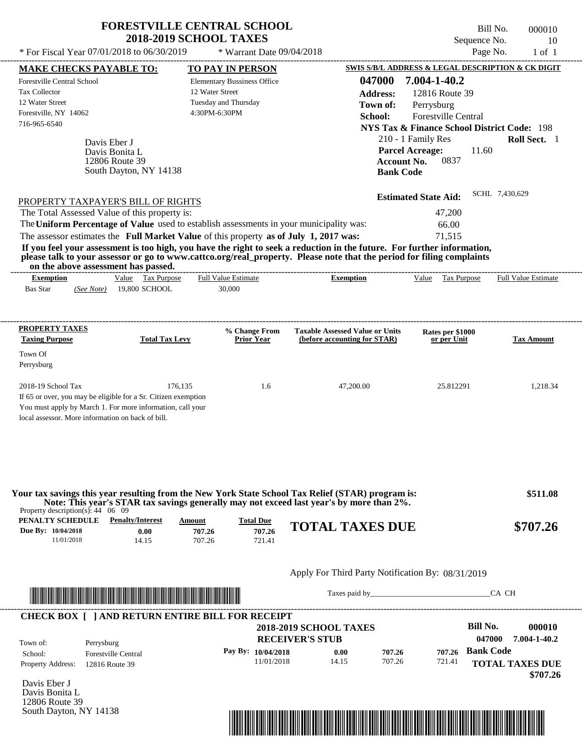# FORESTVILLE CENTRAL SCHOOL
## 2018-2019 SCHOOL TAXES

\* For Fiscal Year 07/01/2018 to 06/30/2019 \* Warrant Date 09/04/2018

Bill No. 000010
Sequence No. 10
Page No. 1 of 1

**MAKE CHECKS PAYABLE TO:**
Forestville Central School
Tax Collector
12 Water Street
Forestville, NY 14062
716-965-6540

**TO PAY IN PERSON**
Elementary Bussiness Office
12 Water Street
Tuesday and Thursday
4:30PM-6:30PM

**SWIS S/B/L ADDRESS & LEGAL DESCRIPTION & CK DIGIT**
**047000 7.004-1-40.2**
**Address:** 12816 Route 39
**Town of:** Perrysburg
**School:** Forestville Central
**NYS Tax & Finance School District Code:** 198
210 - 1 Family Res **Roll Sect.** 1
**Parcel Acreage:** 11.60
**Account No.** 0837
**Bank Code**

Davis Eber J
Davis Bonita L
12806 Route 39
South Dayton, NY 14138

**Estimated State Aid:** SCHL 7,430,629

PROPERTY TAXPAYER'S BILL OF RIGHTS

The Total Assessed Value of this property is: 47,200
The **Uniform Percentage of Value** used to establish assessments in your municipality was: 66.00
The assessor estimates the **Full Market Value** of this property **as of July 1, 2017 was:** 71,515

**If you feel your assessment is too high, you have the right to seek a reduction in the future. For further information, please talk to your assessor or go to www.cattco.org/real_property. Please note that the period for filing complaints on the above assessment has passed.**

| Exemption | Value | Tax Purpose | Full Value Estimate | Exemption | Value | Tax Purpose | Full Value Estimate |
|---|---|---|---|---|---|---|---|
| Bas Star *(See Note)* | 19,800 | SCHOOL | 30,000 | | | | |

| PROPERTY TAXES Taxing Purpose | Total Tax Levy | % Change From Prior Year | Taxable Assessed Value or Units (before accounting for STAR) | Rates per $1000 or per Unit | Tax Amount |
|---|---|---|---|---|---|
| Town Of Perrysburg | | | | | |
| 2018-19 School Tax | 176,135 | 1.6 | 47,200.00 | 25.812291 | 1,218.34 |

If 65 or over, you may be eligible for a Sr. Citizen exemption
You must apply by March 1. For more information, call your local assessor. More information on back of bill.

**Your tax savings this year resulting from the New York State School Tax Relief (STAR) program is: $511.08**
**Note: This year's STAR tax savings generally may not exceed last year's by more than 2%.**

Property description(s): 44 06 09

| PENALTY SCHEDULE | Penalty/Interest | Amount | Total Due |
|---|---|---|---|
| Due By: 10/04/2018 | 0.00 | 707.26 | 707.26 |
| 11/01/2018 | 14.15 | 707.26 | 721.41 |

**TOTAL TAXES DUE $707.26**

Apply For Third Party Notification By: 08/31/2019

Taxes paid by______________________________CA CH

**CHECK BOX [ ] AND RETURN ENTIRE BILL FOR RECEIPT**

**2018-2019 SCHOOL TAXES**
**RECEIVER'S STUB**

**Bill No. 000010**
**047000 7.004-1-40.2**

Town of: Perrysburg
School: Forestville Central
Property Address: 12816 Route 39

| Pay By: | Penalty/Interest | Amount | Total Due |
|---|---|---|---|
| 10/04/2018 | 0.00 | 707.26 | 707.26 |
| 11/01/2018 | 14.15 | 707.26 | 721.41 |

**Bank Code**
**TOTAL TAXES DUE $707.26**

Davis Eber J
Davis Bonita L
12806 Route 39
South Dayton, NY 14138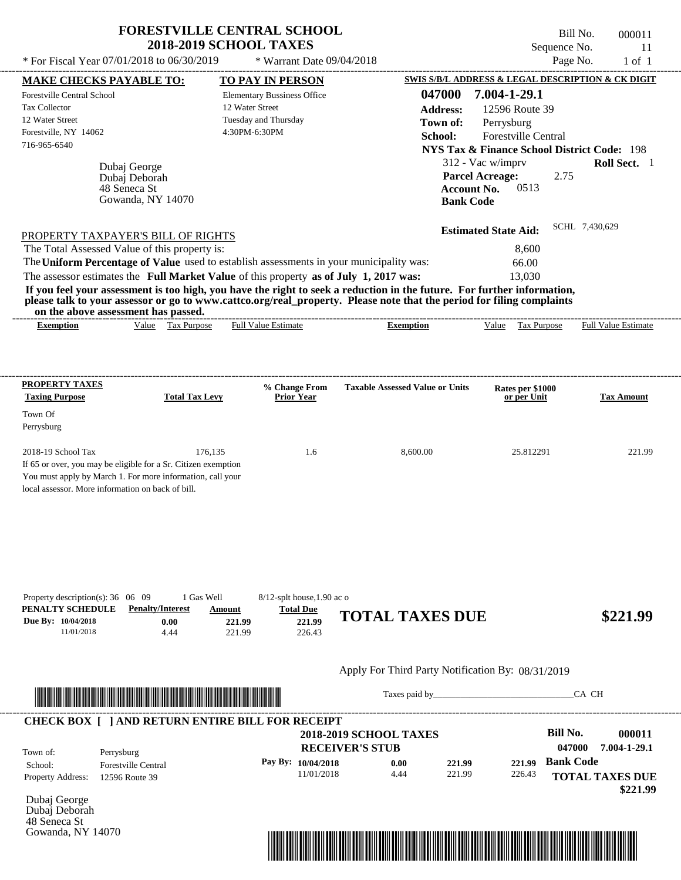# FORESTVILLE CENTRAL SCHOOL
## 2018-2019 SCHOOL TAXES

\* For Fiscal Year 07/01/2018 to 06/30/2019 \* Warrant Date 09/04/2018

Bill No. 000011
Sequence No. 11
Page No. 1 of 1

**MAKE CHECKS PAYABLE TO:**
Forestville Central School
Tax Collector
12 Water Street
Forestville, NY 14062
716-965-6540

**TO PAY IN PERSON**
Elementary Bussiness Office
12 Water Street
Tuesday and Thursday
4:30PM-6:30PM

**SWIS S/B/L ADDRESS & LEGAL DESCRIPTION & CK DIGIT**
**047000 7.004-1-29.1**
**Address:** 12596 Route 39
**Town of:** Perrysburg
**School:** Forestville Central
**NYS Tax & Finance School District Code:** 198
312 - Vac w/imprv **Roll Sect.** 1
**Parcel Acreage:** 2.75
**Account No.** 0513
**Bank Code**

Dubaj George
Dubaj Deborah
48 Seneca St
Gowanda, NY 14070

**Estimated State Aid:** SCHL 7,430,629

PROPERTY TAXPAYER'S BILL OF RIGHTS

The Total Assessed Value of this property is: 8,600
The **Uniform Percentage of Value** used to establish assessments in your municipality was: 66.00
The assessor estimates the **Full Market Value** of this property **as of July 1, 2017 was:** 13,030

**If you feel your assessment is too high, you have the right to seek a reduction in the future. For further information, please talk to your assessor or go to www.cattco.org/real_property. Please note that the period for filing complaints on the above assessment has passed.**

| Exemption | Value | Tax Purpose | Full Value Estimate | Exemption | Value | Tax Purpose | Full Value Estimate |
|---|---|---|---|---|---|---|---|

| PROPERTY TAXES Taxing Purpose | Total Tax Levy | % Change From Prior Year | Taxable Assessed Value or Units | Rates per $1000 or per Unit | Tax Amount |
|---|---|---|---|---|---|
| Town Of Perrysburg | | | | | |
| 2018-19 School Tax | 176,135 | 1.6 | 8,600.00 | 25.812291 | 221.99 |

If 65 or over, you may be eligible for a Sr. Citizen exemption
You must apply by March 1. For more information, call your local assessor. More information on back of bill.

Property description(s): 36 06 09 1 Gas Well 8/12-splt house,1.90 ac o

| PENALTY SCHEDULE | Penalty/Interest | Amount | Total Due |
|---|---|---|---|
| Due By: 10/04/2018 | 0.00 | 221.99 | 221.99 |
| 11/01/2018 | 4.44 | 221.99 | 226.43 |

**TOTAL TAXES DUE $221.99**

Apply For Third Party Notification By: 08/31/2019

Taxes paid by_______________________________CA CH

**CHECK BOX [ ] AND RETURN ENTIRE BILL FOR RECEIPT**

**2018-2019 SCHOOL TAXES**
**RECEIVER'S STUB**

**Bill No. 000011**
**047000 7.004-1-29.1**

Town of: Perrysburg
School: Forestville Central
Property Address: 12596 Route 39

| Pay By: | | | |
|---|---|---|---|
| 10/04/2018 | 0.00 | 221.99 | 221.99 |
| 11/01/2018 | 4.44 | 221.99 | 226.43 |

**Bank Code**
**TOTAL TAXES DUE $221.99**

Dubaj George
Dubaj Deborah
48 Seneca St
Gowanda, NY 14070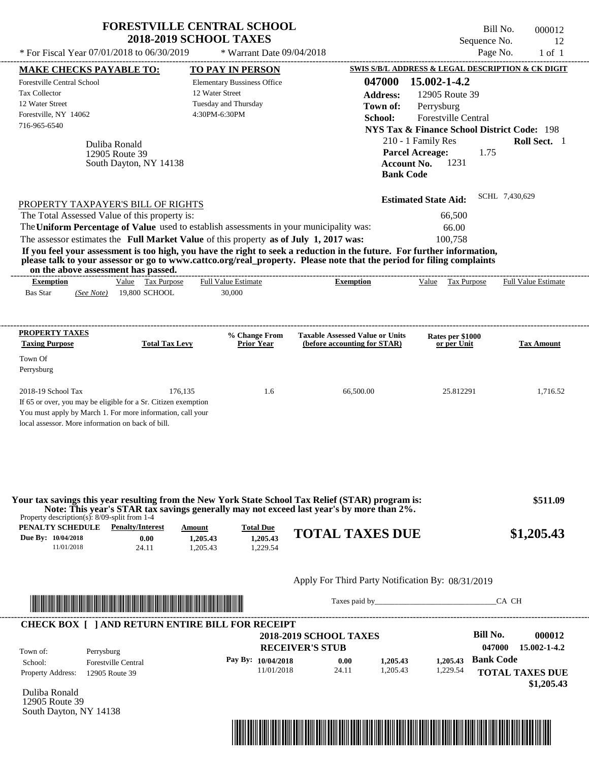# FORESTVILLE CENTRAL SCHOOL
## 2018-2019 SCHOOL TAXES

\* For Fiscal Year 07/01/2018 to 06/30/2019 \* Warrant Date 09/04/2018

Bill No. 000012
Sequence No. 12
Page No. 1 of 1

**MAKE CHECKS PAYABLE TO:**
Forestville Central School
Tax Collector
12 Water Street
Forestville, NY 14062
716-965-6540

**TO PAY IN PERSON**
Elementary Bussiness Office
12 Water Street
Tuesday and Thursday
4:30PM-6:30PM

**SWIS S/B/L ADDRESS & LEGAL DESCRIPTION & CK DIGIT**
**047000 15.002-1-4.2**
**Address:** 12905 Route 39
**Town of:** Perrysburg
**School:** Forestville Central
**NYS Tax & Finance School District Code:** 198
210 - 1 Family Res **Roll Sect.** 1
**Parcel Acreage:** 1.75
**Account No.** 1231
**Bank Code**

Duliba Ronald
12905 Route 39
South Dayton, NY 14138

**Estimated State Aid:** SCHL 7,430,629

PROPERTY TAXPAYER'S BILL OF RIGHTS

The Total Assessed Value of this property is: 66,500
The **Uniform Percentage of Value** used to establish assessments in your municipality was: 66.00
The assessor estimates the **Full Market Value** of this property **as of July 1, 2017 was:** 100,758

**If you feel your assessment is too high, you have the right to seek a reduction in the future. For further information, please talk to your assessor or go to www.cattco.org/real_property. Please note that the period for filing complaints on the above assessment has passed.**

| Exemption | Value | Tax Purpose | Full Value Estimate | Exemption | Value | Tax Purpose | Full Value Estimate |
|---|---|---|---|---|---|---|---|
| Bas Star *(See Note)* | 19,800 | SCHOOL | 30,000 | | | | |

| PROPERTY TAXES Taxing Purpose | Total Tax Levy | % Change From Prior Year | Taxable Assessed Value or Units (before accounting for STAR) | Rates per $1000 or per Unit | Tax Amount |
|---|---|---|---|---|---|
| Town Of Perrysburg | | | | | |
| 2018-19 School Tax | 176,135 | 1.6 | 66,500.00 | 25.812291 | 1,716.52 |

If 65 or over, you may be eligible for a Sr. Citizen exemption
You must apply by March 1. For more information, call your local assessor. More information on back of bill.

**Your tax savings this year resulting from the New York State School Tax Relief (STAR) program is:** **$511.09**
**Note: This year's STAR tax savings generally may not exceed last year's by more than 2%.**

Property description(s): 8/09-split from 1-4

| PENALTY SCHEDULE | Penalty/Interest | Amount | Total Due |
|---|---|---|---|
| Due By: 10/04/2018 | 0.00 | 1,205.43 | 1,205.43 |
| 11/01/2018 | 24.11 | 1,205.43 | 1,229.54 |

**TOTAL TAXES DUE** **$1,205.43**

Apply For Third Party Notification By: 08/31/2019

Taxes paid by\_\_\_\_\_\_\_\_\_\_\_\_\_\_\_\_\_\_\_\_\_\_\_\_\_\_\_\_\_\_CA CH

**CHECK BOX [ ] AND RETURN ENTIRE BILL FOR RECEIPT**

**2018-2019 SCHOOL TAXES**
**RECEIVER'S STUB**

**Bill No.** **000012**
**047000 15.002-1-4.2**

Town of: Perrysburg
School: Forestville Central
Property Address: 12905 Route 39

| Pay By: | | | |
|---|---|---|---|
| 10/04/2018 | 0.00 | 1,205.43 | 1,205.43 |
| 11/01/2018 | 24.11 | 1,205.43 | 1,229.54 |

**Bank Code**
**TOTAL TAXES DUE**
**$1,205.43**

Duliba Ronald
12905 Route 39
South Dayton, NY 14138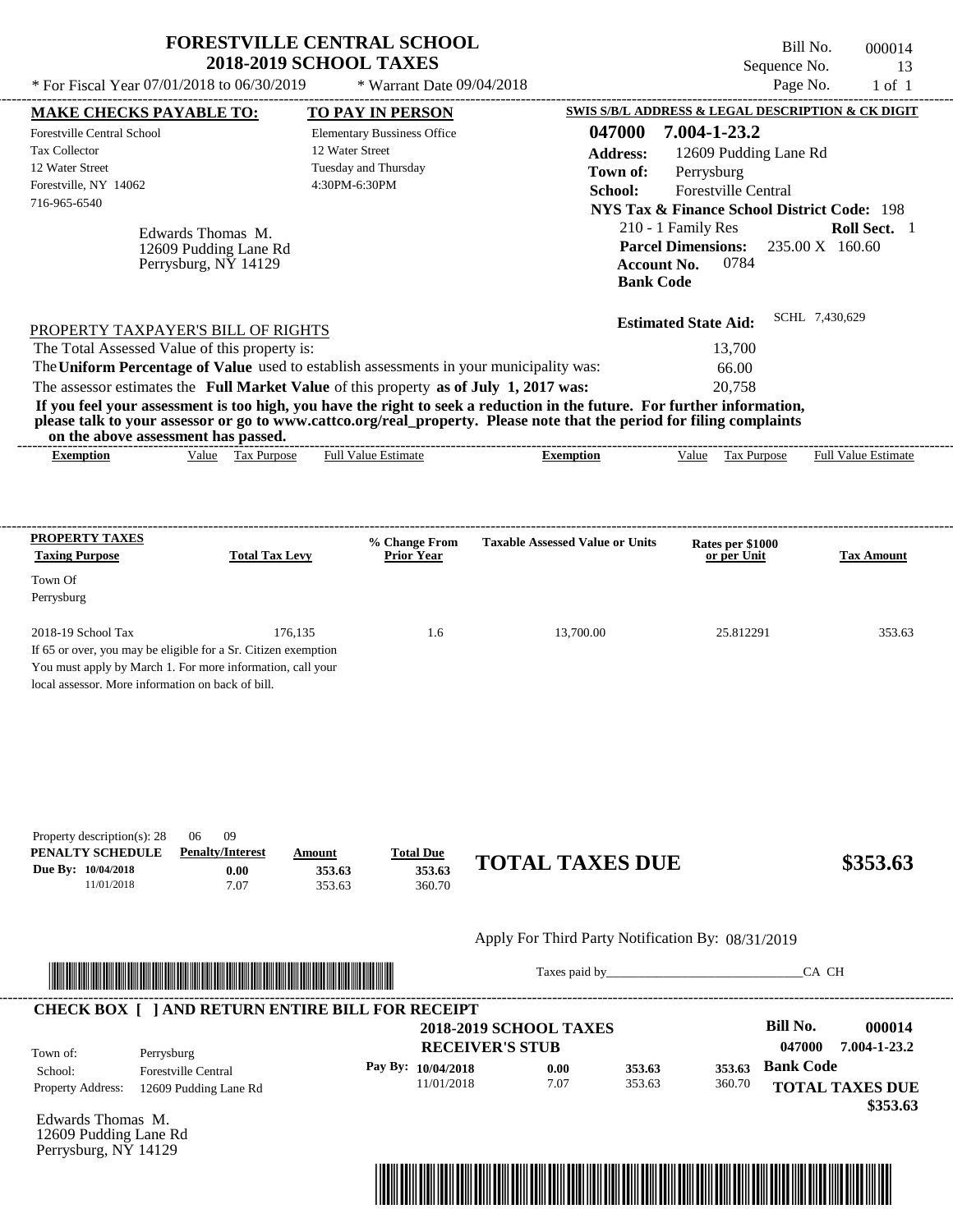# FORESTVILLE CENTRAL SCHOOL
## 2018-2019 SCHOOL TAXES

Bill No. 000014
Sequence No. 13
Page No. 1 of 1

* For Fiscal Year 07/01/2018 to 06/30/2019 * Warrant Date 09/04/2018

**MAKE CHECKS PAYABLE TO:**
Forestville Central School
Tax Collector
12 Water Street
Forestville, NY 14062
716-965-6540

**TO PAY IN PERSON**
Elementary Bussiness Office
12 Water Street
Tuesday and Thursday
4:30PM-6:30PM

**SWIS S/B/L ADDRESS & LEGAL DESCRIPTION & CK DIGIT**
**047000 7.004-1-23.2**
**Address:** 12609 Pudding Lane Rd
**Town of:** Perrysburg
**School:** Forestville Central
**NYS Tax & Finance School District Code:** 198
210 - 1 Family Res **Roll Sect.** 1
**Parcel Dimensions:** 235.00 X 160.60
**Account No.** 0784
**Bank Code**

Edwards Thomas M.
12609 Pudding Lane Rd
Perrysburg, NY 14129

**Estimated State Aid:** SCHL 7,430,629

PROPERTY TAXPAYER'S BILL OF RIGHTS

The Total Assessed Value of this property is: 13,700
The **Uniform Percentage of Value** used to establish assessments in your municipality was: 66.00
The assessor estimates the **Full Market Value** of this property **as of July 1, 2017 was:** 20,758

**If you feel your assessment is too high, you have the right to seek a reduction in the future. For further information, please talk to your assessor or go to www.cattco.org/real_property. Please note that the period for filing complaints on the above assessment has passed.**

| Exemption | Value | Tax Purpose | Full Value Estimate | Exemption | Value | Tax Purpose | Full Value Estimate |
|---|---|---|---|---|---|---|---|

| PROPERTY TAXES Taxing Purpose | Total Tax Levy | % Change From Prior Year | Taxable Assessed Value or Units | Rates per $1000 or per Unit | Tax Amount |
|---|---|---|---|---|---|
| Town Of Perrysburg | | | | | |
| 2018-19 School Tax | 176,135 | 1.6 | 13,700.00 | 25.812291 | 353.63 |

If 65 or over, you may be eligible for a Sr. Citizen exemption
You must apply by March 1. For more information, call your local assessor. More information on back of bill.

Property description(s): 28 06 09

| PENALTY SCHEDULE | Penalty/Interest | Amount | Total Due |
|---|---|---|---|
| Due By: 10/04/2018 | 0.00 | 353.63 | 353.63 |
| 11/01/2018 | 7.07 | 353.63 | 360.70 |

**TOTAL TAXES DUE $353.63**

Apply For Third Party Notification By: 08/31/2019

Taxes paid by\_\_\_\_\_\_\_\_\_\_\_\_\_\_\_\_\_\_\_\_\_\_\_\_\_\_\_\_\_\_CA CH

**CHECK BOX [ ] AND RETURN ENTIRE BILL FOR RECEIPT**

**2018-2019 SCHOOL TAXES**
**RECEIVER'S STUB**

Town of: Perrysburg
School: Forestville Central
Property Address: 12609 Pudding Lane Rd

| Pay By: | | | |
|---|---|---|---|
| 10/04/2018 | 0.00 | 353.63 | 353.63 |
| 11/01/2018 | 7.07 | 353.63 | 360.70 |

**Bill No.** 000014
047000 7.004-1-23.2
**Bank Code**
**TOTAL TAXES DUE**
**$353.63**

Edwards Thomas M.
12609 Pudding Lane Rd
Perrysburg, NY 14129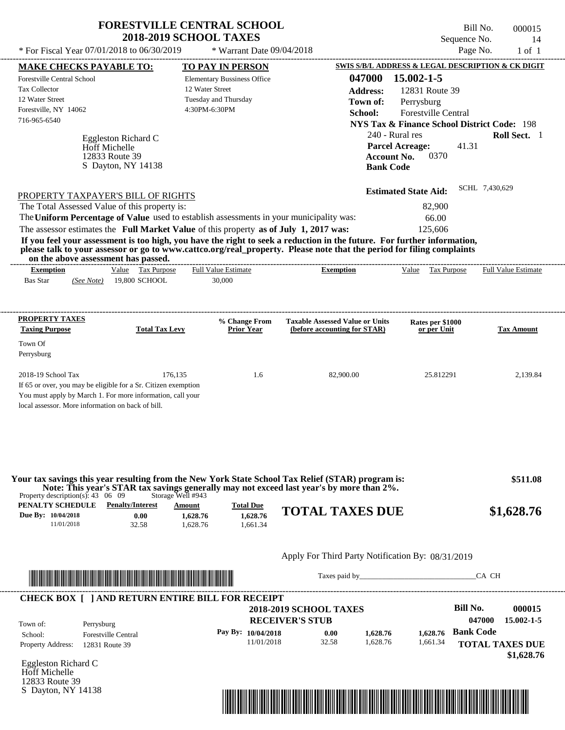# FORESTVILLE CENTRAL SCHOOL
## 2018-2019 SCHOOL TAXES

Bill No. 000015
Sequence No. 14
Page No. 1 of 1

\* For Fiscal Year 07/01/2018 to 06/30/2019 \* Warrant Date 09/04/2018

**MAKE CHECKS PAYABLE TO:**
Forestville Central School
Tax Collector
12 Water Street
Forestville, NY 14062
716-965-6540

**TO PAY IN PERSON**
Elementary Bussiness Office
12 Water Street
Tuesday and Thursday
4:30PM-6:30PM

**SWIS S/B/L ADDRESS & LEGAL DESCRIPTION & CK DIGIT**
**047000 15.002-1-5**
**Address:** 12831 Route 39
**Town of:** Perrysburg
**School:** Forestville Central
**NYS Tax & Finance School District Code:** 198
240 - Rural res **Roll Sect.** 1
**Parcel Acreage:** 41.31
**Account No.** 0370
**Bank Code**

Eggleston Richard C
Hoff Michelle
12833 Route 39
S Dayton, NY 14138

**Estimated State Aid:** SCHL 7,430,629

PROPERTY TAXPAYER'S BILL OF RIGHTS

The Total Assessed Value of this property is: 82,900
The **Uniform Percentage of Value** used to establish assessments in your municipality was: 66.00
The assessor estimates the **Full Market Value** of this property **as of July 1, 2017 was:** 125,606

**If you feel your assessment is too high, you have the right to seek a reduction in the future. For further information, please talk to your assessor or go to www.cattco.org/real_property. Please note that the period for filing complaints on the above assessment has passed.**

| Exemption | Value | Tax Purpose | Full Value Estimate | Exemption | Value | Tax Purpose | Full Value Estimate |
|---|---|---|---|---|---|---|---|
| Bas Star *(See Note)* | 19,800 | SCHOOL | 30,000 | | | | |

| PROPERTY TAXES Taxing Purpose | Total Tax Levy | % Change From Prior Year | Taxable Assessed Value or Units (before accounting for STAR) | Rates per $1000 or per Unit | Tax Amount |
|---|---|---|---|---|---|
| Town Of Perrysburg | | | | | |
| 2018-19 School Tax | 176,135 | 1.6 | 82,900.00 | 25.812291 | 2,139.84 |

If 65 or over, you may be eligible for a Sr. Citizen exemption
You must apply by March 1. For more information, call your local assessor. More information on back of bill.

**Your tax savings this year resulting from the New York State School Tax Relief (STAR) program is: $511.08**
**Note: This year's STAR tax savings generally may not exceed last year's by more than 2%.**

Property description(s): 43 06 09 Storage Well #943

| PENALTY SCHEDULE | Penalty/Interest | Amount | Total Due |
|---|---|---|---|
| Due By: 10/04/2018 | 0.00 | 1,628.76 | 1,628.76 |
| 11/01/2018 | 32.58 | 1,628.76 | 1,661.34 |

**TOTAL TAXES DUE $1,628.76**

Apply For Third Party Notification By: 08/31/2019

Taxes paid by_______________________________CA CH

**CHECK BOX [ ] AND RETURN ENTIRE BILL FOR RECEIPT**

**2018-2019 SCHOOL TAXES**
**RECEIVER'S STUB**

**Bill No. 000015**
**047000 15.002-1-5**

Town of: Perrysburg
School: Forestville Central
Property Address: 12831 Route 39

| Pay By: | | | |
|---|---|---|---|
| 10/04/2018 | 0.00 | 1,628.76 | 1,628.76 |
| 11/01/2018 | 32.58 | 1,628.76 | 1,661.34 |

**Bank Code**
**TOTAL TAXES DUE**
**$1,628.76**

Eggleston Richard C
Hoff Michelle
12833 Route 39
S Dayton, NY 14138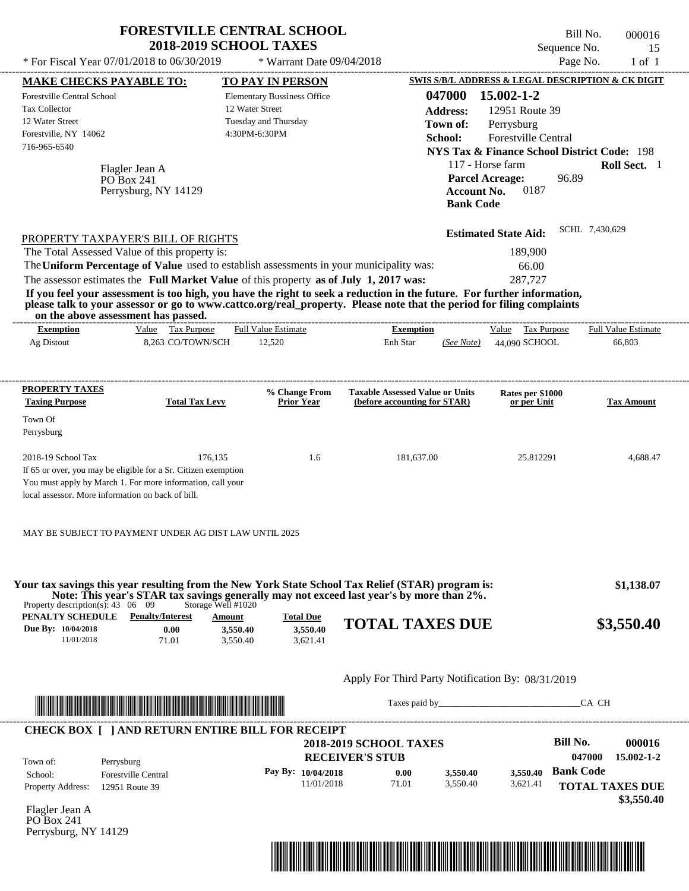# FORESTVILLE CENTRAL SCHOOL
## 2018-2019 SCHOOL TAXES

\* For Fiscal Year 07/01/2018 to 06/30/2019 &nbsp;&nbsp;&nbsp; \* Warrant Date 09/04/2018

Bill No. 000016
Sequence No. 15
Page No. 1 of 1

**MAKE CHECKS PAYABLE TO:**
Forestville Central School
Tax Collector
12 Water Street
Forestville, NY 14062
716-965-6540

**TO PAY IN PERSON**
Elementary Bussiness Office
12 Water Street
Tuesday and Thursday
4:30PM-6:30PM

**SWIS S/B/L ADDRESS & LEGAL DESCRIPTION & CK DIGIT**
**047000 15.002-1-2**
**Address:** 12951 Route 39
**Town of:** Perrysburg
**School:** Forestville Central
**NYS Tax & Finance School District Code:** 198
117 - Horse farm &nbsp;&nbsp; **Roll Sect.** 1
**Parcel Acreage:** 96.89
**Account No.** 0187
**Bank Code**

Flagler Jean A
PO Box 241
Perrysburg, NY 14129

**Estimated State Aid:** SCHL 7,430,629

PROPERTY TAXPAYER'S BILL OF RIGHTS

The Total Assessed Value of this property is: 189,900
The **Uniform Percentage of Value** used to establish assessments in your municipality was: 66.00
The assessor estimates the **Full Market Value** of this property **as of July 1, 2017 was:** 287,727

**If you feel your assessment is too high, you have the right to seek a reduction in the future. For further information, please talk to your assessor or go to www.cattco.org/real_property. Please note that the period for filing complaints on the above assessment has passed.**

| Exemption | Value | Tax Purpose | Full Value Estimate | Exemption | | Value | Tax Purpose | Full Value Estimate |
|---|---|---|---|---|---|---|---|---|
| Ag Distout | 8,263 | CO/TOWN/SCH | 12,520 | Enh Star | (See Note) | 44,090 | SCHOOL | 66,803 |

| PROPERTY TAXES Taxing Purpose | Total Tax Levy | % Change From Prior Year | Taxable Assessed Value or Units (before accounting for STAR) | Rates per $1000 or per Unit | Tax Amount |
|---|---|---|---|---|---|
| Town Of Perrysburg | | | | | |
| 2018-19 School Tax | 176,135 | 1.6 | 181,637.00 | 25.812291 | 4,688.47 |

If 65 or over, you may be eligible for a Sr. Citizen exemption
You must apply by March 1. For more information, call your local assessor. More information on back of bill.

MAY BE SUBJECT TO PAYMENT UNDER AG DIST LAW UNTIL 2025

**Your tax savings this year resulting from the New York State School Tax Relief (STAR) program is: $1,138.07**
**Note: This year's STAR tax savings generally may not exceed last year's by more than 2%.**

Property description(s): 43 06 09 &nbsp;&nbsp; Storage Well #1020

| PENALTY SCHEDULE | Penalty/Interest | Amount | Total Due |
|---|---|---|---|
| Due By: 10/04/2018 | 0.00 | 3,550.40 | 3,550.40 |
| 11/01/2018 | 71.01 | 3,550.40 | 3,621.41 |

**TOTAL TAXES DUE $3,550.40**

Apply For Third Party Notification By: 08/31/2019

Taxes paid by_______________________________CA CH

**CHECK BOX [ ] AND RETURN ENTIRE BILL FOR RECEIPT**

**2018-2019 SCHOOL TAXES**
**RECEIVER'S STUB**

**Bill No. 000016**
**047000 15.002-1-2**

Town of: Perrysburg
School: Forestville Central
Property Address: 12951 Route 39

| Pay By: | | | | |
|---|---|---|---|---|
| 10/04/2018 | 0.00 | 3,550.40 | 3,550.40 | **Bank Code** |
| 11/01/2018 | 71.01 | 3,550.40 | 3,621.41 | |

**TOTAL TAXES DUE $3,550.40**

Flagler Jean A
PO Box 241
Perrysburg, NY 14129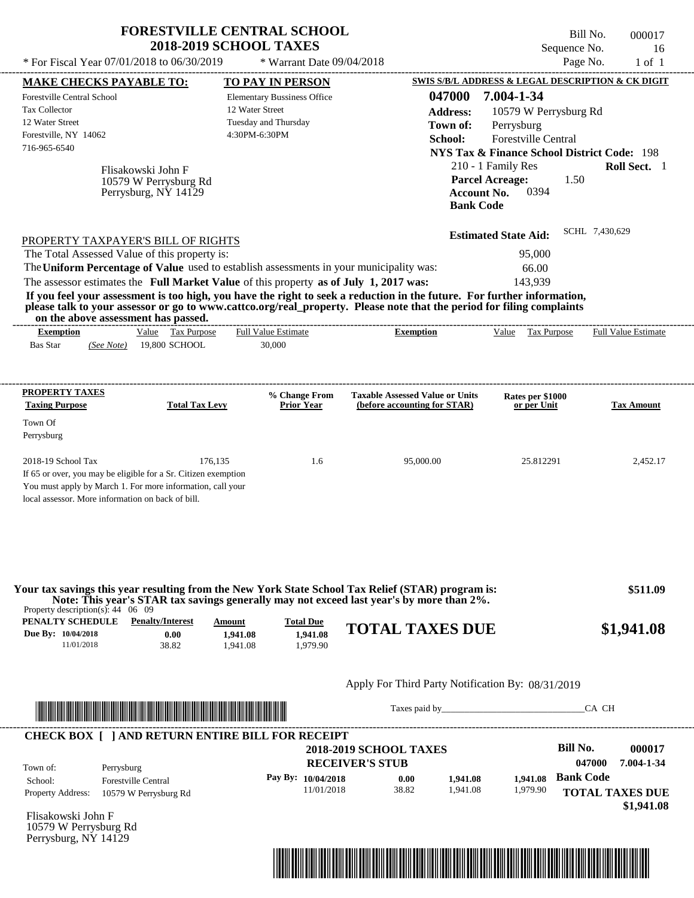# FORESTVILLE CENTRAL SCHOOL
## 2018-2019 SCHOOL TAXES

Bill No. 000017
Sequence No. 16
Page No. 1 of 1

* For Fiscal Year 07/01/2018 to 06/30/2019 * Warrant Date 09/04/2018

**MAKE CHECKS PAYABLE TO:**
Forestville Central School
Tax Collector
12 Water Street
Forestville, NY 14062
716-965-6540

**TO PAY IN PERSON**
Elementary Bussiness Office
12 Water Street
Tuesday and Thursday
4:30PM-6:30PM

**SWIS S/B/L ADDRESS & LEGAL DESCRIPTION & CK DIGIT**
**047000 7.004-1-34**
**Address:** 10579 W Perrysburg Rd
**Town of:** Perrysburg
**School:** Forestville Central
**NYS Tax & Finance School District Code:** 198
210 - 1 Family Res **Roll Sect.** 1
**Parcel Acreage:** 1.50
**Account No.** 0394
**Bank Code**

Flisakowski John F
10579 W Perrysburg Rd
Perrysburg, NY 14129

**Estimated State Aid:** SCHL 7,430,629

PROPERTY TAXPAYER'S BILL OF RIGHTS

The Total Assessed Value of this property is: 95,000
The **Uniform Percentage of Value** used to establish assessments in your municipality was: 66.00
The assessor estimates the **Full Market Value** of this property **as of July 1, 2017 was:** 143,939

**If you feel your assessment is too high, you have the right to seek a reduction in the future. For further information, please talk to your assessor or go to www.cattco.org/real_property. Please note that the period for filing complaints on the above assessment has passed.**

| Exemption | Value | Tax Purpose | Full Value Estimate | Exemption | Value | Tax Purpose | Full Value Estimate |
|---|---|---|---|---|---|---|---|
| Bas Star (See Note) | 19,800 | SCHOOL | 30,000 | | | | |

| PROPERTY TAXES Taxing Purpose | Total Tax Levy | % Change From Prior Year | Taxable Assessed Value or Units (before accounting for STAR) | Rates per $1000 or per Unit | Tax Amount |
|---|---|---|---|---|---|
| Town Of Perrysburg | | | | | |
| 2018-19 School Tax | 176,135 | 1.6 | 95,000.00 | 25.812291 | 2,452.17 |

If 65 or over, you may be eligible for a Sr. Citizen exemption
You must apply by March 1. For more information, call your local assessor. More information on back of bill.

**Your tax savings this year resulting from the New York State School Tax Relief (STAR) program is: $511.09**
**Note: This year's STAR tax savings generally may not exceed last year's by more than 2%.**

Property description(s): 44 06 09

| PENALTY SCHEDULE | Penalty/Interest | Amount | Total Due |
|---|---|---|---|
| Due By: 10/04/2018 | 0.00 | 1,941.08 | 1,941.08 |
| 11/01/2018 | 38.82 | 1,941.08 | 1,979.90 |

**TOTAL TAXES DUE $1,941.08**

Apply For Third Party Notification By: 08/31/2019

Taxes paid by_______________________________CA CH

**CHECK BOX [ ] AND RETURN ENTIRE BILL FOR RECEIPT**

**2018-2019 SCHOOL TAXES**
**RECEIVER'S STUB**

**Bill No. 000017**
**047000 7.004-1-34**

Town of: Perrysburg
School: Forestville Central
Property Address: 10579 W Perrysburg Rd

| Pay By: | | | |
|---|---|---|---|
| 10/04/2018 | 0.00 | 1,941.08 | 1,941.08 |
| 11/01/2018 | 38.82 | 1,941.08 | 1,979.90 |

**Bank Code**
**TOTAL TAXES DUE $1,941.08**

Flisakowski John F
10579 W Perrysburg Rd
Perrysburg, NY 14129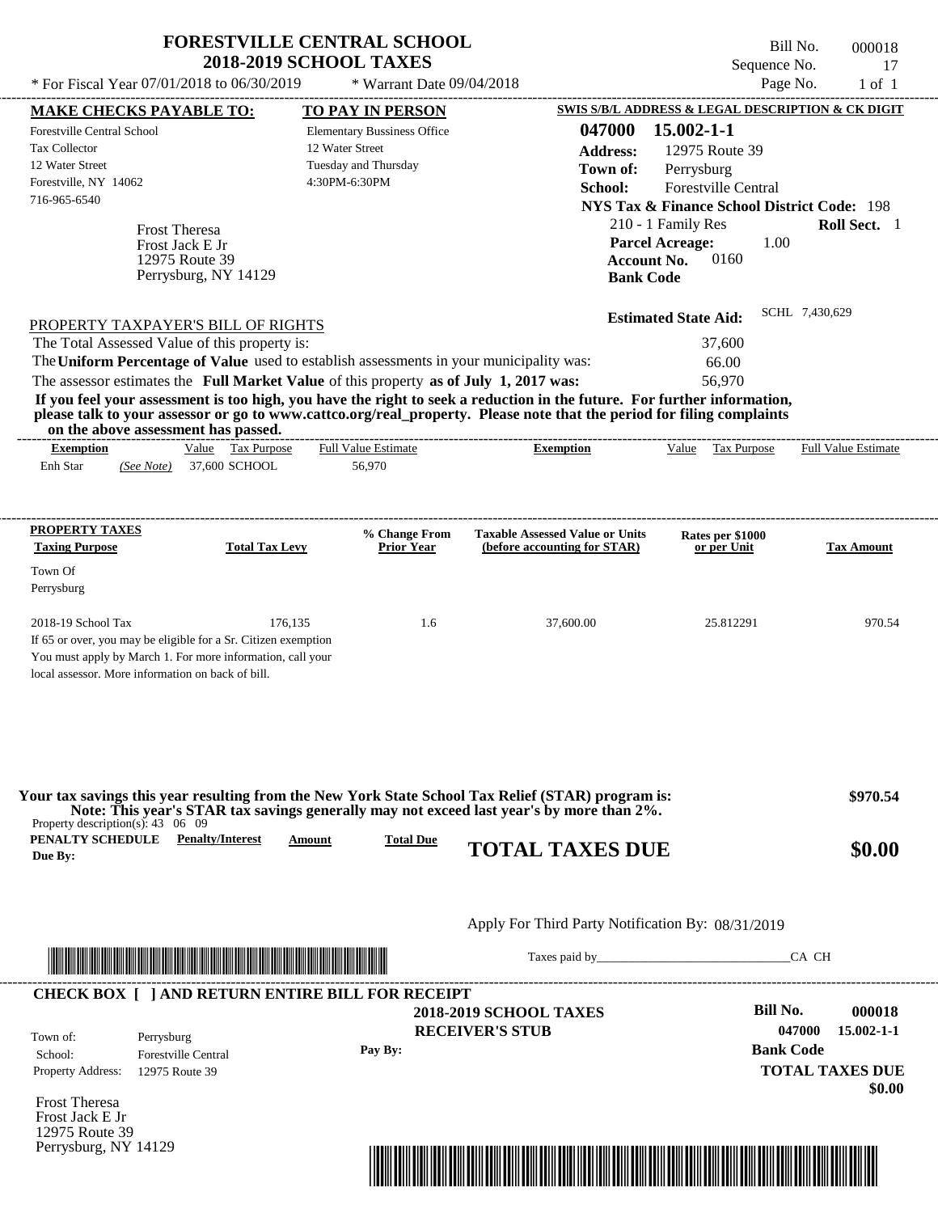# FORESTVILLE CENTRAL SCHOOL
## 2018-2019 SCHOOL TAXES

\* For Fiscal Year 07/01/2018 to 06/30/2019 \* Warrant Date 09/04/2018

Bill No. 000018
Sequence No. 17
Page No. 1 of 1

**MAKE CHECKS PAYABLE TO:**
Forestville Central School
Tax Collector
12 Water Street
Forestville, NY 14062
716-965-6540

**TO PAY IN PERSON**
Elementary Bussiness Office
12 Water Street
Tuesday and Thursday
4:30PM-6:30PM

**SWIS S/B/L ADDRESS & LEGAL DESCRIPTION & CK DIGIT**
**047000 15.002-1-1**
**Address:** 12975 Route 39
**Town of:** Perrysburg
**School:** Forestville Central
**NYS Tax & Finance School District Code:** 198
210 - 1 Family Res **Roll Sect.** 1
**Parcel Acreage:** 1.00
**Account No.** 0160
**Bank Code**

Frost Theresa
Frost Jack E Jr
12975 Route 39
Perrysburg, NY 14129

**Estimated State Aid:** SCHL 7,430,629

PROPERTY TAXPAYER'S BILL OF RIGHTS

The Total Assessed Value of this property is: 37,600
The **Uniform Percentage of Value** used to establish assessments in your municipality was: 66.00
The assessor estimates the **Full Market Value** of this property **as of July 1, 2017 was:** 56,970

**If you feel your assessment is too high, you have the right to seek a reduction in the future. For further information, please talk to your assessor or go to www.cattco.org/real_property. Please note that the period for filing complaints on the above assessment has passed.**

| Exemption | Value | Tax Purpose | Full Value Estimate | Exemption | Value | Tax Purpose | Full Value Estimate |
|---|---|---|---|---|---|---|---|
| Enh Star *(See Note)* | 37,600 | SCHOOL | 56,970 | | | | |

| PROPERTY TAXES Taxing Purpose | Total Tax Levy | % Change From Prior Year | Taxable Assessed Value or Units (before accounting for STAR) | Rates per $1000 or per Unit | Tax Amount |
|---|---|---|---|---|---|
| Town Of Perrysburg | | | | | |
| 2018-19 School Tax | 176,135 | 1.6 | 37,600.00 | 25.812291 | 970.54 |

If 65 or over, you may be eligible for a Sr. Citizen exemption
You must apply by March 1. For more information, call your local assessor. More information on back of bill.

**Your tax savings this year resulting from the New York State School Tax Relief (STAR) program is: $970.54**
**Note: This year's STAR tax savings generally may not exceed last year's by more than 2%.**

Property description(s): 43 06 09

| PENALTY SCHEDULE Due By: | Penalty/Interest | Amount | Total Due |
|---|---|---|---|

**TOTAL TAXES DUE $0.00**

Apply For Third Party Notification By: 08/31/2019

Taxes paid by\_\_\_\_\_\_\_\_\_\_\_\_\_\_\_\_\_\_\_\_\_\_\_\_\_\_\_\_\_\_CA CH

**CHECK BOX [ ] AND RETURN ENTIRE BILL FOR RECEIPT**

**2018-2019 SCHOOL TAXES**
**RECEIVER'S STUB**

**Bill No. 000018**
**047000 15.002-1-1**
**Bank Code**

Town of: Perrysburg
School: Forestville Central
Property Address: 12975 Route 39

**Pay By:**

**TOTAL TAXES DUE**
**$0.00**

Frost Theresa
Frost Jack E Jr
12975 Route 39
Perrysburg, NY 14129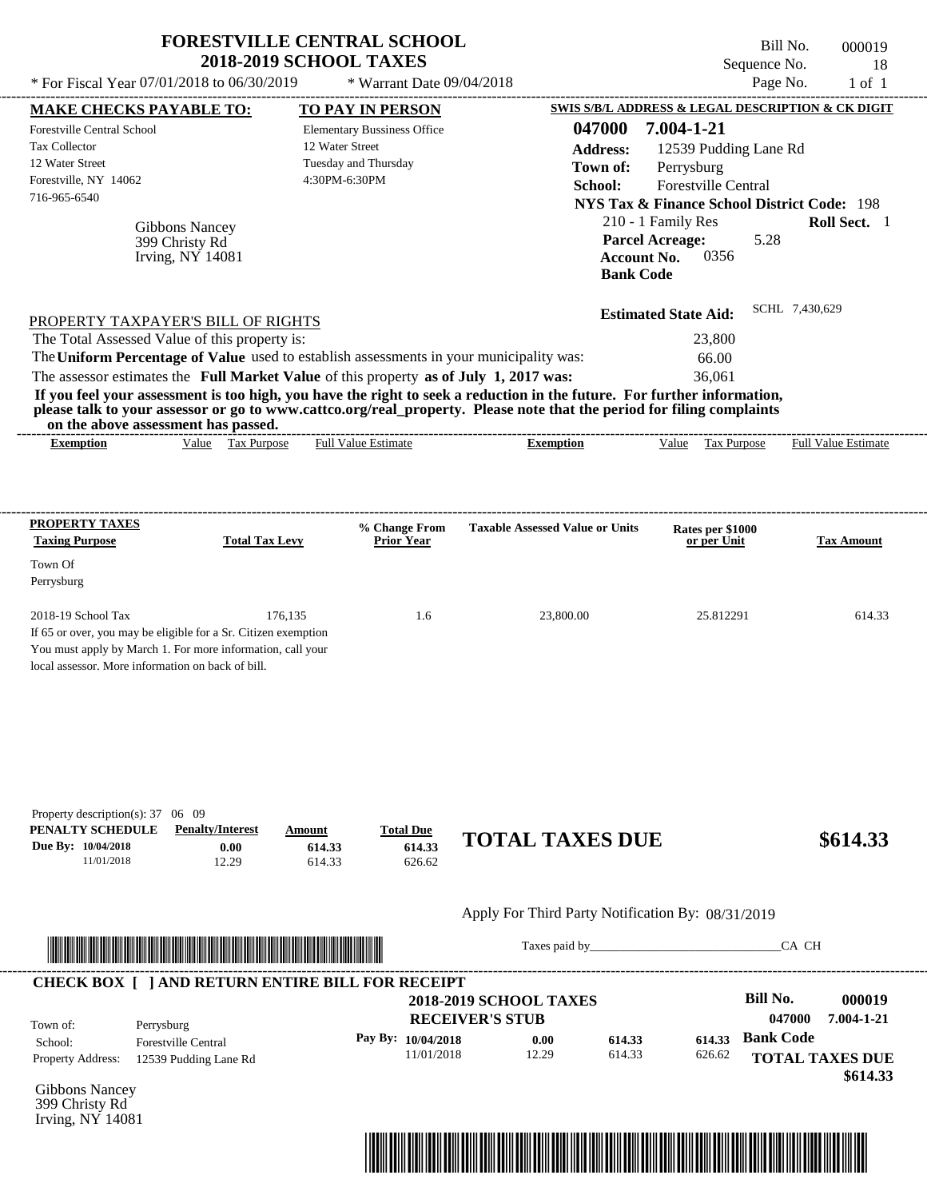# FORESTVILLE CENTRAL SCHOOL
## 2018-2019 SCHOOL TAXES

\* For Fiscal Year 07/01/2018 to 06/30/2019 \* Warrant Date 09/04/2018

Bill No. 000019
Sequence No. 18
Page No. 1 of 1

**MAKE CHECKS PAYABLE TO:**
Forestville Central School
Tax Collector
12 Water Street
Forestville, NY 14062
716-965-6540

**TO PAY IN PERSON**
Elementary Bussiness Office
12 Water Street
Tuesday and Thursday
4:30PM-6:30PM

**SWIS S/B/L ADDRESS & LEGAL DESCRIPTION & CK DIGIT**
**047000 7.004-1-21**
**Address:** 12539 Pudding Lane Rd
**Town of:** Perrysburg
**School:** Forestville Central
**NYS Tax & Finance School District Code:** 198
210 - 1 Family Res **Roll Sect.** 1
**Parcel Acreage:** 5.28
**Account No.** 0356
**Bank Code**

Gibbons Nancy
399 Christy Rd
Irving, NY 14081

**Estimated State Aid:** SCHL 7,430,629

PROPERTY TAXPAYER'S BILL OF RIGHTS

The Total Assessed Value of this property is: 23,800
The **Uniform Percentage of Value** used to establish assessments in your municipality was: 66.00
The assessor estimates the **Full Market Value** of this property **as of July 1, 2017 was:** 36,061

**If you feel your assessment is too high, you have the right to seek a reduction in the future. For further information, please talk to your assessor or go to www.cattco.org/real_property. Please note that the period for filing complaints on the above assessment has passed.**

| Exemption | Value | Tax Purpose | Full Value Estimate | Exemption | Value | Tax Purpose | Full Value Estimate |
|---|---|---|---|---|---|---|---|

| PROPERTY TAXES Taxing Purpose | Total Tax Levy | % Change From Prior Year | Taxable Assessed Value or Units | Rates per $1000 or per Unit | Tax Amount |
|---|---|---|---|---|---|
| Town Of Perrysburg | | | | | |
| 2018-19 School Tax | 176,135 | 1.6 | 23,800.00 | 25.812291 | 614.33 |

If 65 or over, you may be eligible for a Sr. Citizen exemption
You must apply by March 1. For more information, call your local assessor. More information on back of bill.

Property description(s): 37 06 09

| PENALTY SCHEDULE | Penalty/Interest | Amount | Total Due |
|---|---|---|---|
| Due By: 10/04/2018 | 0.00 | 614.33 | 614.33 |
| 11/01/2018 | 12.29 | 614.33 | 626.62 |

**TOTAL TAXES DUE $614.33**

Apply For Third Party Notification By: 08/31/2019

Taxes paid by_______________________________CA CH

**CHECK BOX [ ] AND RETURN ENTIRE BILL FOR RECEIPT**

**2018-2019 SCHOOL TAXES**
**RECEIVER'S STUB**

Town of: Perrysburg
School: Forestville Central
Property Address: 12539 Pudding Lane Rd

| Pay By: | | | |
|---|---|---|---|
| 10/04/2018 | 0.00 | 614.33 | 614.33 |
| 11/01/2018 | 12.29 | 614.33 | 626.62 |

**Bill No. 000019**
**047000 7.004-1-21**
**Bank Code**
**TOTAL TAXES DUE**
**$614.33**

Gibbons Nancy
399 Christy Rd
Irving, NY 14081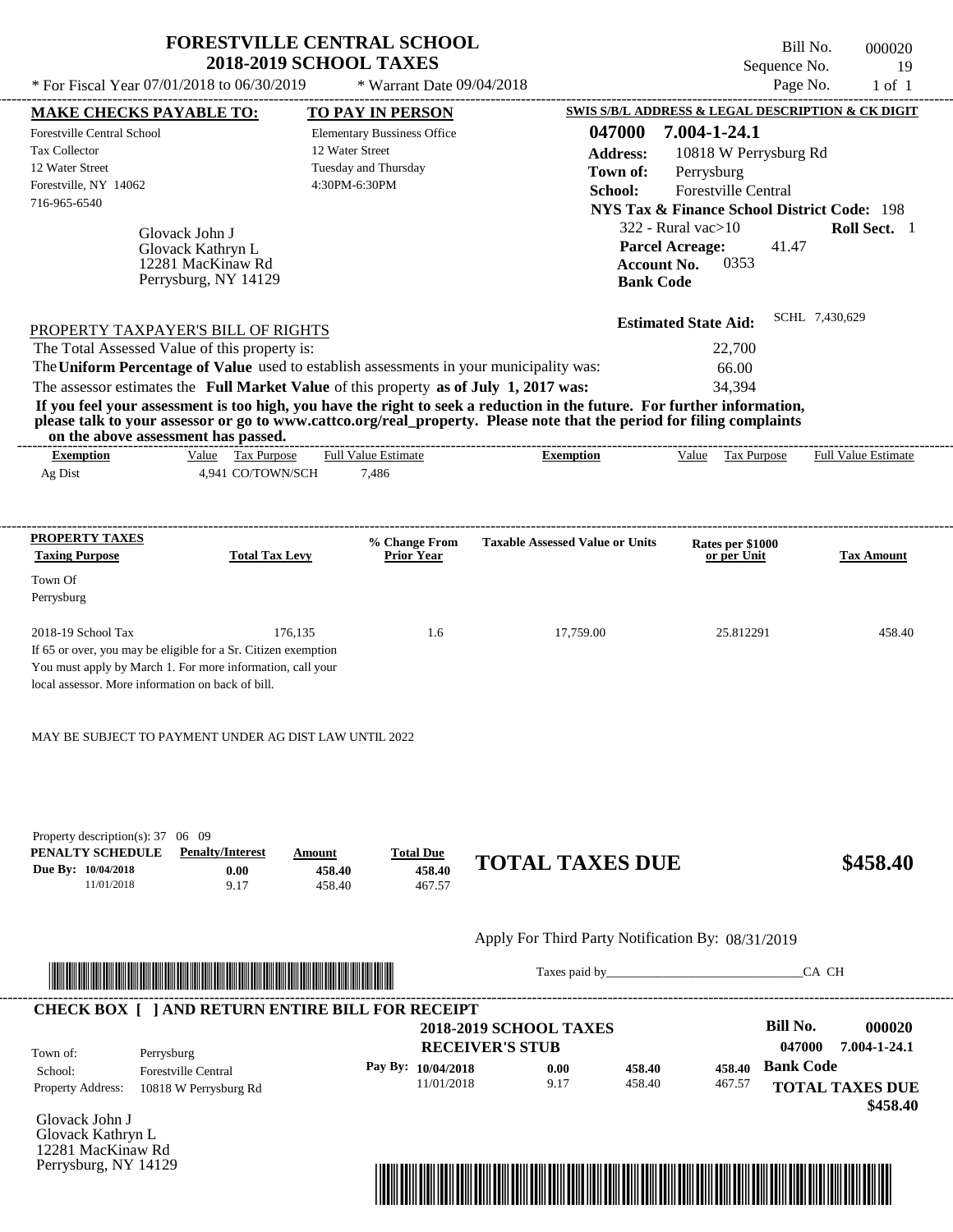# FORESTVILLE CENTRAL SCHOOL
## 2018-2019 SCHOOL TAXES

\* For Fiscal Year 07/01/2018 to 06/30/2019 \* Warrant Date 09/04/2018

Bill No. 000020
Sequence No. 19
Page No. 1 of 1

**MAKE CHECKS PAYABLE TO:**
Forestville Central School
Tax Collector
12 Water Street
Forestville, NY 14062
716-965-6540

**TO PAY IN PERSON**
Elementary Bussiness Office
12 Water Street
Tuesday and Thursday
4:30PM-6:30PM

**SWIS S/B/L ADDRESS & LEGAL DESCRIPTION & CK DIGIT**
**047000 7.004-1-24.1**
**Address:** 10818 W Perrysburg Rd
**Town of:** Perrysburg
**School:** Forestville Central
**NYS Tax & Finance School District Code:** 198
322 - Rural vac>10 **Roll Sect.** 1
**Parcel Acreage:** 41.47
**Account No.** 0353
**Bank Code**

Glovack John J
Glovack Kathryn L
12281 MacKinaw Rd
Perrysburg, NY 14129

**Estimated State Aid:** SCHL 7,430,629

PROPERTY TAXPAYER'S BILL OF RIGHTS

The Total Assessed Value of this property is: 22,700
The **Uniform Percentage of Value** used to establish assessments in your municipality was: 66.00
The assessor estimates the **Full Market Value** of this property **as of July 1, 2017 was:** 34,394

**If you feel your assessment is too high, you have the right to seek a reduction in the future. For further information, please talk to your assessor or go to www.cattco.org/real_property. Please note that the period for filing complaints on the above assessment has passed.**

| Exemption | Value | Tax Purpose | Full Value Estimate | Exemption | Value | Tax Purpose | Full Value Estimate |
|---|---|---|---|---|---|---|---|
| Ag Dist | 4,941 | CO/TOWN/SCH | 7,486 | | | | |

| PROPERTY TAXES Taxing Purpose | Total Tax Levy | % Change From Prior Year | Taxable Assessed Value or Units | Rates per $1000 or per Unit | Tax Amount |
|---|---|---|---|---|---|
| Town Of Perrysburg | | | | | |
| 2018-19 School Tax | 176,135 | 1.6 | 17,759.00 | 25.812291 | 458.40 |

If 65 or over, you may be eligible for a Sr. Citizen exemption
You must apply by March 1. For more information, call your local assessor. More information on back of bill.

MAY BE SUBJECT TO PAYMENT UNDER AG DIST LAW UNTIL 2022

Property description(s): 37 06 09

| PENALTY SCHEDULE | Penalty/Interest | Amount | Total Due |
|---|---|---|---|
| Due By: 10/04/2018 | 0.00 | 458.40 | 458.40 |
| 11/01/2018 | 9.17 | 458.40 | 467.57 |

**TOTAL TAXES DUE $458.40**

Apply For Third Party Notification By: 08/31/2019

Taxes paid by_______________________________CA CH

**CHECK BOX [ ] AND RETURN ENTIRE BILL FOR RECEIPT**

**2018-2019 SCHOOL TAXES**
**RECEIVER'S STUB**

**Bill No.** **000020**
047000 7.004-1-24.1

Town of: Perrysburg
School: Forestville Central
Property Address: 10818 W Perrysburg Rd

| Pay By: | Penalty/Interest | Amount | Total Due |
|---|---|---|---|
| 10/04/2018 | 0.00 | 458.40 | 458.40 |
| 11/01/2018 | 9.17 | 458.40 | 467.57 |

**Bank Code**
**TOTAL TAXES DUE**
**$458.40**

Glovack John J
Glovack Kathryn L
12281 MacKinaw Rd
Perrysburg, NY 14129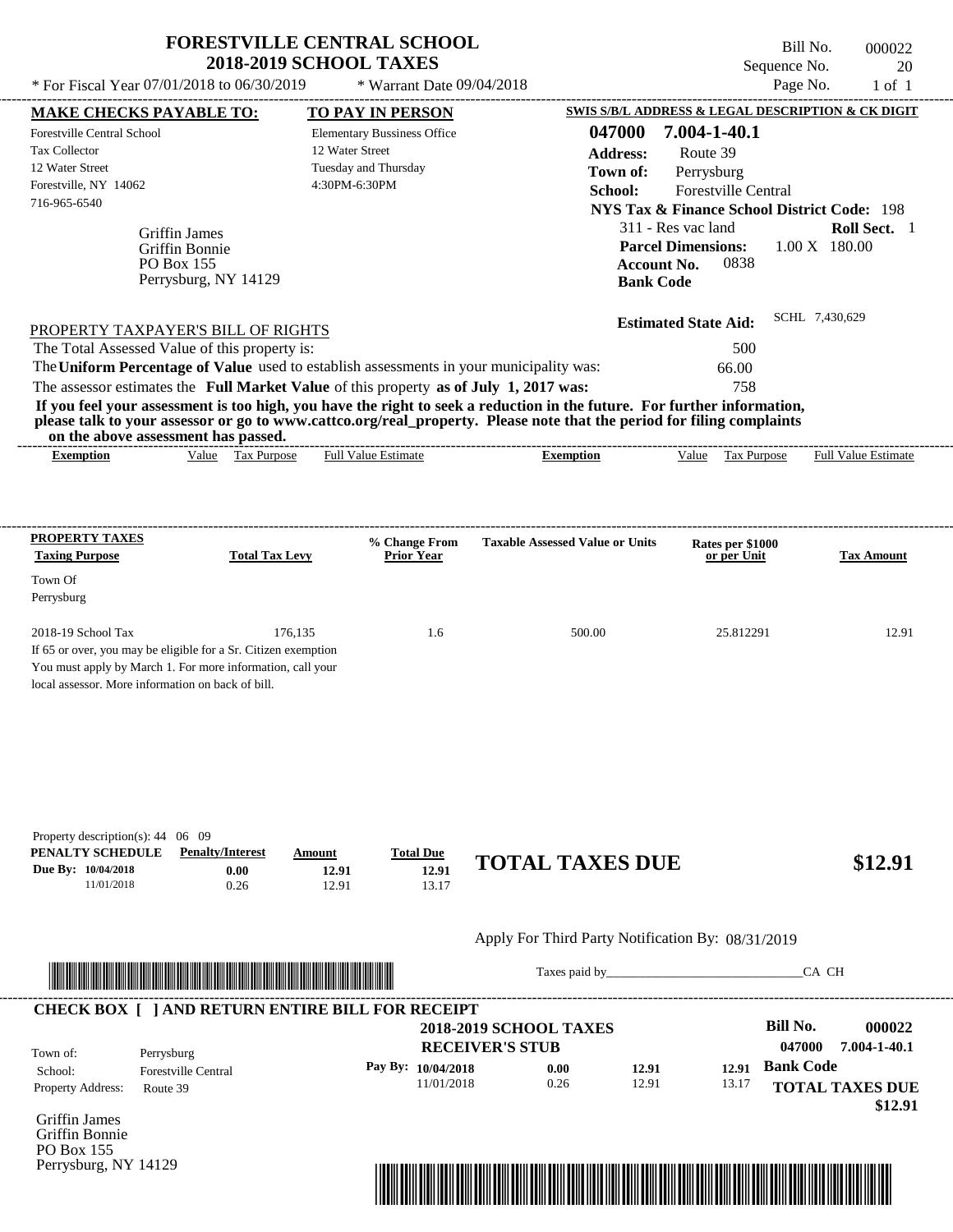# FORESTVILLE CENTRAL SCHOOL
## 2018-2019 SCHOOL TAXES

\* For Fiscal Year 07/01/2018 to 06/30/2019 &nbsp;&nbsp; \* Warrant Date 09/04/2018

Bill No. 000022
Sequence No. 20
Page No. 1 of 1

**MAKE CHECKS PAYABLE TO:**
Forestville Central School
Tax Collector
12 Water Street
Forestville, NY 14062
716-965-6540

**TO PAY IN PERSON**
Elementary Bussiness Office
12 Water Street
Tuesday and Thursday
4:30PM-6:30PM

**SWIS S/B/L ADDRESS & LEGAL DESCRIPTION & CK DIGIT**
**047000 7.004-1-40.1**
**Address:** Route 39
**Town of:** Perrysburg
**School:** Forestville Central
**NYS Tax & Finance School District Code:** 198
311 - Res vac land &nbsp;&nbsp; **Roll Sect.** 1
**Parcel Dimensions:** 1.00 X 180.00
**Account No.** 0838
**Bank Code**

Griffin James
Griffin Bonnie
PO Box 155
Perrysburg, NY 14129

**Estimated State Aid:** SCHL 7,430,629

PROPERTY TAXPAYER'S BILL OF RIGHTS

The Total Assessed Value of this property is: 500
The **Uniform Percentage of Value** used to establish assessments in your municipality was: 66.00
The assessor estimates the **Full Market Value** of this property **as of July 1, 2017 was:** 758

**If you feel your assessment is too high, you have the right to seek a reduction in the future. For further information, please talk to your assessor or go to www.cattco.org/real_property. Please note that the period for filing complaints on the above assessment has passed.**

| Exemption | Value | Tax Purpose | Full Value Estimate | Exemption | Value | Tax Purpose | Full Value Estimate |
|---|---|---|---|---|---|---|---|

| PROPERTY TAXES Taxing Purpose | Total Tax Levy | % Change From Prior Year | Taxable Assessed Value or Units | Rates per $1000 or per Unit | Tax Amount |
|---|---|---|---|---|---|
| Town Of Perrysburg | | | | | |
| 2018-19 School Tax | 176,135 | 1.6 | 500.00 | 25.812291 | 12.91 |

If 65 or over, you may be eligible for a Sr. Citizen exemption
You must apply by March 1. For more information, call your local assessor. More information on back of bill.

Property description(s): 44 06 09

| PENALTY SCHEDULE | Penalty/Interest | Amount | Total Due |
|---|---|---|---|
| Due By: 10/04/2018 | 0.00 | 12.91 | 12.91 |
| 11/01/2018 | 0.26 | 12.91 | 13.17 |

**TOTAL TAXES DUE $12.91**

Apply For Third Party Notification By: 08/31/2019

Taxes paid by_______________________________CA CH

**CHECK BOX [ ] AND RETURN ENTIRE BILL FOR RECEIPT**

**2018-2019 SCHOOL TAXES**
**RECEIVER'S STUB**

**Bill No. 000022**
**047000 7.004-1-40.1**

Town of: Perrysburg
School: Forestville Central
Property Address: Route 39

| Pay By: | | | |
|---|---|---|---|
| 10/04/2018 | 0.00 | 12.91 | 12.91 |
| 11/01/2018 | 0.26 | 12.91 | 13.17 |

**Bank Code**

**TOTAL TAXES DUE**
**$12.91**

Griffin James
Griffin Bonnie
PO Box 155
Perrysburg, NY 14129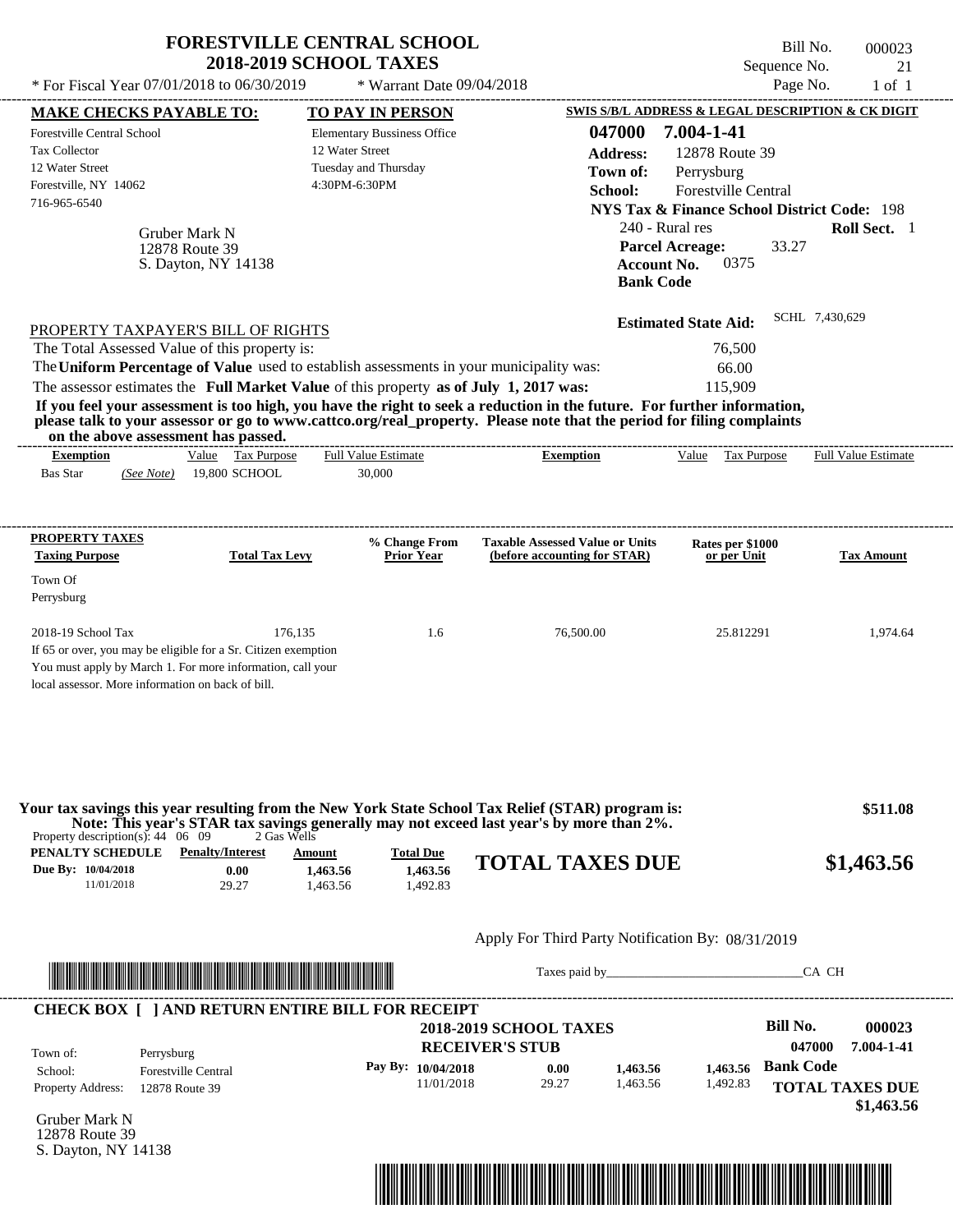# FORESTVILLE CENTRAL SCHOOL
## 2018-2019 SCHOOL TAXES

\* For Fiscal Year 07/01/2018 to 06/30/2019 \* Warrant Date 09/04/2018

Bill No. 000023
Sequence No. 21
Page No. 1 of 1

| MAKE CHECKS PAYABLE TO: | TO PAY IN PERSON | SWIS S/B/L ADDRESS & LEGAL DESCRIPTION & CK DIGIT |
|---|---|---|
| Forestville Central School | Elementary Bussiness Office | 047000 7.004-1-41 |
| Tax Collector | 12 Water Street | Address: 12878 Route 39 |
| 12 Water Street | Tuesday and Thursday | Town of: Perrysburg |
| Forestville, NY 14062 | 4:30PM-6:30PM | School: Forestville Central |
| 716-965-6540 | | NYS Tax & Finance School District Code: 198 |

Gruber Mark N
12878 Route 39
S. Dayton, NY 14138

240 - Rural res — **Roll Sect.** 1
**Parcel Acreage:** 33.27
**Account No.** 0375
**Bank Code**

**Estimated State Aid:** SCHL 7,430,629

PROPERTY TAXPAYER'S BILL OF RIGHTS

| | |
|---|---|
| The Total Assessed Value of this property is: | 76,500 |
| The **Uniform Percentage of Value** used to establish assessments in your municipality was: | 66.00 |
| The assessor estimates the **Full Market Value** of this property **as of July 1, 2017 was:** | 115,909 |

**If you feel your assessment is too high, you have the right to seek a reduction in the future. For further information, please talk to your assessor or go to www.cattco.org/real_property. Please note that the period for filing complaints on the above assessment has passed.**

| Exemption | Value | Tax Purpose | Full Value Estimate | Exemption | Value | Tax Purpose | Full Value Estimate |
|---|---|---|---|---|---|---|---|
| Bas Star *(See Note)* | 19,800 | SCHOOL | 30,000 | | | | |

| PROPERTY TAXES Taxing Purpose | Total Tax Levy | % Change From Prior Year | Taxable Assessed Value or Units (before accounting for STAR) | Rates per $1000 or per Unit | Tax Amount |
|---|---|---|---|---|---|
| Town Of Perrysburg | | | | | |
| 2018-19 School Tax | 176,135 | 1.6 | 76,500.00 | 25.812291 | 1,974.64 |

If 65 or over, you may be eligible for a Sr. Citizen exemption
You must apply by March 1. For more information, call your
local assessor. More information on back of bill.

**Your tax savings this year resulting from the New York State School Tax Relief (STAR) program is:** **$511.08**
**Note: This year's STAR tax savings generally may not exceed last year's by more than 2%.**

Property description(s): 44 06 09 2 Gas Wells

| PENALTY SCHEDULE | Penalty/Interest | Amount | Total Due |
|---|---|---|---|
| Due By: 10/04/2018 | 0.00 | 1,463.56 | 1,463.56 |
| 11/01/2018 | 29.27 | 1,463.56 | 1,492.83 |

**TOTAL TAXES DUE $1,463.56**

Apply For Third Party Notification By: 08/31/2019

Taxes paid by______________________________CA CH

---

**CHECK BOX [ ] AND RETURN ENTIRE BILL FOR RECEIPT**

**2018-2019 SCHOOL TAXES**
**RECEIVER'S STUB**

**Bill No.** 000023
047000 7.004-1-41

Town of: Perrysburg
School: Forestville Central
Property Address: 12878 Route 39

| Pay By: | | | |
|---|---|---|---|
| 10/04/2018 | 0.00 | 1,463.56 | 1,463.56 |
| 11/01/2018 | 29.27 | 1,463.56 | 1,492.83 |

**Bank Code**

**TOTAL TAXES DUE**
**$1,463.56**

Gruber Mark N
12878 Route 39
S. Dayton, NY 14138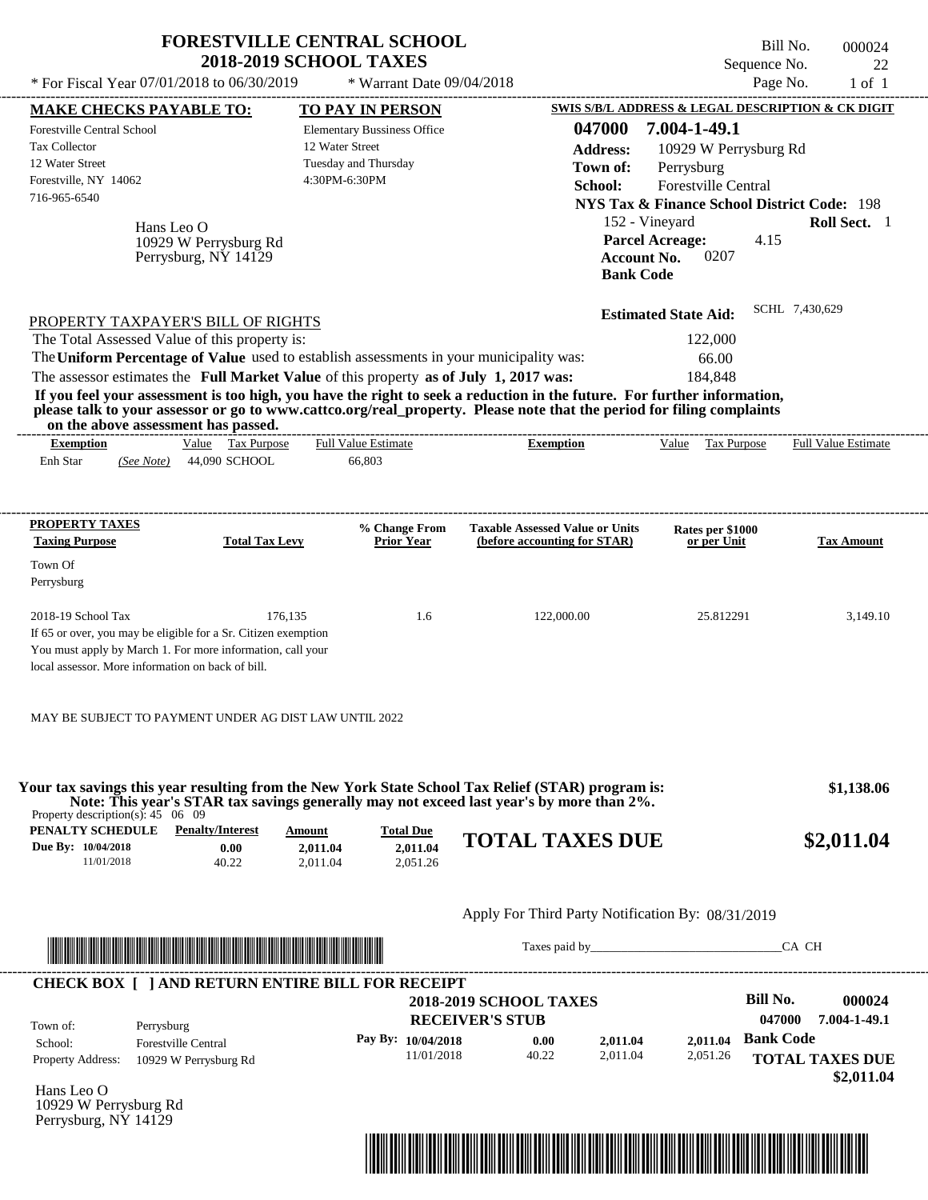# FORESTVILLE CENTRAL SCHOOL
## 2018-2019 SCHOOL TAXES

\* For Fiscal Year 07/01/2018 to 06/30/2019 \* Warrant Date 09/04/2018

Bill No. 000024
Sequence No. 22
Page No. 1 of 1

**MAKE CHECKS PAYABLE TO:**
Forestville Central School
Tax Collector
12 Water Street
Forestville, NY 14062
716-965-6540

**TO PAY IN PERSON**
Elementary Bussiness Office
12 Water Street
Tuesday and Thursday
4:30PM-6:30PM

**SWIS S/B/L ADDRESS & LEGAL DESCRIPTION & CK DIGIT**
**047000 7.004-1-49.1**
**Address:** 10929 W Perrysburg Rd
**Town of:** Perrysburg
**School:** Forestville Central
**NYS Tax & Finance School District Code:** 198
152 - Vineyard **Roll Sect.** 1
**Parcel Acreage:** 4.15
**Account No.** 0207
**Bank Code**

Hans Leo O
10929 W Perrysburg Rd
Perrysburg, NY 14129

**Estimated State Aid:** SCHL 7,430,629

PROPERTY TAXPAYER'S BILL OF RIGHTS

| | |
|---|---|
| The Total Assessed Value of this property is: | 122,000 |
| The **Uniform Percentage of Value** used to establish assessments in your municipality was: | 66.00 |
| The assessor estimates the **Full Market Value** of this property **as of July 1, 2017 was:** | 184,848 |

**If you feel your assessment is too high, you have the right to seek a reduction in the future. For further information, please talk to your assessor or go to www.cattco.org/real_property. Please note that the period for filing complaints on the above assessment has passed.**

| Exemption | Value | Tax Purpose | Full Value Estimate | Exemption | Value | Tax Purpose | Full Value Estimate |
|---|---|---|---|---|---|---|---|
| Enh Star *(See Note)* | 44,090 | SCHOOL | 66,803 | | | | |

| PROPERTY TAXES Taxing Purpose | Total Tax Levy | % Change From Prior Year | Taxable Assessed Value or Units (before accounting for STAR) | Rates per $1000 or per Unit | Tax Amount |
|---|---|---|---|---|---|
| Town Of Perrysburg | | | | | |
| 2018-19 School Tax | 176,135 | 1.6 | 122,000.00 | 25.812291 | 3,149.10 |

If 65 or over, you may be eligible for a Sr. Citizen exemption
You must apply by March 1. For more information, call your local assessor. More information on back of bill.

MAY BE SUBJECT TO PAYMENT UNDER AG DIST LAW UNTIL 2022

**Your tax savings this year resulting from the New York State School Tax Relief (STAR) program is: $1,138.06**
**Note: This year's STAR tax savings generally may not exceed last year's by more than 2%.**

Property description(s): 45 06 09

| PENALTY SCHEDULE | Penalty/Interest | Amount | Total Due |
|---|---|---|---|
| Due By: 10/04/2018 | 0.00 | 2,011.04 | 2,011.04 |
| 11/01/2018 | 40.22 | 2,011.04 | 2,051.26 |

**TOTAL TAXES DUE $2,011.04**

Apply For Third Party Notification By: 08/31/2019

Taxes paid by_______________________________CA CH

**CHECK BOX [ ] AND RETURN ENTIRE BILL FOR RECEIPT**

**2018-2019 SCHOOL TAXES**
**RECEIVER'S STUB**

**Bill No. 000024**
**047000 7.004-1-49.1**

Town of: Perrysburg
School: Forestville Central
Property Address: 10929 W Perrysburg Rd

| Pay By: | | | |
|---|---|---|---|
| 10/04/2018 | 0.00 | 2,011.04 | 2,011.04 |
| 11/01/2018 | 40.22 | 2,011.04 | 2,051.26 |

**Bank Code**
**TOTAL TAXES DUE $2,011.04**

Hans Leo O
10929 W Perrysburg Rd
Perrysburg, NY 14129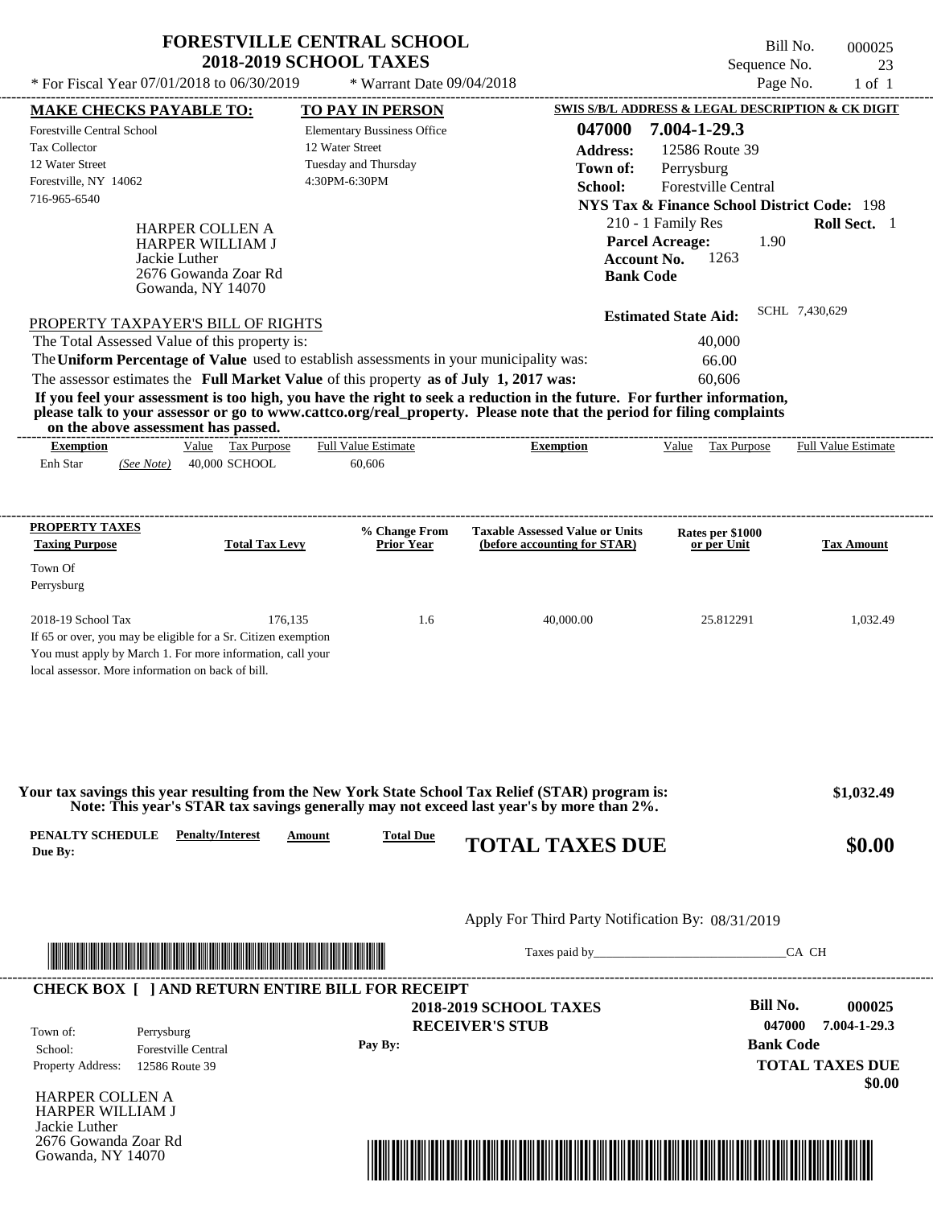# FORESTVILLE CENTRAL SCHOOL
## 2018-2019 SCHOOL TAXES

\* For Fiscal Year 07/01/2018 to 06/30/2019 \* Warrant Date 09/04/2018

Bill No. 000025
Sequence No. 23
Page No. 1 of 1

**MAKE CHECKS PAYABLE TO:**
Forestville Central School
Tax Collector
12 Water Street
Forestville, NY 14062
716-965-6540

**TO PAY IN PERSON**
Elementary Bussiness Office
12 Water Street
Tuesday and Thursday
4:30PM-6:30PM

**SWIS S/B/L ADDRESS & LEGAL DESCRIPTION & CK DIGIT**
**047000 7.004-1-29.3**
**Address:** 12586 Route 39
**Town of:** Perrysburg
**School:** Forestville Central
**NYS Tax & Finance School District Code:** 198
210 - 1 Family Res **Roll Sect.** 1
**Parcel Acreage:** 1.90
**Account No.** 1263
**Bank Code**

HARPER COLLEN A
HARPER WILLIAM J
Jackie Luther
2676 Gowanda Zoar Rd
Gowanda, NY 14070

**Estimated State Aid:** SCHL 7,430,629

PROPERTY TAXPAYER'S BILL OF RIGHTS

The Total Assessed Value of this property is: 40,000
The **Uniform Percentage of Value** used to establish assessments in your municipality was: 66.00
The assessor estimates the **Full Market Value** of this property **as of July 1, 2017 was:** 60,606

**If you feel your assessment is too high, you have the right to seek a reduction in the future. For further information, please talk to your assessor or go to www.cattco.org/real_property. Please note that the period for filing complaints on the above assessment has passed.**

| Exemption | Value | Tax Purpose | Full Value Estimate | Exemption | Value | Tax Purpose | Full Value Estimate |
|---|---|---|---|---|---|---|---|
| Enh Star *(See Note)* | 40,000 | SCHOOL | 60,606 | | | | |

| PROPERTY TAXES Taxing Purpose | Total Tax Levy | % Change From Prior Year | Taxable Assessed Value or Units (before accounting for STAR) | Rates per $1000 or per Unit | Tax Amount |
|---|---|---|---|---|---|
| Town Of Perrysburg | | | | | |
| 2018-19 School Tax | 176,135 | 1.6 | 40,000.00 | 25.812291 | 1,032.49 |

If 65 or over, you may be eligible for a Sr. Citizen exemption
You must apply by March 1. For more information, call your local assessor. More information on back of bill.

**Your tax savings this year resulting from the New York State School Tax Relief (STAR) program is: $1,032.49**
**Note: This year's STAR tax savings generally may not exceed last year's by more than 2%.**

| PENALTY SCHEDULE Due By: | Penalty/Interest | Amount | Total Due |
|---|---|---|---|

**TOTAL TAXES DUE $0.00**

Apply For Third Party Notification By: 08/31/2019

Taxes paid by_______________________________CA CH

**CHECK BOX [ ] AND RETURN ENTIRE BILL FOR RECEIPT**

**2018-2019 SCHOOL TAXES**
**RECEIVER'S STUB**

Town of: Perrysburg
School: Forestville Central
Property Address: 12586 Route 39

Pay By:

**Bill No. 000025**
**047000 7.004-1-29.3**
**Bank Code**
**TOTAL TAXES DUE**
**$0.00**

HARPER COLLEN A
HARPER WILLIAM J
Jackie Luther
2676 Gowanda Zoar Rd
Gowanda, NY 14070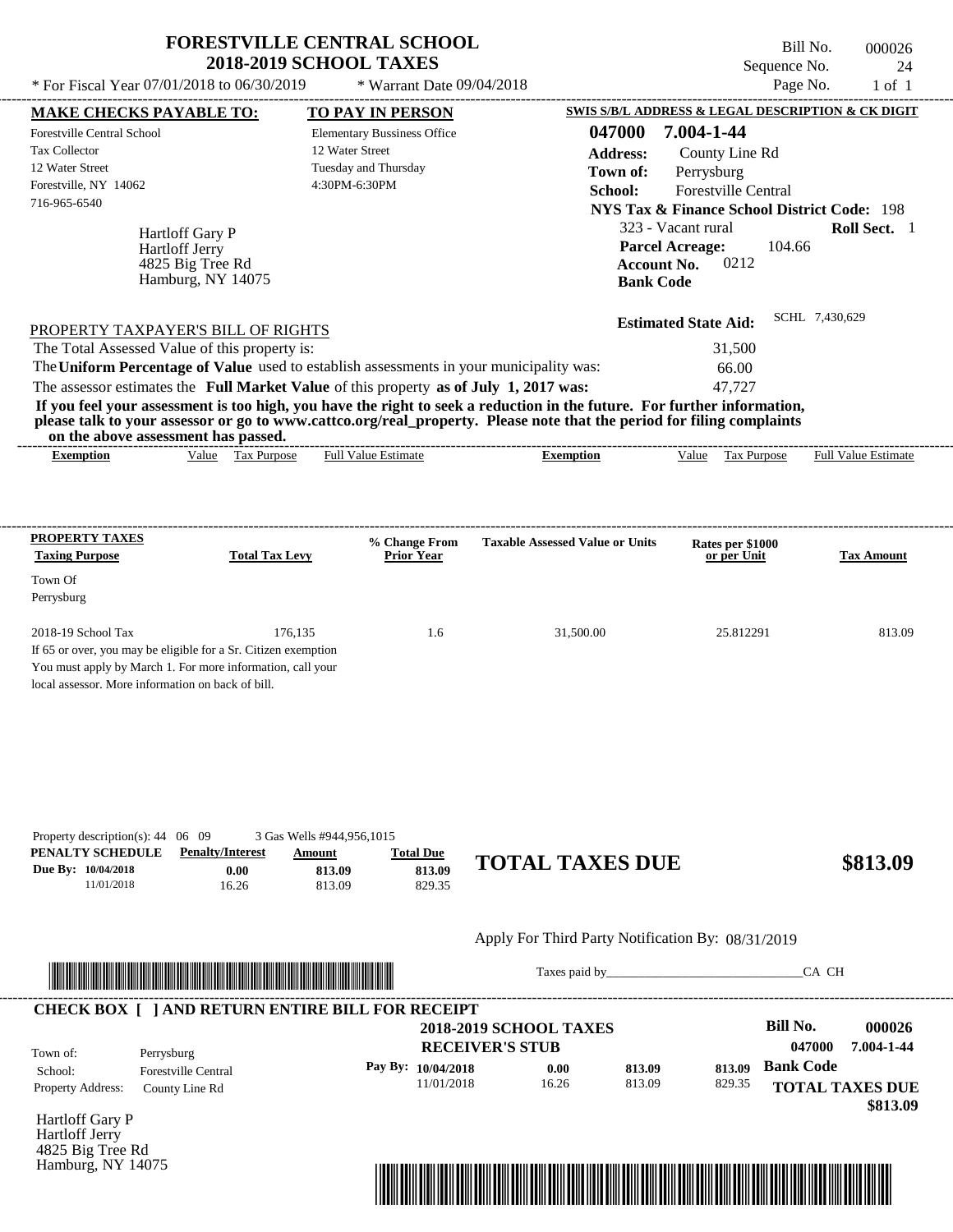# FORESTVILLE CENTRAL SCHOOL
## 2018-2019 SCHOOL TAXES

\* For Fiscal Year 07/01/2018 to 06/30/2019 \* Warrant Date 09/04/2018

Bill No. 000026
Sequence No. 24
Page No. 1 of 1

**MAKE CHECKS PAYABLE TO:**
Forestville Central School
Tax Collector
12 Water Street
Forestville, NY 14062
716-965-6540

**TO PAY IN PERSON**
Elementary Bussiness Office
12 Water Street
Tuesday and Thursday
4:30PM-6:30PM

**SWIS S/B/L ADDRESS & LEGAL DESCRIPTION & CK DIGIT**
**047000 7.004-1-44**
**Address:** County Line Rd
**Town of:** Perrysburg
**School:** Forestville Central
**NYS Tax & Finance School District Code:** 198
323 - Vacant rural **Roll Sect.** 1
**Parcel Acreage:** 104.66
**Account No.** 0212
**Bank Code**

Hartloff Gary P
Hartloff Jerry
4825 Big Tree Rd
Hamburg, NY 14075

**Estimated State Aid:** SCHL 7,430,629

PROPERTY TAXPAYER'S BILL OF RIGHTS

The Total Assessed Value of this property is: 31,500
The **Uniform Percentage of Value** used to establish assessments in your municipality was: 66.00
The assessor estimates the **Full Market Value** of this property **as of July 1, 2017 was:** 47,727

**If you feel your assessment is too high, you have the right to seek a reduction in the future. For further information, please talk to your assessor or go to www.cattco.org/real_property. Please note that the period for filing complaints on the above assessment has passed.**

| Exemption | Value | Tax Purpose | Full Value Estimate | Exemption | Value | Tax Purpose | Full Value Estimate |
|---|---|---|---|---|---|---|---|

| PROPERTY TAXES Taxing Purpose | Total Tax Levy | % Change From Prior Year | Taxable Assessed Value or Units | Rates per $1000 or per Unit | Tax Amount |
|---|---|---|---|---|---|
| Town Of Perrysburg | | | | | |
| 2018-19 School Tax | 176,135 | 1.6 | 31,500.00 | 25.812291 | 813.09 |

If 65 or over, you may be eligible for a Sr. Citizen exemption
You must apply by March 1. For more information, call your local assessor. More information on back of bill.

Property description(s): 44 06 09 3 Gas Wells #944,956,1015

| PENALTY SCHEDULE | Penalty/Interest | Amount | Total Due |
|---|---|---|---|
| Due By: 10/04/2018 | 0.00 | 813.09 | 813.09 |
| 11/01/2018 | 16.26 | 813.09 | 829.35 |

**TOTAL TAXES DUE** **$813.09**

Apply For Third Party Notification By: 08/31/2019

Taxes paid by_______________________________CA CH

**CHECK BOX [ ] AND RETURN ENTIRE BILL FOR RECEIPT**

**2018-2019 SCHOOL TAXES**
**RECEIVER'S STUB**

**Bill No.** **000026**
**047000 7.004-1-44**

Town of: Perrysburg
School: Forestville Central
Property Address: County Line Rd

| Pay By: | | | |
|---|---|---|---|
| 10/04/2018 | 0.00 | 813.09 | 813.09 |
| 11/01/2018 | 16.26 | 813.09 | 829.35 |

**Bank Code**
**TOTAL TAXES DUE**
**$813.09**

Hartloff Gary P
Hartloff Jerry
4825 Big Tree Rd
Hamburg, NY 14075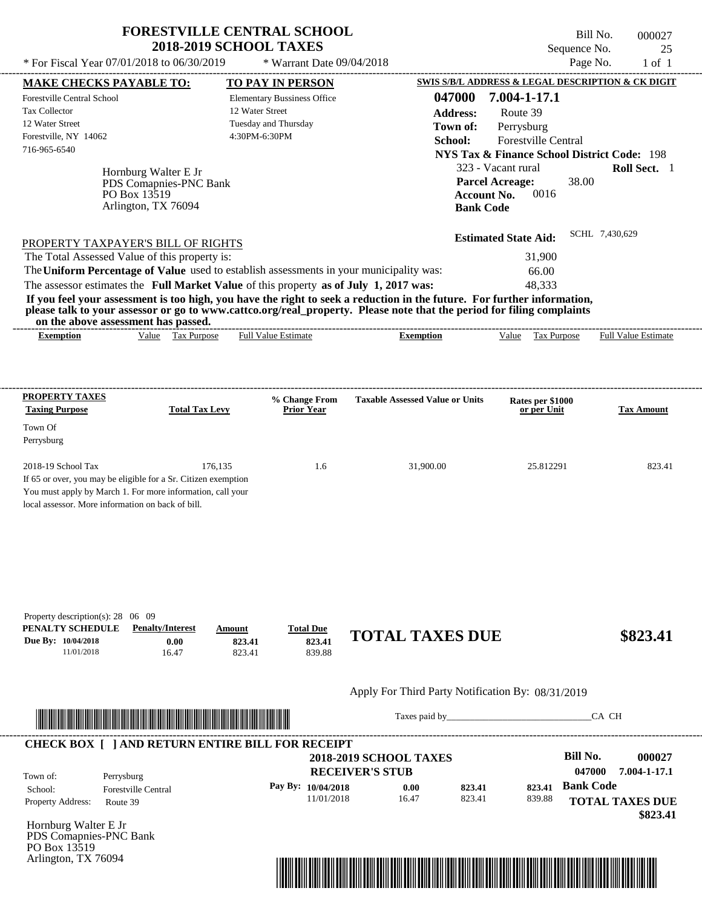# FORESTVILLE CENTRAL SCHOOL
## 2018-2019 SCHOOL TAXES

\* For Fiscal Year 07/01/2018 to 06/30/2019 \* Warrant Date 09/04/2018

Bill No. 000027
Sequence No. 25
Page No. 1 of 1

**MAKE CHECKS PAYABLE TO:**
Forestville Central School
Tax Collector
12 Water Street
Forestville, NY 14062
716-965-6540

**TO PAY IN PERSON**
Elementary Bussiness Office
12 Water Street
Tuesday and Thursday
4:30PM-6:30PM

**SWIS S/B/L ADDRESS & LEGAL DESCRIPTION & CK DIGIT**
**047000 7.004-1-17.1**
**Address:** Route 39
**Town of:** Perrysburg
**School:** Forestville Central
**NYS Tax & Finance School District Code:** 198
323 - Vacant rural **Roll Sect.** 1
**Parcel Acreage:** 38.00
**Account No.** 0016
**Bank Code**

Hornburg Walter E Jr
PDS Comapnies-PNC Bank
PO Box 13519
Arlington, TX 76094

**Estimated State Aid:** SCHL 7,430,629

PROPERTY TAXPAYER'S BILL OF RIGHTS

The Total Assessed Value of this property is: 31,900
The **Uniform Percentage of Value** used to establish assessments in your municipality was: 66.00
The assessor estimates the **Full Market Value** of this property **as of July 1, 2017 was:** 48,333

**If you feel your assessment is too high, you have the right to seek a reduction in the future. For further information, please talk to your assessor or go to www.cattco.org/real_property. Please note that the period for filing complaints on the above assessment has passed.**

| Exemption | Value | Tax Purpose | Full Value Estimate | Exemption | Value | Tax Purpose | Full Value Estimate |
|---|---|---|---|---|---|---|---|

| PROPERTY TAXES Taxing Purpose | Total Tax Levy | % Change From Prior Year | Taxable Assessed Value or Units | Rates per $1000 or per Unit | Tax Amount |
|---|---|---|---|---|---|
| Town Of Perrysburg | | | | | |
| 2018-19 School Tax | 176,135 | 1.6 | 31,900.00 | 25.812291 | 823.41 |

If 65 or over, you may be eligible for a Sr. Citizen exemption
You must apply by March 1. For more information, call your local assessor. More information on back of bill.

Property description(s): 28 06 09

| PENALTY SCHEDULE | Penalty/Interest | Amount | Total Due |
|---|---|---|---|
| Due By: 10/04/2018 | 0.00 | 823.41 | 823.41 |
| 11/01/2018 | 16.47 | 823.41 | 839.88 |

**TOTAL TAXES DUE $823.41**

Apply For Third Party Notification By: 08/31/2019

Taxes paid by______________________________CA CH

**CHECK BOX [ ] AND RETURN ENTIRE BILL FOR RECEIPT**

**2018-2019 SCHOOL TAXES**
**RECEIVER'S STUB**

**Bill No. 000027**
**047000 7.004-1-17.1**

Town of: Perrysburg
School: Forestville Central
Property Address: Route 39

| Pay By: | | | |
|---|---|---|---|
| 10/04/2018 | 0.00 | 823.41 | 823.41 |
| 11/01/2018 | 16.47 | 823.41 | 839.88 |

**Bank Code**
**TOTAL TAXES DUE**
**$823.41**

Hornburg Walter E Jr
PDS Comapnies-PNC Bank
PO Box 13519
Arlington, TX 76094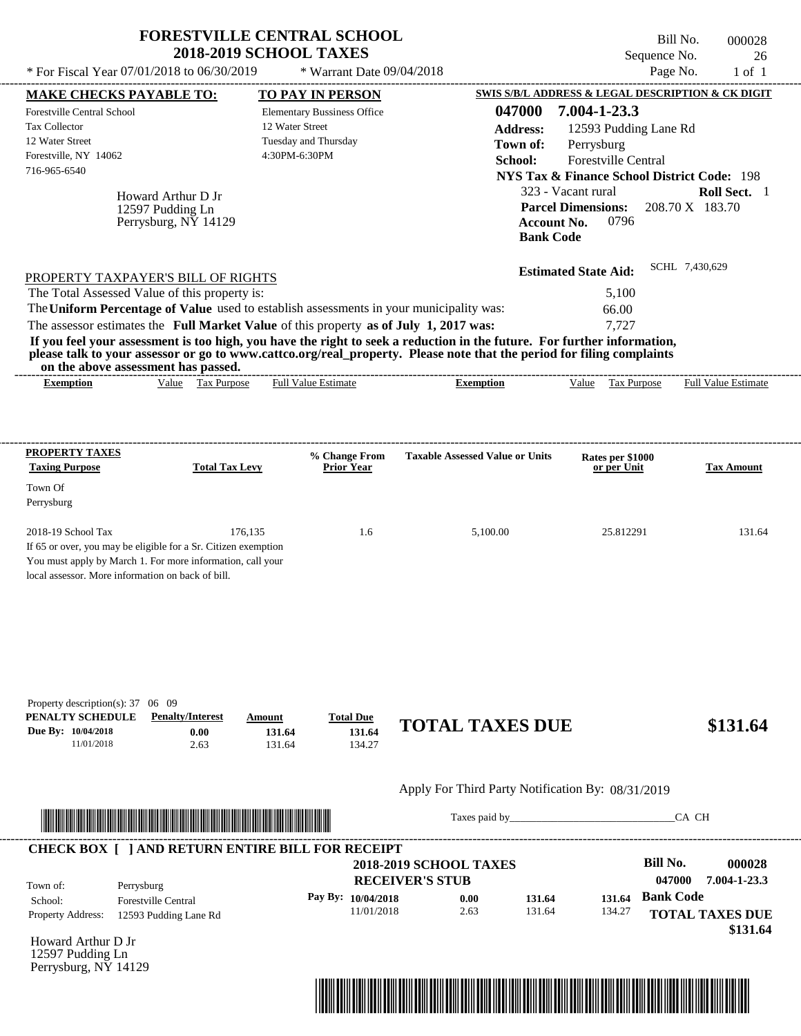# FORESTVILLE CENTRAL SCHOOL
## 2018-2019 SCHOOL TAXES

Bill No. 000028
Sequence No. 26

* For Fiscal Year 07/01/2018 to 06/30/2019 * Warrant Date 09/04/2018

**MAKE CHECKS PAYABLE TO:**
Forestville Central School
Tax Collector
12 Water Street
Forestville, NY 14062
716-965-6540

**TO PAY IN PERSON**
Elementary Bussiness Office
12 Water Street
Tuesday and Thursday
4:30PM-6:30PM

**SWIS S/B/L ADDRESS & LEGAL DESCRIPTION & CK DIGIT**
**047000 7.004-1-23.3**
**Address:** 12593 Pudding Lane Rd
**Town of:** Perrysburg
**School:** Forestville Central
**NYS Tax & Finance School District Code:** 198
323 - Vacant rural **Roll Sect.** 1
**Parcel Dimensions:** 208.70 X 183.70
**Account No.** 0796
**Bank Code**

Howard Arthur D Jr
12597 Pudding Ln
Perrysburg, NY 14129

**Estimated State Aid:** SCHL 7,430,629

PROPERTY TAXPAYER'S BILL OF RIGHTS

The Total Assessed Value of this property is: 5,100
The **Uniform Percentage of Value** used to establish assessments in your municipality was: 66.00
The assessor estimates the **Full Market Value** of this property **as of July 1, 2017 was:** 7,727

**If you feel your assessment is too high, you have the right to seek a reduction in the future. For further information, please talk to your assessor or go to www.cattco.org/real_property. Please note that the period for filing complaints on the above assessment has passed.**

| Exemption | Value | Tax Purpose | Full Value Estimate | Exemption | Value | Tax Purpose | Full Value Estimate |
|---|---|---|---|---|---|---|---|

| PROPERTY TAXES Taxing Purpose | Total Tax Levy | % Change From Prior Year | Taxable Assessed Value or Units | Rates per $1000 or per Unit | Tax Amount |
|---|---|---|---|---|---|
| Town Of Perrysburg | | | | | |
| 2018-19 School Tax | 176,135 | 1.6 | 5,100.00 | 25.812291 | 131.64 |

If 65 or over, you may be eligible for a Sr. Citizen exemption
You must apply by March 1. For more information, call your local assessor. More information on back of bill.

Property description(s): 37 06 09

| PENALTY SCHEDULE | Penalty/Interest | Amount | Total Due |
|---|---|---|---|
| Due By: 10/04/2018 | 0.00 | 131.64 | 131.64 |
| 11/01/2018 | 2.63 | 131.64 | 134.27 |

**TOTAL TAXES DUE $131.64**

Apply For Third Party Notification By: 08/31/2019

Taxes paid by_______________________________CA CH

**CHECK BOX [ ] AND RETURN ENTIRE BILL FOR RECEIPT**

**2018-2019 SCHOOL TAXES**
**RECEIVER'S STUB**

**Bill No. 000028**
**047000 7.004-1-23.3**

Town of: Perrysburg
School: Forestville Central
Property Address: 12593 Pudding Lane Rd

| Pay By: | | | |
|---|---|---|---|
| 10/04/2018 | 0.00 | 131.64 | 131.64 |
| 11/01/2018 | 2.63 | 131.64 | 134.27 |

**Bank Code**

**TOTAL TAXES DUE $131.64**

Howard Arthur D Jr
12597 Pudding Ln
Perrysburg, NY 14129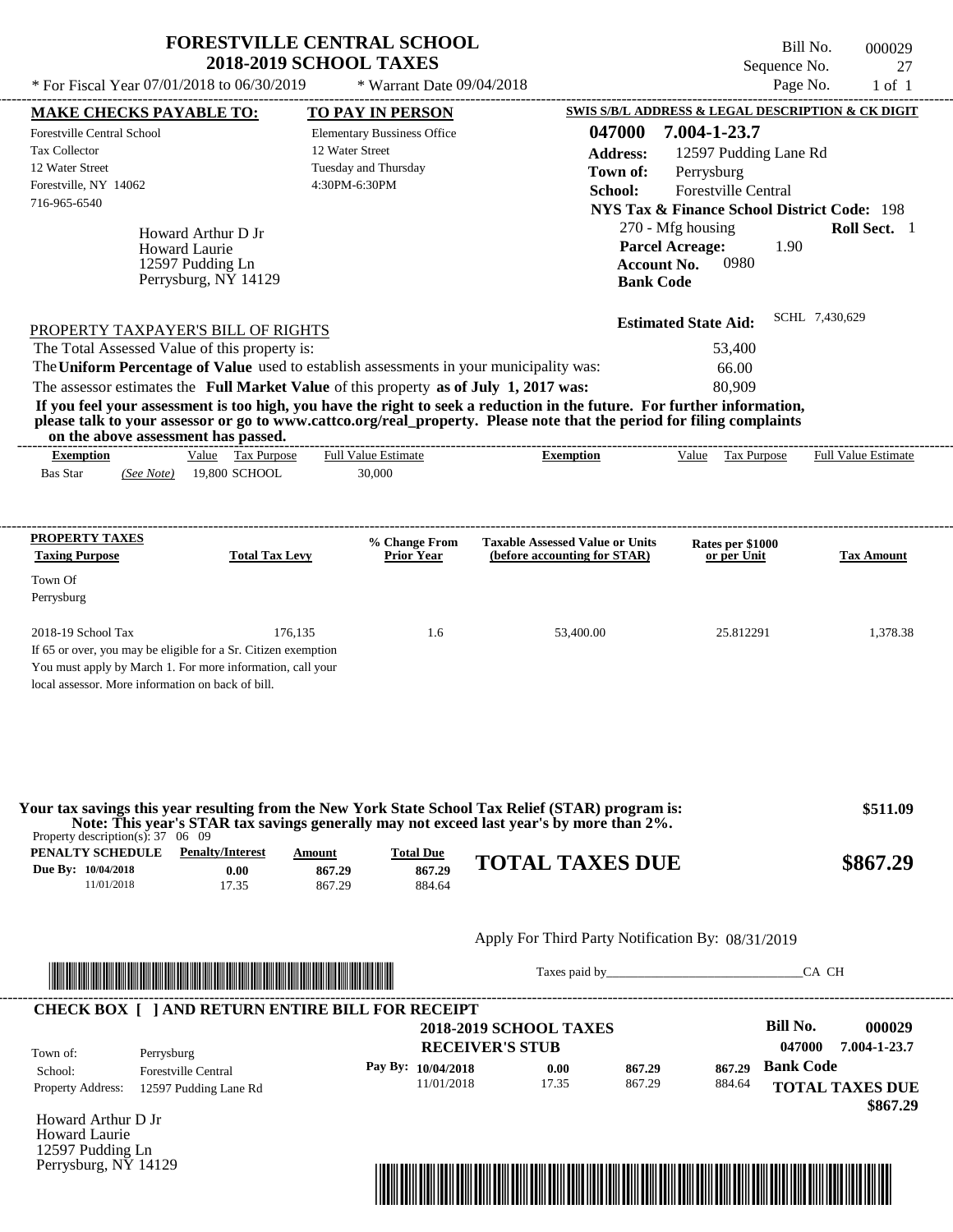# FORESTVILLE CENTRAL SCHOOL
## 2018-2019 SCHOOL TAXES

Bill No. 000029
Sequence No. 27

\* For Fiscal Year 07/01/2018 to 06/30/2019 \* Warrant Date 09/04/2018

| MAKE CHECKS PAYABLE TO: | TO PAY IN PERSON | SWIS S/B/L ADDRESS & LEGAL DESCRIPTION & CK DIGIT |
|---|---|---|
| Forestville Central School | Elementary Bussiness Office | 047000 7.004-1-23.7 |
| Tax Collector | 12 Water Street | Address: 12597 Pudding Lane Rd |
| 12 Water Street | Tuesday and Thursday | Town of: Perrysburg |
| Forestville, NY 14062 | 4:30PM-6:30PM | School: Forestville Central |
| 716-965-6540 | | NYS Tax & Finance School District Code: 198 |

Howard Arthur D Jr
Howard Laurie
12597 Pudding Ln
Perrysburg, NY 14129

270 - Mfg housing **Roll Sect.** 1
**Parcel Acreage:** 1.90
**Account No.** 0980
**Bank Code**

**Estimated State Aid:** SCHL 7,430,629

PROPERTY TAXPAYER'S BILL OF RIGHTS

The Total Assessed Value of this property is: 53,400
The **Uniform Percentage of Value** used to establish assessments in your municipality was: 66.00
The assessor estimates the **Full Market Value** of this property **as of July 1, 2017 was:** 80,909

**If you feel your assessment is too high, you have the right to seek a reduction in the future. For further information, please talk to your assessor or go to www.cattco.org/real_property. Please note that the period for filing complaints on the above assessment has passed.**

| Exemption | Value | Tax Purpose | Full Value Estimate | Exemption | Value | Tax Purpose | Full Value Estimate |
|---|---|---|---|---|---|---|---|
| Bas Star *(See Note)* | 19,800 | SCHOOL | 30,000 | | | | |

| PROPERTY TAXES Taxing Purpose | Total Tax Levy | % Change From Prior Year | Taxable Assessed Value or Units (before accounting for STAR) | Rates per $1000 or per Unit | Tax Amount |
|---|---|---|---|---|---|
| Town Of Perrysburg | | | | | |
| 2018-19 School Tax | 176,135 | 1.6 | 53,400.00 | 25.812291 | 1,378.38 |

If 65 or over, you may be eligible for a Sr. Citizen exemption
You must apply by March 1. For more information, call your local assessor. More information on back of bill.

**Your tax savings this year resulting from the New York State School Tax Relief (STAR) program is: $511.09**
**Note: This year's STAR tax savings generally may not exceed last year's by more than 2%.**

Property description(s): 37 06 09

| PENALTY SCHEDULE | Penalty/Interest | Amount | Total Due |
|---|---|---|---|
| Due By: 10/04/2018 | 0.00 | 867.29 | 867.29 |
| 11/01/2018 | 17.35 | 867.29 | 884.64 |

**TOTAL TAXES DUE $867.29**

Apply For Third Party Notification By: 08/31/2019

Taxes paid by_______________________________CA CH

**CHECK BOX [ ] AND RETURN ENTIRE BILL FOR RECEIPT**

**2018-2019 SCHOOL TAXES**
**RECEIVER'S STUB**

**Bill No. 000029**
**047000 7.004-1-23.7**

Town of: Perrysburg
School: Forestville Central
Property Address: 12597 Pudding Lane Rd

| Pay By: | Penalty/Interest | Amount | Total Due |
|---|---|---|---|
| 10/04/2018 | 0.00 | 867.29 | 867.29 |
| 11/01/2018 | 17.35 | 867.29 | 884.64 |

**Bank Code**

**TOTAL TAXES DUE $867.29**

Howard Arthur D Jr
Howard Laurie
12597 Pudding Ln
Perrysburg, NY 14129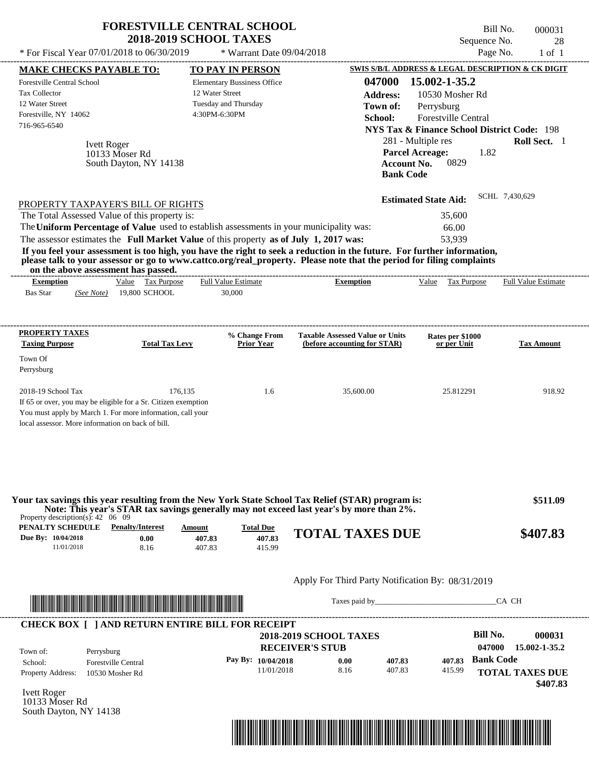# FORESTVILLE CENTRAL SCHOOL
## 2018-2019 SCHOOL TAXES

\* For Fiscal Year 07/01/2018 to 06/30/2019 \* Warrant Date 09/04/2018

Bill No. 000031
Sequence No. 28
Page No. 1 of 1

| MAKE CHECKS PAYABLE TO: | TO PAY IN PERSON | SWIS S/B/L ADDRESS & LEGAL DESCRIPTION & CK DIGIT |
|---|---|---|
| Forestville Central School | Elementary Bussiness Office | 047000 15.002-1-35.2 |
| Tax Collector | 12 Water Street | Address: 10530 Mosher Rd |
| 12 Water Street | Tuesday and Thursday | Town of: Perrysburg |
| Forestville, NY 14062 | 4:30PM-6:30PM | School: Forestville Central |
| 716-965-6540 | | NYS Tax & Finance School District Code: 198 |

Ivett Roger
10133 Moser Rd
South Dayton, NY 14138

281 - Multiple res **Roll Sect.** 1
**Parcel Acreage:** 1.82
**Account No.** 0829
**Bank Code**

**Estimated State Aid:** SCHL 7,430,629

PROPERTY TAXPAYER'S BILL OF RIGHTS

The Total Assessed Value of this property is: 35,600
The **Uniform Percentage of Value** used to establish assessments in your municipality was: 66.00
The assessor estimates the **Full Market Value** of this property **as of July 1, 2017 was:** 53,939

**If you feel your assessment is too high, you have the right to seek a reduction in the future. For further information, please talk to your assessor or go to www.cattco.org/real_property. Please note that the period for filing complaints on the above assessment has passed.**

| Exemption | Value | Tax Purpose | Full Value Estimate | Exemption | Value | Tax Purpose | Full Value Estimate |
|---|---|---|---|---|---|---|---|
| Bas Star (See Note) | 19,800 | SCHOOL | 30,000 | | | | |

| PROPERTY TAXES Taxing Purpose | Total Tax Levy | % Change From Prior Year | Taxable Assessed Value or Units (before accounting for STAR) | Rates per $1000 or per Unit | Tax Amount |
|---|---|---|---|---|---|
| Town Of Perrysburg | | | | | |
| 2018-19 School Tax | 176,135 | 1.6 | 35,600.00 | 25.812291 | 918.92 |

If 65 or over, you may be eligible for a Sr. Citizen exemption
You must apply by March 1. For more information, call your local assessor. More information on back of bill.

**Your tax savings this year resulting from the New York State School Tax Relief (STAR) program is: $511.09**
**Note: This year's STAR tax savings generally may not exceed last year's by more than 2%.**

Property description(s): 42 06 09

| PENALTY SCHEDULE | Penalty/Interest | Amount | Total Due |
|---|---|---|---|
| Due By: 10/04/2018 | 0.00 | 407.83 | 407.83 |
| 11/01/2018 | 8.16 | 407.83 | 415.99 |

**TOTAL TAXES DUE $407.83**

Apply For Third Party Notification By: 08/31/2019

Taxes paid by_______________________________CA CH

**CHECK BOX [ ] AND RETURN ENTIRE BILL FOR RECEIPT**

**2018-2019 SCHOOL TAXES**
**RECEIVER'S STUB**

**Bill No. 000031**
**047000 15.002-1-35.2**

Town of: Perrysburg
School: Forestville Central
Property Address: 10530 Mosher Rd

| Pay By: | Penalty/Interest | Amount | Total Due |
|---|---|---|---|
| 10/04/2018 | 0.00 | 407.83 | 407.83 |
| 11/01/2018 | 8.16 | 407.83 | 415.99 |

**Bank Code**
**TOTAL TAXES DUE $407.83**

Ivett Roger
10133 Moser Rd
South Dayton, NY 14138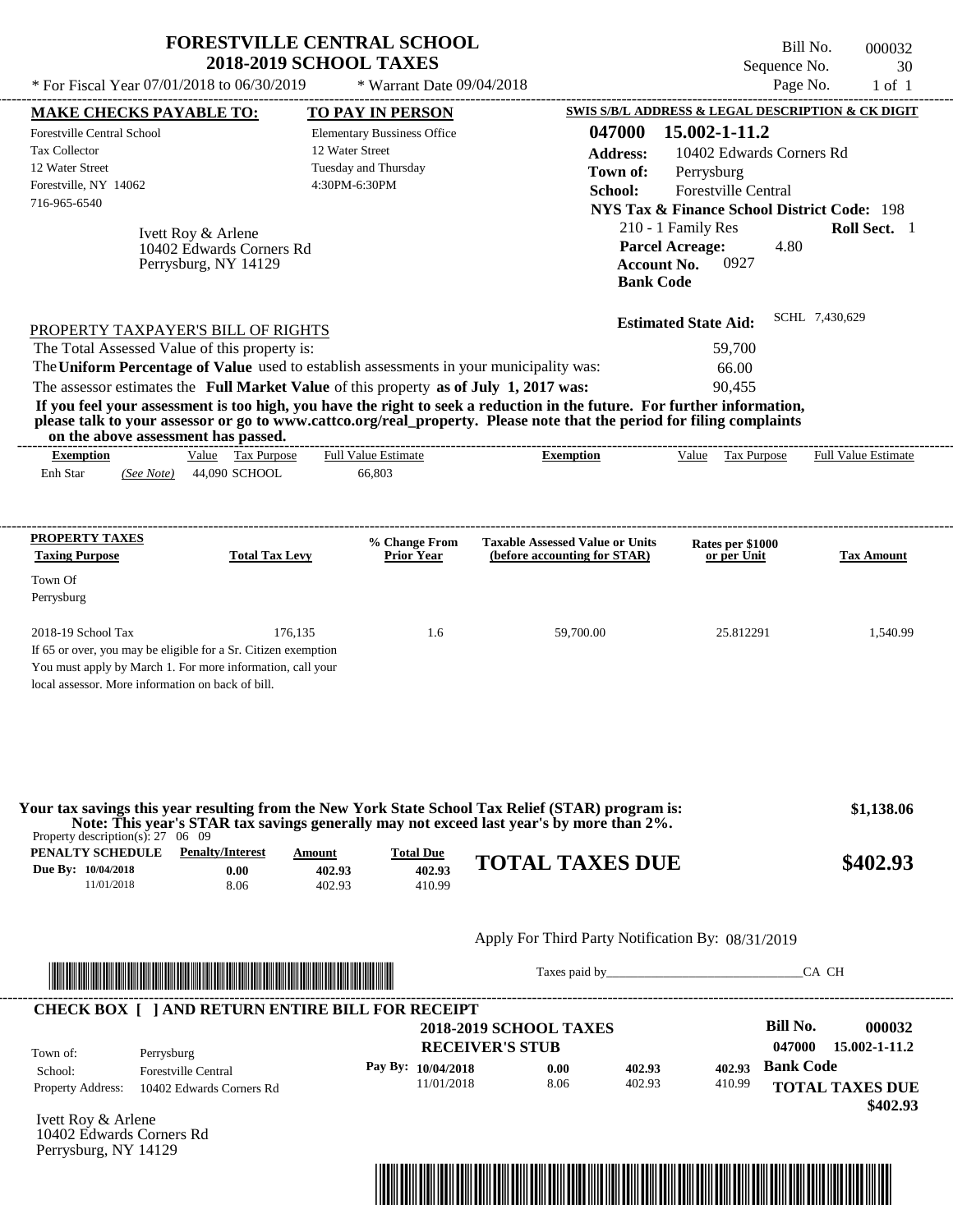# FORESTVILLE CENTRAL SCHOOL
## 2018-2019 SCHOOL TAXES

\* For Fiscal Year 07/01/2018 to 06/30/2019 \* Warrant Date 09/04/2018

Bill No. 000032
Sequence No. 30
Page No. 1 of 1

**MAKE CHECKS PAYABLE TO:**
Forestville Central School
Tax Collector
12 Water Street
Forestville, NY 14062
716-965-6540

**TO PAY IN PERSON**
Elementary Bussiness Office
12 Water Street
Tuesday and Thursday
4:30PM-6:30PM

**SWIS S/B/L ADDRESS & LEGAL DESCRIPTION & CK DIGIT**
**047000 15.002-1-11.2**
**Address:** 10402 Edwards Corners Rd
**Town of:** Perrysburg
**School:** Forestville Central
**NYS Tax & Finance School District Code:** 198
210 - 1 Family Res **Roll Sect.** 1
**Parcel Acreage:** 4.80
**Account No.** 0927
**Bank Code**

Ivett Roy & Arlene
10402 Edwards Corners Rd
Perrysburg, NY 14129

**Estimated State Aid:** SCHL 7,430,629

PROPERTY TAXPAYER'S BILL OF RIGHTS

The Total Assessed Value of this property is: 59,700
The **Uniform Percentage of Value** used to establish assessments in your municipality was: 66.00
The assessor estimates the **Full Market Value** of this property **as of July 1, 2017 was:** 90,455

**If you feel your assessment is too high, you have the right to seek a reduction in the future. For further information, please talk to your assessor or go to www.cattco.org/real_property. Please note that the period for filing complaints on the above assessment has passed.**

| Exemption | Value | Tax Purpose | Full Value Estimate | Exemption | Value | Tax Purpose | Full Value Estimate |
|---|---|---|---|---|---|---|---|
| Enh Star *(See Note)* | 44,090 | SCHOOL | 66,803 | | | | |

| PROPERTY TAXES Taxing Purpose | Total Tax Levy | % Change From Prior Year | Taxable Assessed Value or Units (before accounting for STAR) | Rates per $1000 or per Unit | Tax Amount |
|---|---|---|---|---|---|
| Town Of Perrysburg | | | | | |
| 2018-19 School Tax | 176,135 | 1.6 | 59,700.00 | 25.812291 | 1,540.99 |

If 65 or over, you may be eligible for a Sr. Citizen exemption
You must apply by March 1. For more information, call your local assessor. More information on back of bill.

**Your tax savings this year resulting from the New York State School Tax Relief (STAR) program is:** **$1,138.06**
**Note: This year's STAR tax savings generally may not exceed last year's by more than 2%.**

Property description(s): 27 06 09

| PENALTY SCHEDULE | Penalty/Interest | Amount | Total Due |
|---|---|---|---|
| Due By: 10/04/2018 | 0.00 | 402.93 | 402.93 |
| 11/01/2018 | 8.06 | 402.93 | 410.99 |

**TOTAL TAXES DUE $402.93**

Apply For Third Party Notification By: 08/31/2019

Taxes paid by_______________________________CA CH

**CHECK BOX [ ] AND RETURN ENTIRE BILL FOR RECEIPT**

**2018-2019 SCHOOL TAXES**
**RECEIVER'S STUB**

Bill No. **000032**
047000 15.002-1-11.2

Town of: Perrysburg
School: Forestville Central
Property Address: 10402 Edwards Corners Rd

| Pay By: | | | |
|---|---|---|---|
| 10/04/2018 | 0.00 | 402.93 | 402.93 |
| 11/01/2018 | 8.06 | 402.93 | 410.99 |

**Bank Code**

**TOTAL TAXES DUE $402.93**

Ivett Roy & Arlene
10402 Edwards Corners Rd
Perrysburg, NY 14129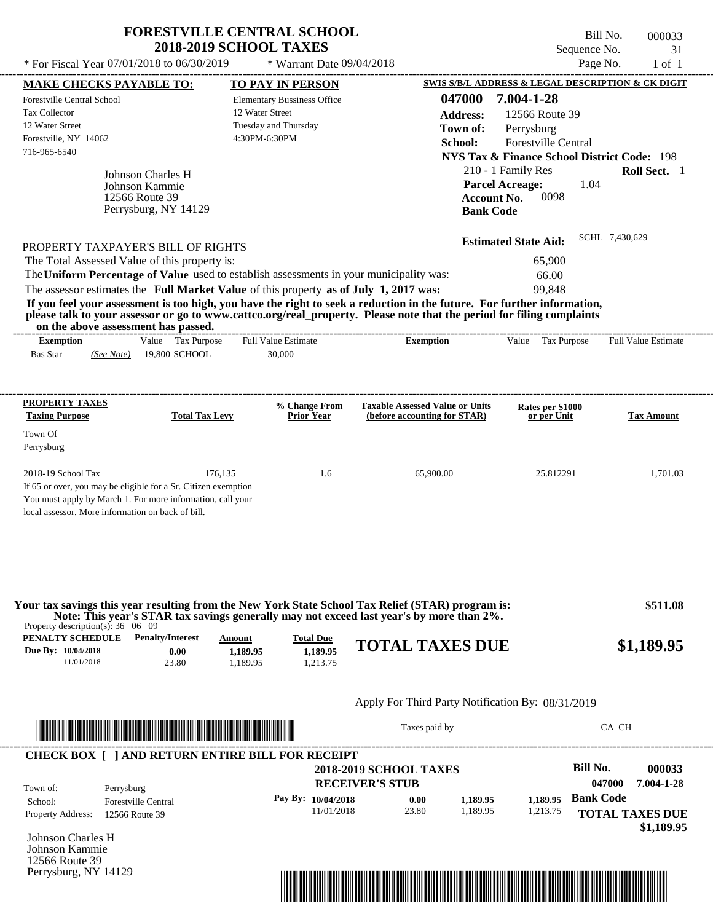# FORESTVILLE CENTRAL SCHOOL
## 2018-2019 SCHOOL TAXES

\* For Fiscal Year 07/01/2018 to 06/30/2019 \* Warrant Date 09/04/2018

Bill No. 000033
Sequence No. 31
Page No. 1 of 1

| MAKE CHECKS PAYABLE TO: | TO PAY IN PERSON | SWIS S/B/L ADDRESS & LEGAL DESCRIPTION & CK DIGIT |
|---|---|---|
| Forestville Central School | Elementary Bussiness Office | 047000 7.004-1-28 |
| Tax Collector | 12 Water Street | Address: 12566 Route 39 |
| 12 Water Street | Tuesday and Thursday | Town of: Perrysburg |
| Forestville, NY 14062 | 4:30PM-6:30PM | School: Forestville Central |
| 716-965-6540 | | NYS Tax & Finance School District Code: 198 |

Johnson Charles H
Johnson Kammie
12566 Route 39
Perrysburg, NY 14129

210 - 1 Family Res — **Roll Sect.** 1
**Parcel Acreage:** 1.04
**Account No.** 0098
**Bank Code**

**Estimated State Aid:** SCHL 7,430,629

PROPERTY TAXPAYER'S BILL OF RIGHTS

The Total Assessed Value of this property is: 65,900
The **Uniform Percentage of Value** used to establish assessments in your municipality was: 66.00
The assessor estimates the **Full Market Value** of this property **as of July 1, 2017 was:** 99,848

**If you feel your assessment is too high, you have the right to seek a reduction in the future. For further information, please talk to your assessor or go to www.cattco.org/real_property. Please note that the period for filing complaints on the above assessment has passed.**

| Exemption | Value | Tax Purpose | Full Value Estimate | Exemption | Value | Tax Purpose | Full Value Estimate |
|---|---|---|---|---|---|---|---|
| Bas Star *(See Note)* | 19,800 | SCHOOL | 30,000 | | | | |

| PROPERTY TAXES Taxing Purpose | Total Tax Levy | % Change From Prior Year | Taxable Assessed Value or Units (before accounting for STAR) | Rates per $1000 or per Unit | Tax Amount |
|---|---|---|---|---|---|
| Town Of Perrysburg | | | | | |
| 2018-19 School Tax | 176,135 | 1.6 | 65,900.00 | 25.812291 | 1,701.03 |

If 65 or over, you may be eligible for a Sr. Citizen exemption
You must apply by March 1. For more information, call your local assessor. More information on back of bill.

**Your tax savings this year resulting from the New York State School Tax Relief (STAR) program is: $511.08**
**Note: This year's STAR tax savings generally may not exceed last year's by more than 2%.**

Property description(s): 36 06 09

| PENALTY SCHEDULE | Penalty/Interest | Amount | Total Due |
|---|---|---|---|
| Due By: 10/04/2018 | 0.00 | 1,189.95 | 1,189.95 |
| 11/01/2018 | 23.80 | 1,189.95 | 1,213.75 |

**TOTAL TAXES DUE $1,189.95**

Apply For Third Party Notification By: 08/31/2019

Taxes paid by_______________________________CA CH

**CHECK BOX [ ] AND RETURN ENTIRE BILL FOR RECEIPT**

**2018-2019 SCHOOL TAXES**
**RECEIVER'S STUB**

**Bill No. 000033**
**047000 7.004-1-28**

Town of: Perrysburg
School: Forestville Central
Property Address: 12566 Route 39

| Pay By: | Penalty/Interest | Amount | Total Due |
|---|---|---|---|
| 10/04/2018 | 0.00 | 1,189.95 | 1,189.95 |
| 11/01/2018 | 23.80 | 1,189.95 | 1,213.75 |

**Bank Code**

**TOTAL TAXES DUE $1,189.95**

Johnson Charles H
Johnson Kammie
12566 Route 39
Perrysburg, NY 14129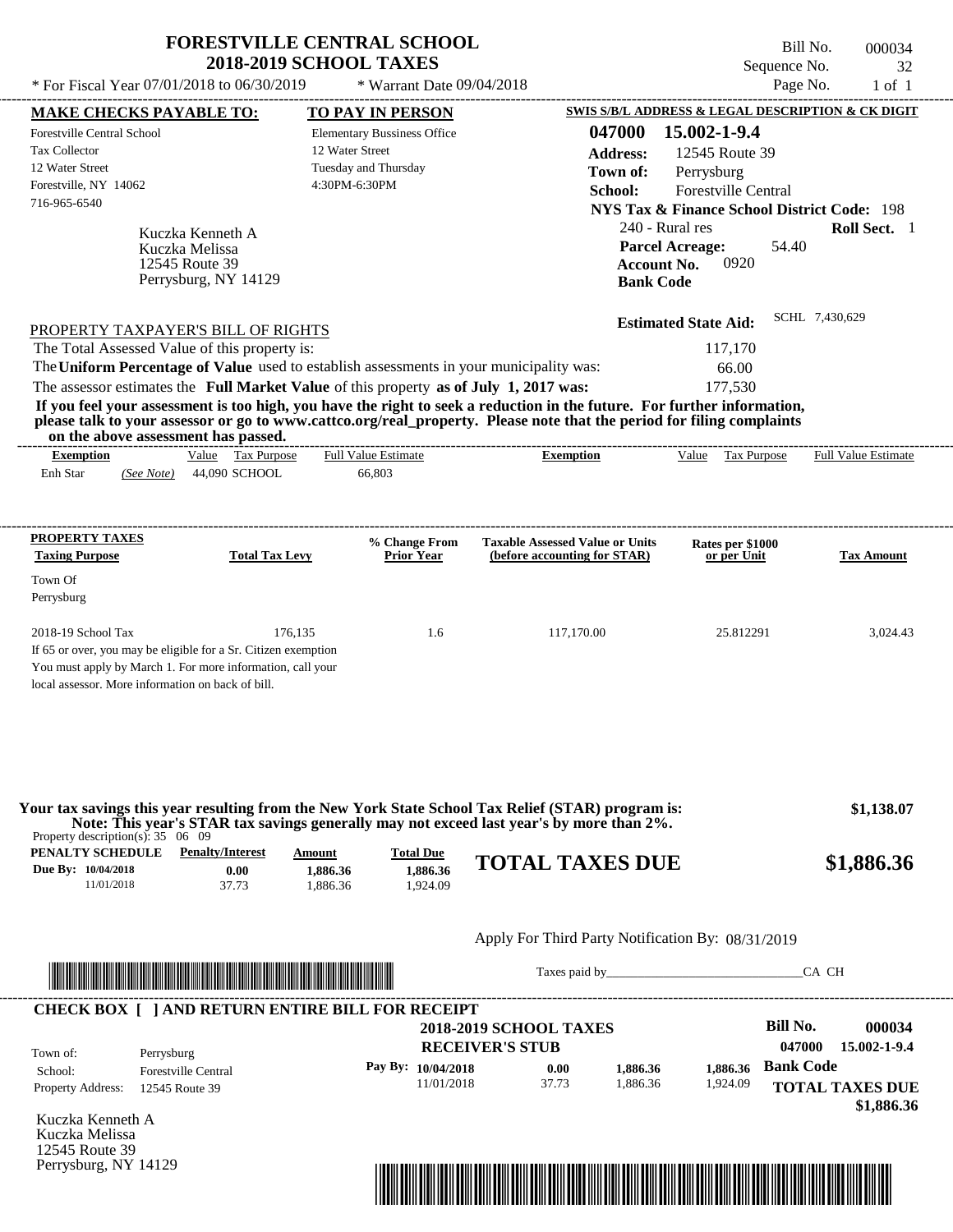# FORESTVILLE CENTRAL SCHOOL
## 2018-2019 SCHOOL TAXES

Bill No. 000034
Sequence No. 32
Page No. 1 of 1

\* For Fiscal Year 07/01/2018 to 06/30/2019 \* Warrant Date 09/04/2018

| MAKE CHECKS PAYABLE TO: | TO PAY IN PERSON | SWIS S/B/L ADDRESS & LEGAL DESCRIPTION & CK DIGIT |
|---|---|---|
| Forestville Central School | Elementary Bussiness Office | 047000 15.002-1-9.4 |
| Tax Collector | 12 Water Street | Address: 12545 Route 39 |
| 12 Water Street | Tuesday and Thursday | Town of: Perrysburg |
| Forestville, NY 14062 | 4:30PM-6:30PM | School: Forestville Central |
| 716-965-6540 | | NYS Tax & Finance School District Code: 198 |

Kuczka Kenneth A
Kuczka Melissa
12545 Route 39
Perrysburg, NY 14129

240 - Rural res **Roll Sect.** 1
**Parcel Acreage:** 54.40
**Account No.** 0920
**Bank Code**

**Estimated State Aid:** SCHL 7,430,629

PROPERTY TAXPAYER'S BILL OF RIGHTS

The Total Assessed Value of this property is: 117,170
The **Uniform Percentage of Value** used to establish assessments in your municipality was: 66.00
The assessor estimates the **Full Market Value** of this property **as of July 1, 2017 was:** 177,530

**If you feel your assessment is too high, you have the right to seek a reduction in the future. For further information, please talk to your assessor or go to www.cattco.org/real_property. Please note that the period for filing complaints on the above assessment has passed.**

| Exemption | Value | Tax Purpose | Full Value Estimate | Exemption | Value | Tax Purpose | Full Value Estimate |
|---|---|---|---|---|---|---|---|
| Enh Star *(See Note)* | 44,090 | SCHOOL | 66,803 | | | | |

| PROPERTY TAXES Taxing Purpose | Total Tax Levy | % Change From Prior Year | Taxable Assessed Value or Units (before accounting for STAR) | Rates per $1000 or per Unit | Tax Amount |
|---|---|---|---|---|---|
| Town Of Perrysburg | | | | | |
| 2018-19 School Tax | 176,135 | 1.6 | 117,170.00 | 25.812291 | 3,024.43 |

If 65 or over, you may be eligible for a Sr. Citizen exemption
You must apply by March 1. For more information, call your local assessor. More information on back of bill.

**Your tax savings this year resulting from the New York State School Tax Relief (STAR) program is: $1,138.07**
**Note: This year's STAR tax savings generally may not exceed last year's by more than 2%.**

Property description(s): 35 06 09

| PENALTY SCHEDULE | Penalty/Interest | Amount | Total Due |
|---|---|---|---|
| Due By: 10/04/2018 | 0.00 | 1,886.36 | 1,886.36 |
| 11/01/2018 | 37.73 | 1,886.36 | 1,924.09 |

**TOTAL TAXES DUE $1,886.36**

Apply For Third Party Notification By: 08/31/2019

Taxes paid by_______________________________CA CH

**CHECK BOX [ ] AND RETURN ENTIRE BILL FOR RECEIPT**

**2018-2019 SCHOOL TAXES**
**RECEIVER'S STUB**

**Bill No. 000034**
**047000 15.002-1-9.4**

Town of: Perrysburg
School: Forestville Central
Property Address: 12545 Route 39

| Pay By: | Penalty/Interest | Amount | Total Due |
|---|---|---|---|
| 10/04/2018 | 0.00 | 1,886.36 | 1,886.36 |
| 11/01/2018 | 37.73 | 1,886.36 | 1,924.09 |

**Bank Code**
**TOTAL TAXES DUE $1,886.36**

Kuczka Kenneth A
Kuczka Melissa
12545 Route 39
Perrysburg, NY 14129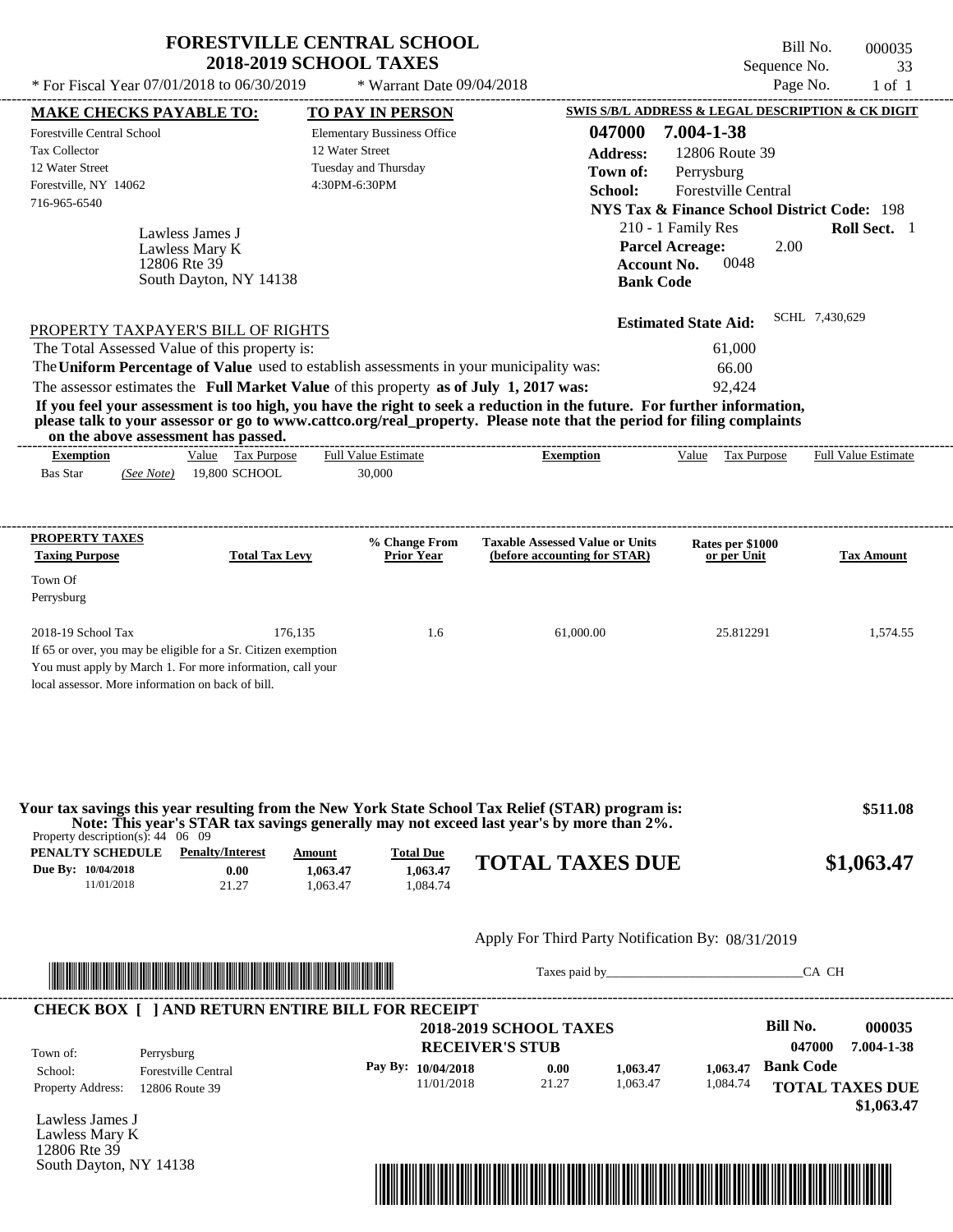# FORESTVILLE CENTRAL SCHOOL
## 2018-2019 SCHOOL TAXES

\* For Fiscal Year 07/01/2018 to 06/30/2019 &nbsp;&nbsp; \* Warrant Date 09/04/2018

Bill No. 000035
Sequence No. 33
Page No. 1 of 1

| MAKE CHECKS PAYABLE TO: | TO PAY IN PERSON | SWIS S/B/L ADDRESS & LEGAL DESCRIPTION & CK DIGIT |
|---|---|---|
| Forestville Central School | Elementary Bussiness Office | 047000 7.004-1-38 |
| Tax Collector | 12 Water Street | Address: 12806 Route 39 |
| 12 Water Street | Tuesday and Thursday | Town of: Perrysburg |
| Forestville, NY 14062 | 4:30PM-6:30PM | School: Forestville Central |
| 716-965-6540 | | NYS Tax & Finance School District Code: 198 |

Lawless James J
Lawless Mary K
12806 Rte 39
South Dayton, NY 14138

210 - 1 Family Res &nbsp;&nbsp; **Roll Sect.** 1
**Parcel Acreage:** 2.00
**Account No.** 0048
**Bank Code**

**Estimated State Aid:** SCHL 7,430,629

PROPERTY TAXPAYER'S BILL OF RIGHTS

The Total Assessed Value of this property is: 61,000
The **Uniform Percentage of Value** used to establish assessments in your municipality was: 66.00
The assessor estimates the **Full Market Value** of this property **as of July 1, 2017 was:** 92,424

**If you feel your assessment is too high, you have the right to seek a reduction in the future. For further information, please talk to your assessor or go to www.cattco.org/real_property. Please note that the period for filing complaints on the above assessment has passed.**

| Exemption | Value | Tax Purpose | Full Value Estimate | Exemption | Value | Tax Purpose | Full Value Estimate |
|---|---|---|---|---|---|---|---|
| Bas Star *(See Note)* | 19,800 | SCHOOL | 30,000 | | | | |

| PROPERTY TAXES Taxing Purpose | Total Tax Levy | % Change From Prior Year | Taxable Assessed Value or Units (before accounting for STAR) | Rates per $1000 or per Unit | Tax Amount |
|---|---|---|---|---|---|
| Town Of Perrysburg | | | | | |
| 2018-19 School Tax | 176,135 | 1.6 | 61,000.00 | 25.812291 | 1,574.55 |

If 65 or over, you may be eligible for a Sr. Citizen exemption
You must apply by March 1. For more information, call your local assessor. More information on back of bill.

**Your tax savings this year resulting from the New York State School Tax Relief (STAR) program is: $511.08**
**Note: This year's STAR tax savings generally may not exceed last year's by more than 2%.**

Property description(s): 44 06 09

| PENALTY SCHEDULE | Penalty/Interest | Amount | Total Due |
|---|---|---|---|
| Due By: 10/04/2018 | 0.00 | 1,063.47 | 1,063.47 |
| 11/01/2018 | 21.27 | 1,063.47 | 1,084.74 |

**TOTAL TAXES DUE $1,063.47**

Apply For Third Party Notification By: 08/31/2019

Taxes paid by______________________________CA CH

**CHECK BOX [ ] AND RETURN ENTIRE BILL FOR RECEIPT**

**2018-2019 SCHOOL TAXES**
**RECEIVER'S STUB**

**Bill No. 000035**
**047000 7.004-1-38**

| | |
|---|---|
| Town of: | Perrysburg |
| School: | Forestville Central |
| Property Address: | 12806 Route 39 |

| Pay By: | Penalty/Interest | Amount | Total Due |
|---|---|---|---|
| 10/04/2018 | 0.00 | 1,063.47 | 1,063.47 |
| 11/01/2018 | 21.27 | 1,063.47 | 1,084.74 |

**Bank Code**

**TOTAL TAXES DUE $1,063.47**

Lawless James J
Lawless Mary K
12806 Rte 39
South Dayton, NY 14138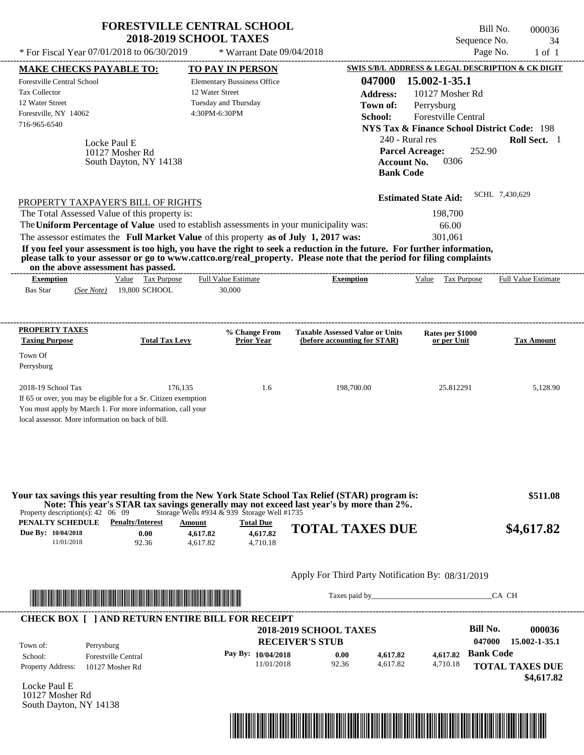# FORESTVILLE CENTRAL SCHOOL
## 2018-2019 SCHOOL TAXES

* For Fiscal Year 07/01/2018 to 06/30/2019 * Warrant Date 09/04/2018

Bill No. 000036
Sequence No. 34
Page No. 1 of 1

**MAKE CHECKS PAYABLE TO:**
Forestville Central School
Tax Collector
12 Water Street
Forestville, NY 14062
716-965-6540

**TO PAY IN PERSON**
Elementary Bussiness Office
12 Water Street
Tuesday and Thursday
4:30PM-6:30PM

**SWIS S/B/L ADDRESS & LEGAL DESCRIPTION & CK DIGIT**
**047000 15.002-1-35.1**
**Address:** 10127 Mosher Rd
**Town of:** Perrysburg
**School:** Forestville Central
**NYS Tax & Finance School District Code:** 198
240 - Rural res **Roll Sect.** 1
**Parcel Acreage:** 252.90
**Account No.** 0306
**Bank Code**

Locke Paul E
10127 Mosher Rd
South Dayton, NY 14138

**Estimated State Aid:** SCHL 7,430,629

PROPERTY TAXPAYER'S BILL OF RIGHTS

The Total Assessed Value of this property is: 198,700
The **Uniform Percentage of Value** used to establish assessments in your municipality was: 66.00
The assessor estimates the **Full Market Value** of this property **as of July 1, 2017 was:** 301,061

**If you feel your assessment is too high, you have the right to seek a reduction in the future. For further information, please talk to your assessor or go to www.cattco.org/real_property. Please note that the period for filing complaints on the above assessment has passed.**

| Exemption | Value | Tax Purpose | Full Value Estimate | Exemption | Value | Tax Purpose | Full Value Estimate |
|---|---|---|---|---|---|---|---|
| Bas Star *(See Note)* | 19,800 | SCHOOL | 30,000 | | | | |

| PROPERTY TAXES Taxing Purpose | Total Tax Levy | % Change From Prior Year | Taxable Assessed Value or Units (before accounting for STAR) | Rates per $1000 or per Unit | Tax Amount |
|---|---|---|---|---|---|
| Town Of Perrysburg | | | | | |
| 2018-19 School Tax | 176,135 | 1.6 | 198,700.00 | 25.812291 | 5,128.90 |

If 65 or over, you may be eligible for a Sr. Citizen exemption
You must apply by March 1. For more information, call your local assessor. More information on back of bill.

**Your tax savings this year resulting from the New York State School Tax Relief (STAR) program is: $511.08**
**Note: This year's STAR tax savings generally may not exceed last year's by more than 2%.**

Property description(s): 42 06 09 Storage Wells #934 & 939 Storage Well #1735

| PENALTY SCHEDULE | Penalty/Interest | Amount | Total Due |
|---|---|---|---|
| Due By: 10/04/2018 | 0.00 | 4,617.82 | 4,617.82 |
| 11/01/2018 | 92.36 | 4,617.82 | 4,710.18 |

**TOTAL TAXES DUE $4,617.82**

Apply For Third Party Notification By: 08/31/2019

Taxes paid by_______________________________CA CH

**CHECK BOX [ ] AND RETURN ENTIRE BILL FOR RECEIPT**

**2018-2019 SCHOOL TAXES**
**RECEIVER'S STUB**

**Bill No. 000036**
047000 15.002-1-35.1

Town of: Perrysburg
School: Forestville Central
Property Address: 10127 Mosher Rd

| Pay By: | | | |
|---|---|---|---|
| 10/04/2018 | 0.00 | 4,617.82 | 4,617.82 |
| 11/01/2018 | 92.36 | 4,617.82 | 4,710.18 |

**Bank Code**
**TOTAL TAXES DUE $4,617.82**

Locke Paul E
10127 Mosher Rd
South Dayton, NY 14138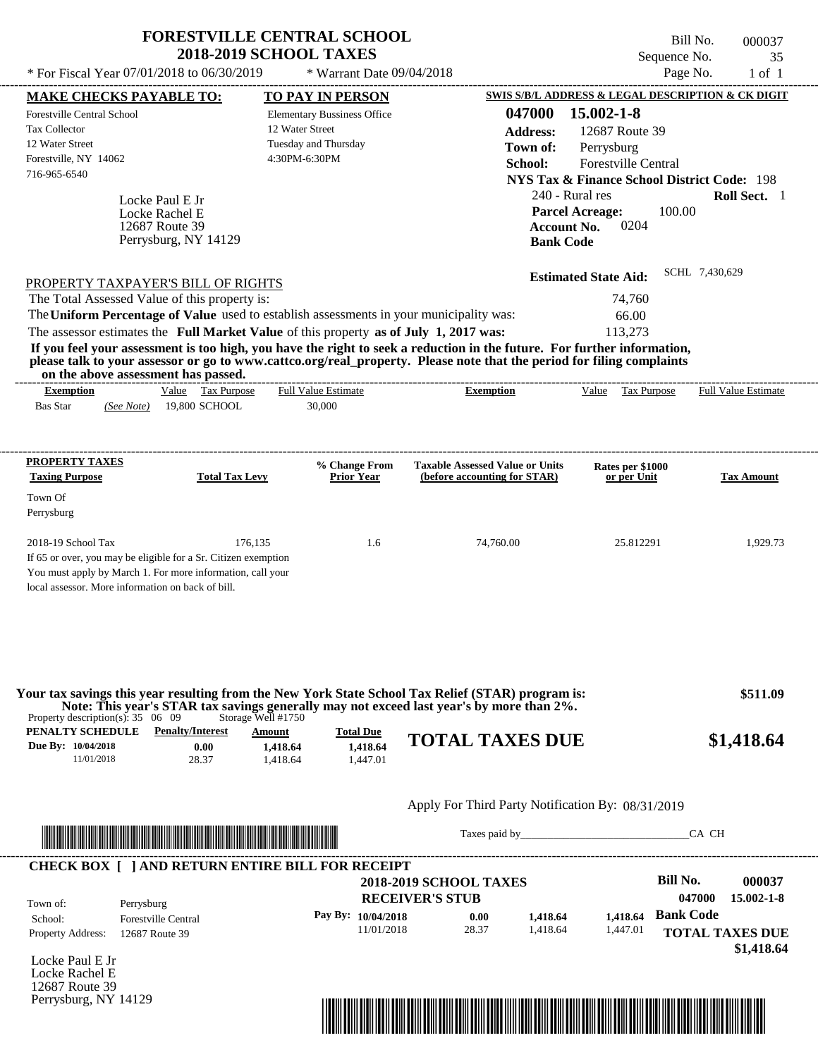# FORESTVILLE CENTRAL SCHOOL
## 2018-2019 SCHOOL TAXES

\* For Fiscal Year 07/01/2018 to 06/30/2019 \* Warrant Date 09/04/2018

Bill No. 000037
Sequence No. 35
Page No. 1 of 1

**MAKE CHECKS PAYABLE TO:**
Forestville Central School
Tax Collector
12 Water Street
Forestville, NY 14062
716-965-6540

**TO PAY IN PERSON**
Elementary Bussiness Office
12 Water Street
Tuesday and Thursday
4:30PM-6:30PM

**SWIS S/B/L ADDRESS & LEGAL DESCRIPTION & CK DIGIT**
**047000 15.002-1-8**
**Address:** 12687 Route 39
**Town of:** Perrysburg
**School:** Forestville Central
**NYS Tax & Finance School District Code:** 198
240 - Rural res **Roll Sect.** 1
**Parcel Acreage:** 100.00
**Account No.** 0204
**Bank Code**

Locke Paul E Jr
Locke Rachel E
12687 Route 39
Perrysburg, NY 14129

**Estimated State Aid:** SCHL 7,430,629

PROPERTY TAXPAYER'S BILL OF RIGHTS

The Total Assessed Value of this property is: 74,760
The **Uniform Percentage of Value** used to establish assessments in your municipality was: 66.00
The assessor estimates the **Full Market Value** of this property **as of July 1, 2017 was:** 113,273

**If you feel your assessment is too high, you have the right to seek a reduction in the future. For further information, please talk to your assessor or go to www.cattco.org/real_property. Please note that the period for filing complaints on the above assessment has passed.**

| Exemption | Value | Tax Purpose | Full Value Estimate | Exemption | Value | Tax Purpose | Full Value Estimate |
|---|---|---|---|---|---|---|---|
| Bas Star *(See Note)* | 19,800 | SCHOOL | 30,000 | | | | |

| PROPERTY TAXES Taxing Purpose | Total Tax Levy | % Change From Prior Year | Taxable Assessed Value or Units (before accounting for STAR) | Rates per $1000 or per Unit | Tax Amount |
|---|---|---|---|---|---|
| Town Of Perrysburg | | | | | |
| 2018-19 School Tax | 176,135 | 1.6 | 74,760.00 | 25.812291 | 1,929.73 |

If 65 or over, you may be eligible for a Sr. Citizen exemption
You must apply by March 1. For more information, call your
local assessor. More information on back of bill.

**Your tax savings this year resulting from the New York State School Tax Relief (STAR) program is: $511.09**
**Note: This year's STAR tax savings generally may not exceed last year's by more than 2%.**

Property description(s): 35 06 09 Storage Well #1750

| PENALTY SCHEDULE | Penalty/Interest | Amount | Total Due |
|---|---|---|---|
| Due By: 10/04/2018 | 0.00 | 1,418.64 | 1,418.64 |
| 11/01/2018 | 28.37 | 1,418.64 | 1,447.01 |

**TOTAL TAXES DUE $1,418.64**

Apply For Third Party Notification By: 08/31/2019

Taxes paid by______________________________CA CH

**CHECK BOX [ ] AND RETURN ENTIRE BILL FOR RECEIPT**

**2018-2019 SCHOOL TAXES**
**RECEIVER'S STUB**

**Bill No. 000037**
**047000 15.002-1-8**

Town of: Perrysburg
School: Forestville Central
Property Address: 12687 Route 39

| Pay By: | Penalty/Interest | Amount | Total Due |
|---|---|---|---|
| 10/04/2018 | 0.00 | 1,418.64 | 1,418.64 |
| 11/01/2018 | 28.37 | 1,418.64 | 1,447.01 |

**Bank Code**

**TOTAL TAXES DUE $1,418.64**

Locke Paul E Jr
Locke Rachel E
12687 Route 39
Perrysburg, NY 14129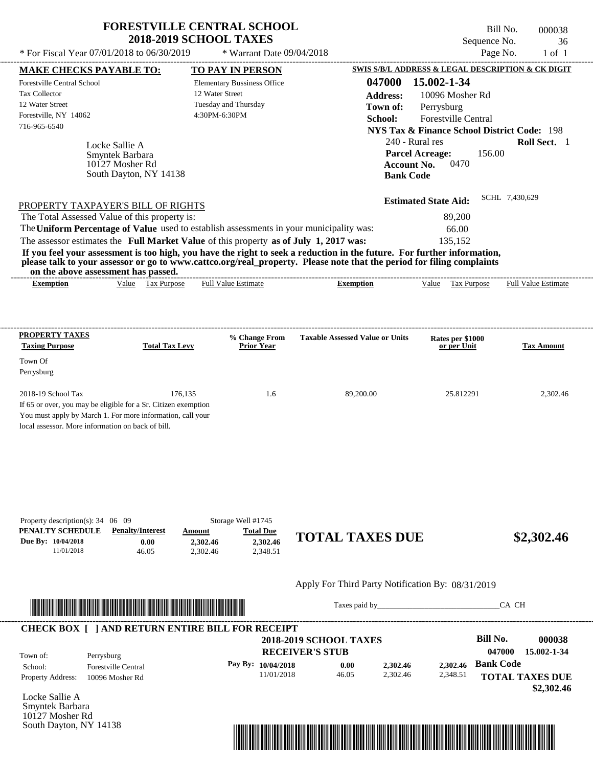# FORESTVILLE CENTRAL SCHOOL
## 2018-2019 SCHOOL TAXES

\* For Fiscal Year 07/01/2018 to 06/30/2019 \* Warrant Date 09/04/2018

Bill No. 000038
Sequence No. 36
Page No. 1 of 1

**MAKE CHECKS PAYABLE TO:**
Forestville Central School
Tax Collector
12 Water Street
Forestville, NY 14062
716-965-6540

**TO PAY IN PERSON**
Elementary Bussiness Office
12 Water Street
Tuesday and Thursday
4:30PM-6:30PM

**SWIS S/B/L ADDRESS & LEGAL DESCRIPTION & CK DIGIT**
**047000 15.002-1-34**
**Address:** 10096 Mosher Rd
**Town of:** Perrysburg
**School:** Forestville Central
**NYS Tax & Finance School District Code:** 198
240 - Rural res **Roll Sect.** 1
**Parcel Acreage:** 156.00
**Account No.** 0470
**Bank Code**

Locke Sallie A
Smyntek Barbara
10127 Mosher Rd
South Dayton, NY 14138

**Estimated State Aid:** SCHL 7,430,629

PROPERTY TAXPAYER'S BILL OF RIGHTS

The Total Assessed Value of this property is: 89,200
The **Uniform Percentage of Value** used to establish assessments in your municipality was: 66.00
The assessor estimates the **Full Market Value** of this property **as of July 1, 2017 was:** 135,152

**If you feel your assessment is too high, you have the right to seek a reduction in the future. For further information, please talk to your assessor or go to www.cattco.org/real_property. Please note that the period for filing complaints on the above assessment has passed.**

| Exemption | Value | Tax Purpose | Full Value Estimate | Exemption | Value | Tax Purpose | Full Value Estimate |
|---|---|---|---|---|---|---|---|

| PROPERTY TAXES Taxing Purpose | Total Tax Levy | % Change From Prior Year | Taxable Assessed Value or Units | Rates per $1000 or per Unit | Tax Amount |
|---|---|---|---|---|---|
| Town Of Perrysburg | | | | | |
| 2018-19 School Tax | 176,135 | 1.6 | 89,200.00 | 25.812291 | 2,302.46 |

If 65 or over, you may be eligible for a Sr. Citizen exemption
You must apply by March 1. For more information, call your local assessor. More information on back of bill.

Property description(s): 34 06 09 Storage Well #1745

| PENALTY SCHEDULE | Penalty/Interest | Amount | Total Due |
|---|---|---|---|
| Due By: 10/04/2018 | 0.00 | 2,302.46 | 2,302.46 |
| 11/01/2018 | 46.05 | 2,302.46 | 2,348.51 |

**TOTAL TAXES DUE $2,302.46**

Apply For Third Party Notification By: 08/31/2019

Taxes paid by_______________________________CA CH

**CHECK BOX [ ] AND RETURN ENTIRE BILL FOR RECEIPT**

**2018-2019 SCHOOL TAXES**
**RECEIVER'S STUB**

**Bill No. 000038**
**047000 15.002-1-34**

Town of: Perrysburg
School: Forestville Central
Property Address: 10096 Mosher Rd

| Pay By: | | | |
|---|---|---|---|
| 10/04/2018 | 0.00 | 2,302.46 | 2,302.46 |
| 11/01/2018 | 46.05 | 2,302.46 | 2,348.51 |

**Bank Code**

**TOTAL TAXES DUE $2,302.46**

Locke Sallie A
Smyntek Barbara
10127 Mosher Rd
South Dayton, NY 14138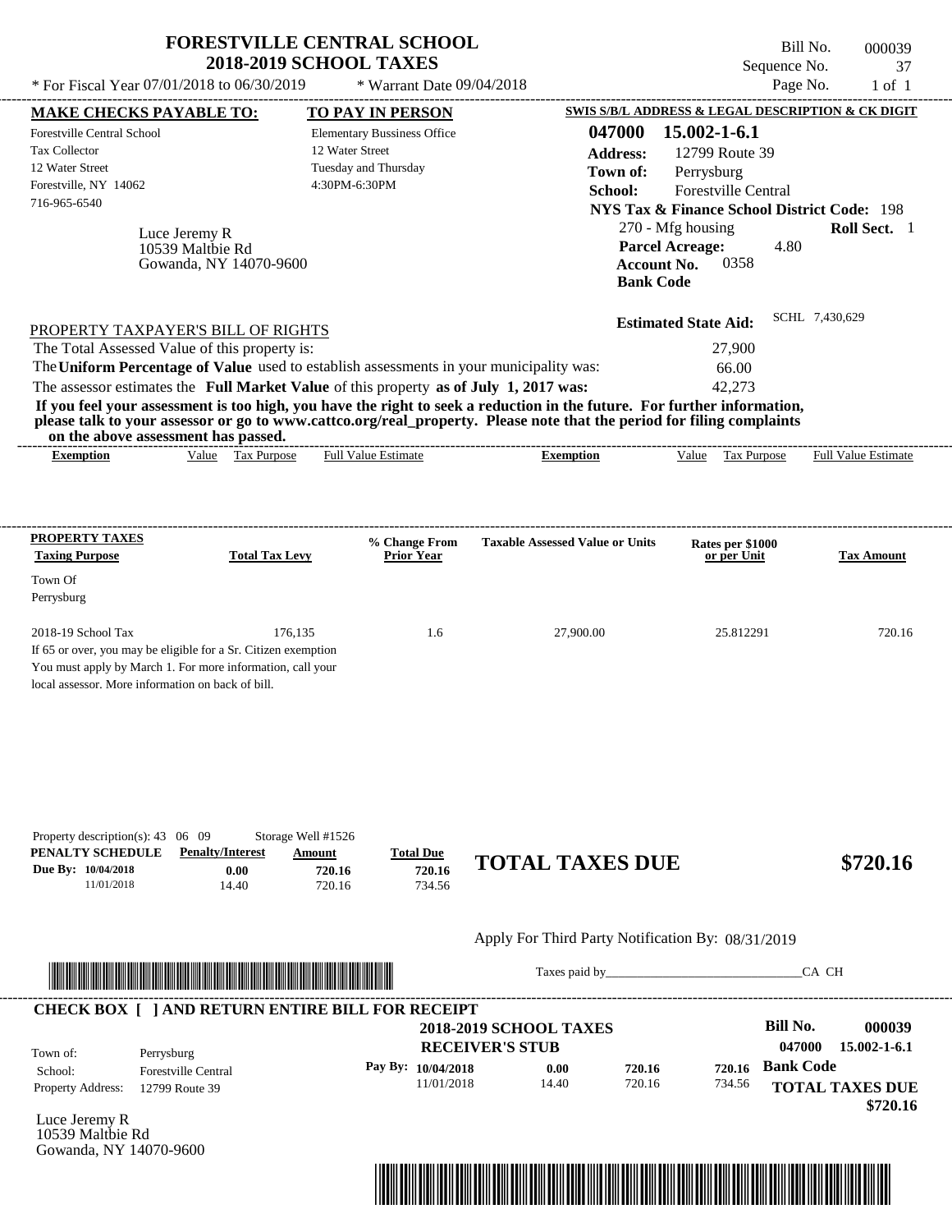# FORESTVILLE CENTRAL SCHOOL
## 2018-2019 SCHOOL TAXES

Bill No. 000039
Sequence No. 37
Page No. 1 of 1

* For Fiscal Year 07/01/2018 to 06/30/2019 * Warrant Date 09/04/2018

**MAKE CHECKS PAYABLE TO:**
Forestville Central School
Tax Collector
12 Water Street
Forestville, NY 14062
716-965-6540

**TO PAY IN PERSON**
Elementary Bussiness Office
12 Water Street
Tuesday and Thursday
4:30PM-6:30PM

**SWIS S/B/L ADDRESS & LEGAL DESCRIPTION & CK DIGIT**
**047000 15.002-1-6.1**
**Address:** 12799 Route 39
**Town of:** Perrysburg
**School:** Forestville Central
**NYS Tax & Finance School District Code:** 198
270 - Mfg housing **Roll Sect.** 1
**Parcel Acreage:** 4.80
**Account No.** 0358
**Bank Code**

Luce Jeremy R
10539 Maltbie Rd
Gowanda, NY 14070-9600

**Estimated State Aid:** SCHL 7,430,629

PROPERTY TAXPAYER'S BILL OF RIGHTS

The Total Assessed Value of this property is: 27,900
The **Uniform Percentage of Value** used to establish assessments in your municipality was: 66.00
The assessor estimates the **Full Market Value** of this property **as of July 1, 2017 was:** 42,273

**If you feel your assessment is too high, you have the right to seek a reduction in the future. For further information, please talk to your assessor or go to www.cattco.org/real_property. Please note that the period for filing complaints on the above assessment has passed.**

| Exemption | Value | Tax Purpose | Full Value Estimate | Exemption | Value | Tax Purpose | Full Value Estimate |
|---|---|---|---|---|---|---|---|

| PROPERTY TAXES Taxing Purpose | Total Tax Levy | % Change From Prior Year | Taxable Assessed Value or Units | Rates per $1000 or per Unit | Tax Amount |
|---|---|---|---|---|---|
| Town Of Perrysburg | | | | | |
| 2018-19 School Tax | 176,135 | 1.6 | 27,900.00 | 25.812291 | 720.16 |

If 65 or over, you may be eligible for a Sr. Citizen exemption
You must apply by March 1. For more information, call your local assessor. More information on back of bill.

Property description(s): 43 06 09 Storage Well #1526

| PENALTY SCHEDULE | Penalty/Interest | Amount | Total Due |
|---|---|---|---|
| Due By: 10/04/2018 | 0.00 | 720.16 | 720.16 |
| 11/01/2018 | 14.40 | 720.16 | 734.56 |

**TOTAL TAXES DUE $720.16**

Apply For Third Party Notification By: 08/31/2019

Taxes paid by_______________________________CA CH

**CHECK BOX [ ] AND RETURN ENTIRE BILL FOR RECEIPT**

**2018-2019 SCHOOL TAXES**
**RECEIVER'S STUB**

**Bill No. 000039**
**047000 15.002-1-6.1**

Town of: Perrysburg
School: Forestville Central
Property Address: 12799 Route 39

| Pay By: | | | |
|---|---|---|---|
| 10/04/2018 | 0.00 | 720.16 | 720.16 |
| 11/01/2018 | 14.40 | 720.16 | 734.56 |

**Bank Code**

**TOTAL TAXES DUE $720.16**

Luce Jeremy R
10539 Maltbie Rd
Gowanda, NY 14070-9600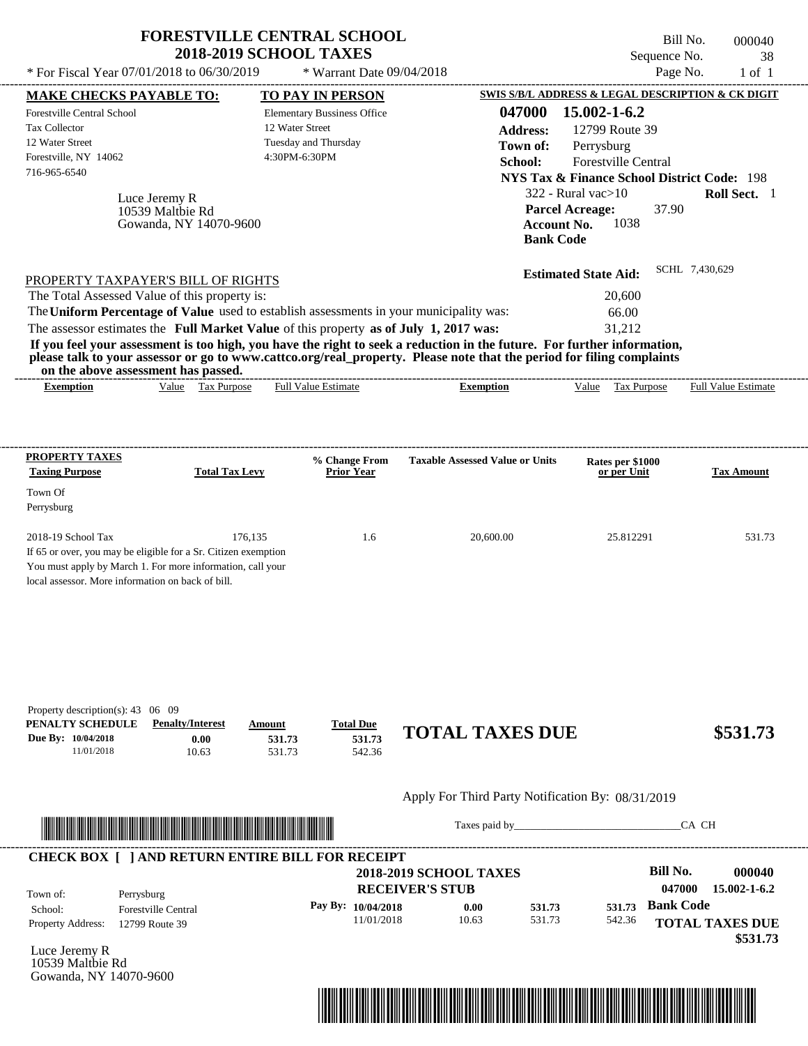# FORESTVILLE CENTRAL SCHOOL
## 2018-2019 SCHOOL TAXES

\* For Fiscal Year 07/01/2018 to 06/30/2019 &nbsp;&nbsp;&nbsp; \* Warrant Date 09/04/2018

Bill No. 000040
Sequence No. 38
Page No. 1 of 1

**MAKE CHECKS PAYABLE TO:**
Forestville Central School
Tax Collector
12 Water Street
Forestville, NY 14062
716-965-6540

**TO PAY IN PERSON**
Elementary Bussiness Office
12 Water Street
Tuesday and Thursday
4:30PM-6:30PM

**SWIS S/B/L ADDRESS & LEGAL DESCRIPTION & CK DIGIT**
**047000 15.002-1-6.2**
**Address:** 12799 Route 39
**Town of:** Perrysburg
**School:** Forestville Central
**NYS Tax & Finance School District Code:** 198
322 - Rural vac>10 &nbsp;&nbsp; **Roll Sect.** 1
**Parcel Acreage:** 37.90
**Account No.** 1038
**Bank Code**

Luce Jeremy R
10539 Maltbie Rd
Gowanda, NY 14070-9600

**Estimated State Aid:** SCHL 7,430,629

PROPERTY TAXPAYER'S BILL OF RIGHTS

The Total Assessed Value of this property is: 20,600
The **Uniform Percentage of Value** used to establish assessments in your municipality was: 66.00
The assessor estimates the **Full Market Value** of this property **as of July 1, 2017 was:** 31,212

**If you feel your assessment is too high, you have the right to seek a reduction in the future. For further information, please talk to your assessor or go to www.cattco.org/real_property. Please note that the period for filing complaints on the above assessment has passed.**

| Exemption | Value | Tax Purpose | Full Value Estimate | Exemption | Value | Tax Purpose | Full Value Estimate |
|---|---|---|---|---|---|---|---|

| PROPERTY TAXES Taxing Purpose | Total Tax Levy | % Change From Prior Year | Taxable Assessed Value or Units | Rates per $1000 or per Unit | Tax Amount |
|---|---|---|---|---|---|
| Town Of Perrysburg | | | | | |
| 2018-19 School Tax | 176,135 | 1.6 | 20,600.00 | 25.812291 | 531.73 |

If 65 or over, you may be eligible for a Sr. Citizen exemption
You must apply by March 1. For more information, call your local assessor. More information on back of bill.

Property description(s): 43 06 09

| PENALTY SCHEDULE | Penalty/Interest | Amount | Total Due |
|---|---|---|---|
| Due By: 10/04/2018 | 0.00 | 531.73 | 531.73 |
| 11/01/2018 | 10.63 | 531.73 | 542.36 |

**TOTAL TAXES DUE** **$531.73**

Apply For Third Party Notification By: 08/31/2019

Taxes paid by_______________________________CA CH

**CHECK BOX [ ] AND RETURN ENTIRE BILL FOR RECEIPT**

**2018-2019 SCHOOL TAXES**
**RECEIVER'S STUB**

**Bill No. 000040**
**047000 15.002-1-6.2**

Town of: Perrysburg
School: Forestville Central
Property Address: 12799 Route 39

| Pay By: | | | |
|---|---|---|---|
| 10/04/2018 | 0.00 | 531.73 | 531.73 |
| 11/01/2018 | 10.63 | 531.73 | 542.36 |

**Bank Code**

**TOTAL TAXES DUE**
**$531.73**

Luce Jeremy R
10539 Maltbie Rd
Gowanda, NY 14070-9600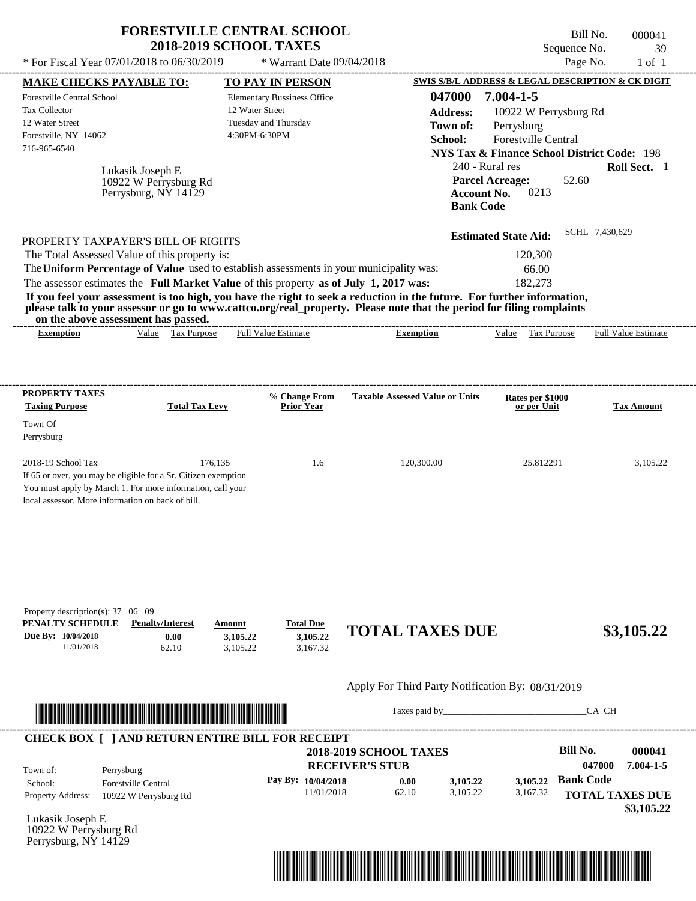# FORESTVILLE CENTRAL SCHOOL
## 2018-2019 SCHOOL TAXES

\* For Fiscal Year 07/01/2018 to 06/30/2019 \* Warrant Date 09/04/2018

Bill No. 000041
Sequence No. 39
Page No. 1 of 1

**MAKE CHECKS PAYABLE TO:**
Forestville Central School
Tax Collector
12 Water Street
Forestville, NY 14062
716-965-6540

**TO PAY IN PERSON**
Elementary Bussiness Office
12 Water Street
Tuesday and Thursday
4:30PM-6:30PM

**SWIS S/B/L ADDRESS & LEGAL DESCRIPTION & CK DIGIT**
**047000 7.004-1-5**
**Address:** 10922 W Perrysburg Rd
**Town of:** Perrysburg
**School:** Forestville Central
**NYS Tax & Finance School District Code:** 198
240 - Rural res **Roll Sect.** 1
**Parcel Acreage:** 52.60
**Account No.** 0213
**Bank Code**

Lukasik Joseph E
10922 W Perrysburg Rd
Perrysburg, NY 14129

**Estimated State Aid:** SCHL 7,430,629

PROPERTY TAXPAYER'S BILL OF RIGHTS

The Total Assessed Value of this property is: 120,300
The **Uniform Percentage of Value** used to establish assessments in your municipality was: 66.00
The assessor estimates the **Full Market Value** of this property **as of July 1, 2017 was:** 182,273

**If you feel your assessment is too high, you have the right to seek a reduction in the future. For further information, please talk to your assessor or go to www.cattco.org/real_property. Please note that the period for filing complaints on the above assessment has passed.**

| Exemption | Value | Tax Purpose | Full Value Estimate | Exemption | Value | Tax Purpose | Full Value Estimate |
|---|---|---|---|---|---|---|---|

| PROPERTY TAXES Taxing Purpose | Total Tax Levy | % Change From Prior Year | Taxable Assessed Value or Units | Rates per $1000 or per Unit | Tax Amount |
|---|---|---|---|---|---|
| Town Of Perrysburg | | | | | |
| 2018-19 School Tax | 176,135 | 1.6 | 120,300.00 | 25.812291 | 3,105.22 |

If 65 or over, you may be eligible for a Sr. Citizen exemption
You must apply by March 1. For more information, call your local assessor. More information on back of bill.

Property description(s): 37 06 09

| PENALTY SCHEDULE | Penalty/Interest | Amount | Total Due |
|---|---|---|---|
| Due By: 10/04/2018 | 0.00 | 3,105.22 | 3,105.22 |
| 11/01/2018 | 62.10 | 3,105.22 | 3,167.32 |

**TOTAL TAXES DUE $3,105.22**

Apply For Third Party Notification By: 08/31/2019

Taxes paid by_______________________________CA CH

**CHECK BOX [ ] AND RETURN ENTIRE BILL FOR RECEIPT**

**2018-2019 SCHOOL TAXES**
**RECEIVER'S STUB**

**Bill No.** 000041
047000 7.004-1-5

Town of: Perrysburg
School: Forestville Central
Property Address: 10922 W Perrysburg Rd

| Pay By: | | | |
|---|---|---|---|
| 10/04/2018 | 0.00 | 3,105.22 | 3,105.22 |
| 11/01/2018 | 62.10 | 3,105.22 | 3,167.32 |

**Bank Code**

**TOTAL TAXES DUE $3,105.22**

Lukasik Joseph E
10922 W Perrysburg Rd
Perrysburg, NY 14129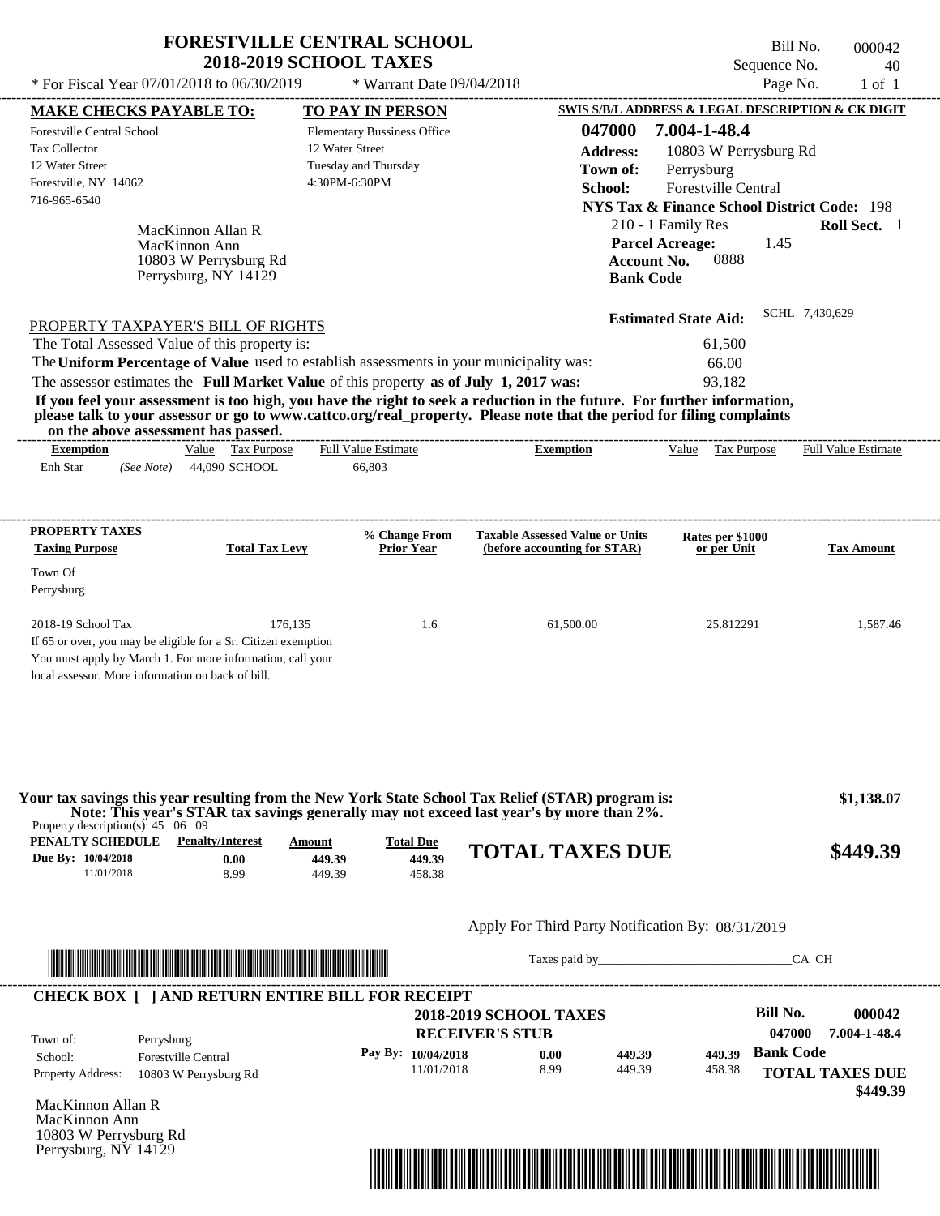# FORESTVILLE CENTRAL SCHOOL
## 2018-2019 SCHOOL TAXES

\* For Fiscal Year 07/01/2018 to 06/30/2019 \* Warrant Date 09/04/2018

Bill No. 000042
Sequence No. 40
Page No. 1 of 1

**MAKE CHECKS PAYABLE TO:**
Forestville Central School
Tax Collector
12 Water Street
Forestville, NY 14062
716-965-6540

**TO PAY IN PERSON**
Elementary Bussiness Office
12 Water Street
Tuesday and Thursday
4:30PM-6:30PM

**SWIS S/B/L ADDRESS & LEGAL DESCRIPTION & CK DIGIT**
**047000 7.004-1-48.4**
**Address:** 10803 W Perrysburg Rd
**Town of:** Perrysburg
**School:** Forestville Central
**NYS Tax & Finance School District Code:** 198
210 - 1 Family Res **Roll Sect.** 1
**Parcel Acreage:** 1.45
**Account No.** 0888
**Bank Code**

MacKinnon Allan R
MacKinnon Ann
10803 W Perrysburg Rd
Perrysburg, NY 14129

**Estimated State Aid:** SCHL 7,430,629

PROPERTY TAXPAYER'S BILL OF RIGHTS

The Total Assessed Value of this property is: 61,500
The **Uniform Percentage of Value** used to establish assessments in your municipality was: 66.00
The assessor estimates the **Full Market Value** of this property **as of July 1, 2017 was:** 93,182

**If you feel your assessment is too high, you have the right to seek a reduction in the future. For further information, please talk to your assessor or go to www.cattco.org/real_property. Please note that the period for filing complaints on the above assessment has passed.**

| Exemption | Value | Tax Purpose | Full Value Estimate | Exemption | Value | Tax Purpose | Full Value Estimate |
|---|---|---|---|---|---|---|---|
| Enh Star *(See Note)* | 44,090 | SCHOOL | 66,803 | | | | |

| PROPERTY TAXES Taxing Purpose | Total Tax Levy | % Change From Prior Year | Taxable Assessed Value or Units (before accounting for STAR) | Rates per $1000 or per Unit | Tax Amount |
|---|---|---|---|---|---|
| Town Of Perrysburg | | | | | |
| 2018-19 School Tax | 176,135 | 1.6 | 61,500.00 | 25.812291 | 1,587.46 |

If 65 or over, you may be eligible for a Sr. Citizen exemption
You must apply by March 1. For more information, call your local assessor. More information on back of bill.

**Your tax savings this year resulting from the New York State School Tax Relief (STAR) program is: $1,138.07**
**Note: This year's STAR tax savings generally may not exceed last year's by more than 2%.**

Property description(s): 45 06 09

| PENALTY SCHEDULE | Penalty/Interest | Amount | Total Due |
|---|---|---|---|
| Due By: 10/04/2018 | 0.00 | 449.39 | 449.39 |
| 11/01/2018 | 8.99 | 449.39 | 458.38 |

**TOTAL TAXES DUE $449.39**

Apply For Third Party Notification By: 08/31/2019

Taxes paid by______________________________CA CH

**CHECK BOX [ ] AND RETURN ENTIRE BILL FOR RECEIPT**

**2018-2019 SCHOOL TAXES**
**RECEIVER'S STUB**

**Bill No. 000042**
**047000 7.004-1-48.4**

Town of: Perrysburg
School: Forestville Central
Property Address: 10803 W Perrysburg Rd

| Pay By: | | | |
|---|---|---|---|
| 10/04/2018 | 0.00 | 449.39 | 449.39 |
| 11/01/2018 | 8.99 | 449.39 | 458.38 |

**Bank Code**

**TOTAL TAXES DUE $449.39**

MacKinnon Allan R
MacKinnon Ann
10803 W Perrysburg Rd
Perrysburg, NY 14129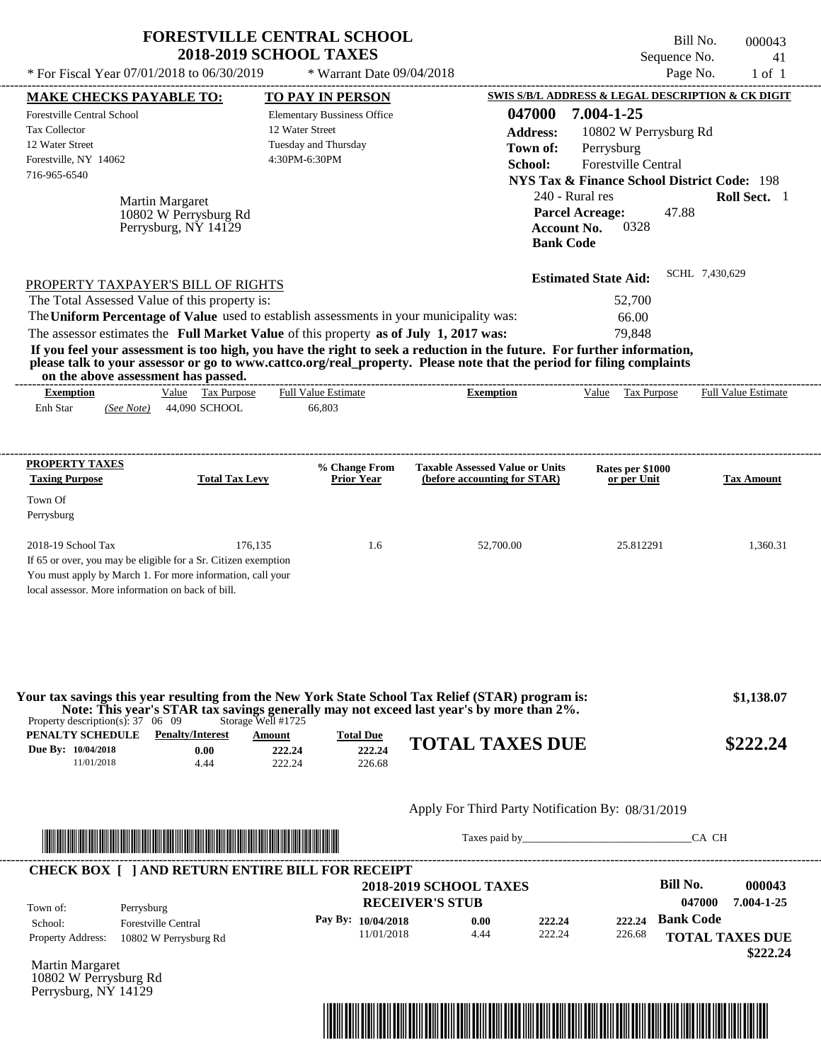# FORESTVILLE CENTRAL SCHOOL
## 2018-2019 SCHOOL TAXES

\* For Fiscal Year 07/01/2018 to 06/30/2019 | \* Warrant Date 09/04/2018

Bill No. 000043
Sequence No. 41
Page No. 1 of 1

**MAKE CHECKS PAYABLE TO:**
Forestville Central School
Tax Collector
12 Water Street
Forestville, NY 14062
716-965-6540

**TO PAY IN PERSON**
Elementary Bussiness Office
12 Water Street
Tuesday and Thursday
4:30PM-6:30PM

**SWIS S/B/L ADDRESS & LEGAL DESCRIPTION & CK DIGIT**
**047000 7.004-1-25**
**Address:** 10802 W Perrysburg Rd
**Town of:** Perrysburg
**School:** Forestville Central
**NYS Tax & Finance School District Code:** 198
240 - Rural res **Roll Sect.** 1
**Parcel Acreage:** 47.88
**Account No.** 0328
**Bank Code**

Martin Margaret
10802 W Perrysburg Rd
Perrysburg, NY 14129

**Estimated State Aid:** SCHL 7,430,629

PROPERTY TAXPAYER'S BILL OF RIGHTS

| | |
|---|---|
| The Total Assessed Value of this property is: | 52,700 |
| The **Uniform Percentage of Value** used to establish assessments in your municipality was: | 66.00 |
| The assessor estimates the **Full Market Value** of this property **as of July 1, 2017 was:** | 79,848 |

**If you feel your assessment is too high, you have the right to seek a reduction in the future. For further information, please talk to your assessor or go to www.cattco.org/real_property. Please note that the period for filing complaints on the above assessment has passed.**

| Exemption | Value | Tax Purpose | Full Value Estimate | Exemption | Value | Tax Purpose | Full Value Estimate |
|---|---|---|---|---|---|---|---|
| Enh Star *(See Note)* | 44,090 | SCHOOL | 66,803 | | | | |

| PROPERTY TAXES Taxing Purpose | Total Tax Levy | % Change From Prior Year | Taxable Assessed Value or Units (before accounting for STAR) | Rates per $1000 or per Unit | Tax Amount |
|---|---|---|---|---|---|
| Town Of Perrysburg | | | | | |
| 2018-19 School Tax | 176,135 | 1.6 | 52,700.00 | 25.812291 | 1,360.31 |

If 65 or over, you may be eligible for a Sr. Citizen exemption
You must apply by March 1. For more information, call your local assessor. More information on back of bill.

**Your tax savings this year resulting from the New York State School Tax Relief (STAR) program is: $1,138.07**
**Note: This year's STAR tax savings generally may not exceed last year's by more than 2%.**

Property description(s): 37 06 09 Storage Well #1725

| PENALTY SCHEDULE | Penalty/Interest | Amount | Total Due |
|---|---|---|---|
| Due By: 10/04/2018 | 0.00 | 222.24 | 222.24 |
| 11/01/2018 | 4.44 | 222.24 | 226.68 |

**TOTAL TAXES DUE $222.24**

Apply For Third Party Notification By: 08/31/2019

Taxes paid by_______________________________CA CH

**CHECK BOX [ ] AND RETURN ENTIRE BILL FOR RECEIPT**

**2018-2019 SCHOOL TAXES**
**RECEIVER'S STUB**

**Bill No. 000043**
047000 7.004-1-25

| | |
|---|---|
| Town of: | Perrysburg |
| School: | Forestville Central |
| Property Address: | 10802 W Perrysburg Rd |

| Pay By: | | | |
|---|---|---|---|
| 10/04/2018 | 0.00 | 222.24 | 222.24 |
| 11/01/2018 | 4.44 | 222.24 | 226.68 |

**Bank Code**

**TOTAL TAXES DUE $222.24**

Martin Margaret
10802 W Perrysburg Rd
Perrysburg, NY 14129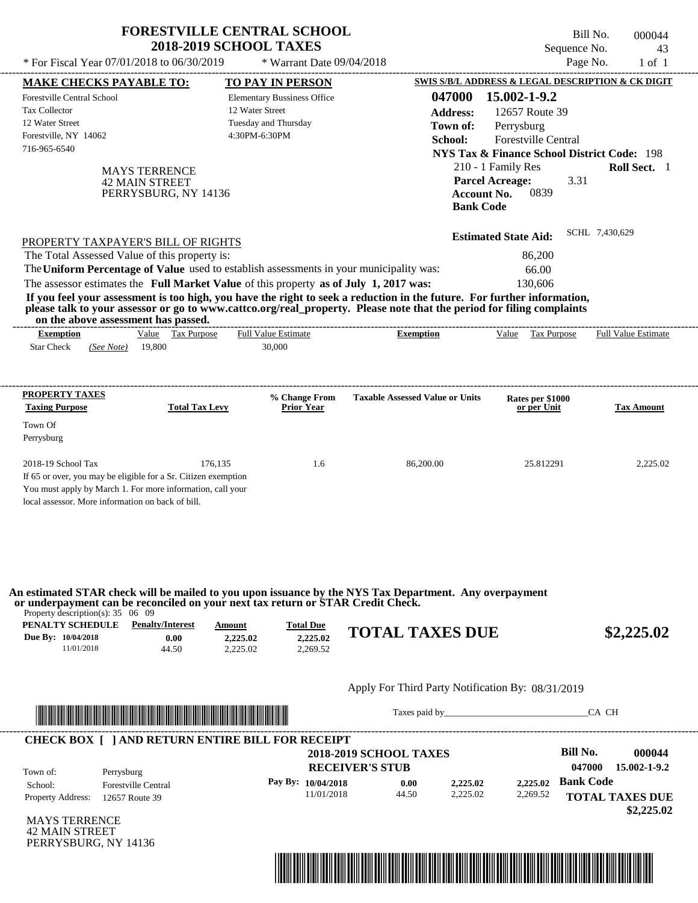# FORESTVILLE CENTRAL SCHOOL
## 2018-2019 SCHOOL TAXES

\* For Fiscal Year 07/01/2018 to 06/30/2019 \* Warrant Date 09/04/2018

Bill No. 000044
Sequence No. 43
Page No. 1 of 1

| MAKE CHECKS PAYABLE TO: | TO PAY IN PERSON | SWIS S/B/L ADDRESS & LEGAL DESCRIPTION & CK DIGIT |
|---|---|---|
| Forestville Central School | Elementary Bussiness Office | 047000 15.002-1-9.2 |
| Tax Collector | 12 Water Street | Address: 12657 Route 39 |
| 12 Water Street | Tuesday and Thursday | Town of: Perrysburg |
| Forestville, NY 14062 | 4:30PM-6:30PM | School: Forestville Central |
| 716-965-6540 | | NYS Tax & Finance School District Code: 198 |

MAYS TERRENCE
42 MAIN STREET
PERRYSBURG, NY 14136

210 - 1 Family Res — **Roll Sect.** 1
**Parcel Acreage:** 3.31
**Account No.** 0839
**Bank Code**

**Estimated State Aid:** SCHL 7,430,629

PROPERTY TAXPAYER'S BILL OF RIGHTS

The Total Assessed Value of this property is: 86,200
The **Uniform Percentage of Value** used to establish assessments in your municipality was: 66.00
The assessor estimates the **Full Market Value** of this property **as of July 1, 2017 was:** 130,606

**If you feel your assessment is too high, you have the right to seek a reduction in the future. For further information, please talk to your assessor or go to www.cattco.org/real_property. Please note that the period for filing complaints on the above assessment has passed.**

| Exemption | Value | Tax Purpose | Full Value Estimate | Exemption | Value | Tax Purpose | Full Value Estimate |
|---|---|---|---|---|---|---|---|
| Star Check *(See Note)* | 19,800 | | 30,000 | | | | |

| PROPERTY TAXES Taxing Purpose | Total Tax Levy | % Change From Prior Year | Taxable Assessed Value or Units | Rates per $1000 or per Unit | Tax Amount |
|---|---|---|---|---|---|
| Town Of Perrysburg | | | | | |
| 2018-19 School Tax | 176,135 | 1.6 | 86,200.00 | 25.812291 | 2,225.02 |

If 65 or over, you may be eligible for a Sr. Citizen exemption
You must apply by March 1. For more information, call your local assessor. More information on back of bill.

**An estimated STAR check will be mailed to you upon issuance by the NYS Tax Department. Any overpayment or underpayment can be reconciled on your next tax return or STAR Credit Check.**

Property description(s): 35 06 09

| PENALTY SCHEDULE | Penalty/Interest | Amount | Total Due |
|---|---|---|---|
| Due By: 10/04/2018 | 0.00 | 2,225.02 | 2,225.02 |
| 11/01/2018 | 44.50 | 2,225.02 | 2,269.52 |

**TOTAL TAXES DUE $2,225.02**

Apply For Third Party Notification By: 08/31/2019

Taxes paid by\_\_\_\_\_\_\_\_\_\_\_\_\_\_\_\_\_\_\_\_\_\_\_\_\_\_\_\_\_\_CA CH

**CHECK BOX [ ] AND RETURN ENTIRE BILL FOR RECEIPT**

**2018-2019 SCHOOL TAXES**
**RECEIVER'S STUB**

Bill No. 000044
047000 15.002-1-9.2

Town of: Perrysburg
School: Forestville Central
Property Address: 12657 Route 39

| Pay By: | | | | |
|---|---|---|---|---|
| 10/04/2018 | 0.00 | 2,225.02 | 2,225.02 | Bank Code |
| 11/01/2018 | 44.50 | 2,225.02 | 2,269.52 | |

**TOTAL TAXES DUE $2,225.02**

MAYS TERRENCE
42 MAIN STREET
PERRYSBURG, NY 14136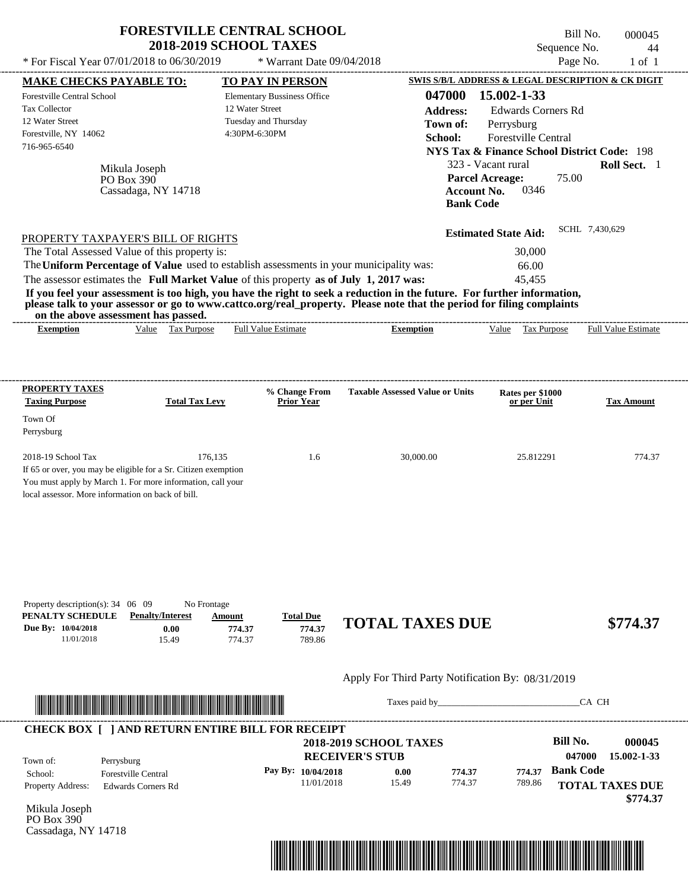# FORESTVILLE CENTRAL SCHOOL
## 2018-2019 SCHOOL TAXES

\* For Fiscal Year 07/01/2018 to 06/30/2019 &nbsp;&nbsp;&nbsp; \* Warrant Date 09/04/2018

Bill No. 000045
Sequence No. 44
Page No. 1 of 1

| MAKE CHECKS PAYABLE TO: | TO PAY IN PERSON | SWIS S/B/L ADDRESS & LEGAL DESCRIPTION & CK DIGIT |
|---|---|---|
| Forestville Central School | Elementary Bussiness Office | 047000 15.002-1-33 |
| Tax Collector | 12 Water Street | Address: Edwards Corners Rd |
| 12 Water Street | Tuesday and Thursday | Town of: Perrysburg |
| Forestville, NY 14062 | 4:30PM-6:30PM | School: Forestville Central |
| 716-965-6540 | | NYS Tax & Finance School District Code: 198 |

Mikula Joseph
PO Box 390
Cassadaga, NY 14718

323 - Vacant rural &nbsp;&nbsp; **Roll Sect.** 1
**Parcel Acreage:** 75.00
**Account No.** 0346
**Bank Code**

**Estimated State Aid:** SCHL 7,430,629

PROPERTY TAXPAYER'S BILL OF RIGHTS

The Total Assessed Value of this property is: 30,000

The **Uniform Percentage of Value** used to establish assessments in your municipality was: 66.00

The assessor estimates the **Full Market Value** of this property **as of July 1, 2017 was:** 45,455

**If you feel your assessment is too high, you have the right to seek a reduction in the future. For further information, please talk to your assessor or go to www.cattco.org/real_property. Please note that the period for filing complaints on the above assessment has passed.**

| Exemption | Value | Tax Purpose | Full Value Estimate | Exemption | Value | Tax Purpose | Full Value Estimate |
|---|---|---|---|---|---|---|---|

| PROPERTY TAXES Taxing Purpose | Total Tax Levy | % Change From Prior Year | Taxable Assessed Value or Units | Rates per $1000 or per Unit | Tax Amount |
|---|---|---|---|---|---|
| Town Of Perrysburg | | | | | |
| 2018-19 School Tax | 176,135 | 1.6 | 30,000.00 | 25.812291 | 774.37 |

If 65 or over, you may be eligible for a Sr. Citizen exemption
You must apply by March 1. For more information, call your local assessor. More information on back of bill.

Property description(s): 34 06 09 &nbsp;&nbsp; No Frontage

| PENALTY SCHEDULE | Penalty/Interest | Amount | Total Due |
|---|---|---|---|
| Due By: 10/04/2018 | 0.00 | 774.37 | 774.37 |
| 11/01/2018 | 15.49 | 774.37 | 789.86 |

**TOTAL TAXES DUE** **$774.37**

Apply For Third Party Notification By: 08/31/2019

Taxes paid by\_\_\_\_\_\_\_\_\_\_\_\_\_\_\_\_\_\_\_\_\_\_\_\_\_\_\_\_\_\_CA CH

**CHECK BOX [ ] AND RETURN ENTIRE BILL FOR RECEIPT**

**2018-2019 SCHOOL TAXES**
**RECEIVER'S STUB**

**Bill No.** 000045
047000 15.002-1-33

| | |
|---|---|
| Town of: | Perrysburg |
| School: | Forestville Central |
| Property Address: | Edwards Corners Rd |

| Pay By: | Penalty/Interest | Amount | Total Due |
|---|---|---|---|
| 10/04/2018 | 0.00 | 774.37 | 774.37 |
| 11/01/2018 | 15.49 | 774.37 | 789.86 |

**Bank Code**

**TOTAL TAXES DUE** **$774.37**

Mikula Joseph
PO Box 390
Cassadaga, NY 14718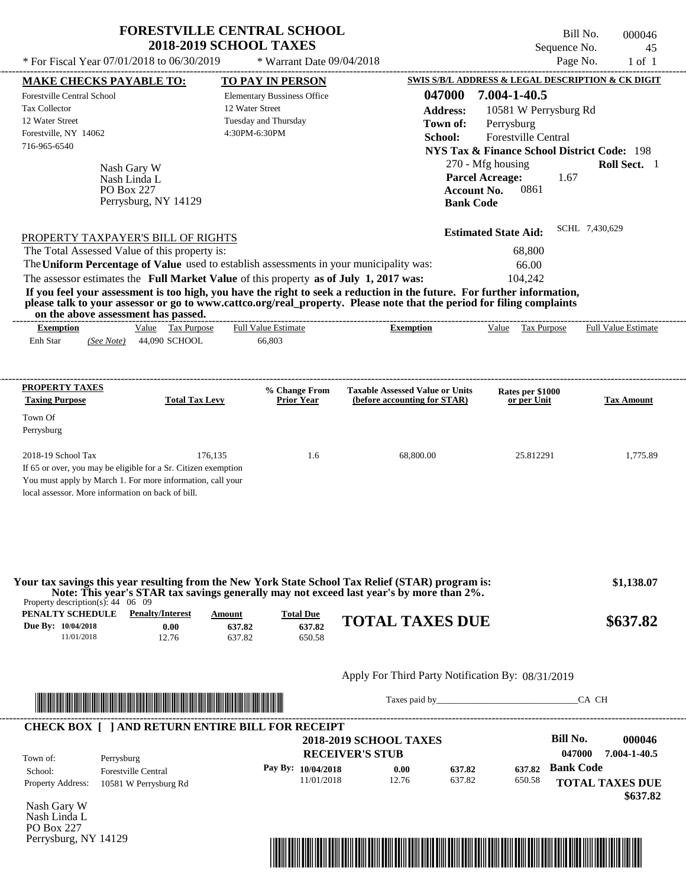# FORESTVILLE CENTRAL SCHOOL
## 2018-2019 SCHOOL TAXES

\* For Fiscal Year 07/01/2018 to 06/30/2019 \* Warrant Date 09/04/2018

Bill No. 000046
Sequence No. 45
Page No. 1 of 1

**MAKE CHECKS PAYABLE TO:**
Forestville Central School
Tax Collector
12 Water Street
Forestville, NY 14062
716-965-6540

**TO PAY IN PERSON**
Elementary Bussiness Office
12 Water Street
Tuesday and Thursday
4:30PM-6:30PM

**SWIS S/B/L ADDRESS & LEGAL DESCRIPTION & CK DIGIT**
**047000 7.004-1-40.5**
**Address:** 10581 W Perrysburg Rd
**Town of:** Perrysburg
**School:** Forestville Central
**NYS Tax & Finance School District Code:** 198
270 - Mfg housing **Roll Sect.** 1
**Parcel Acreage:** 1.67
**Account No.** 0861
**Bank Code**

Nash Gary W
Nash Linda L
PO Box 227
Perrysburg, NY 14129

**Estimated State Aid:** SCHL 7,430,629

PROPERTY TAXPAYER'S BILL OF RIGHTS

The Total Assessed Value of this property is: 68,800
The **Uniform Percentage of Value** used to establish assessments in your municipality was: 66.00
The assessor estimates the **Full Market Value** of this property **as of July 1, 2017 was:** 104,242

**If you feel your assessment is too high, you have the right to seek a reduction in the future. For further information, please talk to your assessor or go to www.cattco.org/real_property. Please note that the period for filing complaints on the above assessment has passed.**

| Exemption | Value | Tax Purpose | Full Value Estimate | Exemption | Value | Tax Purpose | Full Value Estimate |
|---|---|---|---|---|---|---|---|
| Enh Star *(See Note)* | 44,090 | SCHOOL | 66,803 | | | | |

| PROPERTY TAXES Taxing Purpose | Total Tax Levy | % Change From Prior Year | Taxable Assessed Value or Units (before accounting for STAR) | Rates per $1000 or per Unit | Tax Amount |
|---|---|---|---|---|---|
| Town Of Perrysburg | | | | | |
| 2018-19 School Tax | 176,135 | 1.6 | 68,800.00 | 25.812291 | 1,775.89 |

If 65 or over, you may be eligible for a Sr. Citizen exemption
You must apply by March 1. For more information, call your
local assessor. More information on back of bill.

**Your tax savings this year resulting from the New York State School Tax Relief (STAR) program is: $1,138.07**
**Note: This year's STAR tax savings generally may not exceed last year's by more than 2%.**

Property description(s): 44 06 09

| PENALTY SCHEDULE | Penalty/Interest | Amount | Total Due |
|---|---|---|---|
| Due By: 10/04/2018 | 0.00 | 637.82 | 637.82 |
| 11/01/2018 | 12.76 | 637.82 | 650.58 |

**TOTAL TAXES DUE $637.82**

Apply For Third Party Notification By: 08/31/2019

Taxes paid by_______________________________CA CH

**CHECK BOX [ ] AND RETURN ENTIRE BILL FOR RECEIPT**

**2018-2019 SCHOOL TAXES**
**RECEIVER'S STUB**

**Bill No. 000046**
**047000 7.004-1-40.5**

Town of: Perrysburg
School: Forestville Central
Property Address: 10581 W Perrysburg Rd

| Pay By: | | | |
|---|---|---|---|
| 10/04/2018 | 0.00 | 637.82 | 637.82 |
| 11/01/2018 | 12.76 | 637.82 | 650.58 |

**Bank Code**

**TOTAL TAXES DUE $637.82**

Nash Gary W
Nash Linda L
PO Box 227
Perrysburg, NY 14129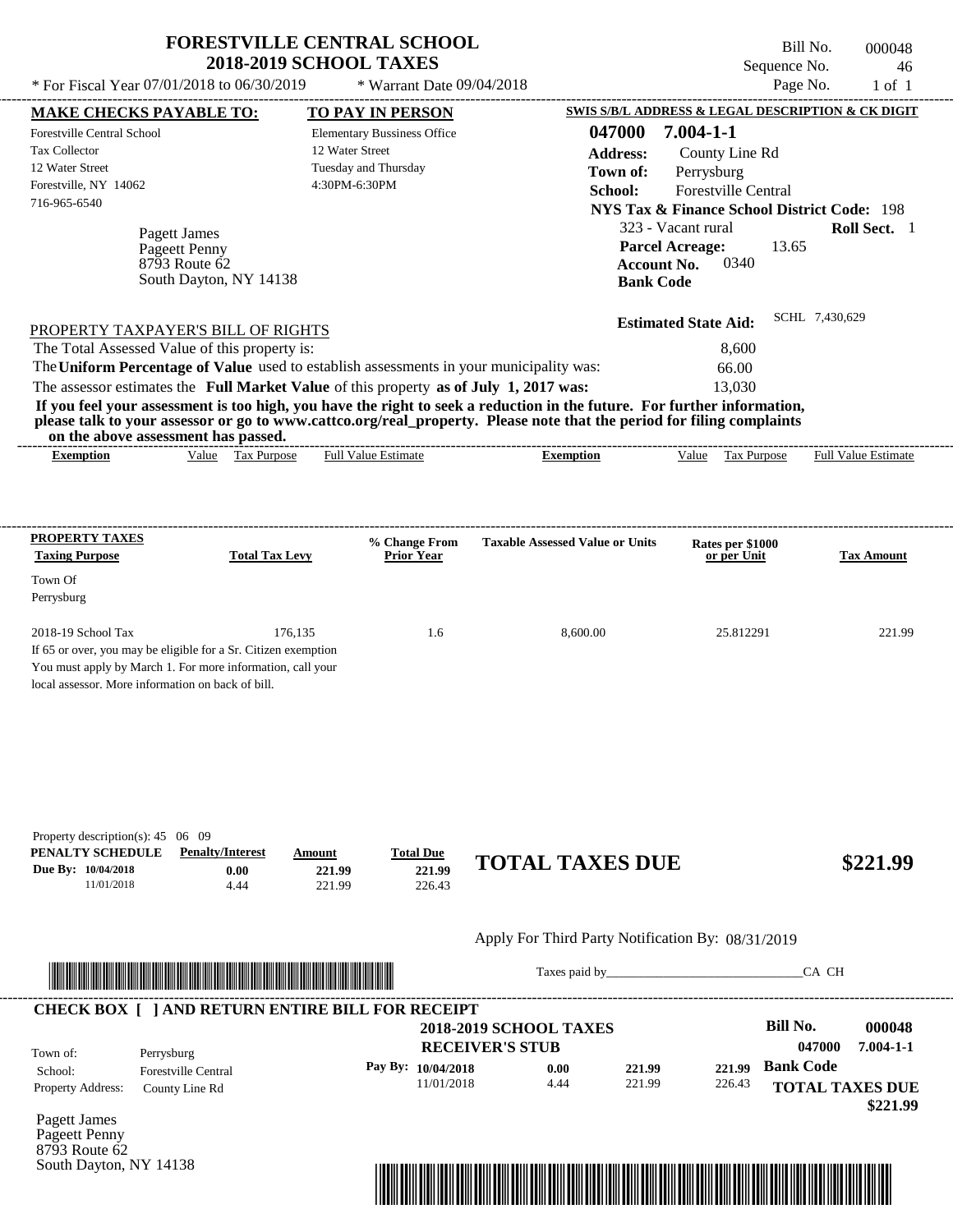# FORESTVILLE CENTRAL SCHOOL
## 2018-2019 SCHOOL TAXES

\* For Fiscal Year 07/01/2018 to 06/30/2019 \* Warrant Date 09/04/2018

Bill No. 000048
Sequence No. 46
Page No. 1 of 1

| MAKE CHECKS PAYABLE TO: | TO PAY IN PERSON | SWIS S/B/L ADDRESS & LEGAL DESCRIPTION & CK DIGIT |
|---|---|---|
| Forestville Central School | Elementary Bussiness Office | **047000 7.004-1-1** |
| Tax Collector | 12 Water Street | **Address:** County Line Rd |
| 12 Water Street | Tuesday and Thursday | **Town of:** Perrysburg |
| Forestville, NY 14062 | 4:30PM-6:30PM | **School:** Forestville Central |
| 716-965-6540 | | **NYS Tax & Finance School District Code:** 198 |

Pagett James
Pageett Penny
8793 Route 62
South Dayton, NY 14138

323 - Vacant rural **Roll Sect.** 1
**Parcel Acreage:** 13.65
**Account No.** 0340
**Bank Code**

**Estimated State Aid:** SCHL 7,430,629

PROPERTY TAXPAYER'S BILL OF RIGHTS

The Total Assessed Value of this property is: 8,600
The **Uniform Percentage of Value** used to establish assessments in your municipality was: 66.00
The assessor estimates the **Full Market Value** of this property **as of July 1, 2017 was:** 13,030

**If you feel your assessment is too high, you have the right to seek a reduction in the future. For further information, please talk to your assessor or go to www.cattco.org/real_property. Please note that the period for filing complaints on the above assessment has passed.**

| Exemption | Value | Tax Purpose | Full Value Estimate | Exemption | Value | Tax Purpose | Full Value Estimate |
|---|---|---|---|---|---|---|---|

| PROPERTY TAXES Taxing Purpose | Total Tax Levy | % Change From Prior Year | Taxable Assessed Value or Units | Rates per $1000 or per Unit | Tax Amount |
|---|---|---|---|---|---|
| Town Of Perrysburg | | | | | |
| 2018-19 School Tax | 176,135 | 1.6 | 8,600.00 | 25.812291 | 221.99 |

If 65 or over, you may be eligible for a Sr. Citizen exemption
You must apply by March 1. For more information, call your local assessor. More information on back of bill.

Property description(s): 45 06 09

| PENALTY SCHEDULE | Penalty/Interest | Amount | Total Due |
|---|---|---|---|
| Due By: 10/04/2018 | 0.00 | 221.99 | 221.99 |
| 11/01/2018 | 4.44 | 221.99 | 226.43 |

**TOTAL TAXES DUE $221.99**

Apply For Third Party Notification By: 08/31/2019

Taxes paid by_______________________________CA CH

**CHECK BOX [ ] AND RETURN ENTIRE BILL FOR RECEIPT**

**2018-2019 SCHOOL TAXES**
**RECEIVER'S STUB**

**Bill No. 000048**
**047000 7.004-1-1**

| Town of: | Perrysburg |
|---|---|
| School: | Forestville Central |
| Property Address: | County Line Rd |

| Pay By: | | | |
|---|---|---|---|
| 10/04/2018 | 0.00 | 221.99 | 221.99 |
| 11/01/2018 | 4.44 | 221.99 | 226.43 |

**Bank Code**

**TOTAL TAXES DUE $221.99**

Pagett James
Pageett Penny
8793 Route 62
South Dayton, NY 14138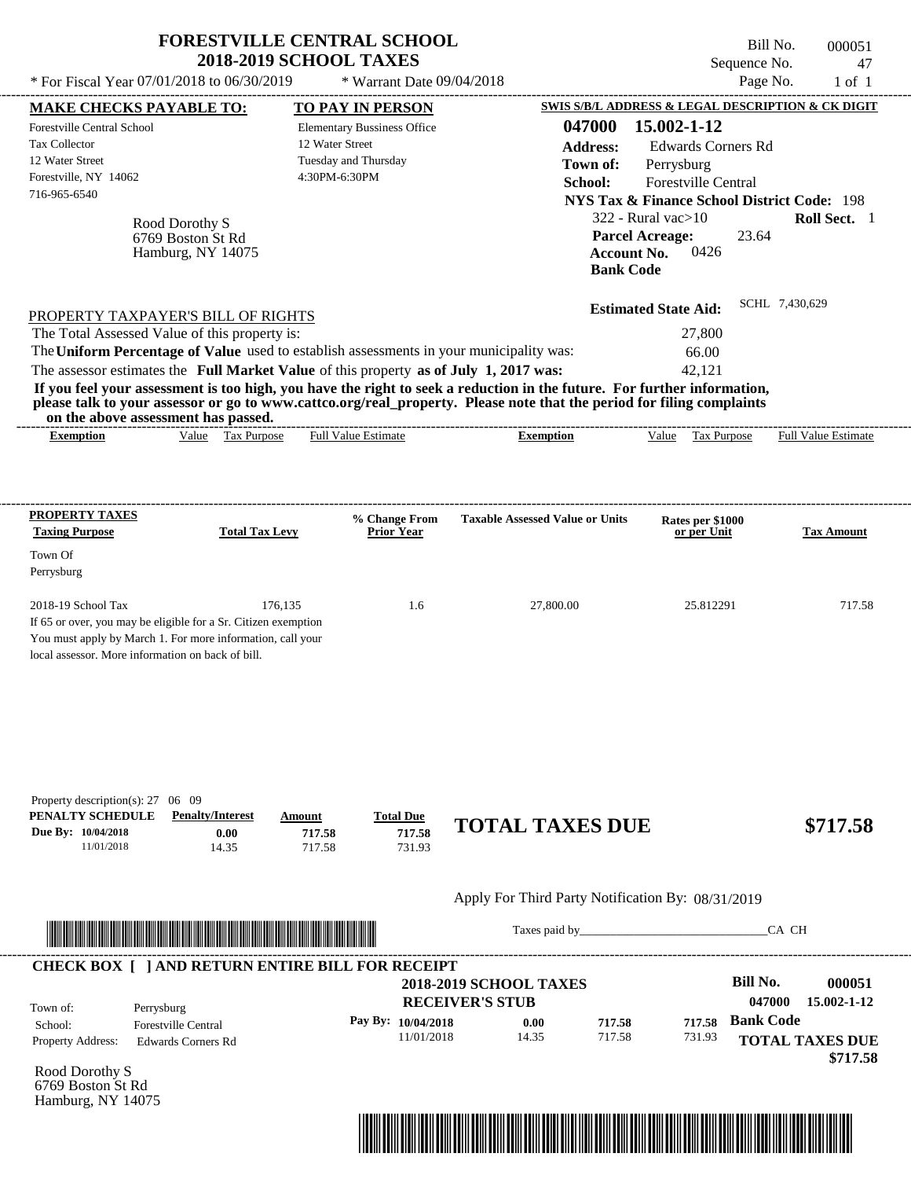# FORESTVILLE CENTRAL SCHOOL
## 2018-2019 SCHOOL TAXES

\* For Fiscal Year 07/01/2018 to 06/30/2019 \* Warrant Date 09/04/2018

Bill No. 000051
Sequence No. 47
Page No. 1 of 1

**MAKE CHECKS PAYABLE TO:**
Forestville Central School
Tax Collector
12 Water Street
Forestville, NY 14062
716-965-6540

**TO PAY IN PERSON**
Elementary Bussiness Office
12 Water Street
Tuesday and Thursday
4:30PM-6:30PM

**SWIS S/B/L ADDRESS & LEGAL DESCRIPTION & CK DIGIT**
**047000 15.002-1-12**
**Address:** Edwards Corners Rd
**Town of:** Perrysburg
**School:** Forestville Central
**NYS Tax & Finance School District Code:** 198
322 - Rural vac>10 **Roll Sect.** 1
**Parcel Acreage:** 23.64
**Account No.** 0426
**Bank Code**

Rood Dorothy S
6769 Boston St Rd
Hamburg, NY 14075

**Estimated State Aid:** SCHL 7,430,629

PROPERTY TAXPAYER'S BILL OF RIGHTS

The Total Assessed Value of this property is: 27,800
The **Uniform Percentage of Value** used to establish assessments in your municipality was: 66.00
The assessor estimates the **Full Market Value** of this property **as of July 1, 2017 was:** 42,121

**If you feel your assessment is too high, you have the right to seek a reduction in the future. For further information, please talk to your assessor or go to www.cattco.org/real_property. Please note that the period for filing complaints on the above assessment has passed.**

| Exemption | Value | Tax Purpose | Full Value Estimate | Exemption | Value | Tax Purpose | Full Value Estimate |
|---|---|---|---|---|---|---|---|

| PROPERTY TAXES Taxing Purpose | Total Tax Levy | % Change From Prior Year | Taxable Assessed Value or Units | Rates per $1000 or per Unit | Tax Amount |
|---|---|---|---|---|---|
| Town Of Perrysburg | | | | | |
| 2018-19 School Tax | 176,135 | 1.6 | 27,800.00 | 25.812291 | 717.58 |

If 65 or over, you may be eligible for a Sr. Citizen exemption
You must apply by March 1. For more information, call your local assessor. More information on back of bill.

Property description(s): 27 06 09

| PENALTY SCHEDULE | Penalty/Interest | Amount | Total Due |
|---|---|---|---|
| Due By: 10/04/2018 | 0.00 | 717.58 | 717.58 |
| 11/01/2018 | 14.35 | 717.58 | 731.93 |

**TOTAL TAXES DUE $717.58**

Apply For Third Party Notification By: 08/31/2019

Taxes paid by\_\_\_\_\_\_\_\_\_\_\_\_\_\_\_\_\_\_\_\_\_\_\_\_\_\_\_\_\_\_CA CH

**CHECK BOX [ ] AND RETURN ENTIRE BILL FOR RECEIPT**

**2018-2019 SCHOOL TAXES**
**RECEIVER'S STUB**

**Bill No. 000051**
**047000 15.002-1-12**

Town of: Perrysburg
School: Forestville Central
Property Address: Edwards Corners Rd

| Pay By: | | | |
|---|---|---|---|
| 10/04/2018 | 0.00 | 717.58 | 717.58 |
| 11/01/2018 | 14.35 | 717.58 | 731.93 |

**Bank Code**

**TOTAL TAXES DUE $717.58**

Rood Dorothy S
6769 Boston St Rd
Hamburg, NY 14075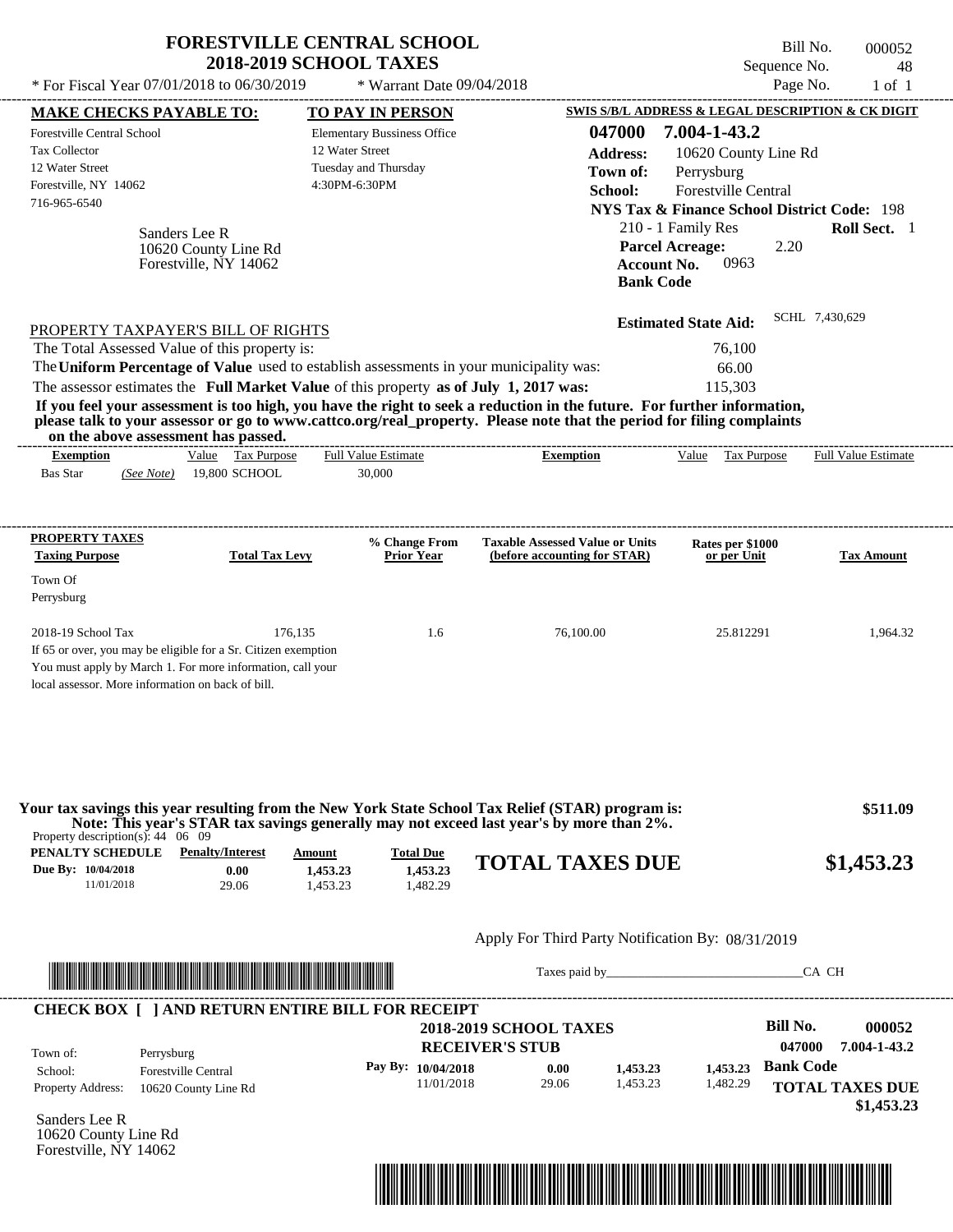# FORESTVILLE CENTRAL SCHOOL
## 2018-2019 SCHOOL TAXES

\* For Fiscal Year 07/01/2018 to 06/30/2019 — \* Warrant Date 09/04/2018

Bill No. 000052
Sequence No. 48
Page No. 1 of 1

**MAKE CHECKS PAYABLE TO:**
Forestville Central School
Tax Collector
12 Water Street
Forestville, NY 14062
716-965-6540

**TO PAY IN PERSON**
Elementary Bussiness Office
12 Water Street
Tuesday and Thursday
4:30PM-6:30PM

**SWIS S/B/L ADDRESS & LEGAL DESCRIPTION & CK DIGIT**
**047000 7.004-1-43.2**
**Address:** 10620 County Line Rd
**Town of:** Perrysburg
**School:** Forestville Central
**NYS Tax & Finance School District Code:** 198
210 - 1 Family Res — **Roll Sect.** 1
**Parcel Acreage:** 2.20
**Account No.** 0963
**Bank Code**

Sanders Lee R
10620 County Line Rd
Forestville, NY 14062

**Estimated State Aid:** SCHL 7,430,629

PROPERTY TAXPAYER'S BILL OF RIGHTS

| | |
|---|---|
| The Total Assessed Value of this property is: | 76,100 |
| The **Uniform Percentage of Value** used to establish assessments in your municipality was: | 66.00 |
| The assessor estimates the **Full Market Value** of this property **as of July 1, 2017 was:** | 115,303 |

**If you feel your assessment is too high, you have the right to seek a reduction in the future. For further information, please talk to your assessor or go to www.cattco.org/real_property. Please note that the period for filing complaints on the above assessment has passed.**

| Exemption | Value | Tax Purpose | Full Value Estimate | Exemption | Value | Tax Purpose | Full Value Estimate |
|---|---|---|---|---|---|---|---|
| Bas Star *(See Note)* | 19,800 | SCHOOL | 30,000 | | | | |

| PROPERTY TAXES Taxing Purpose | Total Tax Levy | % Change From Prior Year | Taxable Assessed Value or Units (before accounting for STAR) | Rates per $1000 or per Unit | Tax Amount |
|---|---|---|---|---|---|
| Town Of Perrysburg | | | | | |
| 2018-19 School Tax | 176,135 | 1.6 | 76,100.00 | 25.812291 | 1,964.32 |

If 65 or over, you may be eligible for a Sr. Citizen exemption
You must apply by March 1. For more information, call your local assessor. More information on back of bill.

**Your tax savings this year resulting from the New York State School Tax Relief (STAR) program is: $511.09**
**Note: This year's STAR tax savings generally may not exceed last year's by more than 2%.**

Property description(s): 44 06 09

| PENALTY SCHEDULE | Penalty/Interest | Amount | Total Due |
|---|---|---|---|
| Due By: 10/04/2018 | 0.00 | 1,453.23 | 1,453.23 |
| 11/01/2018 | 29.06 | 1,453.23 | 1,482.29 |

**TOTAL TAXES DUE $1,453.23**

Apply For Third Party Notification By: 08/31/2019

Taxes paid by________________________________ CA CH

**CHECK BOX [ ] AND RETURN ENTIRE BILL FOR RECEIPT**

**2018-2019 SCHOOL TAXES**
**RECEIVER'S STUB**

**Bill No. 000052**
**047000 7.004-1-43.2**

Town of: Perrysburg
School: Forestville Central
Property Address: 10620 County Line Rd

| Pay By: | Penalty/Interest | Amount | Total Due |
|---|---|---|---|
| 10/04/2018 | 0.00 | 1,453.23 | 1,453.23 |
| 11/01/2018 | 29.06 | 1,453.23 | 1,482.29 |

**Bank Code**

**TOTAL TAXES DUE $1,453.23**

Sanders Lee R
10620 County Line Rd
Forestville, NY 14062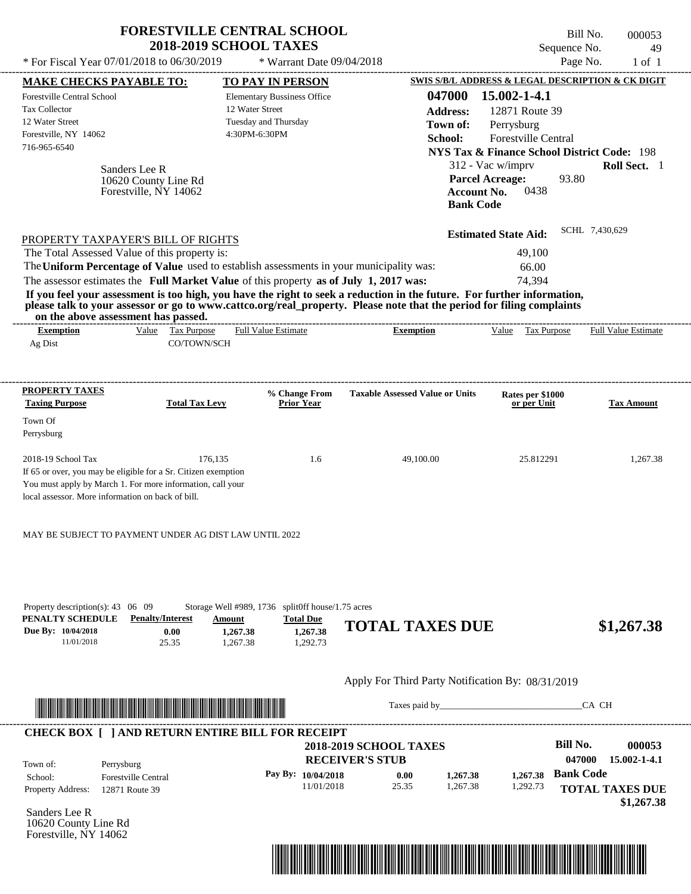# FORESTVILLE CENTRAL SCHOOL
## 2018-2019 SCHOOL TAXES

\* For Fiscal Year 07/01/2018 to 06/30/2019 &nbsp;&nbsp; \* Warrant Date 09/04/2018

Bill No. 000053
Sequence No. 49
Page No. 1 of 1

**MAKE CHECKS PAYABLE TO:**
Forestville Central School
Tax Collector
12 Water Street
Forestville, NY 14062
716-965-6540

**TO PAY IN PERSON**
Elementary Bussiness Office
12 Water Street
Tuesday and Thursday
4:30PM-6:30PM

**SWIS S/B/L ADDRESS & LEGAL DESCRIPTION & CK DIGIT**
**047000 15.002-1-4.1**
**Address:** 12871 Route 39
**Town of:** Perrysburg
**School:** Forestville Central
**NYS Tax & Finance School District Code:** 198
312 - Vac w/imprv **Roll Sect.** 1
**Parcel Acreage:** 93.80
**Account No.** 0438
**Bank Code**

Sanders Lee R
10620 County Line Rd
Forestville, NY 14062

**Estimated State Aid:** SCHL 7,430,629

PROPERTY TAXPAYER'S BILL OF RIGHTS

The Total Assessed Value of this property is: 49,100
The **Uniform Percentage of Value** used to establish assessments in your municipality was: 66.00
The assessor estimates the **Full Market Value** of this property **as of July 1, 2017 was:** 74,394

**If you feel your assessment is too high, you have the right to seek a reduction in the future. For further information, please talk to your assessor or go to www.cattco.org/real_property. Please note that the period for filing complaints on the above assessment has passed.**

| Exemption | Value | Tax Purpose | Full Value Estimate | Exemption | Value | Tax Purpose | Full Value Estimate |
|---|---|---|---|---|---|---|---|
| Ag Dist | | CO/TOWN/SCH | | | | | |

| PROPERTY TAXES Taxing Purpose | Total Tax Levy | % Change From Prior Year | Taxable Assessed Value or Units | Rates per $1000 or per Unit | Tax Amount |
|---|---|---|---|---|---|
| Town Of Perrysburg | | | | | |
| 2018-19 School Tax | 176,135 | 1.6 | 49,100.00 | 25.812291 | 1,267.38 |

If 65 or over, you may be eligible for a Sr. Citizen exemption
You must apply by March 1. For more information, call your local assessor. More information on back of bill.

MAY BE SUBJECT TO PAYMENT UNDER AG DIST LAW UNTIL 2022

Property description(s): 43 06 09 &nbsp; Storage Well #989, 1736 &nbsp; split0ff house/1.75 acres

| PENALTY SCHEDULE | Penalty/Interest | Amount | Total Due |
|---|---|---|---|
| Due By: 10/04/2018 | 0.00 | 1,267.38 | 1,267.38 |
| 11/01/2018 | 25.35 | 1,267.38 | 1,292.73 |

**TOTAL TAXES DUE $1,267.38**

Apply For Third Party Notification By: 08/31/2019

Taxes paid by\_\_\_\_\_\_\_\_\_\_\_\_\_\_\_\_\_\_\_\_\_\_\_\_\_\_\_\_\_\_ CA CH

**CHECK BOX [ ] AND RETURN ENTIRE BILL FOR RECEIPT**

**2018-2019 SCHOOL TAXES**
**RECEIVER'S STUB**

**Bill No.** 000053
047000 15.002-1-4.1

Town of: Perrysburg
School: Forestville Central
Property Address: 12871 Route 39

| Pay By: | | | | |
|---|---|---|---|---|
| 10/04/2018 | 0.00 | 1,267.38 | 1,267.38 | Bank Code |
| 11/01/2018 | 25.35 | 1,267.38 | 1,292.73 | |

**TOTAL TAXES DUE $1,267.38**

Sanders Lee R
10620 County Line Rd
Forestville, NY 14062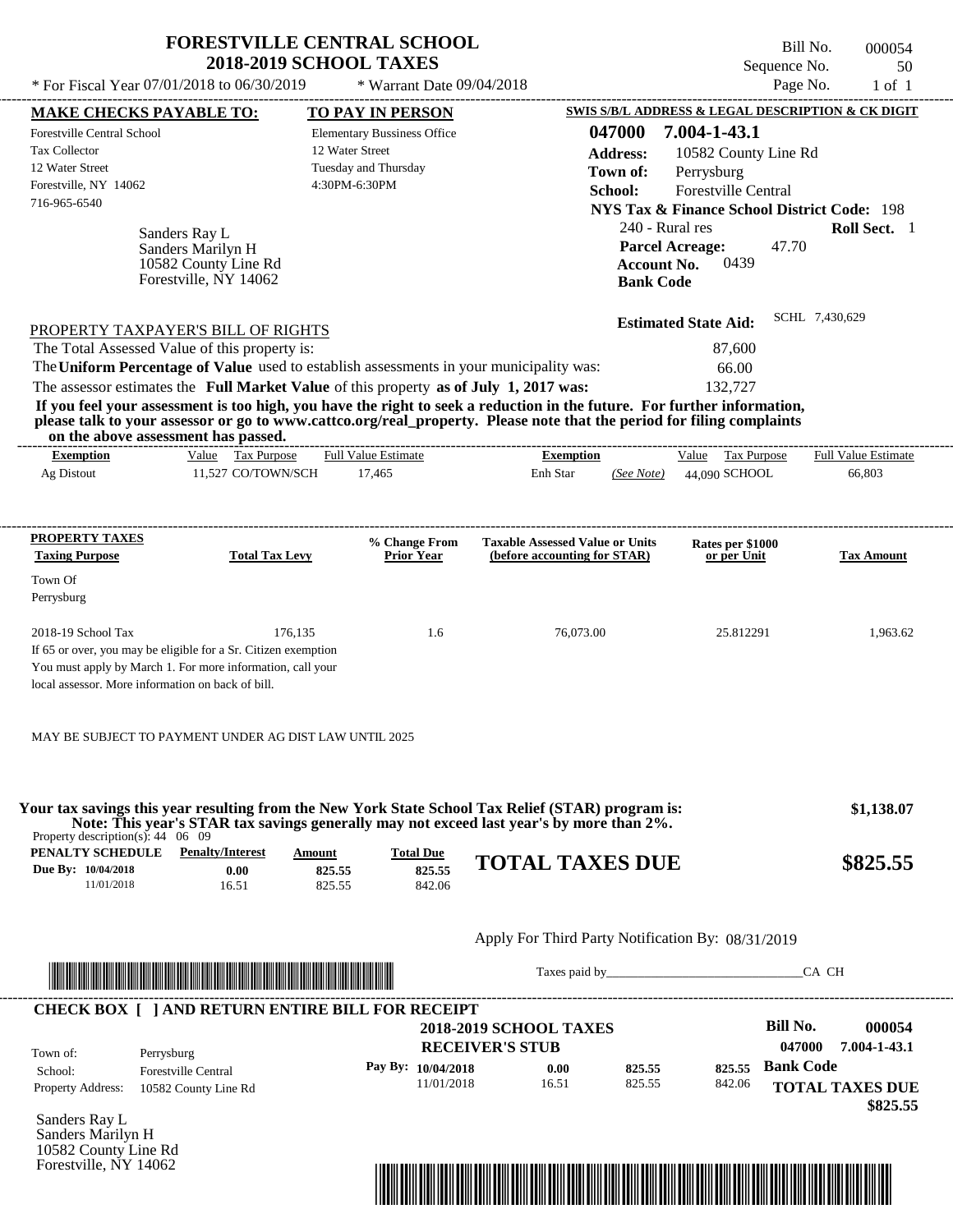# FORESTVILLE CENTRAL SCHOOL
## 2018-2019 SCHOOL TAXES

Bill No. 000054
Sequence No. 50
Page No. 1 of 1

* For Fiscal Year 07/01/2018 to 06/30/2019 * Warrant Date 09/04/2018

**MAKE CHECKS PAYABLE TO:**
Forestville Central School
Tax Collector
12 Water Street
Forestville, NY 14062
716-965-6540

**TO PAY IN PERSON**
Elementary Bussiness Office
12 Water Street
Tuesday and Thursday
4:30PM-6:30PM

**SWIS S/B/L ADDRESS & LEGAL DESCRIPTION & CK DIGIT**
**047000 7.004-1-43.1**
**Address:** 10582 County Line Rd
**Town of:** Perrysburg
**School:** Forestville Central
**NYS Tax & Finance School District Code:** 198
240 - Rural res **Roll Sect.** 1
**Parcel Acreage:** 47.70
**Account No.** 0439
**Bank Code**

Sanders Ray L
Sanders Marilyn H
10582 County Line Rd
Forestville, NY 14062

**Estimated State Aid:** SCHL 7,430,629

PROPERTY TAXPAYER'S BILL OF RIGHTS

The Total Assessed Value of this property is: 87,600
The **Uniform Percentage of Value** used to establish assessments in your municipality was: 66.00
The assessor estimates the **Full Market Value** of this property **as of July 1, 2017 was:** 132,727

**If you feel your assessment is too high, you have the right to seek a reduction in the future. For further information, please talk to your assessor or go to www.cattco.org/real_property. Please note that the period for filing complaints on the above assessment has passed.**

| Exemption | Value | Tax Purpose | Full Value Estimate | Exemption | | Value | Tax Purpose | Full Value Estimate |
|---|---|---|---|---|---|---|---|---|
| Ag Distout | 11,527 | CO/TOWN/SCH | 17,465 | Enh Star | (See Note) | 44,090 | SCHOOL | 66,803 |

| PROPERTY TAXES Taxing Purpose | Total Tax Levy | % Change From Prior Year | Taxable Assessed Value or Units (before accounting for STAR) | Rates per $1000 or per Unit | Tax Amount |
|---|---|---|---|---|---|
| Town Of Perrysburg | | | | | |
| 2018-19 School Tax | 176,135 | 1.6 | 76,073.00 | 25.812291 | 1,963.62 |

If 65 or over, you may be eligible for a Sr. Citizen exemption
You must apply by March 1. For more information, call your local assessor. More information on back of bill.

MAY BE SUBJECT TO PAYMENT UNDER AG DIST LAW UNTIL 2025

**Your tax savings this year resulting from the New York State School Tax Relief (STAR) program is: $1,138.07**
**Note: This year's STAR tax savings generally may not exceed last year's by more than 2%.**

Property description(s): 44 06 09

| PENALTY SCHEDULE | Penalty/Interest | Amount | Total Due |
|---|---|---|---|
| Due By: 10/04/2018 | 0.00 | 825.55 | 825.55 |
| 11/01/2018 | 16.51 | 825.55 | 842.06 |

**TOTAL TAXES DUE $825.55**

Apply For Third Party Notification By: 08/31/2019

Taxes paid by______________________________CA CH

**CHECK BOX [ ] AND RETURN ENTIRE BILL FOR RECEIPT**

**2018-2019 SCHOOL TAXES**
**RECEIVER'S STUB**

**Bill No. 000054**
**047000 7.004-1-43.1**

Town of: Perrysburg
School: Forestville Central
Property Address: 10582 County Line Rd

| Pay By: | Penalty/Interest | Amount | Total Due |
|---|---|---|---|
| 10/04/2018 | 0.00 | 825.55 | 825.55 |
| 11/01/2018 | 16.51 | 825.55 | 842.06 |

**Bank Code**
**TOTAL TAXES DUE $825.55**

Sanders Ray L
Sanders Marilyn H
10582 County Line Rd
Forestville, NY 14062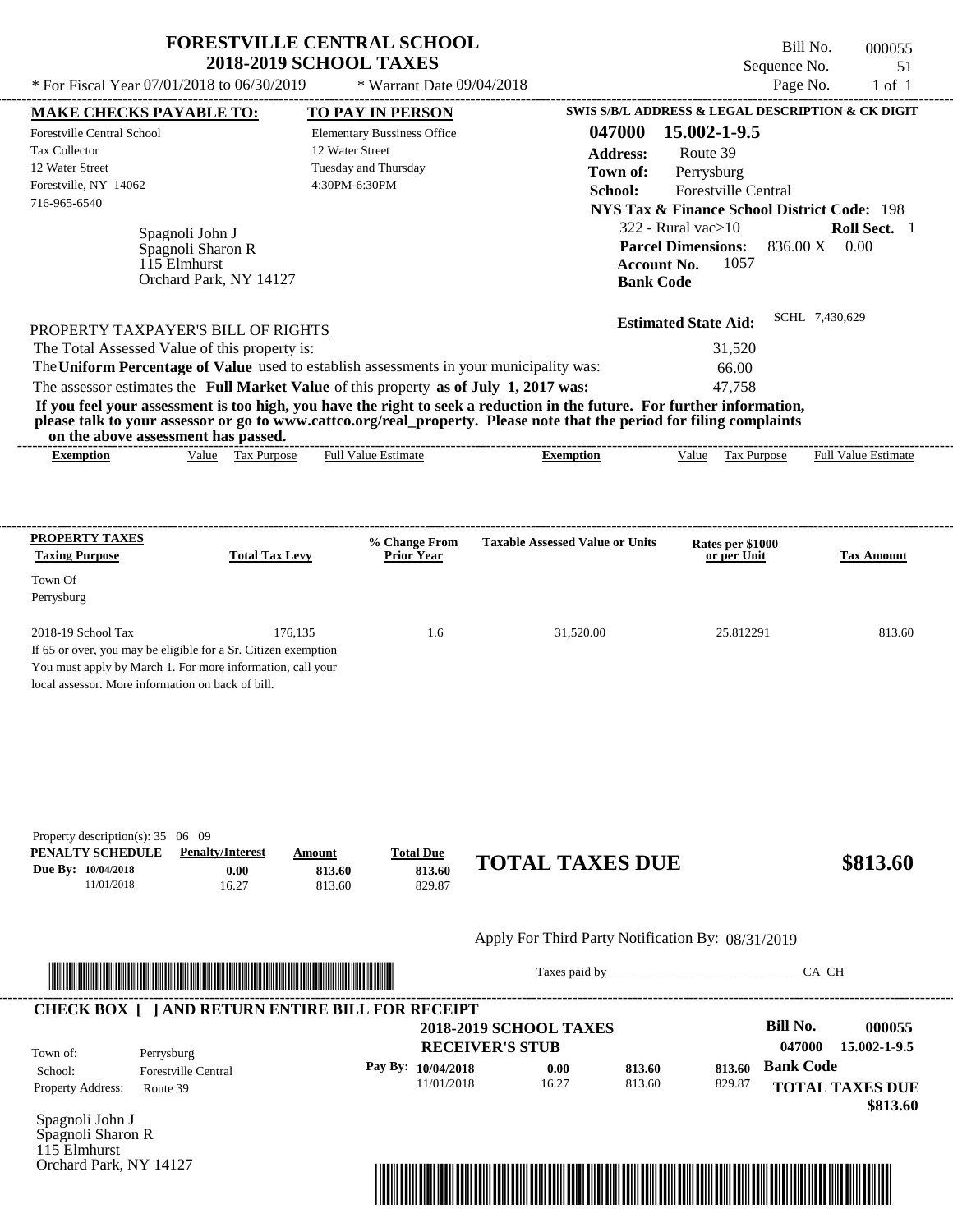# FORESTVILLE CENTRAL SCHOOL
## 2018-2019 SCHOOL TAXES

\* For Fiscal Year 07/01/2018 to 06/30/2019 &nbsp;&nbsp;&nbsp; \* Warrant Date 09/04/2018

Bill No. 000055
Sequence No. 51
Page No. 1 of 1

| MAKE CHECKS PAYABLE TO: | TO PAY IN PERSON | SWIS S/B/L ADDRESS & LEGAL DESCRIPTION & CK DIGIT |
|---|---|---|
| Forestville Central School | Elementary Bussiness Office | **047000 15.002-1-9.5** |
| Tax Collector | 12 Water Street | **Address:** Route 39 |
| 12 Water Street | Tuesday and Thursday | **Town of:** Perrysburg |
| Forestville, NY 14062 | 4:30PM-6:30PM | **School:** Forestville Central |
| 716-965-6540 | | **NYS Tax & Finance School District Code:** 198 |

Spagnoli John J
Spagnoli Sharon R
115 Elmhurst
Orchard Park, NY 14127

322 - Rural vac>10 &nbsp;&nbsp; **Roll Sect.** 1
**Parcel Dimensions:** 836.00 X 0.00
**Account No.** 1057
**Bank Code**

**Estimated State Aid:** SCHL 7,430,629

PROPERTY TAXPAYER'S BILL OF RIGHTS

The Total Assessed Value of this property is: 31,520
The **Uniform Percentage of Value** used to establish assessments in your municipality was: 66.00
The assessor estimates the **Full Market Value** of this property **as of July 1, 2017 was:** 47,758

**If you feel your assessment is too high, you have the right to seek a reduction in the future. For further information, please talk to your assessor or go to www.cattco.org/real_property. Please note that the period for filing complaints on the above assessment has passed.**

| Exemption | Value | Tax Purpose | Full Value Estimate | Exemption | Value | Tax Purpose | Full Value Estimate |
|---|---|---|---|---|---|---|---|

| PROPERTY TAXES Taxing Purpose | Total Tax Levy | % Change From Prior Year | Taxable Assessed Value or Units | Rates per $1000 or per Unit | Tax Amount |
|---|---|---|---|---|---|
| Town Of Perrysburg | | | | | |
| 2018-19 School Tax | 176,135 | 1.6 | 31,520.00 | 25.812291 | 813.60 |

If 65 or over, you may be eligible for a Sr. Citizen exemption
You must apply by March 1. For more information, call your local assessor. More information on back of bill.

Property description(s): 35 06 09

| PENALTY SCHEDULE | Penalty/Interest | Amount | Total Due |
|---|---|---|---|
| Due By: 10/04/2018 | 0.00 | 813.60 | 813.60 |
| 11/01/2018 | 16.27 | 813.60 | 829.87 |

**TOTAL TAXES DUE $813.60**

Apply For Third Party Notification By: 08/31/2019

Taxes paid by_______________________________CA CH

**CHECK BOX [ ] AND RETURN ENTIRE BILL FOR RECEIPT**

**2018-2019 SCHOOL TAXES**
**RECEIVER'S STUB**

**Bill No. 000055**
**047000 15.002-1-9.5**

Town of: Perrysburg
School: Forestville Central
Property Address: Route 39

| Pay By: | | | | |
|---|---|---|---|---|
| 10/04/2018 | 0.00 | 813.60 | 813.60 | **Bank Code** |
| 11/01/2018 | 16.27 | 813.60 | 829.87 | |

**TOTAL TAXES DUE $813.60**

Spagnoli John J
Spagnoli Sharon R
115 Elmhurst
Orchard Park, NY 14127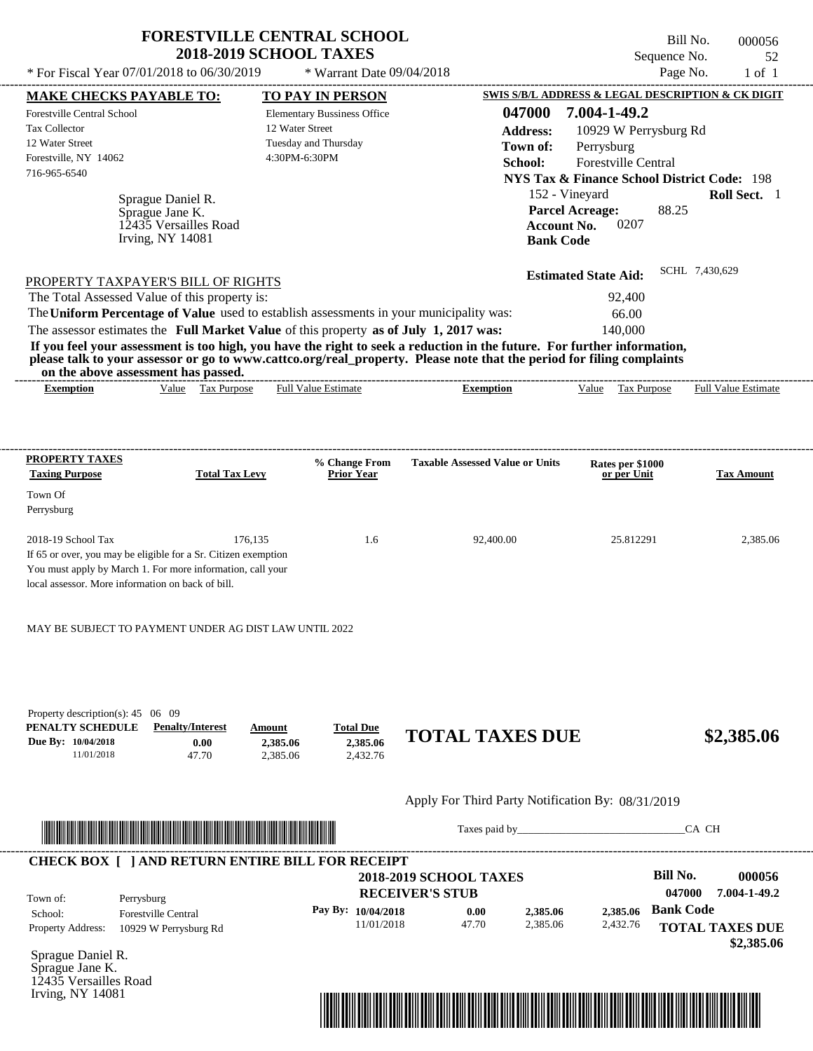# FORESTVILLE CENTRAL SCHOOL
## 2018-2019 SCHOOL TAXES

\* For Fiscal Year 07/01/2018 to 06/30/2019 \* Warrant Date 09/04/2018

Bill No. 000056
Sequence No. 52
Page No. 1 of 1

**MAKE CHECKS PAYABLE TO:**
Forestville Central School
Tax Collector
12 Water Street
Forestville, NY 14062
716-965-6540

**TO PAY IN PERSON**
Elementary Bussiness Office
12 Water Street
Tuesday and Thursday
4:30PM-6:30PM

**SWIS S/B/L ADDRESS & LEGAL DESCRIPTION & CK DIGIT**
**047000 7.004-1-49.2**
**Address:** 10929 W Perrysburg Rd
**Town of:** Perrysburg
**School:** Forestville Central
**NYS Tax & Finance School District Code:** 198
152 - Vineyard **Roll Sect.** 1
**Parcel Acreage:** 88.25
**Account No.** 0207
**Bank Code**

Sprague Daniel R.
Sprague Jane K.
12435 Versailles Road
Irving, NY 14081

**Estimated State Aid:** SCHL 7,430,629

PROPERTY TAXPAYER'S BILL OF RIGHTS

The Total Assessed Value of this property is: 92,400
The **Uniform Percentage of Value** used to establish assessments in your municipality was: 66.00
The assessor estimates the **Full Market Value** of this property **as of July 1, 2017 was:** 140,000

**If you feel your assessment is too high, you have the right to seek a reduction in the future. For further information, please talk to your assessor or go to www.cattco.org/real_property. Please note that the period for filing complaints on the above assessment has passed.**

| Exemption | Value | Tax Purpose | Full Value Estimate | Exemption | Value | Tax Purpose | Full Value Estimate |
|---|---|---|---|---|---|---|---|

| PROPERTY TAXES Taxing Purpose | Total Tax Levy | % Change From Prior Year | Taxable Assessed Value or Units | Rates per $1000 or per Unit | Tax Amount |
|---|---|---|---|---|---|
| Town Of Perrysburg | | | | | |
| 2018-19 School Tax | 176,135 | 1.6 | 92,400.00 | 25.812291 | 2,385.06 |

If 65 or over, you may be eligible for a Sr. Citizen exemption
You must apply by March 1. For more information, call your
local assessor. More information on back of bill.

MAY BE SUBJECT TO PAYMENT UNDER AG DIST LAW UNTIL 2022

Property description(s): 45 06 09

| PENALTY SCHEDULE | Penalty/Interest | Amount | Total Due |
|---|---|---|---|
| Due By: 10/04/2018 | 0.00 | 2,385.06 | 2,385.06 |
| 11/01/2018 | 47.70 | 2,385.06 | 2,432.76 |

**TOTAL TAXES DUE $2,385.06**

Apply For Third Party Notification By: 08/31/2019

Taxes paid by_______________________________CA CH

**CHECK BOX [ ] AND RETURN ENTIRE BILL FOR RECEIPT**

**2018-2019 SCHOOL TAXES**
**RECEIVER'S STUB**

**Bill No. 000056**
**047000 7.004-1-49.2**

Town of: Perrysburg
School: Forestville Central
Property Address: 10929 W Perrysburg Rd

| Pay By: | | | |
|---|---|---|---|
| 10/04/2018 | 0.00 | 2,385.06 | 2,385.06 |
| 11/01/2018 | 47.70 | 2,385.06 | 2,432.76 |

**Bank Code**
**TOTAL TAXES DUE $2,385.06**

Sprague Daniel R.
Sprague Jane K.
12435 Versailles Road
Irving, NY 14081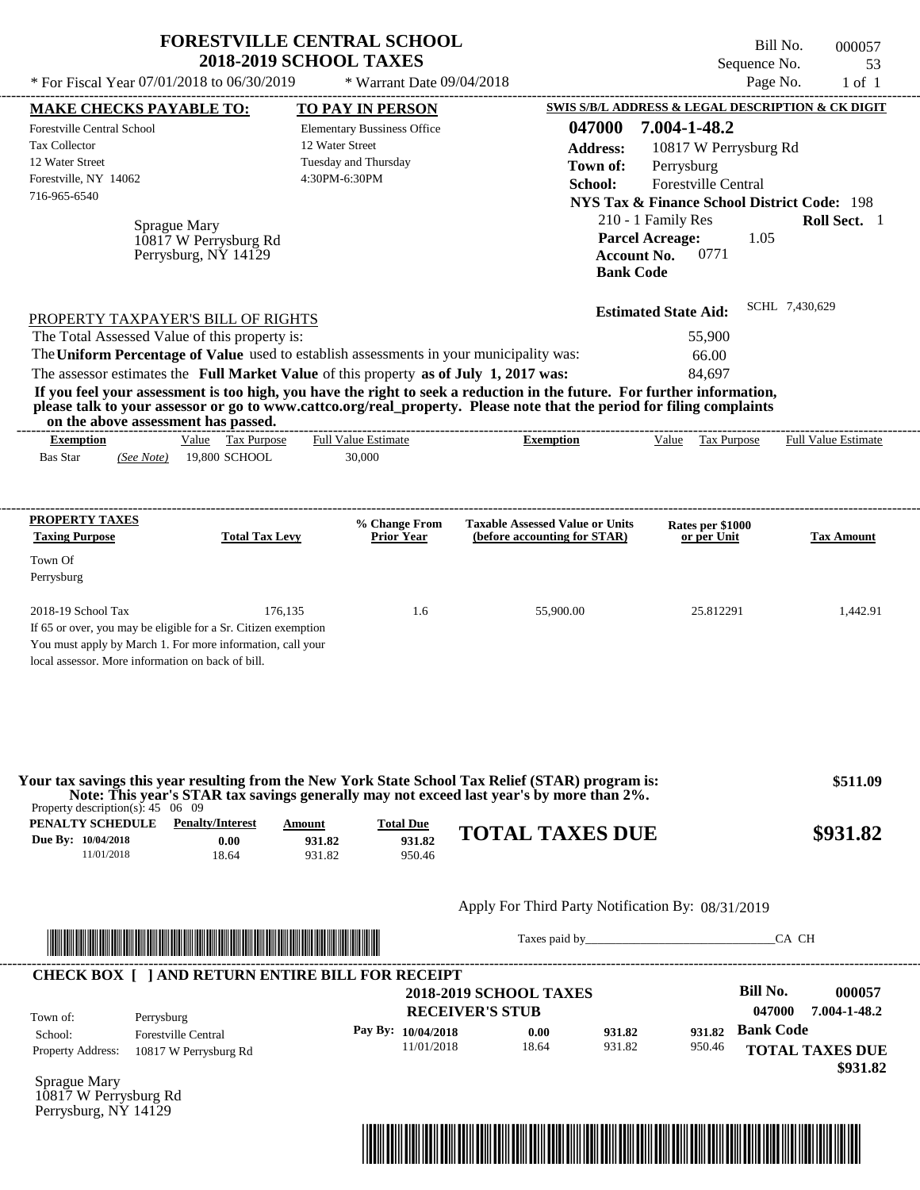# FORESTVILLE CENTRAL SCHOOL
## 2018-2019 SCHOOL TAXES

\* For Fiscal Year 07/01/2018 to 06/30/2019 &nbsp;&nbsp;&nbsp; \* Warrant Date 09/04/2018

Bill No. 000057
Sequence No. 53
Page No. 1 of 1

| MAKE CHECKS PAYABLE TO: | TO PAY IN PERSON | SWIS S/B/L ADDRESS & LEGAL DESCRIPTION & CK DIGIT |
|---|---|---|
| Forestville Central School | Elementary Bussiness Office | 047000 7.004-1-48.2 |
| Tax Collector | 12 Water Street | Address: 10817 W Perrysburg Rd |
| 12 Water Street | Tuesday and Thursday | Town of: Perrysburg |
| Forestville, NY 14062 | 4:30PM-6:30PM | School: Forestville Central |
| 716-965-6540 | | NYS Tax & Finance School District Code: 198 |

Sprague Mary
10817 W Perrysburg Rd
Perrysburg, NY 14129

210 - 1 Family Res &nbsp;&nbsp; **Roll Sect.** 1
**Parcel Acreage:** 1.05
**Account No.** 0771
**Bank Code**

**Estimated State Aid:** SCHL 7,430,629

PROPERTY TAXPAYER'S BILL OF RIGHTS

The Total Assessed Value of this property is: 55,900
The **Uniform Percentage of Value** used to establish assessments in your municipality was: 66.00
The assessor estimates the **Full Market Value** of this property **as of July 1, 2017 was:** 84,697

**If you feel your assessment is too high, you have the right to seek a reduction in the future. For further information, please talk to your assessor or go to www.cattco.org/real_property. Please note that the period for filing complaints on the above assessment has passed.**

| Exemption | Value | Tax Purpose | Full Value Estimate | Exemption | Value | Tax Purpose | Full Value Estimate |
|---|---|---|---|---|---|---|---|
| Bas Star (See Note) | 19,800 | SCHOOL | 30,000 | | | | |

| PROPERTY TAXES Taxing Purpose | Total Tax Levy | % Change From Prior Year | Taxable Assessed Value or Units (before accounting for STAR) | Rates per $1000 or per Unit | Tax Amount |
|---|---|---|---|---|---|
| Town Of Perrysburg | | | | | |
| 2018-19 School Tax | 176,135 | 1.6 | 55,900.00 | 25.812291 | 1,442.91 |

If 65 or over, you may be eligible for a Sr. Citizen exemption
You must apply by March 1. For more information, call your local assessor. More information on back of bill.

**Your tax savings this year resulting from the New York State School Tax Relief (STAR) program is: $511.09**
**Note: This year's STAR tax savings generally may not exceed last year's by more than 2%.**

Property description(s): 45 06 09

| PENALTY SCHEDULE | Penalty/Interest | Amount | Total Due |
|---|---|---|---|
| Due By: 10/04/2018 | 0.00 | 931.82 | 931.82 |
| 11/01/2018 | 18.64 | 931.82 | 950.46 |

**TOTAL TAXES DUE $931.82**

Apply For Third Party Notification By: 08/31/2019

Taxes paid by\_\_\_\_\_\_\_\_\_\_\_\_\_\_\_\_\_\_\_\_\_\_\_\_\_\_\_\_\_\_ CA CH

**CHECK BOX [ ] AND RETURN ENTIRE BILL FOR RECEIPT**

**2018-2019 SCHOOL TAXES**
**RECEIVER'S STUB**

Bill No. 000057
047000 7.004-1-48.2

| | | | | | | |
|---|---|---|---|---|---|---|
| Town of: | Perrysburg | Pay By: 10/04/2018 | 0.00 | 931.82 | 931.82 | Bank Code |
| School: | Forestville Central | 11/01/2018 | 18.64 | 931.82 | 950.46 | |
| Property Address: | 10817 W Perrysburg Rd | | | | | |

**TOTAL TAXES DUE $931.82**

Sprague Mary
10817 W Perrysburg Rd
Perrysburg, NY 14129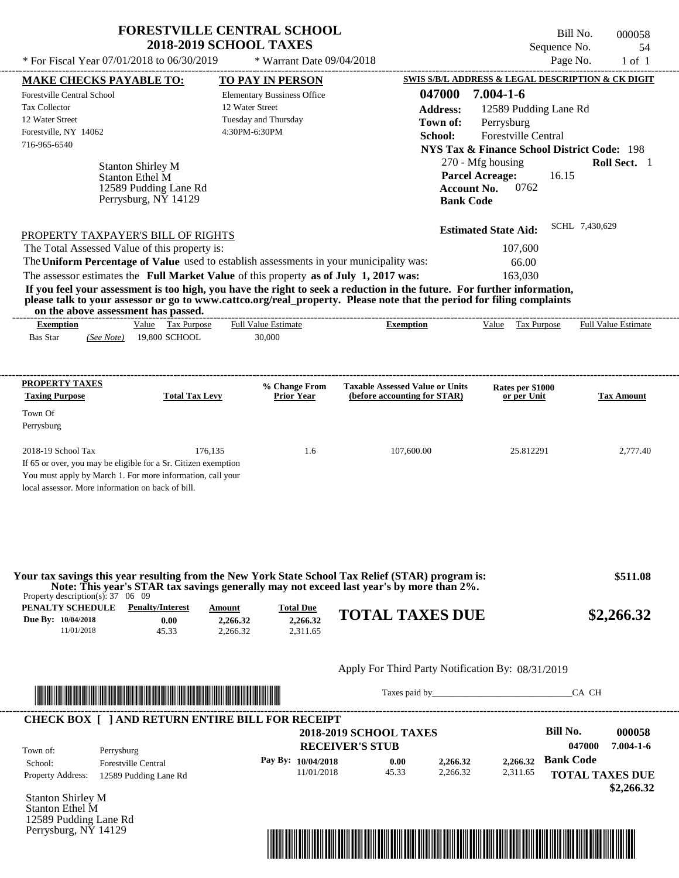# FORESTVILLE CENTRAL SCHOOL
## 2018-2019 SCHOOL TAXES

\* For Fiscal Year 07/01/2018 to 06/30/2019 &nbsp;&nbsp;&nbsp; \* Warrant Date 09/04/2018

Bill No. 000058
Sequence No. 54
Page No. 1 of 1

**MAKE CHECKS PAYABLE TO:**
Forestville Central School
Tax Collector
12 Water Street
Forestville, NY 14062
716-965-6540

**TO PAY IN PERSON**
Elementary Bussiness Office
12 Water Street
Tuesday and Thursday
4:30PM-6:30PM

**SWIS S/B/L ADDRESS & LEGAL DESCRIPTION & CK DIGIT**
**047000 7.004-1-6**
**Address:** 12589 Pudding Lane Rd
**Town of:** Perrysburg
**School:** Forestville Central
**NYS Tax & Finance School District Code:** 198
270 - Mfg housing **Roll Sect.** 1
**Parcel Acreage:** 16.15
**Account No.** 0762
**Bank Code**

Stanton Shirley M
Stanton Ethel M
12589 Pudding Lane Rd
Perrysburg, NY 14129

**Estimated State Aid:** SCHL 7,430,629

PROPERTY TAXPAYER'S BILL OF RIGHTS

The Total Assessed Value of this property is: 107,600
The **Uniform Percentage of Value** used to establish assessments in your municipality was: 66.00
The assessor estimates the **Full Market Value** of this property **as of July 1, 2017 was:** 163,030

**If you feel your assessment is too high, you have the right to seek a reduction in the future. For further information, please talk to your assessor or go to www.cattco.org/real_property. Please note that the period for filing complaints on the above assessment has passed.**

| Exemption | Value | Tax Purpose | Full Value Estimate | Exemption | Value | Tax Purpose | Full Value Estimate |
|---|---|---|---|---|---|---|---|
| Bas Star *(See Note)* | 19,800 | SCHOOL | 30,000 | | | | |

| PROPERTY TAXES Taxing Purpose | Total Tax Levy | % Change From Prior Year | Taxable Assessed Value or Units (before accounting for STAR) | Rates per $1000 or per Unit | Tax Amount |
|---|---|---|---|---|---|
| Town Of Perrysburg | | | | | |
| 2018-19 School Tax | 176,135 | 1.6 | 107,600.00 | 25.812291 | 2,777.40 |

If 65 or over, you may be eligible for a Sr. Citizen exemption
You must apply by March 1. For more information, call your local assessor. More information on back of bill.

**Your tax savings this year resulting from the New York State School Tax Relief (STAR) program is: $511.08**
**Note: This year's STAR tax savings generally may not exceed last year's by more than 2%.**

Property description(s): 37 06 09

| PENALTY SCHEDULE | Penalty/Interest | Amount | Total Due |
|---|---|---|---|
| Due By: 10/04/2018 | 0.00 | 2,266.32 | 2,266.32 |
| 11/01/2018 | 45.33 | 2,266.32 | 2,311.65 |

**TOTAL TAXES DUE $2,266.32**

Apply For Third Party Notification By: 08/31/2019

Taxes paid by_______________________________CA CH

**CHECK BOX [ ] AND RETURN ENTIRE BILL FOR RECEIPT**

**2018-2019 SCHOOL TAXES**
**RECEIVER'S STUB**

**Bill No. 000058**
**047000 7.004-1-6**

Town of: Perrysburg
School: Forestville Central
Property Address: 12589 Pudding Lane Rd

| Pay By: | Penalty/Interest | Amount | Total Due |
|---|---|---|---|
| 10/04/2018 | 0.00 | 2,266.32 | 2,266.32 |
| 11/01/2018 | 45.33 | 2,266.32 | 2,311.65 |

**Bank Code**
**TOTAL TAXES DUE $2,266.32**

Stanton Shirley M
Stanton Ethel M
12589 Pudding Lane Rd
Perrysburg, NY 14129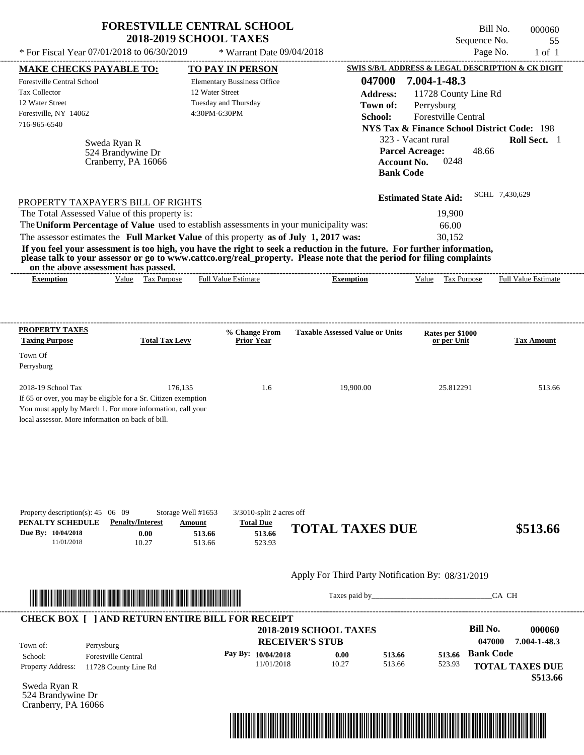# FORESTVILLE CENTRAL SCHOOL
## 2018-2019 SCHOOL TAXES

\* For Fiscal Year 07/01/2018 to 06/30/2019 \* Warrant Date 09/04/2018

Bill No. 000060
Sequence No. 55
Page No. 1 of 1

| MAKE CHECKS PAYABLE TO: | TO PAY IN PERSON | SWIS S/B/L ADDRESS & LEGAL DESCRIPTION & CK DIGIT |
|---|---|---|
| Forestville Central School | Elementary Bussiness Office | 047000 7.004-1-48.3 |
| Tax Collector | 12 Water Street | Address: 11728 County Line Rd |
| 12 Water Street | Tuesday and Thursday | Town of: Perrysburg |
| Forestville, NY 14062 | 4:30PM-6:30PM | School: Forestville Central |
| 716-965-6540 | | NYS Tax & Finance School District Code: 198 |

Sweda Ryan R
524 Brandywine Dr
Cranberry, PA 16066

323 - Vacant rural **Roll Sect.** 1
**Parcel Acreage:** 48.66
**Account No.** 0248
**Bank Code**

**Estimated State Aid:** SCHL 7,430,629

PROPERTY TAXPAYER'S BILL OF RIGHTS

The Total Assessed Value of this property is: 19,900
The **Uniform Percentage of Value** used to establish assessments in your municipality was: 66.00
The assessor estimates the **Full Market Value** of this property **as of July 1, 2017 was:** 30,152

**If you feel your assessment is too high, you have the right to seek a reduction in the future. For further information, please talk to your assessor or go to www.cattco.org/real_property. Please note that the period for filing complaints on the above assessment has passed.**

| Exemption | Value | Tax Purpose | Full Value Estimate | Exemption | Value | Tax Purpose | Full Value Estimate |
|---|---|---|---|---|---|---|---|

| PROPERTY TAXES Taxing Purpose | Total Tax Levy | % Change From Prior Year | Taxable Assessed Value or Units | Rates per $1000 or per Unit | Tax Amount |
|---|---|---|---|---|---|
| Town Of Perrysburg | | | | | |
| 2018-19 School Tax | 176,135 | 1.6 | 19,900.00 | 25.812291 | 513.66 |

If 65 or over, you may be eligible for a Sr. Citizen exemption
You must apply by March 1. For more information, call your local assessor. More information on back of bill.

Property description(s): 45 06 09 Storage Well #1653 3/3010-split 2 acres off

| PENALTY SCHEDULE | Penalty/Interest | Amount | Total Due |
|---|---|---|---|
| Due By: 10/04/2018 | 0.00 | 513.66 | 513.66 |
| 11/01/2018 | 10.27 | 513.66 | 523.93 |

**TOTAL TAXES DUE $513.66**

Apply For Third Party Notification By: 08/31/2019

Taxes paid by_______________________________CA CH

**CHECK BOX [ ] AND RETURN ENTIRE BILL FOR RECEIPT**

**2018-2019 SCHOOL TAXES**
**RECEIVER'S STUB**

**Bill No. 000060**
**047000 7.004-1-48.3**

Town of: Perrysburg
School: Forestville Central
Property Address: 11728 County Line Rd

| Pay By: | Penalty/Interest | Amount | Total Due |
|---|---|---|---|
| 10/04/2018 | 0.00 | 513.66 | 513.66 |
| 11/01/2018 | 10.27 | 513.66 | 523.93 |

**Bank Code**

**TOTAL TAXES DUE $513.66**

Sweda Ryan R
524 Brandywine Dr
Cranberry, PA 16066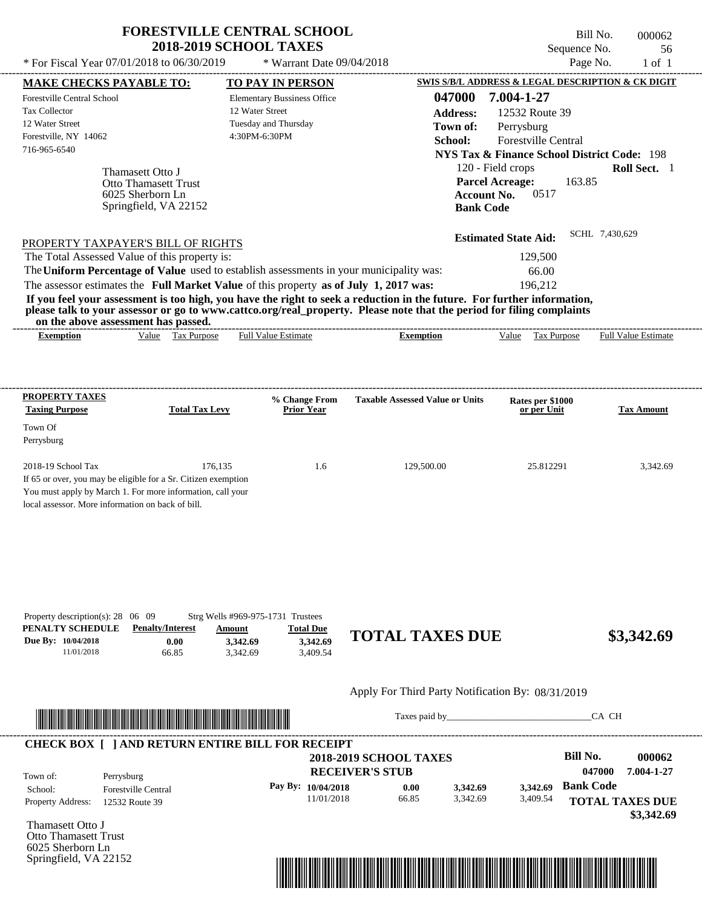# FORESTVILLE CENTRAL SCHOOL
## 2018-2019 SCHOOL TAXES

\* For Fiscal Year 07/01/2018 to 06/30/2019 \* Warrant Date 09/04/2018

Bill No. 000062
Sequence No. 56

**MAKE CHECKS PAYABLE TO:**
Forestville Central School
Tax Collector
12 Water Street
Forestville, NY 14062
716-965-6540

**TO PAY IN PERSON**
Elementary Bussiness Office
12 Water Street
Tuesday and Thursday
4:30PM-6:30PM

**SWIS S/B/L ADDRESS & LEGAL DESCRIPTION & CK DIGIT**
**047000 7.004-1-27**
**Address:** 12532 Route 39
**Town of:** Perrysburg
**School:** Forestville Central
**NYS Tax & Finance School District Code:** 198
120 - Field crops **Roll Sect.** 1
**Parcel Acreage:** 163.85
**Account No.** 0517
**Bank Code**

Thamasett Otto J
Otto Thamasett Trust
6025 Sherborn Ln
Springfield, VA 22152

**Estimated State Aid:** SCHL 7,430,629

PROPERTY TAXPAYER'S BILL OF RIGHTS

The Total Assessed Value of this property is: 129,500
The **Uniform Percentage of Value** used to establish assessments in your municipality was: 66.00
The assessor estimates the **Full Market Value** of this property **as of July 1, 2017 was:** 196,212

**If you feel your assessment is too high, you have the right to seek a reduction in the future. For further information, please talk to your assessor or go to www.cattco.org/real_property. Please note that the period for filing complaints on the above assessment has passed.**

| Exemption | Value | Tax Purpose | Full Value Estimate | Exemption | Value | Tax Purpose | Full Value Estimate |
|---|---|---|---|---|---|---|---|

| PROPERTY TAXES Taxing Purpose | Total Tax Levy | % Change From Prior Year | Taxable Assessed Value or Units | Rates per $1000 or per Unit | Tax Amount |
|---|---|---|---|---|---|
| Town Of Perrysburg | | | | | |
| 2018-19 School Tax | 176,135 | 1.6 | 129,500.00 | 25.812291 | 3,342.69 |

If 65 or over, you may be eligible for a Sr. Citizen exemption
You must apply by March 1. For more information, call your local assessor. More information on back of bill.

Property description(s): 28 06 09 Strg Wells #969-975-1731 Trustees

| PENALTY SCHEDULE | Penalty/Interest | Amount | Total Due |
|---|---|---|---|
| Due By: 10/04/2018 | 0.00 | 3,342.69 | 3,342.69 |
| 11/01/2018 | 66.85 | 3,342.69 | 3,409.54 |

**TOTAL TAXES DUE $3,342.69**

Apply For Third Party Notification By: 08/31/2019

Taxes paid by_______________________________CA CH

**CHECK BOX [ ] AND RETURN ENTIRE BILL FOR RECEIPT**

**2018-2019 SCHOOL TAXES**
**RECEIVER'S STUB**

**Bill No. 000062**
**047000 7.004-1-27**

Town of: Perrysburg
School: Forestville Central
Property Address: 12532 Route 39

| Pay By: | | | |
|---|---|---|---|
| 10/04/2018 | 0.00 | 3,342.69 | 3,342.69 |
| 11/01/2018 | 66.85 | 3,342.69 | 3,409.54 |

**Bank Code**
**TOTAL TAXES DUE**
**$3,342.69**

Thamasett Otto J
Otto Thamasett Trust
6025 Sherborn Ln
Springfield, VA 22152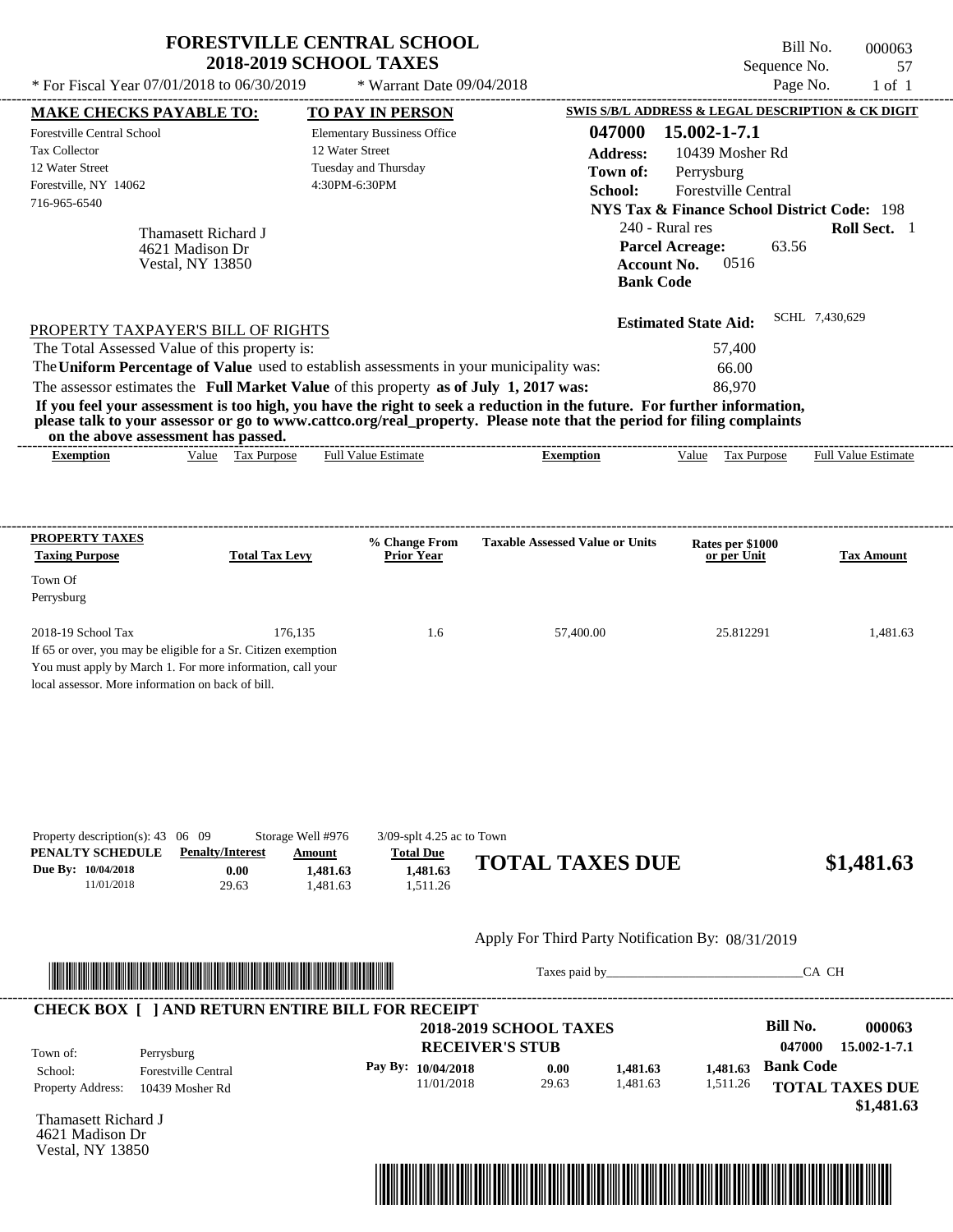# FORESTVILLE CENTRAL SCHOOL
## 2018-2019 SCHOOL TAXES

\* For Fiscal Year 07/01/2018 to 06/30/2019 &nbsp;&nbsp;&nbsp; \* Warrant Date 09/04/2018

Bill No. 000063
Sequence No. 57
Page No. 1 of 1

| MAKE CHECKS PAYABLE TO: | TO PAY IN PERSON | SWIS S/B/L ADDRESS & LEGAL DESCRIPTION & CK DIGIT |
|---|---|---|
| Forestville Central School | Elementary Bussiness Office | 047000 15.002-1-7.1 |
| Tax Collector | 12 Water Street | Address: 10439 Mosher Rd |
| 12 Water Street | Tuesday and Thursday | Town of: Perrysburg |
| Forestville, NY 14062 | 4:30PM-6:30PM | School: Forestville Central |
| 716-965-6540 | | NYS Tax & Finance School District Code: 198 |

Thamasett Richard J
4621 Madison Dr
Vestal, NY 13850

240 - Rural res &nbsp;&nbsp; **Roll Sect.** 1
**Parcel Acreage:** 63.56
**Account No.** 0516
**Bank Code**

**Estimated State Aid:** SCHL 7,430,629

PROPERTY TAXPAYER'S BILL OF RIGHTS

The Total Assessed Value of this property is: 57,400

The **Uniform Percentage of Value** used to establish assessments in your municipality was: 66.00

The assessor estimates the **Full Market Value** of this property **as of July 1, 2017 was:** 86,970

**If you feel your assessment is too high, you have the right to seek a reduction in the future. For further information, please talk to your assessor or go to www.cattco.org/real_property. Please note that the period for filing complaints on the above assessment has passed.**

| Exemption | Value | Tax Purpose | Full Value Estimate | Exemption | Value | Tax Purpose | Full Value Estimate |
|---|---|---|---|---|---|---|---|

| PROPERTY TAXES Taxing Purpose | Total Tax Levy | % Change From Prior Year | Taxable Assessed Value or Units | Rates per $1000 or per Unit | Tax Amount |
|---|---|---|---|---|---|
| Town Of Perrysburg | | | | | |
| 2018-19 School Tax | 176,135 | 1.6 | 57,400.00 | 25.812291 | 1,481.63 |

If 65 or over, you may be eligible for a Sr. Citizen exemption
You must apply by March 1. For more information, call your local assessor. More information on back of bill.

Property description(s): 43 06 09 &nbsp;&nbsp; Storage Well #976 &nbsp;&nbsp; 3/09-splt 4.25 ac to Town

| PENALTY SCHEDULE | Penalty/Interest | Amount | Total Due |
|---|---|---|---|
| Due By: 10/04/2018 | 0.00 | 1,481.63 | 1,481.63 |
| 11/01/2018 | 29.63 | 1,481.63 | 1,511.26 |

**TOTAL TAXES DUE** **$1,481.63**

Apply For Third Party Notification By: 08/31/2019

Taxes paid by_______________________________CA CH

**CHECK BOX [ ] AND RETURN ENTIRE BILL FOR RECEIPT**

**2018-2019 SCHOOL TAXES**
**RECEIVER'S STUB**

**Bill No.** 000063
047000 15.002-1-7.1

Town of: Perrysburg
School: Forestville Central
Property Address: 10439 Mosher Rd

| Pay By: | | | |
|---|---|---|---|
| 10/04/2018 | 0.00 | 1,481.63 | 1,481.63 |
| 11/01/2018 | 29.63 | 1,481.63 | 1,511.26 |

**Bank Code**

**TOTAL TAXES DUE**
**$1,481.63**

Thamasett Richard J
4621 Madison Dr
Vestal, NY 13850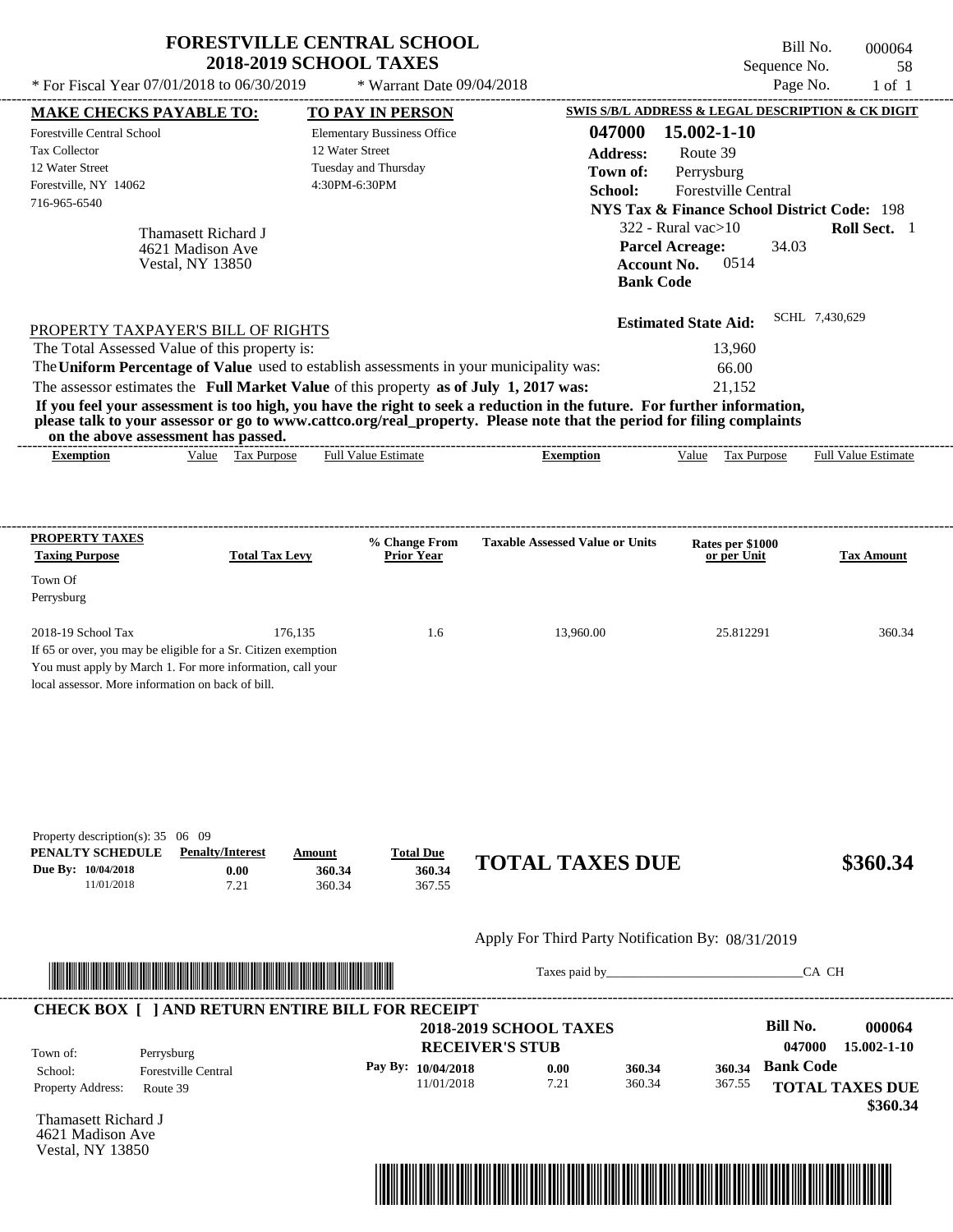# FORESTVILLE CENTRAL SCHOOL
## 2018-2019 SCHOOL TAXES

\* For Fiscal Year 07/01/2018 to 06/30/2019 \* Warrant Date 09/04/2018

Bill No. 000064
Sequence No. 58
Page No. 1 of 1

| MAKE CHECKS PAYABLE TO: | TO PAY IN PERSON | SWIS S/B/L ADDRESS & LEGAL DESCRIPTION & CK DIGIT |
|---|---|---|
| Forestville Central School | Elementary Bussiness Office | 047000 15.002-1-10 |
| Tax Collector | 12 Water Street | Address: Route 39 |
| 12 Water Street | Tuesday and Thursday | Town of: Perrysburg |
| Forestville, NY 14062 | 4:30PM-6:30PM | School: Forestville Central |
| 716-965-6540 | | NYS Tax & Finance School District Code: 198 |

Thamasett Richard J
4621 Madison Ave
Vestal, NY 13850

322 - Rural vac>10 **Roll Sect.** 1
**Parcel Acreage:** 34.03
**Account No.** 0514
**Bank Code**

**Estimated State Aid:** SCHL 7,430,629

PROPERTY TAXPAYER'S BILL OF RIGHTS

The Total Assessed Value of this property is: 13,960
The **Uniform Percentage of Value** used to establish assessments in your municipality was: 66.00
The assessor estimates the **Full Market Value** of this property **as of July 1, 2017 was:** 21,152

**If you feel your assessment is too high, you have the right to seek a reduction in the future. For further information, please talk to your assessor or go to www.cattco.org/real_property. Please note that the period for filing complaints on the above assessment has passed.**

| Exemption | Value | Tax Purpose | Full Value Estimate | Exemption | Value | Tax Purpose | Full Value Estimate |
|---|---|---|---|---|---|---|---|

| PROPERTY TAXES Taxing Purpose | Total Tax Levy | % Change From Prior Year | Taxable Assessed Value or Units | Rates per $1000 or per Unit | Tax Amount |
|---|---|---|---|---|---|
| Town Of Perrysburg | | | | | |
| 2018-19 School Tax | 176,135 | 1.6 | 13,960.00 | 25.812291 | 360.34 |

If 65 or over, you may be eligible for a Sr. Citizen exemption
You must apply by March 1. For more information, call your local assessor. More information on back of bill.

Property description(s): 35 06 09

| PENALTY SCHEDULE | Penalty/Interest | Amount | Total Due |
|---|---|---|---|
| Due By: 10/04/2018 | 0.00 | 360.34 | 360.34 |
| 11/01/2018 | 7.21 | 360.34 | 367.55 |

**TOTAL TAXES DUE** **$360.34**

Apply For Third Party Notification By: 08/31/2019

Taxes paid by_______________________________CA CH

**CHECK BOX [ ] AND RETURN ENTIRE BILL FOR RECEIPT**

**2018-2019 SCHOOL TAXES**
**RECEIVER'S STUB**

**Bill No.** 000064
047000 15.002-1-10

Town of: Perrysburg
School: Forestville Central
Property Address: Route 39

| Pay By: | | | |
|---|---|---|---|
| 10/04/2018 | 0.00 | 360.34 | 360.34 |
| 11/01/2018 | 7.21 | 360.34 | 367.55 |

**Bank Code**

**TOTAL TAXES DUE** **$360.34**

Thamasett Richard J
4621 Madison Ave
Vestal, NY 13850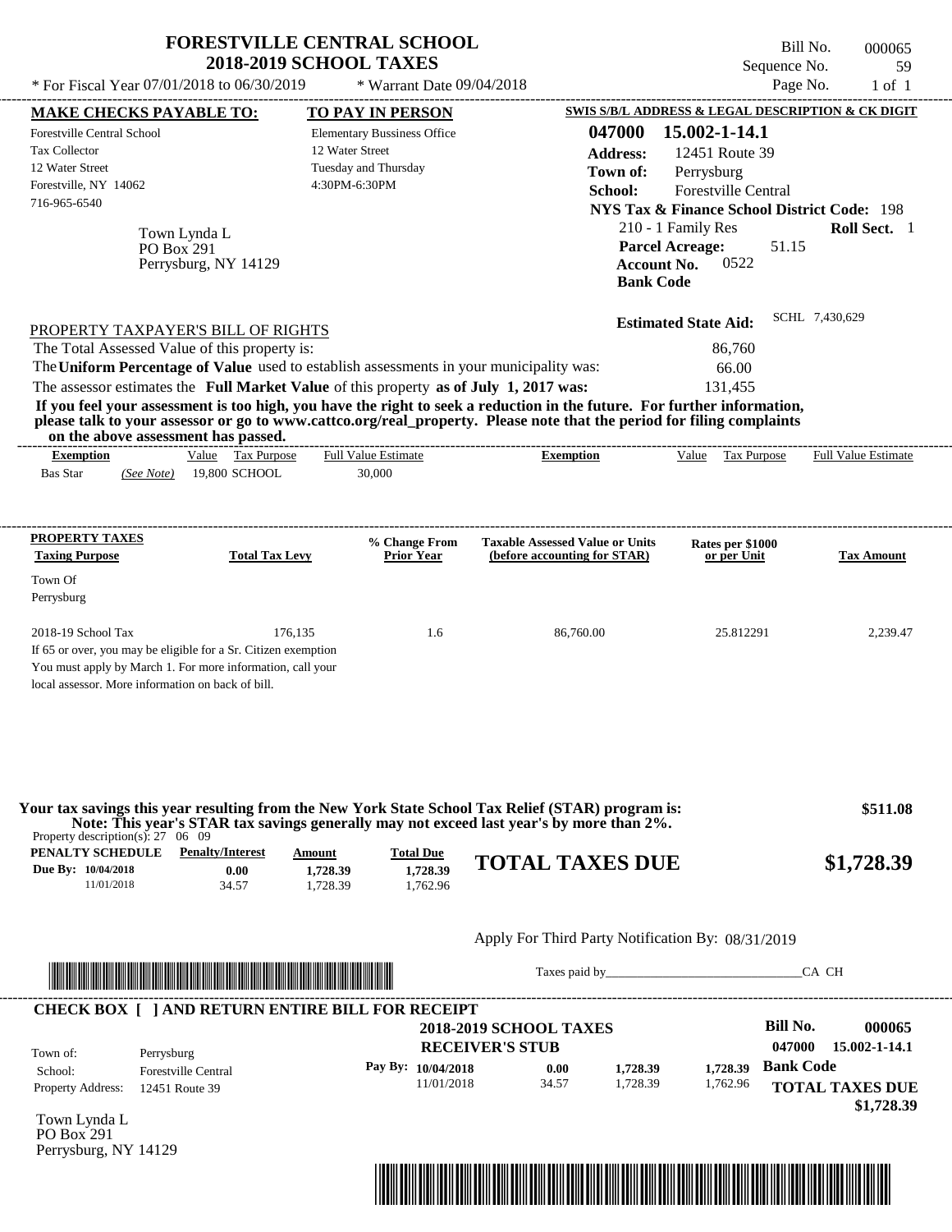# FORESTVILLE CENTRAL SCHOOL
## 2018-2019 SCHOOL TAXES

\* For Fiscal Year 07/01/2018 to 06/30/2019 \* Warrant Date 09/04/2018

Bill No. 000065
Sequence No. 59

**MAKE CHECKS PAYABLE TO:**
Forestville Central School
Tax Collector
12 Water Street
Forestville, NY 14062
716-965-6540

**TO PAY IN PERSON**
Elementary Bussiness Office
12 Water Street
Tuesday and Thursday
4:30PM-6:30PM

**SWIS S/B/L ADDRESS & LEGAL DESCRIPTION & CK DIGIT**
**047000 15.002-1-14.1**
**Address:** 12451 Route 39
**Town of:** Perrysburg
**School:** Forestville Central
**NYS Tax & Finance School District Code:** 198
210 - 1 Family Res **Roll Sect.** 1
**Parcel Acreage:** 51.15
**Account No.** 0522
**Bank Code**

Town Lynda L
PO Box 291
Perrysburg, NY 14129

**Estimated State Aid:** SCHL 7,430,629

PROPERTY TAXPAYER'S BILL OF RIGHTS

The Total Assessed Value of this property is: 86,760
The **Uniform Percentage of Value** used to establish assessments in your municipality was: 66.00
The assessor estimates the **Full Market Value** of this property **as of July 1, 2017 was:** 131,455

**If you feel your assessment is too high, you have the right to seek a reduction in the future. For further information, please talk to your assessor or go to www.cattco.org/real_property. Please note that the period for filing complaints on the above assessment has passed.**

| Exemption | Value | Tax Purpose | Full Value Estimate | Exemption | Value | Tax Purpose | Full Value Estimate |
|---|---|---|---|---|---|---|---|
| Bas Star *(See Note)* | 19,800 | SCHOOL | 30,000 | | | | |

| PROPERTY TAXES Taxing Purpose | Total Tax Levy | % Change From Prior Year | Taxable Assessed Value or Units (before accounting for STAR) | Rates per $1000 or per Unit | Tax Amount |
|---|---|---|---|---|---|
| Town Of Perrysburg | | | | | |
| 2018-19 School Tax | 176,135 | 1.6 | 86,760.00 | 25.812291 | 2,239.47 |

If 65 or over, you may be eligible for a Sr. Citizen exemption
You must apply by March 1. For more information, call your local assessor. More information on back of bill.

**Your tax savings this year resulting from the New York State School Tax Relief (STAR) program is: $511.08**
**Note: This year's STAR tax savings generally may not exceed last year's by more than 2%.**

Property description(s): 27 06 09

| PENALTY SCHEDULE | Penalty/Interest | Amount | Total Due |
|---|---|---|---|
| Due By: 10/04/2018 | 0.00 | 1,728.39 | 1,728.39 |
| 11/01/2018 | 34.57 | 1,728.39 | 1,762.96 |

**TOTAL TAXES DUE $1,728.39**

Apply For Third Party Notification By: 08/31/2019

Taxes paid by_______________________________CA CH

**CHECK BOX [ ] AND RETURN ENTIRE BILL FOR RECEIPT**

**2018-2019 SCHOOL TAXES**
**RECEIVER'S STUB**

**Bill No. 000065**
**047000 15.002-1-14.1**

Town of: Perrysburg
School: Forestville Central
Property Address: 12451 Route 39

| Pay By: | Penalty/Interest | Amount | Total Due |
|---|---|---|---|
| 10/04/2018 | 0.00 | 1,728.39 | 1,728.39 |
| 11/01/2018 | 34.57 | 1,728.39 | 1,762.96 |

**Bank Code**

**TOTAL TAXES DUE $1,728.39**

Town Lynda L
PO Box 291
Perrysburg, NY 14129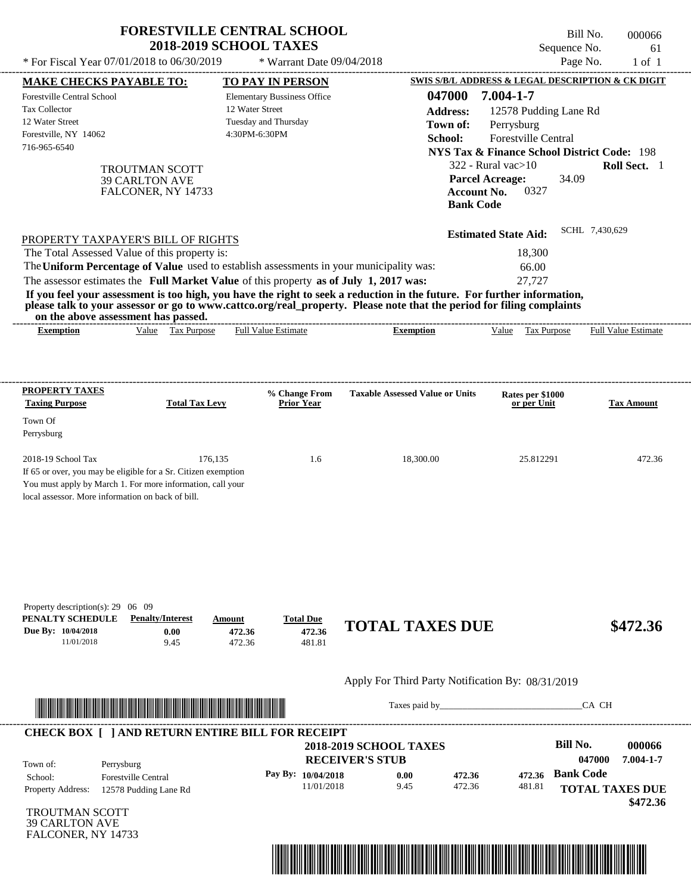# FORESTVILLE CENTRAL SCHOOL
## 2018-2019 SCHOOL TAXES

\* For Fiscal Year 07/01/2018 to 06/30/2019 \* Warrant Date 09/04/2018

Bill No. 000066
Sequence No. 61
Page No. 1 of 1

**MAKE CHECKS PAYABLE TO:**
Forestville Central School
Tax Collector
12 Water Street
Forestville, NY 14062
716-965-6540

**TO PAY IN PERSON**
Elementary Bussiness Office
12 Water Street
Tuesday and Thursday
4:30PM-6:30PM

**SWIS S/B/L ADDRESS & LEGAL DESCRIPTION & CK DIGIT**
**047000 7.004-1-7**
**Address:** 12578 Pudding Lane Rd
**Town of:** Perrysburg
**School:** Forestville Central
**NYS Tax & Finance School District Code:** 198
322 - Rural vac>10 **Roll Sect.** 1
**Parcel Acreage:** 34.09
**Account No.** 0327
**Bank Code**

TROUTMAN SCOTT
39 CARLTON AVE
FALCONER, NY 14733

**Estimated State Aid:** SCHL 7,430,629

PROPERTY TAXPAYER'S BILL OF RIGHTS

The Total Assessed Value of this property is: 18,300
The **Uniform Percentage of Value** used to establish assessments in your municipality was: 66.00
The assessor estimates the **Full Market Value** of this property **as of July 1, 2017 was:** 27,727

**If you feel your assessment is too high, you have the right to seek a reduction in the future. For further information, please talk to your assessor or go to www.cattco.org/real_property. Please note that the period for filing complaints on the above assessment has passed.**

| Exemption | Value | Tax Purpose | Full Value Estimate | Exemption | Value | Tax Purpose | Full Value Estimate |
|---|---|---|---|---|---|---|---|

| PROPERTY TAXES Taxing Purpose | Total Tax Levy | % Change From Prior Year | Taxable Assessed Value or Units | Rates per $1000 or per Unit | Tax Amount |
|---|---|---|---|---|---|
| Town Of Perrysburg | | | | | |
| 2018-19 School Tax | 176,135 | 1.6 | 18,300.00 | 25.812291 | 472.36 |

If 65 or over, you may be eligible for a Sr. Citizen exemption
You must apply by March 1. For more information, call your local assessor. More information on back of bill.

Property description(s): 29 06 09

| PENALTY SCHEDULE | Penalty/Interest | Amount | Total Due |
|---|---|---|---|
| Due By: 10/04/2018 | 0.00 | 472.36 | 472.36 |
| 11/01/2018 | 9.45 | 472.36 | 481.81 |

**TOTAL TAXES DUE $472.36**

Apply For Third Party Notification By: 08/31/2019

Taxes paid by_______________________________CA CH

**CHECK BOX [ ] AND RETURN ENTIRE BILL FOR RECEIPT**

**2018-2019 SCHOOL TAXES**
**RECEIVER'S STUB**

**Bill No. 000066**
**047000 7.004-1-7**

Town of: Perrysburg
School: Forestville Central
Property Address: 12578 Pudding Lane Rd

| Pay By: | | | |
|---|---|---|---|
| 10/04/2018 | 0.00 | 472.36 | 472.36 |
| 11/01/2018 | 9.45 | 472.36 | 481.81 |

**Bank Code**
**TOTAL TAXES DUE**
**$472.36**

TROUTMAN SCOTT
39 CARLTON AVE
FALCONER, NY 14733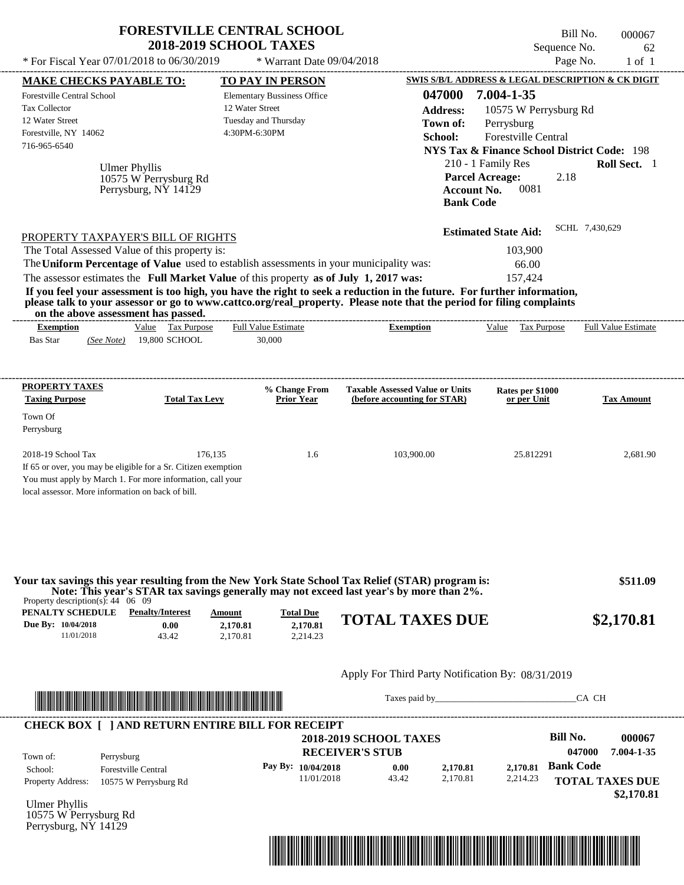# FORESTVILLE CENTRAL SCHOOL
## 2018-2019 SCHOOL TAXES

\* For Fiscal Year 07/01/2018 to 06/30/2019 \* Warrant Date 09/04/2018

Bill No. 000067
Sequence No. 62
Page No. 1 of 1

**MAKE CHECKS PAYABLE TO:**
Forestville Central School
Tax Collector
12 Water Street
Forestville, NY 14062
716-965-6540

**TO PAY IN PERSON**
Elementary Bussiness Office
12 Water Street
Tuesday and Thursday
4:30PM-6:30PM

**SWIS S/B/L ADDRESS & LEGAL DESCRIPTION & CK DIGIT**
**047000 7.004-1-35**
**Address:** 10575 W Perrysburg Rd
**Town of:** Perrysburg
**School:** Forestville Central
**NYS Tax & Finance School District Code:** 198
210 - 1 Family Res **Roll Sect.** 1
**Parcel Acreage:** 2.18
**Account No.** 0081
**Bank Code**

Ulmer Phyllis
10575 W Perrysburg Rd
Perrysburg, NY 14129

**Estimated State Aid:** SCHL 7,430,629

PROPERTY TAXPAYER'S BILL OF RIGHTS

The Total Assessed Value of this property is: 103,900
The **Uniform Percentage of Value** used to establish assessments in your municipality was: 66.00
The assessor estimates the **Full Market Value** of this property **as of July 1, 2017 was:** 157,424

**If you feel your assessment is too high, you have the right to seek a reduction in the future. For further information, please talk to your assessor or go to www.cattco.org/real_property. Please note that the period for filing complaints on the above assessment has passed.**

| Exemption | Value | Tax Purpose | Full Value Estimate | Exemption | Value | Tax Purpose | Full Value Estimate |
|---|---|---|---|---|---|---|---|
| Bas Star *(See Note)* | 19,800 | SCHOOL | 30,000 | | | | |

| PROPERTY TAXES Taxing Purpose | Total Tax Levy | % Change From Prior Year | Taxable Assessed Value or Units (before accounting for STAR) | Rates per $1000 or per Unit | Tax Amount |
|---|---|---|---|---|---|
| Town Of Perrysburg | | | | | |
| 2018-19 School Tax | 176,135 | 1.6 | 103,900.00 | 25.812291 | 2,681.90 |

If 65 or over, you may be eligible for a Sr. Citizen exemption
You must apply by March 1. For more information, call your local assessor. More information on back of bill.

**Your tax savings this year resulting from the New York State School Tax Relief (STAR) program is: $511.09**
**Note: This year's STAR tax savings generally may not exceed last year's by more than 2%.**

Property description(s): 44 06 09

| PENALTY SCHEDULE | Penalty/Interest | Amount | Total Due |
|---|---|---|---|
| Due By: 10/04/2018 | 0.00 | 2,170.81 | 2,170.81 |
| 11/01/2018 | 43.42 | 2,170.81 | 2,214.23 |

**TOTAL TAXES DUE $2,170.81**

Apply For Third Party Notification By: 08/31/2019

Taxes paid by_______________________________CA CH

**CHECK BOX [ ] AND RETURN ENTIRE BILL FOR RECEIPT**

**2018-2019 SCHOOL TAXES**
**RECEIVER'S STUB**

**Bill No. 000067**
**047000 7.004-1-35**

Town of: Perrysburg
School: Forestville Central
Property Address: 10575 W Perrysburg Rd

| Pay By: | Penalty/Interest | Amount | Total Due |
|---|---|---|---|
| 10/04/2018 | 0.00 | 2,170.81 | 2,170.81 |
| 11/01/2018 | 43.42 | 2,170.81 | 2,214.23 |

**Bank Code**
**TOTAL TAXES DUE $2,170.81**

Ulmer Phyllis
10575 W Perrysburg Rd
Perrysburg, NY 14129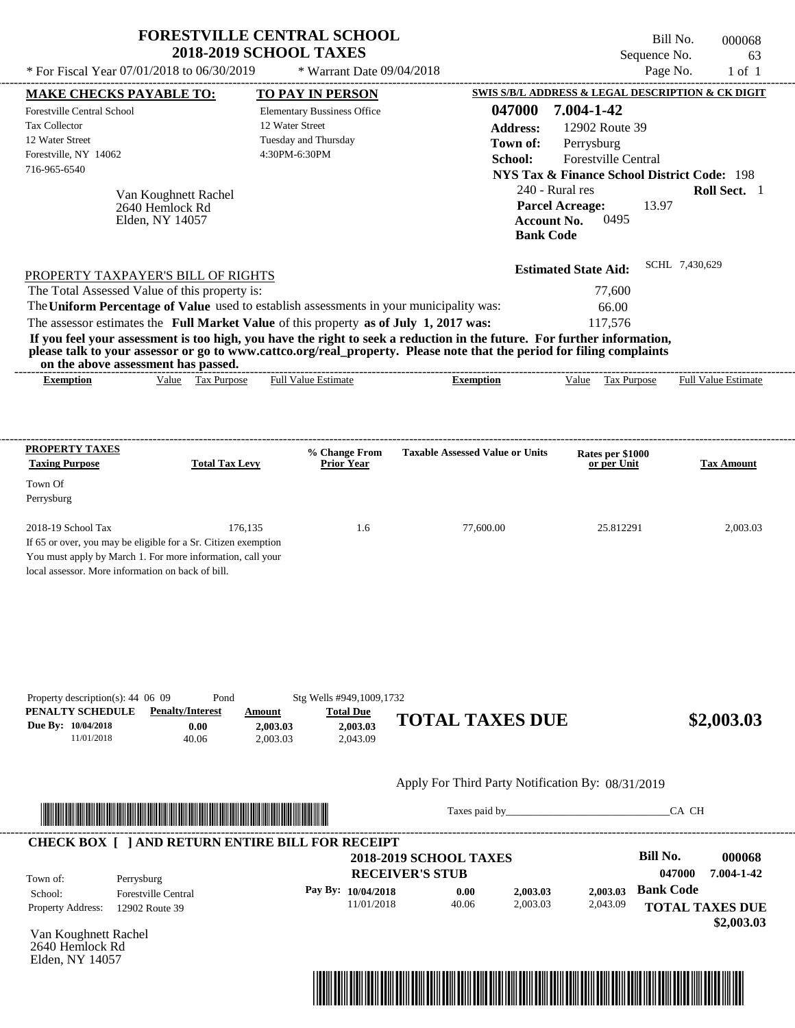# FORESTVILLE CENTRAL SCHOOL
## 2018-2019 SCHOOL TAXES

\* For Fiscal Year 07/01/2018 to 06/30/2019 — \* Warrant Date 09/04/2018

Bill No. 000068
Sequence No. 63
Page No. 1 of 1

**MAKE CHECKS PAYABLE TO:**
Forestville Central School
Tax Collector
12 Water Street
Forestville, NY 14062
716-965-6540

**TO PAY IN PERSON**
Elementary Bussiness Office
12 Water Street
Tuesday and Thursday
4:30PM-6:30PM

**SWIS S/B/L ADDRESS & LEGAL DESCRIPTION & CK DIGIT**
**047000 7.004-1-42**
**Address:** 12902 Route 39
**Town of:** Perrysburg
**School:** Forestville Central
**NYS Tax & Finance School District Code:** 198
240 - Rural res — **Roll Sect.** 1
**Parcel Acreage:** 13.97
**Account No.** 0495
**Bank Code**

Van Koughnett Rachel
2640 Hemlock Rd
Elden, NY 14057

**Estimated State Aid:** SCHL 7,430,629

PROPERTY TAXPAYER'S BILL OF RIGHTS

The Total Assessed Value of this property is: 77,600
The **Uniform Percentage of Value** used to establish assessments in your municipality was: 66.00
The assessor estimates the **Full Market Value** of this property **as of July 1, 2017 was:** 117,576

**If you feel your assessment is too high, you have the right to seek a reduction in the future. For further information, please talk to your assessor or go to www.cattco.org/real_property. Please note that the period for filing complaints on the above assessment has passed.**

| Exemption | Value | Tax Purpose | Full Value Estimate | Exemption | Value | Tax Purpose | Full Value Estimate |
|---|---|---|---|---|---|---|---|

| PROPERTY TAXES Taxing Purpose | Total Tax Levy | % Change From Prior Year | Taxable Assessed Value or Units | Rates per $1000 or per Unit | Tax Amount |
|---|---|---|---|---|---|
| Town Of Perrysburg | | | | | |
| 2018-19 School Tax | 176,135 | 1.6 | 77,600.00 | 25.812291 | 2,003.03 |

If 65 or over, you may be eligible for a Sr. Citizen exemption
You must apply by March 1. For more information, call your local assessor. More information on back of bill.

Property description(s): 44 06 09 Pond — Stg Wells #949,1009,1732

| PENALTY SCHEDULE | Penalty/Interest | Amount | Total Due |
|---|---|---|---|
| Due By: 10/04/2018 | 0.00 | 2,003.03 | 2,003.03 |
| 11/01/2018 | 40.06 | 2,003.03 | 2,043.09 |

**TOTAL TAXES DUE $2,003.03**

Apply For Third Party Notification By: 08/31/2019

Taxes paid by_______________________________CA CH

**CHECK BOX [ ] AND RETURN ENTIRE BILL FOR RECEIPT**

**2018-2019 SCHOOL TAXES**
**RECEIVER'S STUB**

Bill No. 000068
047000 7.004-1-42

Town of: Perrysburg
School: Forestville Central
Property Address: 12902 Route 39

| Pay By: | Penalty/Interest | Amount | Total Due |
|---|---|---|---|
| 10/04/2018 | 0.00 | 2,003.03 | 2,003.03 |
| 11/01/2018 | 40.06 | 2,003.03 | 2,043.09 |

**Bank Code**
**TOTAL TAXES DUE $2,003.03**

Van Koughnett Rachel
2640 Hemlock Rd
Elden, NY 14057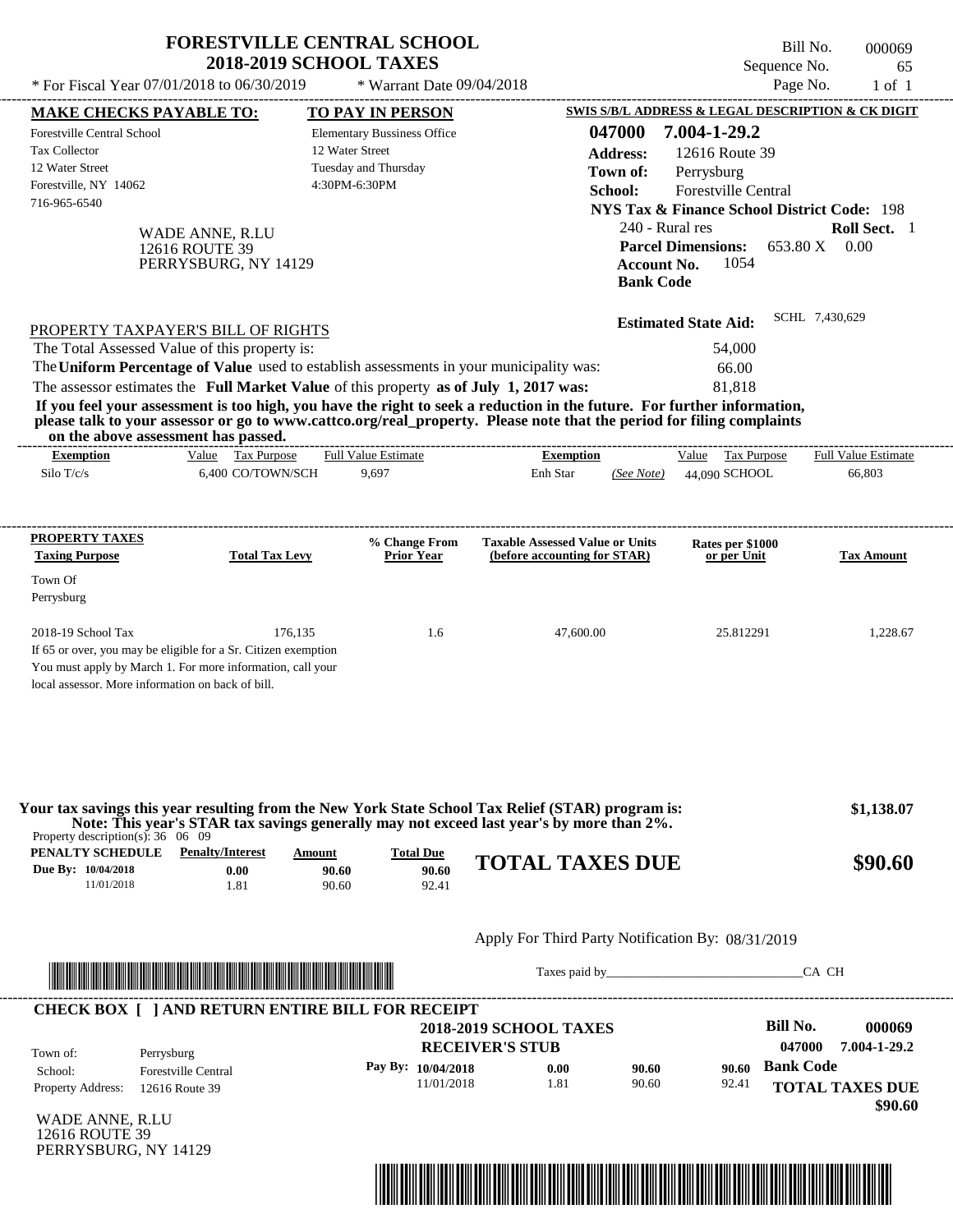# FORESTVILLE CENTRAL SCHOOL
## 2018-2019 SCHOOL TAXES

\* For Fiscal Year 07/01/2018 to 06/30/2019 &nbsp;&nbsp;&nbsp; \* Warrant Date 09/04/2018

Bill No. 000069
Sequence No. 65
Page No. 1 of 1

**MAKE CHECKS PAYABLE TO:**
Forestville Central School
Tax Collector
12 Water Street
Forestville, NY 14062
716-965-6540

**TO PAY IN PERSON**
Elementary Bussiness Office
12 Water Street
Tuesday and Thursday
4:30PM-6:30PM

**SWIS S/B/L ADDRESS & LEGAL DESCRIPTION & CK DIGIT**
**047000 7.004-1-29.2**
**Address:** 12616 Route 39
**Town of:** Perrysburg
**School:** Forestville Central
**NYS Tax & Finance School District Code:** 198
240 - Rural res &nbsp;&nbsp; **Roll Sect.** 1
**Parcel Dimensions:** 653.80 X 0.00
**Account No.** 1054
**Bank Code**

WADE ANNE, R.LU
12616 ROUTE 39
PERRYSBURG, NY 14129

**Estimated State Aid:** SCHL 7,430,629

PROPERTY TAXPAYER'S BILL OF RIGHTS

| | |
|---|---|
| The Total Assessed Value of this property is: | 54,000 |
| The **Uniform Percentage of Value** used to establish assessments in your municipality was: | 66.00 |
| The assessor estimates the **Full Market Value** of this property **as of July 1, 2017 was:** | 81,818 |

**If you feel your assessment is too high, you have the right to seek a reduction in the future. For further information, please talk to your assessor or go to www.cattco.org/real_property. Please note that the period for filing complaints on the above assessment has passed.**

| Exemption | Value | Tax Purpose | Full Value Estimate | Exemption | | Value | Tax Purpose | Full Value Estimate |
|---|---|---|---|---|---|---|---|---|
| Silo T/c/s | 6,400 | CO/TOWN/SCH | 9,697 | Enh Star | (See Note) | 44,090 | SCHOOL | 66,803 |

| PROPERTY TAXES Taxing Purpose | Total Tax Levy | % Change From Prior Year | Taxable Assessed Value or Units (before accounting for STAR) | Rates per $1000 or per Unit | Tax Amount |
|---|---|---|---|---|---|
| Town Of Perrysburg | | | | | |
| 2018-19 School Tax | 176,135 | 1.6 | 47,600.00 | 25.812291 | 1,228.67 |

If 65 or over, you may be eligible for a Sr. Citizen exemption
You must apply by March 1. For more information, call your local assessor. More information on back of bill.

**Your tax savings this year resulting from the New York State School Tax Relief (STAR) program is:** **$1,138.07**
**Note: This year's STAR tax savings generally may not exceed last year's by more than 2%.**

Property description(s): 36 06 09

| PENALTY SCHEDULE | Penalty/Interest | Amount | Total Due |
|---|---|---|---|
| Due By: 10/04/2018 | 0.00 | 90.60 | 90.60 |
| 11/01/2018 | 1.81 | 90.60 | 92.41 |

**TOTAL TAXES DUE** **$90.60**

Apply For Third Party Notification By: 08/31/2019

Taxes paid by_______________________________CA CH

**CHECK BOX [ ] AND RETURN ENTIRE BILL FOR RECEIPT**

**2018-2019 SCHOOL TAXES**
**RECEIVER'S STUB**

**Bill No.** 000069
047000 7.004-1-29.2

| | |
|---|---|
| Town of: | Perrysburg |
| School: | Forestville Central |
| Property Address: | 12616 Route 39 |

| Pay By: | | | |
|---|---|---|---|
| 10/04/2018 | 0.00 | 90.60 | 90.60 |
| 11/01/2018 | 1.81 | 90.60 | 92.41 |

**Bank Code**
**TOTAL TAXES DUE** **$90.60**

WADE ANNE, R.LU
12616 ROUTE 39
PERRYSBURG, NY 14129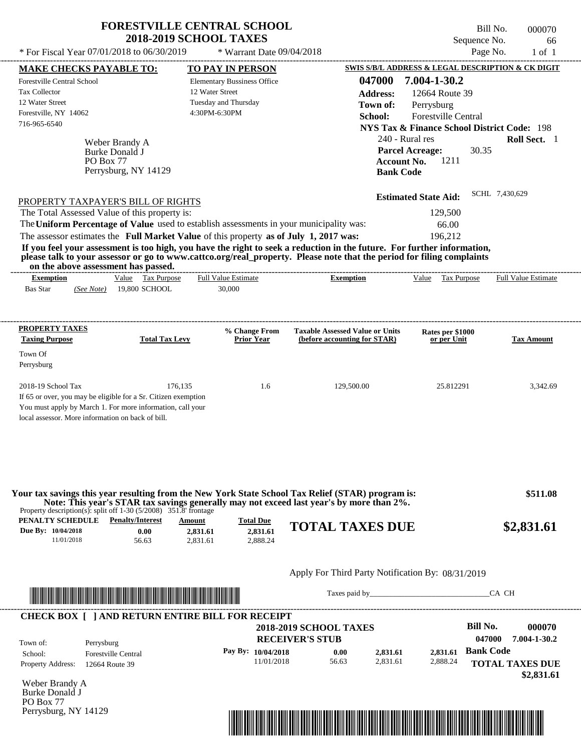# FORESTVILLE CENTRAL SCHOOL
## 2018-2019 SCHOOL TAXES

\* For Fiscal Year 07/01/2018 to 06/30/2019 \* Warrant Date 09/04/2018

Bill No. 000070
Sequence No. 66
Page No. 1 of 1

**MAKE CHECKS PAYABLE TO:**
Forestville Central School
Tax Collector
12 Water Street
Forestville, NY 14062
716-965-6540

**TO PAY IN PERSON**
Elementary Bussiness Office
12 Water Street
Tuesday and Thursday
4:30PM-6:30PM

**SWIS S/B/L ADDRESS & LEGAL DESCRIPTION & CK DIGIT**
**047000 7.004-1-30.2**
**Address:** 12664 Route 39
**Town of:** Perrysburg
**School:** Forestville Central
**NYS Tax & Finance School District Code:** 198
240 - Rural res **Roll Sect.** 1
**Parcel Acreage:** 30.35
**Account No.** 1211
**Bank Code**

Weber Brandy A
Burke Donald J
PO Box 77
Perrysburg, NY 14129

**Estimated State Aid:** SCHL 7,430,629

PROPERTY TAXPAYER'S BILL OF RIGHTS

The Total Assessed Value of this property is: 129,500
The **Uniform Percentage of Value** used to establish assessments in your municipality was: 66.00
The assessor estimates the **Full Market Value** of this property **as of July 1, 2017 was:** 196,212

**If you feel your assessment is too high, you have the right to seek a reduction in the future. For further information, please talk to your assessor or go to www.cattco.org/real_property. Please note that the period for filing complaints on the above assessment has passed.**

| Exemption | Value | Tax Purpose | Full Value Estimate | Exemption | Value | Tax Purpose | Full Value Estimate |
|---|---|---|---|---|---|---|---|
| Bas Star *(See Note)* | 19,800 | SCHOOL | 30,000 | | | | |

| PROPERTY TAXES Taxing Purpose | Total Tax Levy | % Change From Prior Year | Taxable Assessed Value or Units (before accounting for STAR) | Rates per $1000 or per Unit | Tax Amount |
|---|---|---|---|---|---|
| Town Of Perrysburg | | | | | |
| 2018-19 School Tax | 176,135 | 1.6 | 129,500.00 | 25.812291 | 3,342.69 |

If 65 or over, you may be eligible for a Sr. Citizen exemption
You must apply by March 1. For more information, call your local assessor. More information on back of bill.

**Your tax savings this year resulting from the New York State School Tax Relief (STAR) program is: $511.08**
**Note: This year's STAR tax savings generally may not exceed last year's by more than 2%.**

Property description(s): split off 1-30 (5/2008) 351.8' frontage

| PENALTY SCHEDULE | Penalty/Interest | Amount | Total Due |
|---|---|---|---|
| Due By: 10/04/2018 | 0.00 | 2,831.61 | 2,831.61 |
| 11/01/2018 | 56.63 | 2,831.61 | 2,888.24 |

**TOTAL TAXES DUE $2,831.61**

Apply For Third Party Notification By: 08/31/2019

Taxes paid by_______________________________CA CH

**CHECK BOX [ ] AND RETURN ENTIRE BILL FOR RECEIPT**

**2018-2019 SCHOOL TAXES**
**RECEIVER'S STUB**

**Bill No. 000070**
047000 7.004-1-30.2

Town of: Perrysburg
School: Forestville Central
Property Address: 12664 Route 39

| Pay By: | | | | |
|---|---|---|---|---|
| 10/04/2018 | 0.00 | 2,831.61 | 2,831.61 | **Bank Code** |
| 11/01/2018 | 56.63 | 2,831.61 | 2,888.24 | |

**TOTAL TAXES DUE $2,831.61**

Weber Brandy A
Burke Donald J
PO Box 77
Perrysburg, NY 14129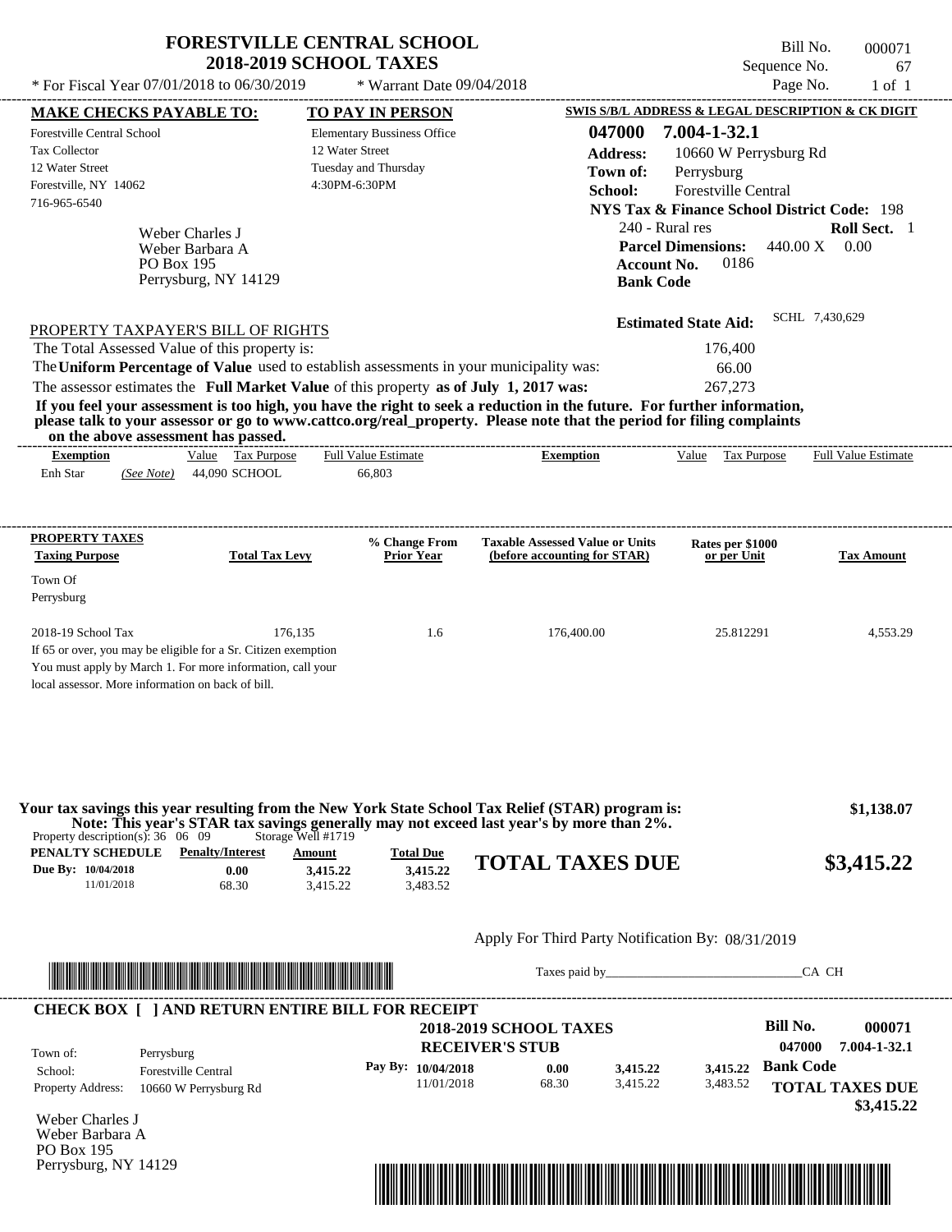# FORESTVILLE CENTRAL SCHOOL
## 2018-2019 SCHOOL TAXES

* For Fiscal Year 07/01/2018 to 06/30/2019 &nbsp;&nbsp; * Warrant Date 09/04/2018

Bill No. 000071
Sequence No. 67
Page No. 1 of 1

**MAKE CHECKS PAYABLE TO:**
Forestville Central School
Tax Collector
12 Water Street
Forestville, NY 14062
716-965-6540

**TO PAY IN PERSON**
Elementary Bussiness Office
12 Water Street
Tuesday and Thursday
4:30PM-6:30PM

**SWIS S/B/L ADDRESS & LEGAL DESCRIPTION & CK DIGIT**
**047000 7.004-1-32.1**
**Address:** 10660 W Perrysburg Rd
**Town of:** Perrysburg
**School:** Forestville Central
**NYS Tax & Finance School District Code:** 198
240 - Rural res &nbsp;&nbsp; **Roll Sect.** 1
**Parcel Dimensions:** 440.00 X 0.00
**Account No.** 0186
**Bank Code**

Weber Charles J
Weber Barbara A
PO Box 195
Perrysburg, NY 14129

**Estimated State Aid:** SCHL 7,430,629

PROPERTY TAXPAYER'S BILL OF RIGHTS

The Total Assessed Value of this property is: 176,400
The **Uniform Percentage of Value** used to establish assessments in your municipality was: 66.00
The assessor estimates the **Full Market Value** of this property **as of July 1, 2017 was:** 267,273

**If you feel your assessment is too high, you have the right to seek a reduction in the future. For further information, please talk to your assessor or go to www.cattco.org/real_property. Please note that the period for filing complaints on the above assessment has passed.**

| Exemption | Value | Tax Purpose | Full Value Estimate | Exemption | Value | Tax Purpose | Full Value Estimate |
|---|---|---|---|---|---|---|---|
| Enh Star *(See Note)* | 44,090 | SCHOOL | 66,803 | | | | |

| PROPERTY TAXES Taxing Purpose | Total Tax Levy | % Change From Prior Year | Taxable Assessed Value or Units (before accounting for STAR) | Rates per $1000 or per Unit | Tax Amount |
|---|---|---|---|---|---|
| Town Of Perrysburg | | | | | |
| 2018-19 School Tax | 176,135 | 1.6 | 176,400.00 | 25.812291 | 4,553.29 |

If 65 or over, you may be eligible for a Sr. Citizen exemption
You must apply by March 1. For more information, call your
local assessor. More information on back of bill.

**Your tax savings this year resulting from the New York State School Tax Relief (STAR) program is: $1,138.07**
**Note: This year's STAR tax savings generally may not exceed last year's by more than 2%.**

Property description(s): 36 06 09 &nbsp;&nbsp; Storage Well #1719

| PENALTY SCHEDULE | Penalty/Interest | Amount | Total Due |
|---|---|---|---|
| Due By: 10/04/2018 | 0.00 | 3,415.22 | 3,415.22 |
| 11/01/2018 | 68.30 | 3,415.22 | 3,483.52 |

**TOTAL TAXES DUE $3,415.22**

Apply For Third Party Notification By: 08/31/2019

Taxes paid by_______________________________CA CH

**CHECK BOX [ ] AND RETURN ENTIRE BILL FOR RECEIPT**

**2018-2019 SCHOOL TAXES**
**RECEIVER'S STUB**

**Bill No. 000071**
047000 7.004-1-32.1

Town of: Perrysburg
School: Forestville Central
Property Address: 10660 W Perrysburg Rd

| Pay By: | | | |
|---|---|---|---|
| 10/04/2018 | 0.00 | 3,415.22 | 3,415.22 |
| 11/01/2018 | 68.30 | 3,415.22 | 3,483.52 |

**Bank Code**

**TOTAL TAXES DUE $3,415.22**

Weber Charles J
Weber Barbara A
PO Box 195
Perrysburg, NY 14129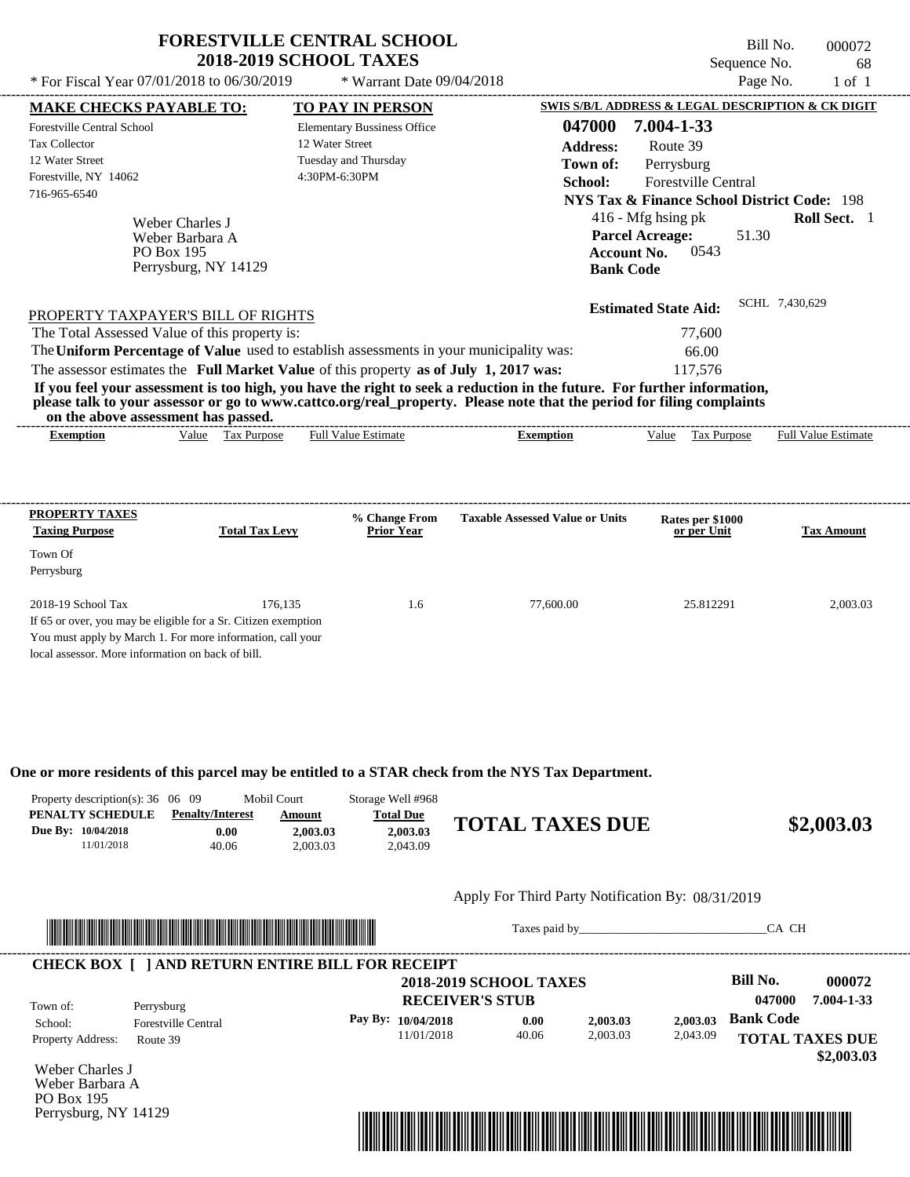# FORESTVILLE CENTRAL SCHOOL
## 2018-2019 SCHOOL TAXES

Bill No. 000072
Sequence No. 68
Page No. 1 of 1

\* For Fiscal Year 07/01/2018 to 06/30/2019 \* Warrant Date 09/04/2018

| MAKE CHECKS PAYABLE TO: | TO PAY IN PERSON | SWIS S/B/L ADDRESS & LEGAL DESCRIPTION & CK DIGIT |
|---|---|---|
| Forestville Central School | Elementary Bussiness Office | 047000 7.004-1-33 |
| Tax Collector | 12 Water Street | Address: Route 39 |
| 12 Water Street | Tuesday and Thursday | Town of: Perrysburg |
| Forestville, NY 14062 | 4:30PM-6:30PM | School: Forestville Central |
| 716-965-6540 | | NYS Tax & Finance School District Code: 198 |

Weber Charles J
Weber Barbara A
PO Box 195
Perrysburg, NY 14129

416 - Mfg hsing pk **Roll Sect.** 1
**Parcel Acreage:** 51.30
**Account No.** 0543
**Bank Code**

**Estimated State Aid:** SCHL 7,430,629

PROPERTY TAXPAYER'S BILL OF RIGHTS

The Total Assessed Value of this property is: 77,600
The **Uniform Percentage of Value** used to establish assessments in your municipality was: 66.00
The assessor estimates the **Full Market Value** of this property **as of July 1, 2017 was:** 117,576

**If you feel your assessment is too high, you have the right to seek a reduction in the future. For further information, please talk to your assessor or go to www.cattco.org/real_property. Please note that the period for filing complaints on the above assessment has passed.**

| Exemption | Value | Tax Purpose | Full Value Estimate | Exemption | Value | Tax Purpose | Full Value Estimate |
|---|---|---|---|---|---|---|---|

| PROPERTY TAXES Taxing Purpose | Total Tax Levy | % Change From Prior Year | Taxable Assessed Value or Units | Rates per $1000 or per Unit | Tax Amount |
|---|---|---|---|---|---|
| Town Of Perrysburg | | | | | |
| 2018-19 School Tax | 176,135 | 1.6 | 77,600.00 | 25.812291 | 2,003.03 |

If 65 or over, you may be eligible for a Sr. Citizen exemption
You must apply by March 1. For more information, call your local assessor. More information on back of bill.

**One or more residents of this parcel may be entitled to a STAR check from the NYS Tax Department.**

Property description(s): 36 06 09 Mobil Court Storage Well #968

| PENALTY SCHEDULE | Penalty/Interest | Amount | Total Due |
|---|---|---|---|
| Due By: 10/04/2018 | 0.00 | 2,003.03 | 2,003.03 |
| 11/01/2018 | 40.06 | 2,003.03 | 2,043.09 |

**TOTAL TAXES DUE** **$2,003.03**

Apply For Third Party Notification By: 08/31/2019

Taxes paid by_______________________________CA CH

**CHECK BOX [ ] AND RETURN ENTIRE BILL FOR RECEIPT**

**2018-2019 SCHOOL TAXES**
**RECEIVER'S STUB**

**Bill No.** 000072
047000 7.004-1-33

Town of: Perrysburg
School: Forestville Central
Property Address: Route 39

| Pay By: | | | |
|---|---|---|---|
| 10/04/2018 | 0.00 | 2,003.03 | 2,003.03 |
| 11/01/2018 | 40.06 | 2,003.03 | 2,043.09 |

**Bank Code**

**TOTAL TAXES DUE**
**$2,003.03**

Weber Charles J
Weber Barbara A
PO Box 195
Perrysburg, NY 14129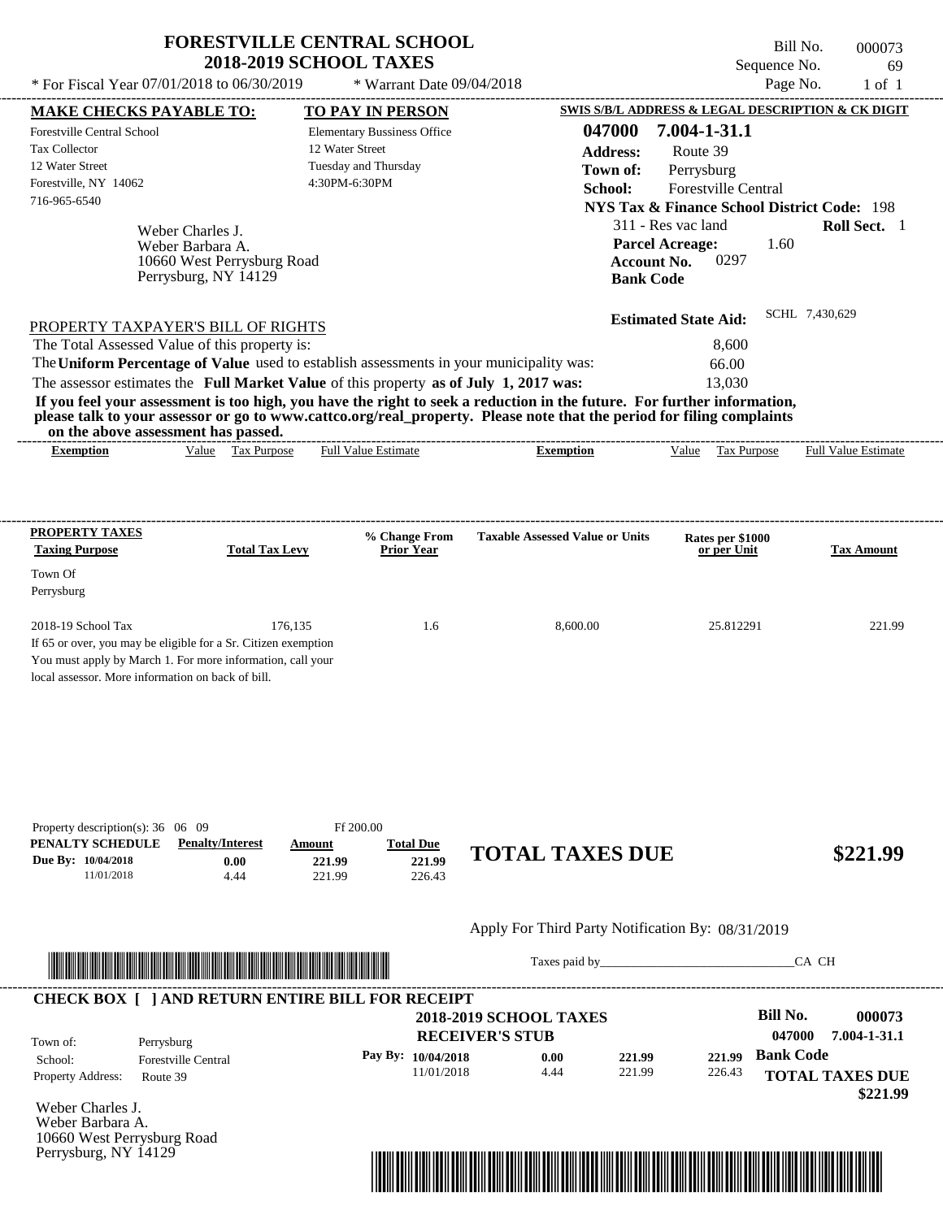# FORESTVILLE CENTRAL SCHOOL
## 2018-2019 SCHOOL TAXES

Bill No. 000073
Sequence No. 69
Page No. 1 of 1

* For Fiscal Year 07/01/2018 to 06/30/2019 * Warrant Date 09/04/2018

**MAKE CHECKS PAYABLE TO:**
Forestville Central School
Tax Collector
12 Water Street
Forestville, NY 14062
716-965-6540

**TO PAY IN PERSON**
Elementary Bussiness Office
12 Water Street
Tuesday and Thursday
4:30PM-6:30PM

**SWIS S/B/L ADDRESS & LEGAL DESCRIPTION & CK DIGIT**
**047000 7.004-1-31.1**
**Address:** Route 39
**Town of:** Perrysburg
**School:** Forestville Central
**NYS Tax & Finance School District Code:** 198
311 - Res vac land **Roll Sect.** 1
**Parcel Acreage:** 1.60
**Account No.** 0297
**Bank Code**

Weber Charles J.
Weber Barbara A.
10660 West Perrysburg Road
Perrysburg, NY 14129

**Estimated State Aid:** SCHL 7,430,629

PROPERTY TAXPAYER'S BILL OF RIGHTS

The Total Assessed Value of this property is: 8,600
The **Uniform Percentage of Value** used to establish assessments in your municipality was: 66.00
The assessor estimates the **Full Market Value** of this property **as of July 1, 2017 was:** 13,030

**If you feel your assessment is too high, you have the right to seek a reduction in the future. For further information, please talk to your assessor or go to www.cattco.org/real_property. Please note that the period for filing complaints on the above assessment has passed.**

| Exemption | Value | Tax Purpose | Full Value Estimate | Exemption | Value | Tax Purpose | Full Value Estimate |
|---|---|---|---|---|---|---|---|

| PROPERTY TAXES Taxing Purpose | Total Tax Levy | % Change From Prior Year | Taxable Assessed Value or Units | Rates per $1000 or per Unit | Tax Amount |
|---|---|---|---|---|---|
| Town Of Perrysburg | | | | | |
| 2018-19 School Tax | 176,135 | 1.6 | 8,600.00 | 25.812291 | 221.99 |

If 65 or over, you may be eligible for a Sr. Citizen exemption
You must apply by March 1. For more information, call your local assessor. More information on back of bill.

Property description(s): 36 06 09 Ff 200.00

| PENALTY SCHEDULE | Penalty/Interest | Amount | Total Due |
|---|---|---|---|
| Due By: 10/04/2018 | 0.00 | 221.99 | 221.99 |
| 11/01/2018 | 4.44 | 221.99 | 226.43 |

**TOTAL TAXES DUE $221.99**

Apply For Third Party Notification By: 08/31/2019

Taxes paid by________________________________CA CH

**CHECK BOX [ ] AND RETURN ENTIRE BILL FOR RECEIPT**

**2018-2019 SCHOOL TAXES**
**RECEIVER'S STUB**

**Bill No. 000073**
**047000 7.004-1-31.1**

Town of: Perrysburg
School: Forestville Central
Property Address: Route 39

| Pay By: | | | |
|---|---|---|---|
| 10/04/2018 | 0.00 | 221.99 | 221.99 |
| 11/01/2018 | 4.44 | 221.99 | 226.43 |

**Bank Code**

**TOTAL TAXES DUE $221.99**

Weber Charles J.
Weber Barbara A.
10660 West Perrysburg Road
Perrysburg, NY 14129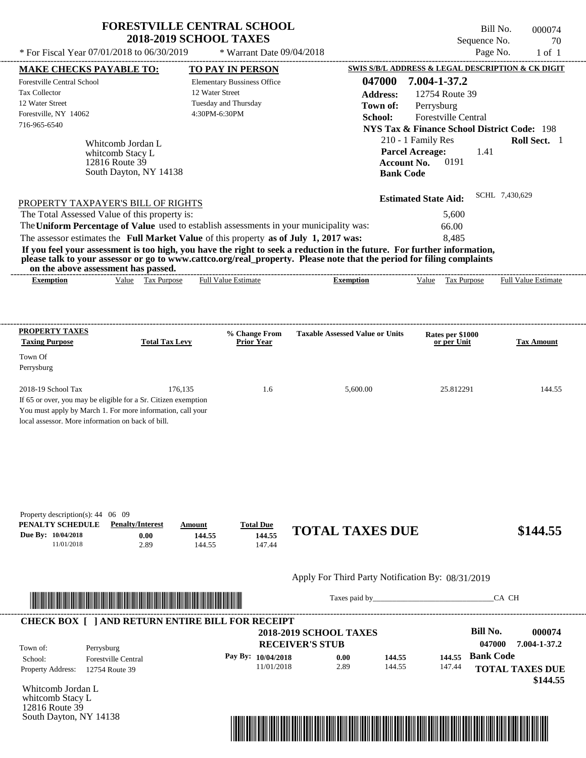# FORESTVILLE CENTRAL SCHOOL
## 2018-2019 SCHOOL TAXES

Bill No. 000074
Sequence No. 70

\* For Fiscal Year 07/01/2018 to 06/30/2019 &nbsp;&nbsp; \* Warrant Date 09/04/2018

| MAKE CHECKS PAYABLE TO: | TO PAY IN PERSON | SWIS S/B/L ADDRESS & LEGAL DESCRIPTION & CK DIGIT |
|---|---|---|
| Forestville Central School | Elementary Bussiness Office | 047000 7.004-1-37.2 |
| Tax Collector | 12 Water Street | Address: 12754 Route 39 |
| 12 Water Street | Tuesday and Thursday | Town of: Perrysburg |
| Forestville, NY 14062 | 4:30PM-6:30PM | School: Forestville Central |
| 716-965-6540 | | NYS Tax & Finance School District Code: 198 |

Whitcomb Jordan L
whitcomb Stacy L
12816 Route 39
South Dayton, NY 14138

210 - 1 Family Res &nbsp;&nbsp; **Roll Sect.** 1
**Parcel Acreage:** 1.41
**Account No.** 0191
**Bank Code**

**Estimated State Aid:** SCHL 7,430,629

PROPERTY TAXPAYER'S BILL OF RIGHTS

The Total Assessed Value of this property is: 5,600
The **Uniform Percentage of Value** used to establish assessments in your municipality was: 66.00
The assessor estimates the **Full Market Value** of this property **as of July 1, 2017 was:** 8,485

**If you feel your assessment is too high, you have the right to seek a reduction in the future. For further information, please talk to your assessor or go to www.cattco.org/real_property. Please note that the period for filing complaints on the above assessment has passed.**

| Exemption | Value | Tax Purpose | Full Value Estimate | Exemption | Value | Tax Purpose | Full Value Estimate |
|---|---|---|---|---|---|---|---|

| PROPERTY TAXES Taxing Purpose | Total Tax Levy | % Change From Prior Year | Taxable Assessed Value or Units | Rates per $1000 or per Unit | Tax Amount |
|---|---|---|---|---|---|
| Town Of Perrysburg | | | | | |
| 2018-19 School Tax | 176,135 | 1.6 | 5,600.00 | 25.812291 | 144.55 |

If 65 or over, you may be eligible for a Sr. Citizen exemption
You must apply by March 1. For more information, call your local assessor. More information on back of bill.

Property description(s): 44 06 09

| PENALTY SCHEDULE | Penalty/Interest | Amount | Total Due |
|---|---|---|---|
| Due By: 10/04/2018 | 0.00 | 144.55 | 144.55 |
| 11/01/2018 | 2.89 | 144.55 | 147.44 |

**TOTAL TAXES DUE** **$144.55**

Apply For Third Party Notification By: 08/31/2019

Taxes paid by_______________________________CA CH

**CHECK BOX [ ] AND RETURN ENTIRE BILL FOR RECEIPT**

**2018-2019 SCHOOL TAXES**
**RECEIVER'S STUB**

**Bill No.** 000074
047000 7.004-1-37.2

| | | | | | |
|---|---|---|---|---|---|
| Town of: | Perrysburg | | | | |
| School: | Forestville Central | Pay By: 10/04/2018 | 0.00 | 144.55 | 144.55 |
| Property Address: | 12754 Route 39 | 11/01/2018 | 2.89 | 144.55 | 147.44 |

**Bank Code**

**TOTAL TAXES DUE** **$144.55**

Whitcomb Jordan L
whitcomb Stacy L
12816 Route 39
South Dayton, NY 14138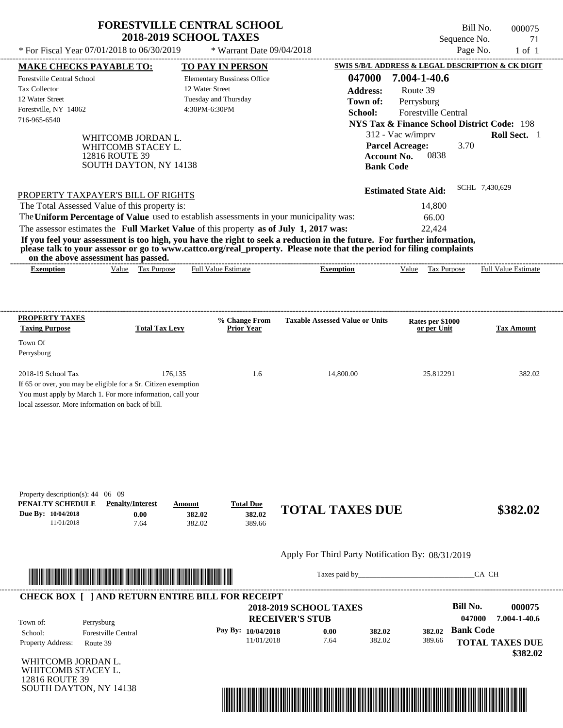# FORESTVILLE CENTRAL SCHOOL
## 2018-2019 SCHOOL TAXES

\* For Fiscal Year 07/01/2018 to 06/30/2019 \* Warrant Date 09/04/2018

Bill No. 000075
Sequence No. 71
Page No. 1 of 1

| MAKE CHECKS PAYABLE TO: | TO PAY IN PERSON | SWIS S/B/L ADDRESS & LEGAL DESCRIPTION & CK DIGIT |
|---|---|---|
| Forestville Central School | Elementary Bussiness Office | 047000 7.004-1-40.6 |
| Tax Collector | 12 Water Street | Address: Route 39 |
| 12 Water Street | Tuesday and Thursday | Town of: Perrysburg |
| Forestville, NY 14062 | 4:30PM-6:30PM | School: Forestville Central |
| 716-965-6540 | | NYS Tax & Finance School District Code: 198 |

WHITCOMB JORDAN L.
WHITCOMB STACEY L.
12816 ROUTE 39
SOUTH DAYTON, NY 14138

312 - Vac w/imprv **Roll Sect.** 1
**Parcel Acreage:** 3.70
**Account No.** 0838
**Bank Code**

**Estimated State Aid:** SCHL 7,430,629

PROPERTY TAXPAYER'S BILL OF RIGHTS

The Total Assessed Value of this property is: 14,800
The **Uniform Percentage of Value** used to establish assessments in your municipality was: 66.00
The assessor estimates the **Full Market Value** of this property **as of July 1, 2017 was:** 22,424

**If you feel your assessment is too high, you have the right to seek a reduction in the future. For further information, please talk to your assessor or go to www.cattco.org/real_property. Please note that the period for filing complaints on the above assessment has passed.**

| Exemption | Value | Tax Purpose | Full Value Estimate | Exemption | Value | Tax Purpose | Full Value Estimate |
|---|---|---|---|---|---|---|---|

| PROPERTY TAXES Taxing Purpose | Total Tax Levy | % Change From Prior Year | Taxable Assessed Value or Units | Rates per $1000 or per Unit | Tax Amount |
|---|---|---|---|---|---|
| Town Of Perrysburg | | | | | |
| 2018-19 School Tax | 176,135 | 1.6 | 14,800.00 | 25.812291 | 382.02 |

If 65 or over, you may be eligible for a Sr. Citizen exemption
You must apply by March 1. For more information, call your local assessor. More information on back of bill.

Property description(s): 44 06 09

| PENALTY SCHEDULE | Penalty/Interest | Amount | Total Due |
|---|---|---|---|
| Due By: 10/04/2018 | 0.00 | 382.02 | 382.02 |
| 11/01/2018 | 7.64 | 382.02 | 389.66 |

**TOTAL TAXES DUE** **$382.02**

Apply For Third Party Notification By: 08/31/2019

Taxes paid by\_\_\_\_\_\_\_\_\_\_\_\_\_\_\_\_\_\_\_\_\_\_\_\_\_\_\_\_\_\_CA CH

**CHECK BOX [ ] AND RETURN ENTIRE BILL FOR RECEIPT**

**2018-2019 SCHOOL TAXES**
**RECEIVER'S STUB**

**Bill No.** 000075
047000 7.004-1-40.6

Town of: Perrysburg
School: Forestville Central
Property Address: Route 39

| Pay By: | | | |
|---|---|---|---|
| 10/04/2018 | 0.00 | 382.02 | 382.02 |
| 11/01/2018 | 7.64 | 382.02 | 389.66 |

**Bank Code**
**TOTAL TAXES DUE** **$382.02**

WHITCOMB JORDAN L.
WHITCOMB STACEY L.
12816 ROUTE 39
SOUTH DAYTON, NY 14138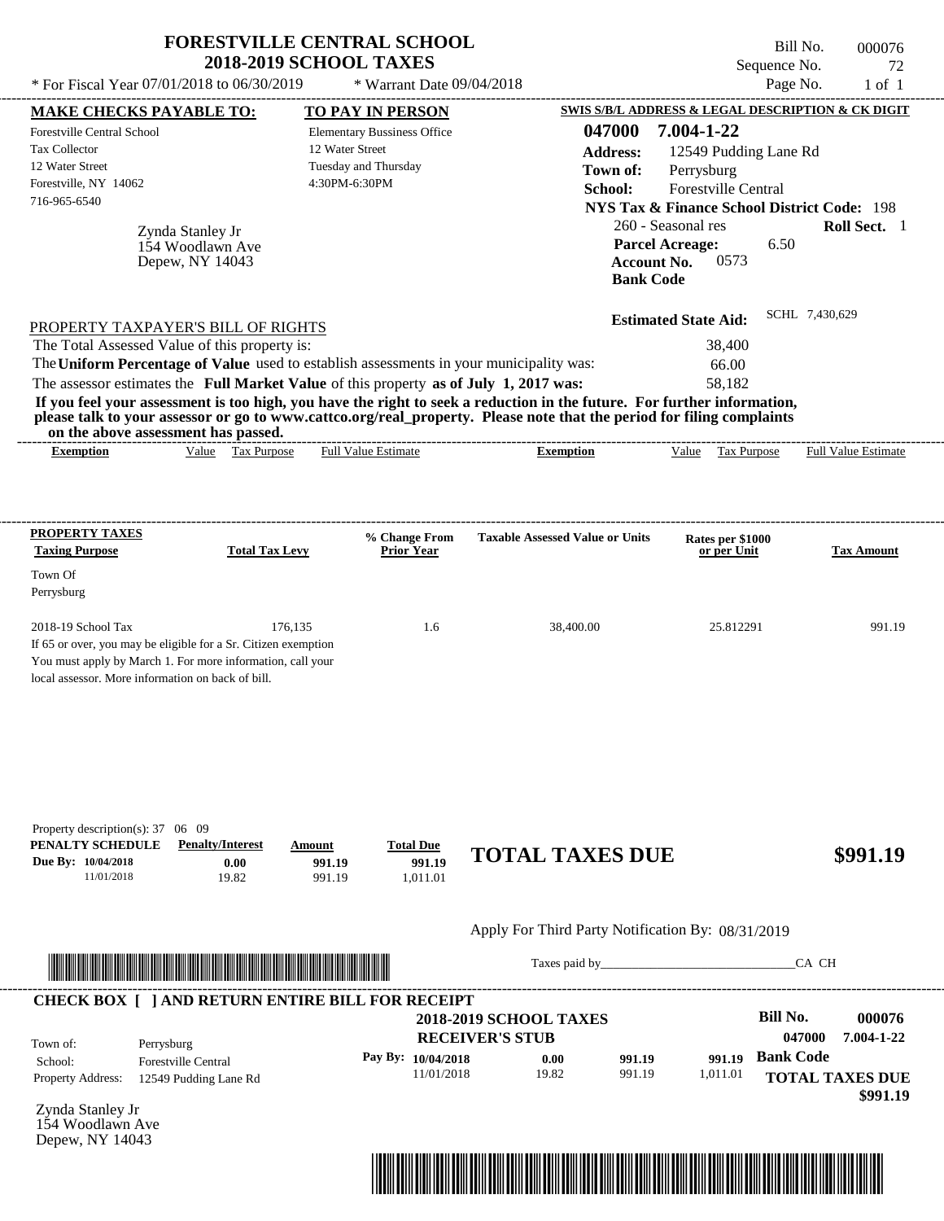# FORESTVILLE CENTRAL SCHOOL
## 2018-2019 SCHOOL TAXES

\* For Fiscal Year 07/01/2018 to 06/30/2019 \* Warrant Date 09/04/2018

Bill No. 000076
Sequence No. 72
Page No. 1 of 1

**MAKE CHECKS PAYABLE TO:**
Forestville Central School
Tax Collector
12 Water Street
Forestville, NY 14062
716-965-6540

**TO PAY IN PERSON**
Elementary Bussiness Office
12 Water Street
Tuesday and Thursday
4:30PM-6:30PM

**SWIS S/B/L ADDRESS & LEGAL DESCRIPTION & CK DIGIT**
**047000 7.004-1-22**
**Address:** 12549 Pudding Lane Rd
**Town of:** Perrysburg
**School:** Forestville Central
**NYS Tax & Finance School District Code:** 198
260 - Seasonal res **Roll Sect.** 1
**Parcel Acreage:** 6.50
**Account No.** 0573
**Bank Code**

Zynda Stanley Jr
154 Woodlawn Ave
Depew, NY 14043

**Estimated State Aid:** SCHL 7,430,629

PROPERTY TAXPAYER'S BILL OF RIGHTS

| | |
|---|---|
| The Total Assessed Value of this property is: | 38,400 |
| The **Uniform Percentage of Value** used to establish assessments in your municipality was: | 66.00 |
| The assessor estimates the **Full Market Value** of this property **as of July 1, 2017 was:** | 58,182 |

**If you feel your assessment is too high, you have the right to seek a reduction in the future. For further information, please talk to your assessor or go to www.cattco.org/real_property. Please note that the period for filing complaints on the above assessment has passed.**

| Exemption | Value | Tax Purpose | Full Value Estimate | Exemption | Value | Tax Purpose | Full Value Estimate |
|---|---|---|---|---|---|---|---|

| PROPERTY TAXES Taxing Purpose | Total Tax Levy | % Change From Prior Year | Taxable Assessed Value or Units | Rates per $1000 or per Unit | Tax Amount |
|---|---|---|---|---|---|
| Town Of Perrysburg | | | | | |
| 2018-19 School Tax | 176,135 | 1.6 | 38,400.00 | 25.812291 | 991.19 |

If 65 or over, you may be eligible for a Sr. Citizen exemption
You must apply by March 1. For more information, call your local assessor. More information on back of bill.

Property description(s): 37 06 09

| PENALTY SCHEDULE | Penalty/Interest | Amount | Total Due |
|---|---|---|---|
| Due By: 10/04/2018 | 0.00 | 991.19 | 991.19 |
| 11/01/2018 | 19.82 | 991.19 | 1,011.01 |

**TOTAL TAXES DUE $991.19**

Apply For Third Party Notification By: 08/31/2019

Taxes paid by_______________________________CA CH

**CHECK BOX [ ] AND RETURN ENTIRE BILL FOR RECEIPT**

**2018-2019 SCHOOL TAXES**
**RECEIVER'S STUB**

Town of: Perrysburg
School: Forestville Central
Property Address: 12549 Pudding Lane Rd

| Pay By: | | | |
|---|---|---|---|
| 10/04/2018 | 0.00 | 991.19 | 991.19 |
| 11/01/2018 | 19.82 | 991.19 | 1,011.01 |

**Bill No. 000076**
047000 7.004-1-22
**Bank Code**
**TOTAL TAXES DUE**
**$991.19**

Zynda Stanley Jr
154 Woodlawn Ave
Depew, NY 14043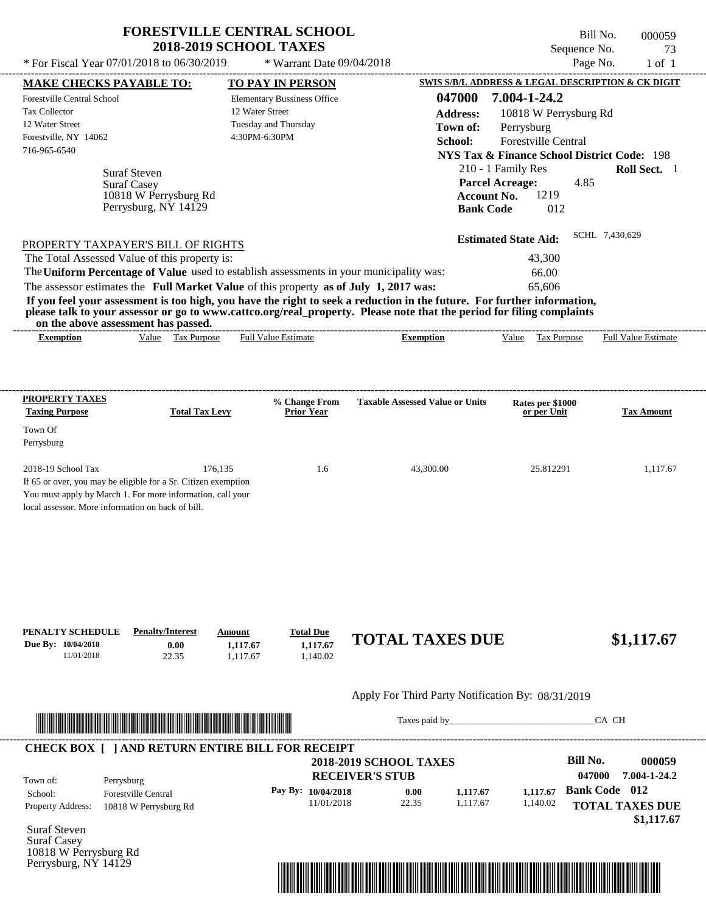# FORESTVILLE CENTRAL SCHOOL
## 2018-2019 SCHOOL TAXES

\* For Fiscal Year 07/01/2018 to 06/30/2019 &nbsp;&nbsp; \* Warrant Date 09/04/2018

Bill No. 000059
Sequence No. 73
Page No. 1 of 1

**MAKE CHECKS PAYABLE TO:**
Forestville Central School
Tax Collector
12 Water Street
Forestville, NY 14062
716-965-6540

**TO PAY IN PERSON**
Elementary Bussiness Office
12 Water Street
Tuesday and Thursday
4:30PM-6:30PM

**SWIS S/B/L ADDRESS & LEGAL DESCRIPTION & CK DIGIT**
**047000 7.004-1-24.2**
**Address:** 10818 W Perrysburg Rd
**Town of:** Perrysburg
**School:** Forestville Central
**NYS Tax & Finance School District Code:** 198
210 - 1 Family Res &nbsp;&nbsp; **Roll Sect.** 1
**Parcel Acreage:** 4.85
**Account No.** 1219
**Bank Code** 012

Suraf Steven
Suraf Casey
10818 W Perrysburg Rd
Perrysburg, NY 14129

**Estimated State Aid:** SCHL 7,430,629

PROPERTY TAXPAYER'S BILL OF RIGHTS

The Total Assessed Value of this property is: 43,300
The **Uniform Percentage of Value** used to establish assessments in your municipality was: 66.00
The assessor estimates the **Full Market Value** of this property **as of July 1, 2017 was:** 65,606

**If you feel your assessment is too high, you have the right to seek a reduction in the future. For further information, please talk to your assessor or go to www.cattco.org/real_property. Please note that the period for filing complaints on the above assessment has passed.**

| Exemption | Value | Tax Purpose | Full Value Estimate | Exemption | Value | Tax Purpose | Full Value Estimate |
|---|---|---|---|---|---|---|---|

| PROPERTY TAXES Taxing Purpose | Total Tax Levy | % Change From Prior Year | Taxable Assessed Value or Units | Rates per $1000 or per Unit | Tax Amount |
|---|---|---|---|---|---|
| Town Of Perrysburg | | | | | |
| 2018-19 School Tax | 176,135 | 1.6 | 43,300.00 | 25.812291 | 1,117.67 |

If 65 or over, you may be eligible for a Sr. Citizen exemption
You must apply by March 1. For more information, call your local assessor. More information on back of bill.

| PENALTY SCHEDULE | Penalty/Interest | Amount | Total Due |
|---|---|---|---|
| Due By: 10/04/2018 | 0.00 | 1,117.67 | 1,117.67 |
| 11/01/2018 | 22.35 | 1,117.67 | 1,140.02 |

**TOTAL TAXES DUE** **$1,117.67**

Apply For Third Party Notification By: 08/31/2019

Taxes paid by_______________________________CA CH

**CHECK BOX [ ] AND RETURN ENTIRE BILL FOR RECEIPT**

**2018-2019 SCHOOL TAXES**
**RECEIVER'S STUB**

**Bill No.** **000059**
**047000 7.004-1-24.2**

Town of: Perrysburg
School: Forestville Central
Property Address: 10818 W Perrysburg Rd

| Pay By: | | | |
|---|---|---|---|
| 10/04/2018 | 0.00 | 1,117.67 | 1,117.67 |
| 11/01/2018 | 22.35 | 1,117.67 | 1,140.02 |

**Bank Code 012**
**TOTAL TAXES DUE**
**$1,117.67**

Suraf Steven
Suraf Casey
10818 W Perrysburg Rd
Perrysburg, NY 14129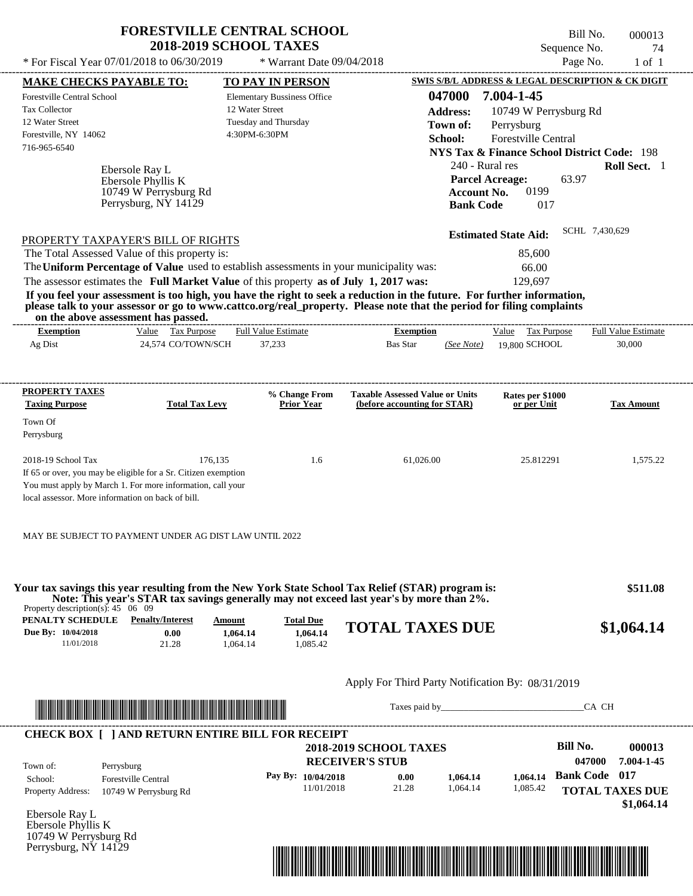# FORESTVILLE CENTRAL SCHOOL
## 2018-2019 SCHOOL TAXES

\* For Fiscal Year 07/01/2018 to 06/30/2019 \* Warrant Date 09/04/2018

Bill No. 000013
Sequence No. 74
Page No. 1 of 1

| MAKE CHECKS PAYABLE TO: | TO PAY IN PERSON | SWIS S/B/L ADDRESS & LEGAL DESCRIPTION & CK DIGIT |
|---|---|---|
| Forestville Central School | Elementary Bussiness Office | 047000 7.004-1-45 |
| Tax Collector | 12 Water Street | Address: 10749 W Perrysburg Rd |
| 12 Water Street | Tuesday and Thursday | Town of: Perrysburg |
| Forestville, NY 14062 | 4:30PM-6:30PM | School: Forestville Central |
| 716-965-6540 | | NYS Tax & Finance School District Code: 198 |

Ebersole Ray L
Ebersole Phyllis K
10749 W Perrysburg Rd
Perrysburg, NY 14129

240 - Rural res — **Roll Sect.** 1
**Parcel Acreage:** 63.97
**Account No.** 0199
**Bank Code** 017

**Estimated State Aid:** SCHL 7,430,629

PROPERTY TAXPAYER'S BILL OF RIGHTS

| | |
|---|---|
| The Total Assessed Value of this property is: | 85,600 |
| The **Uniform Percentage of Value** used to establish assessments in your municipality was: | 66.00 |
| The assessor estimates the **Full Market Value** of this property **as of July 1, 2017 was:** | 129,697 |

**If you feel your assessment is too high, you have the right to seek a reduction in the future. For further information, please talk to your assessor or go to www.cattco.org/real_property. Please note that the period for filing complaints on the above assessment has passed.**

| Exemption | Value | Tax Purpose | Full Value Estimate | Exemption | | Value | Tax Purpose | Full Value Estimate |
|---|---|---|---|---|---|---|---|---|
| Ag Dist | 24,574 | CO/TOWN/SCH | 37,233 | Bas Star | (See Note) | 19,800 | SCHOOL | 30,000 |

| PROPERTY TAXES Taxing Purpose | Total Tax Levy | % Change From Prior Year | Taxable Assessed Value or Units (before accounting for STAR) | Rates per $1000 or per Unit | Tax Amount |
|---|---|---|---|---|---|
| Town Of Perrysburg | | | | | |
| 2018-19 School Tax | 176,135 | 1.6 | 61,026.00 | 25.812291 | 1,575.22 |

If 65 or over, you may be eligible for a Sr. Citizen exemption
You must apply by March 1. For more information, call your local assessor. More information on back of bill.

MAY BE SUBJECT TO PAYMENT UNDER AG DIST LAW UNTIL 2022

**Your tax savings this year resulting from the New York State School Tax Relief (STAR) program is: $511.08**
**Note: This year's STAR tax savings generally may not exceed last year's by more than 2%.**

Property description(s): 45 06 09

| PENALTY SCHEDULE | Penalty/Interest | Amount | Total Due |
|---|---|---|---|
| Due By: 10/04/2018 | 0.00 | 1,064.14 | 1,064.14 |
| 11/01/2018 | 21.28 | 1,064.14 | 1,085.42 |

**TOTAL TAXES DUE $1,064.14**

Apply For Third Party Notification By: 08/31/2019

Taxes paid by________________________________ CA CH

---

**CHECK BOX [ ] AND RETURN ENTIRE BILL FOR RECEIPT**

**2018-2019 SCHOOL TAXES**
**RECEIVER'S STUB**

Bill No. 000013
047000 7.004-1-45
Bank Code 017

Town of: Perrysburg
School: Forestville Central
Property Address: 10749 W Perrysburg Rd

| Pay By: | | | |
|---|---|---|---|
| 10/04/2018 | 0.00 | 1,064.14 | 1,064.14 |
| 11/01/2018 | 21.28 | 1,064.14 | 1,085.42 |

**TOTAL TAXES DUE $1,064.14**

Ebersole Ray L
Ebersole Phyllis K
10749 W Perrysburg Rd
Perrysburg, NY 14129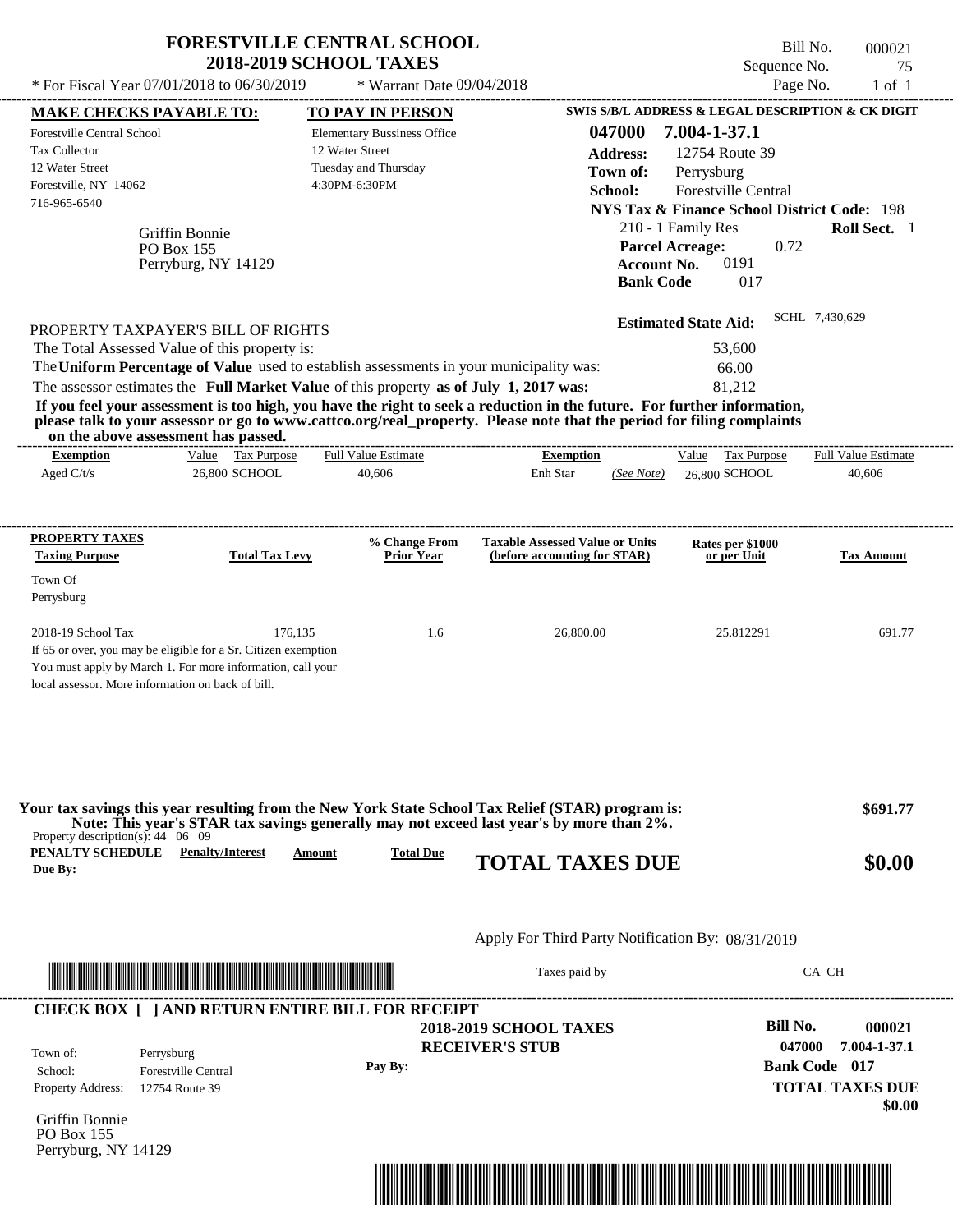# FORESTVILLE CENTRAL SCHOOL
## 2018-2019 SCHOOL TAXES

\* For Fiscal Year 07/01/2018 to 06/30/2019 | \* Warrant Date 09/04/2018

Bill No. 000021
Sequence No. 75
Page No. 1 of 1

**MAKE CHECKS PAYABLE TO:**
Forestville Central School
Tax Collector
12 Water Street
Forestville, NY 14062
716-965-6540

**TO PAY IN PERSON**
Elementary Bussiness Office
12 Water Street
Tuesday and Thursday
4:30PM-6:30PM

**SWIS S/B/L ADDRESS & LEGAL DESCRIPTION & CK DIGIT**
**047000 7.004-1-37.1**
**Address:** 12754 Route 39
**Town of:** Perrysburg
**School:** Forestville Central
**NYS Tax & Finance School District Code:** 198
210 - 1 Family Res **Roll Sect.** 1
**Parcel Acreage:** 0.72
**Account No.** 0191
**Bank Code** 017

Griffin Bonnie
PO Box 155
Perryburg, NY 14129

**Estimated State Aid:** SCHL 7,430,629

PROPERTY TAXPAYER'S BILL OF RIGHTS

The Total Assessed Value of this property is: 53,600
The **Uniform Percentage of Value** used to establish assessments in your municipality was: 66.00
The assessor estimates the **Full Market Value** of this property **as of July 1, 2017 was:** 81,212

**If you feel your assessment is too high, you have the right to seek a reduction in the future. For further information, please talk to your assessor or go to www.cattco.org/real_property. Please note that the period for filing complaints on the above assessment has passed.**

| Exemption | Value | Tax Purpose | Full Value Estimate | Exemption | | Value | Tax Purpose | Full Value Estimate |
|---|---|---|---|---|---|---|---|---|
| Aged C/t/s | 26,800 | SCHOOL | 40,606 | Enh Star | (See Note) | 26,800 | SCHOOL | 40,606 |

| PROPERTY TAXES Taxing Purpose | Total Tax Levy | % Change From Prior Year | Taxable Assessed Value or Units (before accounting for STAR) | Rates per $1000 or per Unit | Tax Amount |
|---|---|---|---|---|---|
| Town Of Perrysburg | | | | | |
| 2018-19 School Tax | 176,135 | 1.6 | 26,800.00 | 25.812291 | 691.77 |

If 65 or over, you may be eligible for a Sr. Citizen exemption
You must apply by March 1. For more information, call your local assessor. More information on back of bill.

**Your tax savings this year resulting from the New York State School Tax Relief (STAR) program is:** **$691.77**
**Note: This year's STAR tax savings generally may not exceed last year's by more than 2%.**

Property description(s): 44 06 09

| PENALTY SCHEDULE Due By: | Penalty/Interest | Amount | Total Due |
|---|---|---|---|

**TOTAL TAXES DUE** **$0.00**

Apply For Third Party Notification By: 08/31/2019

Taxes paid by_______________________________CA CH

**CHECK BOX [ ] AND RETURN ENTIRE BILL FOR RECEIPT**

**2018-2019 SCHOOL TAXES**
**RECEIVER'S STUB**

Town of: Perrysburg
School: Forestville Central
Property Address: 12754 Route 39

Pay By:

**Bill No. 000021**
**047000 7.004-1-37.1**
**Bank Code 017**
**TOTAL TAXES DUE**
**$0.00**

Griffin Bonnie
PO Box 155
Perryburg, NY 14129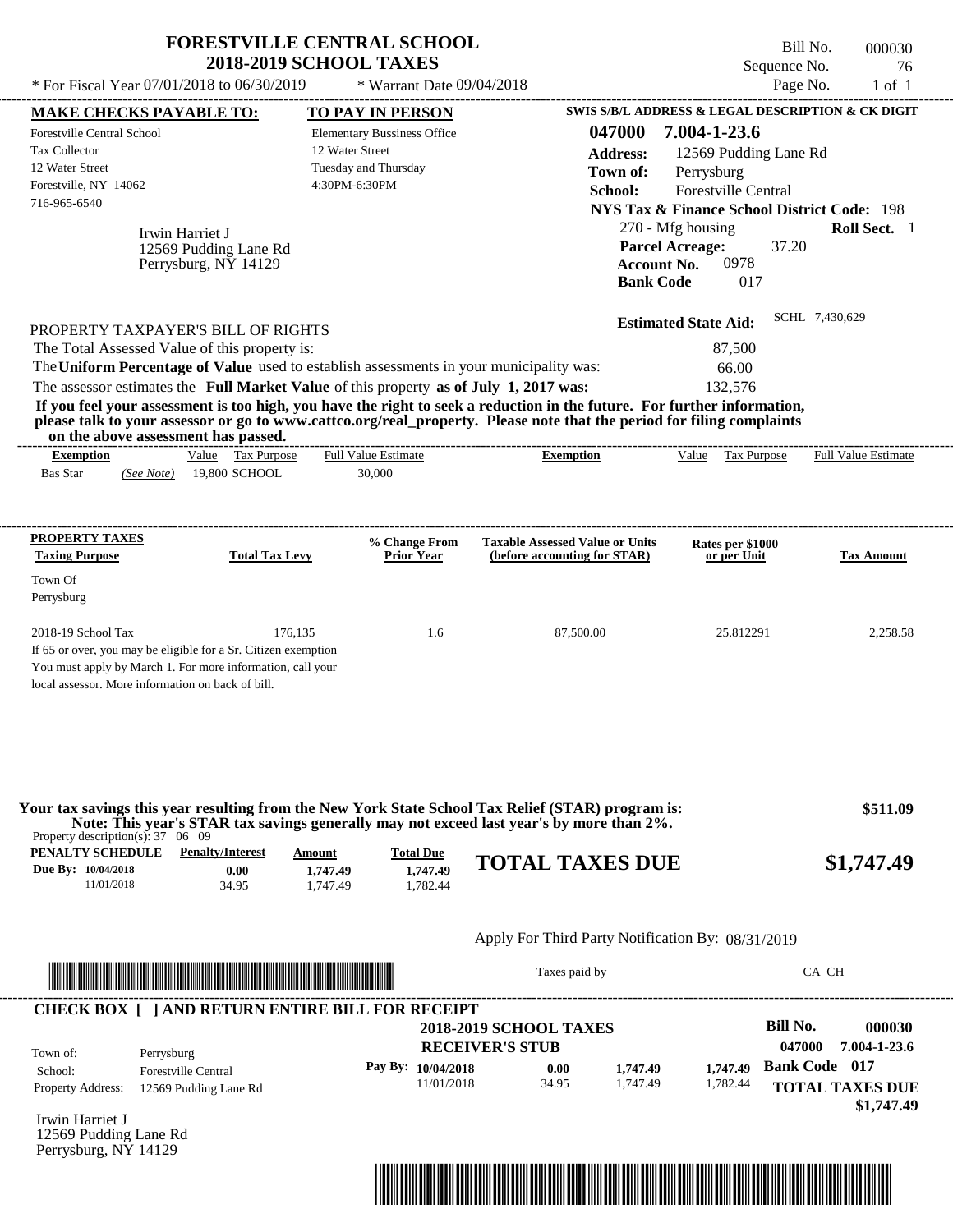# FORESTVILLE CENTRAL SCHOOL
## 2018-2019 SCHOOL TAXES

Bill No. 000030
Sequence No. 76
Page No. 1 of 1

* For Fiscal Year 07/01/2018 to 06/30/2019 * Warrant Date 09/04/2018

**MAKE CHECKS PAYABLE TO:**
Forestville Central School
Tax Collector
12 Water Street
Forestville, NY 14062
716-965-6540

**TO PAY IN PERSON**
Elementary Bussiness Office
12 Water Street
Tuesday and Thursday
4:30PM-6:30PM

**SWIS S/B/L ADDRESS & LEGAL DESCRIPTION & CK DIGIT**
**047000 7.004-1-23.6**
**Address:** 12569 Pudding Lane Rd
**Town of:** Perrysburg
**School:** Forestville Central
**NYS Tax & Finance School District Code:** 198
270 - Mfg housing **Roll Sect.** 1
**Parcel Acreage:** 37.20
**Account No.** 0978
**Bank Code** 017

Irwin Harriet J
12569 Pudding Lane Rd
Perrysburg, NY 14129

**Estimated State Aid:** SCHL 7,430,629

PROPERTY TAXPAYER'S BILL OF RIGHTS

The Total Assessed Value of this property is: 87,500
The **Uniform Percentage of Value** used to establish assessments in your municipality was: 66.00
The assessor estimates the **Full Market Value** of this property **as of July 1, 2017 was:** 132,576

**If you feel your assessment is too high, you have the right to seek a reduction in the future. For further information, please talk to your assessor or go to www.cattco.org/real_property. Please note that the period for filing complaints on the above assessment has passed.**

| Exemption | Value | Tax Purpose | Full Value Estimate | Exemption | Value | Tax Purpose | Full Value Estimate |
|---|---|---|---|---|---|---|---|
| Bas Star *(See Note)* | 19,800 | SCHOOL | 30,000 | | | | |

| PROPERTY TAXES Taxing Purpose | Total Tax Levy | % Change From Prior Year | Taxable Assessed Value or Units (before accounting for STAR) | Rates per $1000 or per Unit | Tax Amount |
|---|---|---|---|---|---|
| Town Of Perrysburg | | | | | |
| 2018-19 School Tax | 176,135 | 1.6 | 87,500.00 | 25.812291 | 2,258.58 |

If 65 or over, you may be eligible for a Sr. Citizen exemption
You must apply by March 1. For more information, call your local assessor. More information on back of bill.

**Your tax savings this year resulting from the New York State School Tax Relief (STAR) program is: $511.09**
**Note: This year's STAR tax savings generally may not exceed last year's by more than 2%.**

Property description(s): 37 06 09

| PENALTY SCHEDULE | Penalty/Interest | Amount | Total Due |
|---|---|---|---|
| Due By: 10/04/2018 | 0.00 | 1,747.49 | 1,747.49 |
| 11/01/2018 | 34.95 | 1,747.49 | 1,782.44 |

**TOTAL TAXES DUE $1,747.49**

Apply For Third Party Notification By: 08/31/2019

Taxes paid by_______________________________CA CH

**CHECK BOX [ ] AND RETURN ENTIRE BILL FOR RECEIPT**

**2018-2019 SCHOOL TAXES**
**RECEIVER'S STUB**

**Bill No. 000030**
**047000 7.004-1-23.6**
**Bank Code 017**

Town of: Perrysburg
School: Forestville Central
Property Address: 12569 Pudding Lane Rd

| Pay By: | Penalty/Interest | Amount | Total Due |
|---|---|---|---|
| 10/04/2018 | 0.00 | 1,747.49 | 1,747.49 |
| 11/01/2018 | 34.95 | 1,747.49 | 1,782.44 |

**TOTAL TAXES DUE $1,747.49**

Irwin Harriet J
12569 Pudding Lane Rd
Perrysburg, NY 14129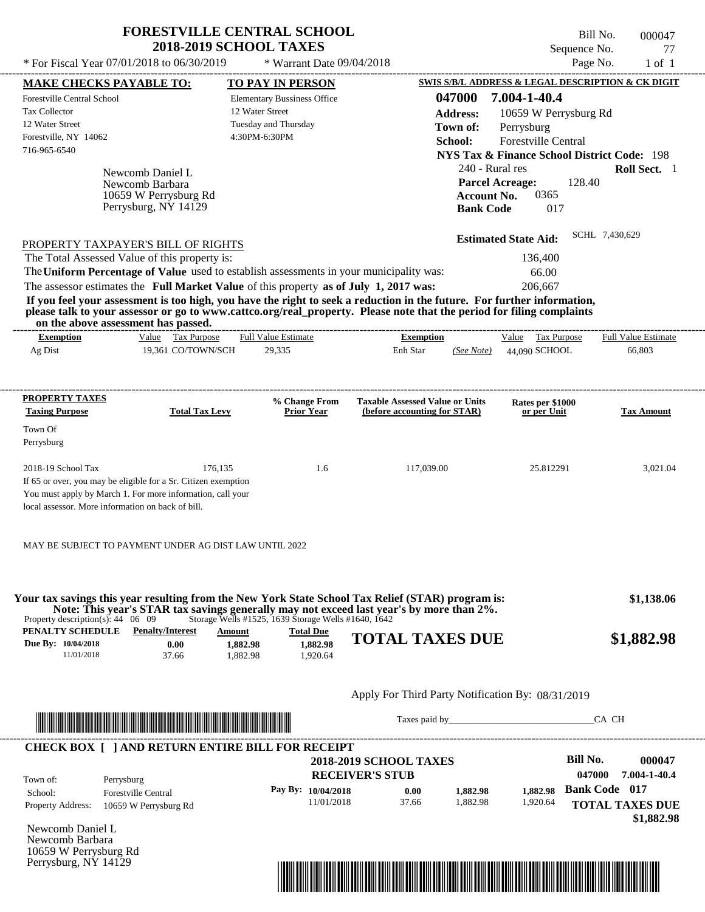# FORESTVILLE CENTRAL SCHOOL
## 2018-2019 SCHOOL TAXES

\* For Fiscal Year 07/01/2018 to 06/30/2019 &nbsp;&nbsp;&nbsp; \* Warrant Date 09/04/2018

Bill No. 000047
Sequence No. 77
Page No. 1 of 1

**MAKE CHECKS PAYABLE TO:**
Forestville Central School
Tax Collector
12 Water Street
Forestville, NY 14062
716-965-6540

**TO PAY IN PERSON**
Elementary Bussiness Office
12 Water Street
Tuesday and Thursday
4:30PM-6:30PM

**SWIS S/B/L ADDRESS & LEGAL DESCRIPTION & CK DIGIT**
**047000 7.004-1-40.4**
**Address:** 10659 W Perrysburg Rd
**Town of:** Perrysburg
**School:** Forestville Central
**NYS Tax & Finance School District Code:** 198
240 - Rural res &nbsp;&nbsp; **Roll Sect.** 1
**Parcel Acreage:** 128.40
**Account No.** 0365
**Bank Code** 017

Newcomb Daniel L
Newcomb Barbara
10659 W Perrysburg Rd
Perrysburg, NY 14129

**Estimated State Aid:** SCHL 7,430,629

PROPERTY TAXPAYER'S BILL OF RIGHTS

| | |
|---|---|
| The Total Assessed Value of this property is: | 136,400 |
| The **Uniform Percentage of Value** used to establish assessments in your municipality was: | 66.00 |
| The assessor estimates the **Full Market Value** of this property **as of July 1, 2017 was:** | 206,667 |

**If you feel your assessment is too high, you have the right to seek a reduction in the future. For further information, please talk to your assessor or go to www.cattco.org/real_property. Please note that the period for filing complaints on the above assessment has passed.**

| Exemption | Value | Tax Purpose | Full Value Estimate | Exemption | | Value | Tax Purpose | Full Value Estimate |
|---|---|---|---|---|---|---|---|---|
| Ag Dist | 19,361 | CO/TOWN/SCH | 29,335 | Enh Star | (See Note) | 44,090 | SCHOOL | 66,803 |

| PROPERTY TAXES Taxing Purpose | Total Tax Levy | % Change From Prior Year | Taxable Assessed Value or Units (before accounting for STAR) | Rates per $1000 or per Unit | Tax Amount |
|---|---|---|---|---|---|
| Town Of Perrysburg | | | | | |
| 2018-19 School Tax | 176,135 | 1.6 | 117,039.00 | 25.812291 | 3,021.04 |

If 65 or over, you may be eligible for a Sr. Citizen exemption
You must apply by March 1. For more information, call your local assessor. More information on back of bill.

MAY BE SUBJECT TO PAYMENT UNDER AG DIST LAW UNTIL 2022

**Your tax savings this year resulting from the New York State School Tax Relief (STAR) program is: $1,138.06**
**Note: This year's STAR tax savings generally may not exceed last year's by more than 2%.**

Property description(s): 44 06 09 &nbsp;&nbsp; Storage Wells #1525, 1639 Storage Wells #1640, 1642

| PENALTY SCHEDULE | Penalty/Interest | Amount | Total Due |
|---|---|---|---|
| Due By: 10/04/2018 | 0.00 | 1,882.98 | 1,882.98 |
| 11/01/2018 | 37.66 | 1,882.98 | 1,920.64 |

**TOTAL TAXES DUE $1,882.98**

Apply For Third Party Notification By: 08/31/2019

Taxes paid by_______________________________CA CH

**CHECK BOX [ ] AND RETURN ENTIRE BILL FOR RECEIPT**

**2018-2019 SCHOOL TAXES**
**RECEIVER'S STUB**

**Bill No. 000047**
047000 7.004-1-40.4
**Bank Code 017**

| | |
|---|---|
| Town of: | Perrysburg |
| School: | Forestville Central |
| Property Address: | 10659 W Perrysburg Rd |

| Pay By: | Penalty/Interest | Amount | Total Due |
|---|---|---|---|
| 10/04/2018 | 0.00 | 1,882.98 | 1,882.98 |
| 11/01/2018 | 37.66 | 1,882.98 | 1,920.64 |

**TOTAL TAXES DUE $1,882.98**

Newcomb Daniel L
Newcomb Barbara
10659 W Perrysburg Rd
Perrysburg, NY 14129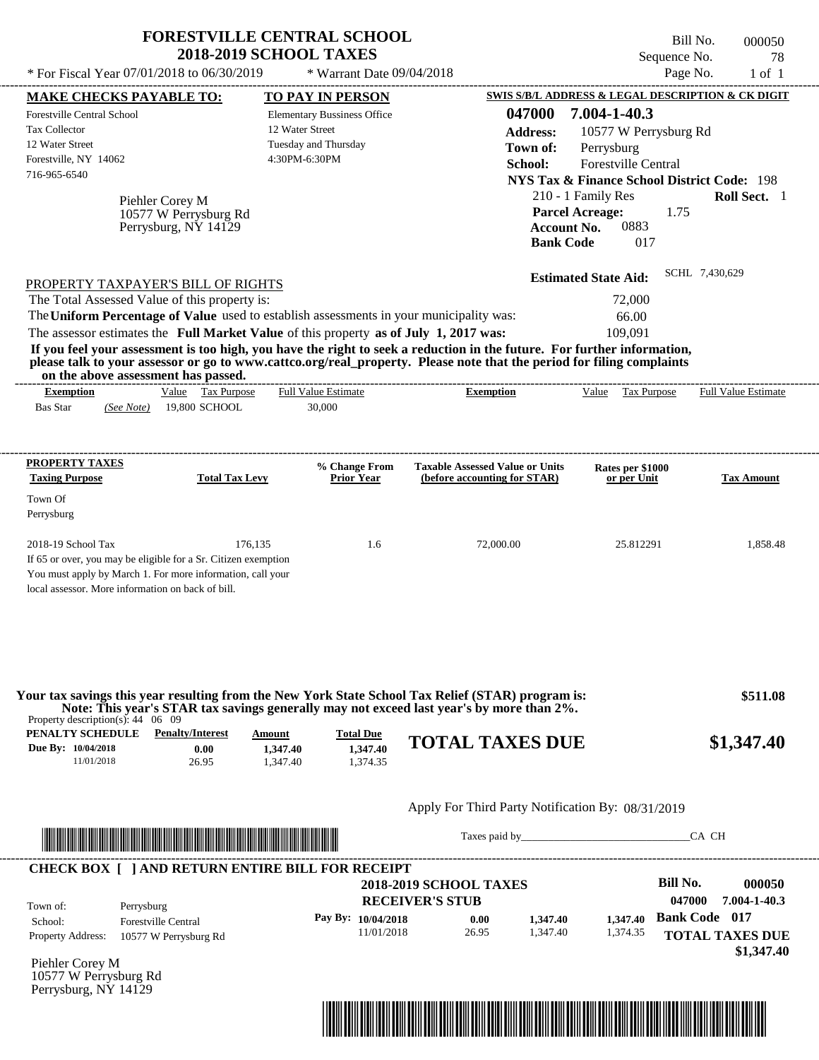# FORESTVILLE CENTRAL SCHOOL
## 2018-2019 SCHOOL TAXES

\* For Fiscal Year 07/01/2018 to 06/30/2019 \* Warrant Date 09/04/2018

Bill No. 000050
Sequence No. 78
Page No. 1 of 1

**MAKE CHECKS PAYABLE TO:**
Forestville Central School
Tax Collector
12 Water Street
Forestville, NY 14062
716-965-6540

**TO PAY IN PERSON**
Elementary Bussiness Office
12 Water Street
Tuesday and Thursday
4:30PM-6:30PM

**SWIS S/B/L ADDRESS & LEGAL DESCRIPTION & CK DIGIT**
**047000 7.004-1-40.3**
**Address:** 10577 W Perrysburg Rd
**Town of:** Perrysburg
**School:** Forestville Central
**NYS Tax & Finance School District Code:** 198
210 - 1 Family Res **Roll Sect.** 1
**Parcel Acreage:** 1.75
**Account No.** 0883
**Bank Code** 017

Piehler Corey M
10577 W Perrysburg Rd
Perrysburg, NY 14129

**Estimated State Aid:** SCHL 7,430,629

PROPERTY TAXPAYER'S BILL OF RIGHTS

| | |
|---|---|
| The Total Assessed Value of this property is: | 72,000 |
| The **Uniform Percentage of Value** used to establish assessments in your municipality was: | 66.00 |
| The assessor estimates the **Full Market Value** of this property **as of July 1, 2017 was:** | 109,091 |

**If you feel your assessment is too high, you have the right to seek a reduction in the future. For further information, please talk to your assessor or go to www.cattco.org/real_property. Please note that the period for filing complaints on the above assessment has passed.**

| Exemption | Value | Tax Purpose | Full Value Estimate | Exemption | Value | Tax Purpose | Full Value Estimate |
|---|---|---|---|---|---|---|---|
| Bas Star *(See Note)* | 19,800 | SCHOOL | 30,000 | | | | |

| PROPERTY TAXES Taxing Purpose | Total Tax Levy | % Change From Prior Year | Taxable Assessed Value or Units (before accounting for STAR) | Rates per $1000 or per Unit | Tax Amount |
|---|---|---|---|---|---|
| Town Of Perrysburg | | | | | |
| 2018-19 School Tax | 176,135 | 1.6 | 72,000.00 | 25.812291 | 1,858.48 |

If 65 or over, you may be eligible for a Sr. Citizen exemption
You must apply by March 1. For more information, call your local assessor. More information on back of bill.

**Your tax savings this year resulting from the New York State School Tax Relief (STAR) program is: $511.08**
**Note: This year's STAR tax savings generally may not exceed last year's by more than 2%.**

Property description(s): 44 06 09

| PENALTY SCHEDULE | Penalty/Interest | Amount | Total Due |
|---|---|---|---|
| Due By: 10/04/2018 | 0.00 | 1,347.40 | 1,347.40 |
| 11/01/2018 | 26.95 | 1,347.40 | 1,374.35 |

**TOTAL TAXES DUE $1,347.40**

Apply For Third Party Notification By: 08/31/2019

Taxes paid by_______________________________CA CH

**CHECK BOX [ ] AND RETURN ENTIRE BILL FOR RECEIPT**

**2018-2019 SCHOOL TAXES**
**RECEIVER'S STUB**

**Bill No. 000050**
**047000 7.004-1-40.3**

Town of: Perrysburg
School: Forestville Central
Property Address: 10577 W Perrysburg Rd

| Pay By: | | | |
|---|---|---|---|
| 10/04/2018 | 0.00 | 1,347.40 | 1,347.40 |
| 11/01/2018 | 26.95 | 1,347.40 | 1,374.35 |

**Bank Code 017**
**TOTAL TAXES DUE $1,347.40**

Piehler Corey M
10577 W Perrysburg Rd
Perrysburg, NY 14129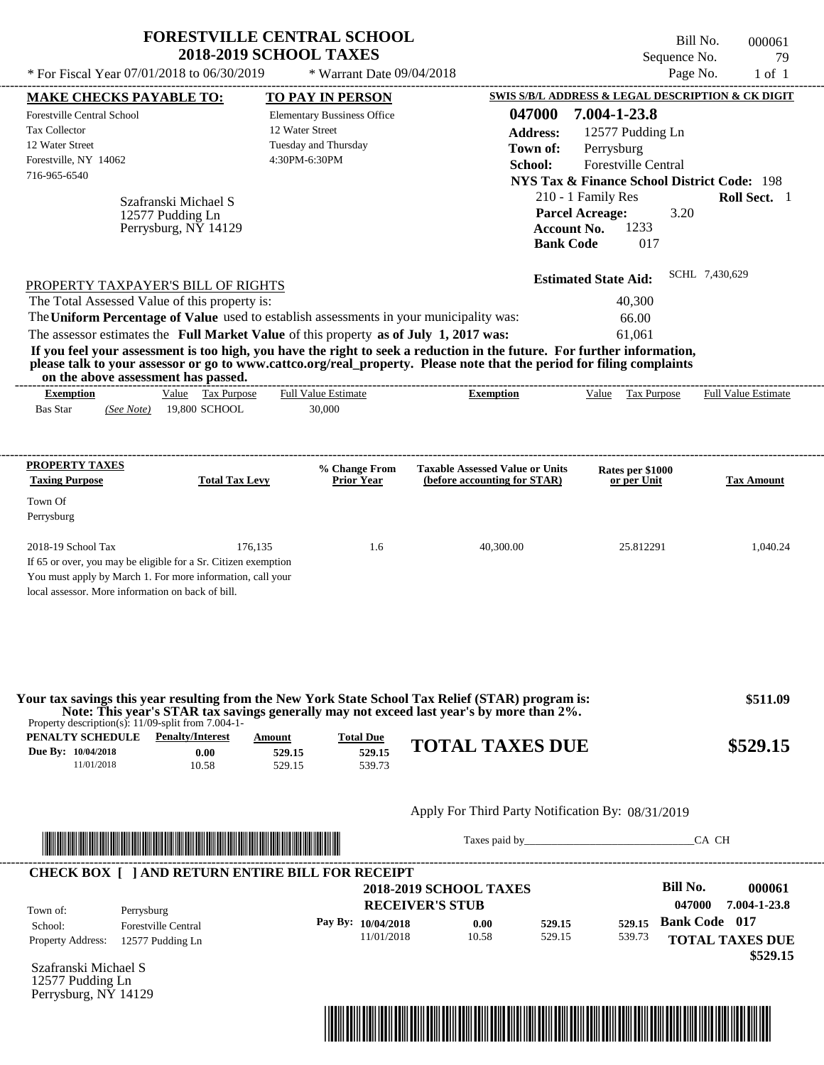# FORESTVILLE CENTRAL SCHOOL
## 2018-2019 SCHOOL TAXES

\* For Fiscal Year 07/01/2018 to 06/30/2019 &nbsp;&nbsp; \* Warrant Date 09/04/2018

Bill No. 000061
Sequence No. 79
Page No. 1 of 1

**MAKE CHECKS PAYABLE TO:**
Forestville Central School
Tax Collector
12 Water Street
Forestville, NY 14062
716-965-6540

**TO PAY IN PERSON**
Elementary Bussiness Office
12 Water Street
Tuesday and Thursday
4:30PM-6:30PM

**SWIS S/B/L ADDRESS & LEGAL DESCRIPTION & CK DIGIT**
**047000 7.004-1-23.8**
**Address:** 12577 Pudding Ln
**Town of:** Perrysburg
**School:** Forestville Central
**NYS Tax & Finance School District Code:** 198
210 - 1 Family Res &nbsp;&nbsp; **Roll Sect.** 1
**Parcel Acreage:** 3.20
**Account No.** 1233
**Bank Code** 017

Szafranski Michael S
12577 Pudding Ln
Perrysburg, NY 14129

**Estimated State Aid:** SCHL 7,430,629

PROPERTY TAXPAYER'S BILL OF RIGHTS

The Total Assessed Value of this property is: 40,300
The **Uniform Percentage of Value** used to establish assessments in your municipality was: 66.00
The assessor estimates the **Full Market Value** of this property **as of July 1, 2017 was:** 61,061

**If you feel your assessment is too high, you have the right to seek a reduction in the future. For further information, please talk to your assessor or go to www.cattco.org/real_property. Please note that the period for filing complaints on the above assessment has passed.**

| Exemption | Value | Tax Purpose | Full Value Estimate | Exemption | Value | Tax Purpose | Full Value Estimate |
|---|---|---|---|---|---|---|---|
| Bas Star *(See Note)* | 19,800 | SCHOOL | 30,000 | | | | |

| PROPERTY TAXES Taxing Purpose | Total Tax Levy | % Change From Prior Year | Taxable Assessed Value or Units (before accounting for STAR) | Rates per $1000 or per Unit | Tax Amount |
|---|---|---|---|---|---|
| Town Of Perrysburg | | | | | |
| 2018-19 School Tax | 176,135 | 1.6 | 40,300.00 | 25.812291 | 1,040.24 |

If 65 or over, you may be eligible for a Sr. Citizen exemption
You must apply by March 1. For more information, call your local assessor. More information on back of bill.

**Your tax savings this year resulting from the New York State School Tax Relief (STAR) program is: $511.09**
**Note: This year's STAR tax savings generally may not exceed last year's by more than 2%.**

Property description(s): 11/09-split from 7.004-1-

| PENALTY SCHEDULE | Penalty/Interest | Amount | Total Due |
|---|---|---|---|
| Due By: 10/04/2018 | 0.00 | 529.15 | 529.15 |
| 11/01/2018 | 10.58 | 529.15 | 539.73 |

**TOTAL TAXES DUE $529.15**

Apply For Third Party Notification By: 08/31/2019

Taxes paid by_______________________________ CA CH

**CHECK BOX [ ] AND RETURN ENTIRE BILL FOR RECEIPT**

**2018-2019 SCHOOL TAXES**
**RECEIVER'S STUB**

**Bill No. 000061**
**047000 7.004-1-23.8**

Town of: Perrysburg
School: Forestville Central
Property Address: 12577 Pudding Ln

| Pay By: | | | |
|---|---|---|---|
| 10/04/2018 | 0.00 | 529.15 | 529.15 |
| 11/01/2018 | 10.58 | 529.15 | 539.73 |

**Bank Code 017**
**TOTAL TAXES DUE $529.15**

Szafranski Michael S
12577 Pudding Ln
Perrysburg, NY 14129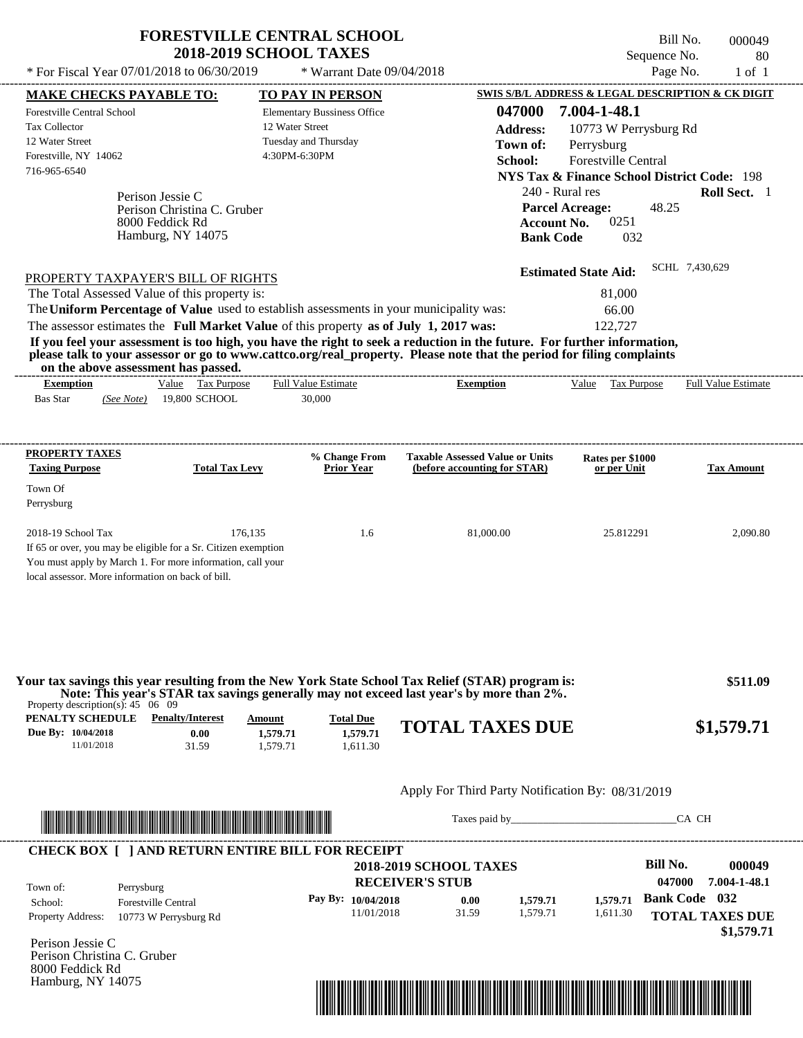# FORESTVILLE CENTRAL SCHOOL
## 2018-2019 SCHOOL TAXES

\* For Fiscal Year 07/01/2018 to 06/30/2019 \* Warrant Date 09/04/2018

Bill No. 000049
Sequence No. 80
Page No. 1 of 1

| MAKE CHECKS PAYABLE TO: | TO PAY IN PERSON | SWIS S/B/L ADDRESS & LEGAL DESCRIPTION & CK DIGIT |
|---|---|---|
| Forestville Central School | Elementary Bussiness Office | **047000 7.004-1-48.1** |
| Tax Collector | 12 Water Street | **Address:** 10773 W Perrysburg Rd |
| 12 Water Street | Tuesday and Thursday | **Town of:** Perrysburg |
| Forestville, NY 14062 | 4:30PM-6:30PM | **School:** Forestville Central |
| 716-965-6540 | | **NYS Tax & Finance School District Code:** 198 |

Perison Jessie C
Perison Christina C. Gruber
8000 Feddick Rd
Hamburg, NY 14075

240 - Rural res **Roll Sect.** 1
**Parcel Acreage:** 48.25
**Account No.** 0251
**Bank Code** 032

**Estimated State Aid:** SCHL 7,430,629

PROPERTY TAXPAYER'S BILL OF RIGHTS

The Total Assessed Value of this property is: 81,000
The **Uniform Percentage of Value** used to establish assessments in your municipality was: 66.00
The assessor estimates the **Full Market Value** of this property **as of July 1, 2017 was:** 122,727

**If you feel your assessment is too high, you have the right to seek a reduction in the future. For further information, please talk to your assessor or go to www.cattco.org/real_property. Please note that the period for filing complaints on the above assessment has passed.**

| Exemption | Value | Tax Purpose | Full Value Estimate | Exemption | Value | Tax Purpose | Full Value Estimate |
|---|---|---|---|---|---|---|---|
| Bas Star *(See Note)* | 19,800 | SCHOOL | 30,000 | | | | |

| PROPERTY TAXES Taxing Purpose | Total Tax Levy | % Change From Prior Year | Taxable Assessed Value or Units (before accounting for STAR) | Rates per $1000 or per Unit | Tax Amount |
|---|---|---|---|---|---|
| Town Of Perrysburg | | | | | |
| 2018-19 School Tax | 176,135 | 1.6 | 81,000.00 | 25.812291 | 2,090.80 |

If 65 or over, you may be eligible for a Sr. Citizen exemption
You must apply by March 1. For more information, call your local assessor. More information on back of bill.

**Your tax savings this year resulting from the New York State School Tax Relief (STAR) program is: $511.09**
**Note: This year's STAR tax savings generally may not exceed last year's by more than 2%.**

Property description(s): 45 06 09

| PENALTY SCHEDULE | Penalty/Interest | Amount | Total Due |
|---|---|---|---|
| Due By: 10/04/2018 | 0.00 | 1,579.71 | 1,579.71 |
| 11/01/2018 | 31.59 | 1,579.71 | 1,611.30 |

**TOTAL TAXES DUE $1,579.71**

Apply For Third Party Notification By: 08/31/2019

Taxes paid by______________________________CA CH

**CHECK BOX [ ] AND RETURN ENTIRE BILL FOR RECEIPT**

**2018-2019 SCHOOL TAXES**
**RECEIVER'S STUB**

**Bill No. 000049**
047000 7.004-1-48.1

Town of: Perrysburg
School: Forestville Central
Property Address: 10773 W Perrysburg Rd

| Pay By: | Penalty/Interest | Amount | Total Due |
|---|---|---|---|
| 10/04/2018 | 0.00 | 1,579.71 | 1,579.71 |
| 11/01/2018 | 31.59 | 1,579.71 | 1,611.30 |

**Bank Code 032**
**TOTAL TAXES DUE $1,579.71**

Perison Jessie C
Perison Christina C. Gruber
8000 Feddick Rd
Hamburg, NY 14075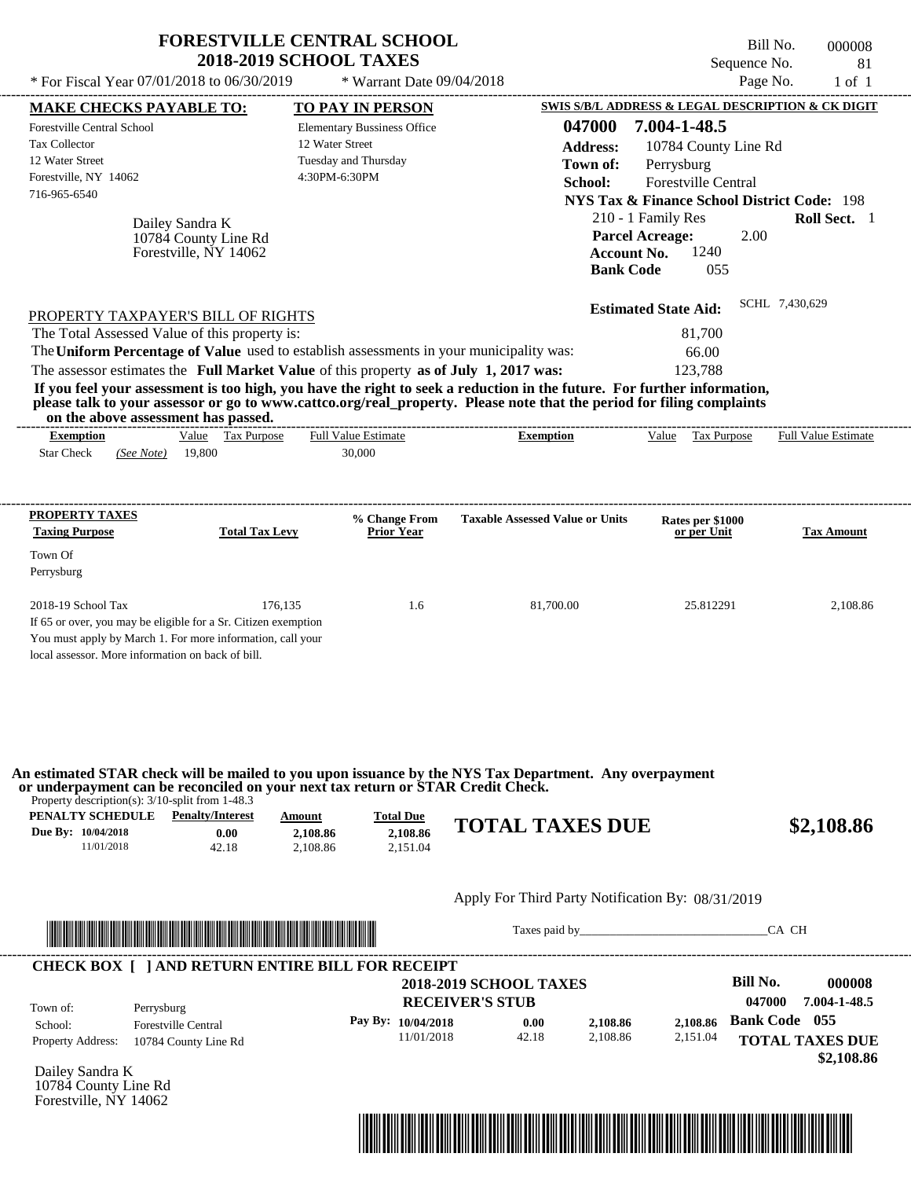# FORESTVILLE CENTRAL SCHOOL
## 2018-2019 SCHOOL TAXES

\* For Fiscal Year 07/01/2018 to 06/30/2019 &nbsp;&nbsp; \* Warrant Date 09/04/2018

Bill No. 000008
Sequence No. 81
Page No. 1 of 1

**MAKE CHECKS PAYABLE TO:**

Forestville Central School
Tax Collector
12 Water Street
Forestville, NY 14062
716-965-6540

**TO PAY IN PERSON**

Elementary Bussiness Office
12 Water Street
Tuesday and Thursday
4:30PM-6:30PM

**SWIS S/B/L ADDRESS & LEGAL DESCRIPTION & CK DIGIT**

**047000 7.004-1-48.5**
**Address:** 10784 County Line Rd
**Town of:** Perrysburg
**School:** Forestville Central
**NYS Tax & Finance School District Code:** 198
210 - 1 Family Res &nbsp;&nbsp; **Roll Sect.** 1
**Parcel Acreage:** 2.00
**Account No.** 1240
**Bank Code** 055

Dailey Sandra K
10784 County Line Rd
Forestville, NY 14062

**Estimated State Aid:** SCHL 7,430,629

PROPERTY TAXPAYER'S BILL OF RIGHTS

The Total Assessed Value of this property is: 81,700
The **Uniform Percentage of Value** used to establish assessments in your municipality was: 66.00
The assessor estimates the **Full Market Value** of this property **as of July 1, 2017 was:** 123,788

**If you feel your assessment is too high, you have the right to seek a reduction in the future. For further information, please talk to your assessor or go to www.cattco.org/real_property. Please note that the period for filing complaints on the above assessment has passed.**

| Exemption | Value | Tax Purpose | Full Value Estimate | Exemption | Value | Tax Purpose | Full Value Estimate |
|---|---|---|---|---|---|---|---|
| Star Check *(See Note)* | 19,800 | | 30,000 | | | | |

| PROPERTY TAXES Taxing Purpose | Total Tax Levy | % Change From Prior Year | Taxable Assessed Value or Units | Rates per $1000 or per Unit | Tax Amount |
|---|---|---|---|---|---|
| Town Of Perrysburg | | | | | |
| 2018-19 School Tax | 176,135 | 1.6 | 81,700.00 | 25.812291 | 2,108.86 |

If 65 or over, you may be eligible for a Sr. Citizen exemption
You must apply by March 1. For more information, call your local assessor. More information on back of bill.

**An estimated STAR check will be mailed to you upon issuance by the NYS Tax Department. Any overpayment or underpayment can be reconciled on your next tax return or STAR Credit Check.**

Property description(s): 3/10-split from 1-48.3

| PENALTY SCHEDULE | Penalty/Interest | Amount | Total Due |
|---|---|---|---|
| Due By: 10/04/2018 | 0.00 | 2,108.86 | 2,108.86 |
| 11/01/2018 | 42.18 | 2,108.86 | 2,151.04 |

**TOTAL TAXES DUE $2,108.86**

Apply For Third Party Notification By: 08/31/2019

Taxes paid by\_\_\_\_\_\_\_\_\_\_\_\_\_\_\_\_\_\_\_\_\_\_\_\_\_\_\_\_\_\_CA CH

**CHECK BOX [ ] AND RETURN ENTIRE BILL FOR RECEIPT**

**2018-2019 SCHOOL TAXES**
**RECEIVER'S STUB**

**Bill No. 000008**
**047000 7.004-1-48.5**

Town of: Perrysburg
School: Forestville Central
Property Address: 10784 County Line Rd

| Pay By: | | | | |
|---|---|---|---|---|
| 10/04/2018 | 0.00 | 2,108.86 | 2,108.86 | **Bank Code 055** |
| 11/01/2018 | 42.18 | 2,108.86 | 2,151.04 | |

**TOTAL TAXES DUE**
**$2,108.86**

Dailey Sandra K
10784 County Line Rd
Forestville, NY 14062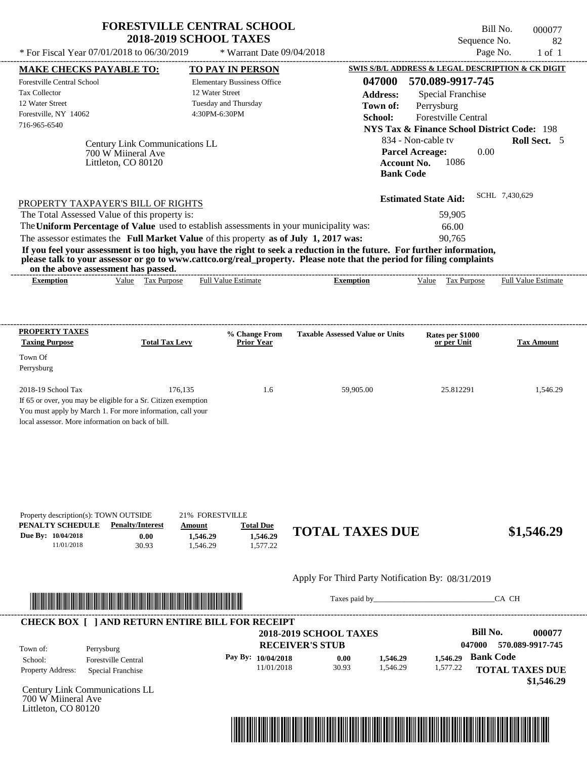# FORESTVILLE CENTRAL SCHOOL
## 2018-2019 SCHOOL TAXES

Bill No. 000077
Sequence No. 82

\* For Fiscal Year 07/01/2018 to 06/30/2019 \* Warrant Date 09/04/2018

**MAKE CHECKS PAYABLE TO:**
Forestville Central School
Tax Collector
12 Water Street
Forestville, NY 14062
716-965-6540

**TO PAY IN PERSON**
Elementary Bussiness Office
12 Water Street
Tuesday and Thursday
4:30PM-6:30PM

**SWIS S/B/L ADDRESS & LEGAL DESCRIPTION & CK DIGIT**
**047000 570.089-9917-745**
**Address:** Special Franchise
**Town of:** Perrysburg
**School:** Forestville Central
**NYS Tax & Finance School District Code:** 198
834 - Non-cable tv **Roll Sect.** 5
**Parcel Acreage:** 0.00
**Account No.** 1086
**Bank Code**

Century Link Communications LL
700 W Miineral Ave
Littleton, CO 80120

**Estimated State Aid:** SCHL 7,430,629

PROPERTY TAXPAYER'S BILL OF RIGHTS

The Total Assessed Value of this property is: 59,905
The **Uniform Percentage of Value** used to establish assessments in your municipality was: 66.00
The assessor estimates the **Full Market Value** of this property **as of July 1, 2017 was:** 90,765

**If you feel your assessment is too high, you have the right to seek a reduction in the future. For further information, please talk to your assessor or go to www.cattco.org/real_property. Please note that the period for filing complaints on the above assessment has passed.**

| Exemption | Value | Tax Purpose | Full Value Estimate | Exemption | Value | Tax Purpose | Full Value Estimate |
|---|---|---|---|---|---|---|---|

| PROPERTY TAXES Taxing Purpose | Total Tax Levy | % Change From Prior Year | Taxable Assessed Value or Units | Rates per $1000 or per Unit | Tax Amount |
|---|---|---|---|---|---|
| Town Of Perrysburg | | | | | |
| 2018-19 School Tax | 176,135 | 1.6 | 59,905.00 | 25.812291 | 1,546.29 |

If 65 or over, you may be eligible for a Sr. Citizen exemption
You must apply by March 1. For more information, call your local assessor. More information on back of bill.

Property description(s): TOWN OUTSIDE 21% FORESTVILLE

| PENALTY SCHEDULE | Penalty/Interest | Amount | Total Due |
|---|---|---|---|
| Due By: 10/04/2018 | 0.00 | 1,546.29 | 1,546.29 |
| 11/01/2018 | 30.93 | 1,546.29 | 1,577.22 |

**TOTAL TAXES DUE $1,546.29**

Apply For Third Party Notification By: 08/31/2019

Taxes paid by_______________________________CA CH

**CHECK BOX [ ] AND RETURN ENTIRE BILL FOR RECEIPT**

**2018-2019 SCHOOL TAXES**
**RECEIVER'S STUB**

**Bill No. 000077**
**047000 570.089-9917-745**

Town of: Perrysburg
School: Forestville Central
Property Address: Special Franchise

| Pay By: | | | |
|---|---|---|---|
| 10/04/2018 | 0.00 | 1,546.29 | 1,546.29 |
| 11/01/2018 | 30.93 | 1,546.29 | 1,577.22 |

**Bank Code**

**TOTAL TAXES DUE $1,546.29**

Century Link Communications LL
700 W Miineral Ave
Littleton, CO 80120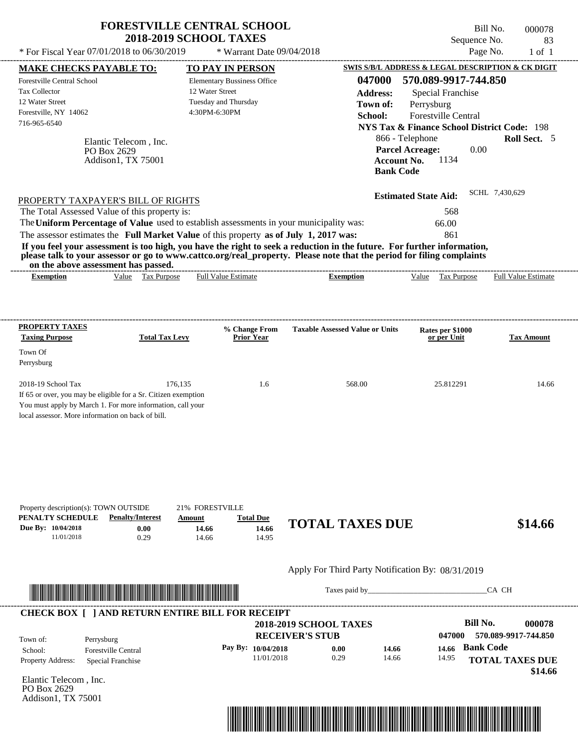# FORESTVILLE CENTRAL SCHOOL
## 2018-2019 SCHOOL TAXES

\* For Fiscal Year 07/01/2018 to 06/30/2019 \* Warrant Date 09/04/2018

Bill No. 000078
Sequence No. 83
Page No. 1 of 1

**MAKE CHECKS PAYABLE TO:**
Forestville Central School
Tax Collector
12 Water Street
Forestville, NY 14062
716-965-6540

**TO PAY IN PERSON**
Elementary Bussiness Office
12 Water Street
Tuesday and Thursday
4:30PM-6:30PM

**SWIS S/B/L ADDRESS & LEGAL DESCRIPTION & CK DIGIT**
**047000 570.089-9917-744.850**
**Address:** Special Franchise
**Town of:** Perrysburg
**School:** Forestville Central
**NYS Tax & Finance School District Code:** 198
866 - Telephone **Roll Sect.** 5
**Parcel Acreage:** 0.00
**Account No.** 1134
**Bank Code**

Elantic Telecom , Inc.
PO Box 2629
Addison1, TX 75001

**Estimated State Aid:** SCHL 7,430,629

PROPERTY TAXPAYER'S BILL OF RIGHTS

The Total Assessed Value of this property is: 568

The **Uniform Percentage of Value** used to establish assessments in your municipality was: 66.00

The assessor estimates the **Full Market Value** of this property **as of July 1, 2017 was:** 861

**If you feel your assessment is too high, you have the right to seek a reduction in the future. For further information, please talk to your assessor or go to www.cattco.org/real_property. Please note that the period for filing complaints on the above assessment has passed.**

| Exemption | Value | Tax Purpose | Full Value Estimate | Exemption | Value | Tax Purpose | Full Value Estimate |
|---|---|---|---|---|---|---|---|

| PROPERTY TAXES Taxing Purpose | Total Tax Levy | % Change From Prior Year | Taxable Assessed Value or Units | Rates per $1000 or per Unit | Tax Amount |
|---|---|---|---|---|---|
| Town Of Perrysburg | | | | | |
| 2018-19 School Tax | 176,135 | 1.6 | 568.00 | 25.812291 | 14.66 |

If 65 or over, you may be eligible for a Sr. Citizen exemption
You must apply by March 1. For more information, call your local assessor. More information on back of bill.

Property description(s): TOWN OUTSIDE 21% FORESTVILLE

| PENALTY SCHEDULE | Penalty/Interest | Amount | Total Due |
|---|---|---|---|
| Due By: 10/04/2018 | 0.00 | 14.66 | 14.66 |
| 11/01/2018 | 0.29 | 14.66 | 14.95 |

**TOTAL TAXES DUE $14.66**

Apply For Third Party Notification By: 08/31/2019

Taxes paid by\_\_\_\_\_\_\_\_\_\_\_\_\_\_\_\_\_\_\_\_\_\_\_\_\_\_\_\_\_\_ CA CH

**CHECK BOX [ ] AND RETURN ENTIRE BILL FOR RECEIPT**

**2018-2019 SCHOOL TAXES**
**RECEIVER'S STUB**

**Bill No. 000078**
**047000 570.089-9917-744.850**

Town of: Perrysburg
School: Forestville Central
Property Address: Special Franchise

| Pay By: | | | |
|---|---|---|---|
| 10/04/2018 | 0.00 | 14.66 | 14.66 |
| 11/01/2018 | 0.29 | 14.66 | 14.95 |

**Bank Code**

**TOTAL TAXES DUE $14.66**

Elantic Telecom , Inc.
PO Box 2629
Addison1, TX 75001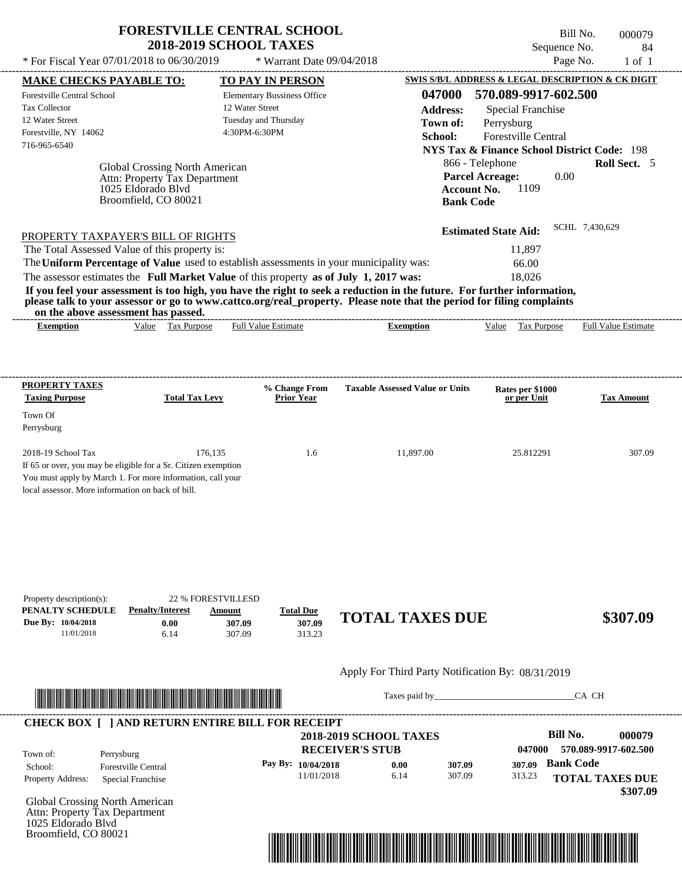# FORESTVILLE CENTRAL SCHOOL
## 2018-2019 SCHOOL TAXES

\* For Fiscal Year 07/01/2018 to 06/30/2019 &nbsp;&nbsp;&nbsp; \* Warrant Date 09/04/2018

Bill No. 000079
Sequence No. 84
Page No. 1 of 1

**MAKE CHECKS PAYABLE TO:**
Forestville Central School
Tax Collector
12 Water Street
Forestville, NY 14062
716-965-6540

**TO PAY IN PERSON**
Elementary Bussiness Office
12 Water Street
Tuesday and Thursday
4:30PM-6:30PM

**SWIS S/B/L ADDRESS & LEGAL DESCRIPTION & CK DIGIT**
**047000 570.089-9917-602.500**
**Address:** Special Franchise
**Town of:** Perrysburg
**School:** Forestville Central
**NYS Tax & Finance School District Code:** 198
866 - Telephone &nbsp;&nbsp; **Roll Sect.** 5
**Parcel Acreage:** 0.00
**Account No.** 1109
**Bank Code**

Global Crossing North American
Attn: Property Tax Department
1025 Eldorado Blvd
Broomfield, CO 80021

**Estimated State Aid:** SCHL 7,430,629

PROPERTY TAXPAYER'S BILL OF RIGHTS

The Total Assessed Value of this property is: 11,897
The **Uniform Percentage of Value** used to establish assessments in your municipality was: 66.00
The assessor estimates the **Full Market Value** of this property **as of July 1, 2017 was:** 18,026

**If you feel your assessment is too high, you have the right to seek a reduction in the future. For further information, please talk to your assessor or go to www.cattco.org/real_property. Please note that the period for filing complaints on the above assessment has passed.**

| Exemption | Value | Tax Purpose | Full Value Estimate | Exemption | Value | Tax Purpose | Full Value Estimate |
|---|---|---|---|---|---|---|---|

| PROPERTY TAXES Taxing Purpose | Total Tax Levy | % Change From Prior Year | Taxable Assessed Value or Units | Rates per $1000 or per Unit | Tax Amount |
|---|---|---|---|---|---|
| Town Of Perrysburg | | | | | |
| 2018-19 School Tax | 176,135 | 1.6 | 11,897.00 | 25.812291 | 307.09 |

If 65 or over, you may be eligible for a Sr. Citizen exemption
You must apply by March 1. For more information, call your local assessor. More information on back of bill.

Property description(s): 22 % FORESTVILLESD

| PENALTY SCHEDULE | Penalty/Interest | Amount | Total Due |
|---|---|---|---|
| Due By: 10/04/2018 | 0.00 | 307.09 | 307.09 |
| 11/01/2018 | 6.14 | 307.09 | 313.23 |

**TOTAL TAXES DUE** **$307.09**

Apply For Third Party Notification By: 08/31/2019

Taxes paid by_______________________________CA CH

**CHECK BOX [ ] AND RETURN ENTIRE BILL FOR RECEIPT**

**2018-2019 SCHOOL TAXES**
**RECEIVER'S STUB**

**Bill No. 000079**
**047000 570.089-9917-602.500**

Town of: Perrysburg
School: Forestville Central
Property Address: Special Franchise

| Pay By: | | | |
|---|---|---|---|
| 10/04/2018 | 0.00 | 307.09 | 307.09 |
| 11/01/2018 | 6.14 | 307.09 | 313.23 |

**Bank Code**

**TOTAL TAXES DUE $307.09**

Global Crossing North American
Attn: Property Tax Department
1025 Eldorado Blvd
Broomfield, CO 80021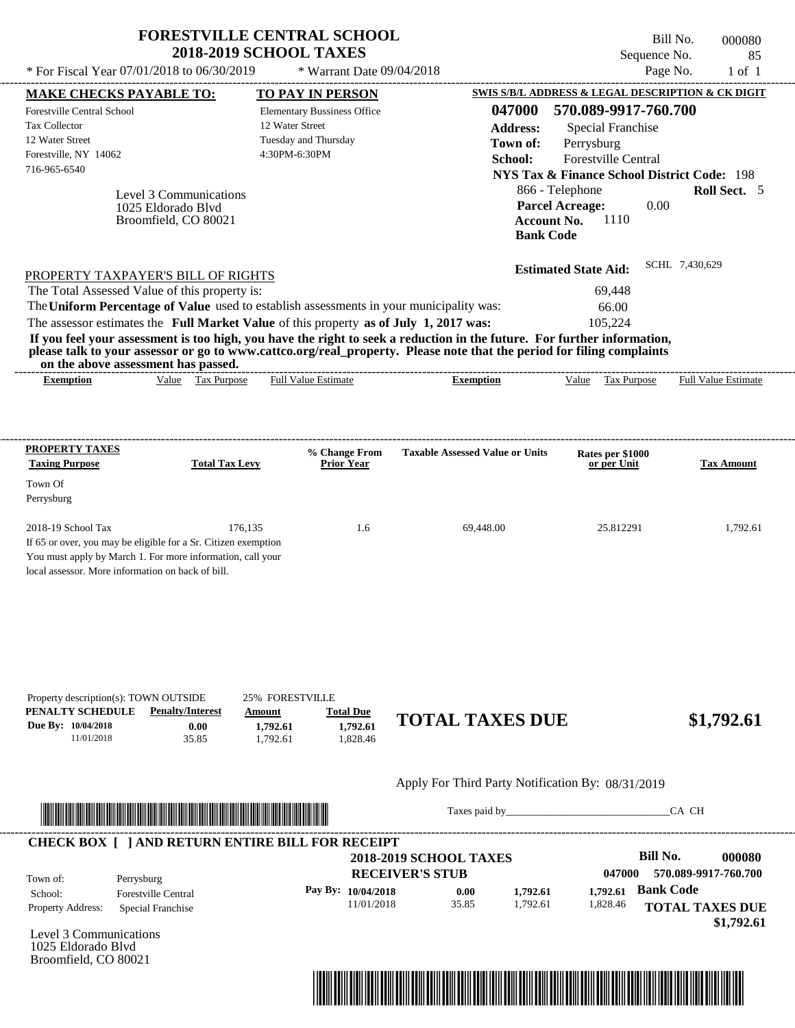# FORESTVILLE CENTRAL SCHOOL
## 2018-2019 SCHOOL TAXES

\* For Fiscal Year 07/01/2018 to 06/30/2019 \* Warrant Date 09/04/2018

Bill No. 000080
Sequence No. 85
Page No. 1 of 1

**MAKE CHECKS PAYABLE TO:**
Forestville Central School
Tax Collector
12 Water Street
Forestville, NY 14062
716-965-6540

**TO PAY IN PERSON**
Elementary Bussiness Office
12 Water Street
Tuesday and Thursday
4:30PM-6:30PM

**SWIS S/B/L ADDRESS & LEGAL DESCRIPTION & CK DIGIT**
**047000 570.089-9917-760.700**
**Address:** Special Franchise
**Town of:** Perrysburg
**School:** Forestville Central
**NYS Tax & Finance School District Code:** 198
866 - Telephone **Roll Sect.** 5
**Parcel Acreage:** 0.00
**Account No.** 1110
**Bank Code**

Level 3 Communications
1025 Eldorado Blvd
Broomfield, CO 80021

**Estimated State Aid:** SCHL 7,430,629

PROPERTY TAXPAYER'S BILL OF RIGHTS

The Total Assessed Value of this property is: 69,448
The **Uniform Percentage of Value** used to establish assessments in your municipality was: 66.00
The assessor estimates the **Full Market Value** of this property **as of July 1, 2017 was:** 105,224

**If you feel your assessment is too high, you have the right to seek a reduction in the future. For further information, please talk to your assessor or go to www.cattco.org/real_property. Please note that the period for filing complaints on the above assessment has passed.**

| Exemption | Value | Tax Purpose | Full Value Estimate | Exemption | Value | Tax Purpose | Full Value Estimate |
|---|---|---|---|---|---|---|---|

| PROPERTY TAXES Taxing Purpose | Total Tax Levy | % Change From Prior Year | Taxable Assessed Value or Units | Rates per $1000 or per Unit | Tax Amount |
|---|---|---|---|---|---|
| Town Of Perrysburg | | | | | |
| 2018-19 School Tax | 176,135 | 1.6 | 69,448.00 | 25.812291 | 1,792.61 |

If 65 or over, you may be eligible for a Sr. Citizen exemption
You must apply by March 1. For more information, call your local assessor. More information on back of bill.

Property description(s): TOWN OUTSIDE 25% FORESTVILLE

| PENALTY SCHEDULE | Penalty/Interest | Amount | Total Due |
|---|---|---|---|
| Due By: 10/04/2018 | 0.00 | 1,792.61 | 1,792.61 |
| 11/01/2018 | 35.85 | 1,792.61 | 1,828.46 |

**TOTAL TAXES DUE $1,792.61**

Apply For Third Party Notification By: 08/31/2019

Taxes paid by\_\_\_\_\_\_\_\_\_\_\_\_\_\_\_\_\_\_\_\_\_\_\_\_\_\_\_\_\_\_ CA CH

**CHECK BOX [ ] AND RETURN ENTIRE BILL FOR RECEIPT**

**2018-2019 SCHOOL TAXES**
**RECEIVER'S STUB**

**Bill No. 000080**
**047000 570.089-9917-760.700**

Town of: Perrysburg
School: Forestville Central
Property Address: Special Franchise

| Pay By: | Penalty/Interest | Amount | Total Due |
|---|---|---|---|
| 10/04/2018 | 0.00 | 1,792.61 | 1,792.61 |
| 11/01/2018 | 35.85 | 1,792.61 | 1,828.46 |

**Bank Code**
**TOTAL TAXES DUE $1,792.61**

Level 3 Communications
1025 Eldorado Blvd
Broomfield, CO 80021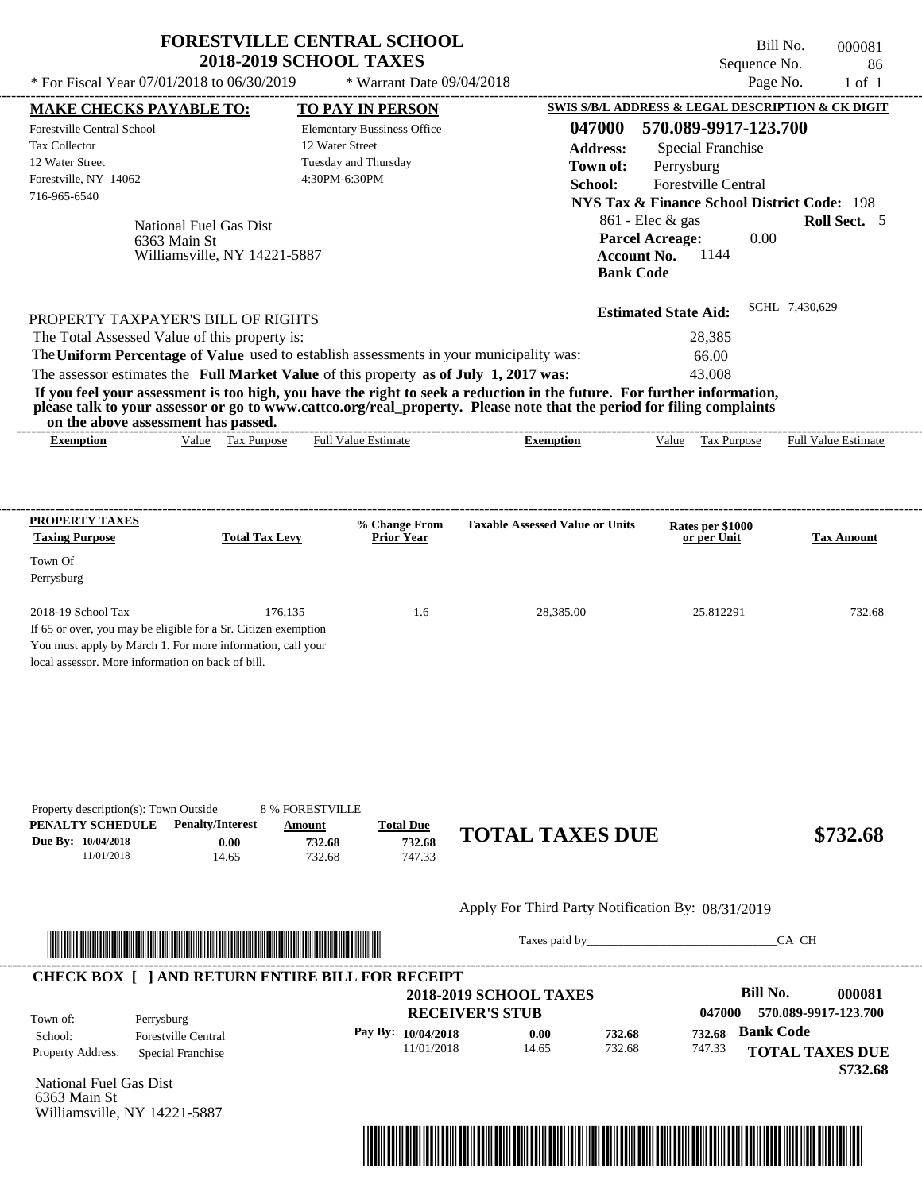# FORESTVILLE CENTRAL SCHOOL
## 2018-2019 SCHOOL TAXES

\* For Fiscal Year 07/01/2018 to 06/30/2019 \* Warrant Date 09/04/2018

Bill No. 000081
Sequence No. 86
Page No. 1 of 1

**MAKE CHECKS PAYABLE TO:**
Forestville Central School
Tax Collector
12 Water Street
Forestville, NY 14062
716-965-6540

**TO PAY IN PERSON**
Elementary Bussiness Office
12 Water Street
Tuesday and Thursday
4:30PM-6:30PM

**SWIS S/B/L ADDRESS & LEGAL DESCRIPTION & CK DIGIT**
**047000 570.089-9917-123.700**
**Address:** Special Franchise
**Town of:** Perrysburg
**School:** Forestville Central
**NYS Tax & Finance School District Code:** 198
861 - Elec & gas **Roll Sect.** 5
**Parcel Acreage:** 0.00
**Account No.** 1144
**Bank Code**

National Fuel Gas Dist
6363 Main St
Williamsville, NY 14221-5887

**Estimated State Aid:** SCHL 7,430,629

PROPERTY TAXPAYER'S BILL OF RIGHTS

The Total Assessed Value of this property is: 28,385
The **Uniform Percentage of Value** used to establish assessments in your municipality was: 66.00
The assessor estimates the **Full Market Value** of this property **as of July 1, 2017 was:** 43,008

**If you feel your assessment is too high, you have the right to seek a reduction in the future. For further information, please talk to your assessor or go to www.cattco.org/real_property. Please note that the period for filing complaints on the above assessment has passed.**

| Exemption | Value | Tax Purpose | Full Value Estimate | Exemption | Value | Tax Purpose | Full Value Estimate |
|---|---|---|---|---|---|---|---|

| PROPERTY TAXES Taxing Purpose | Total Tax Levy | % Change From Prior Year | Taxable Assessed Value or Units | Rates per $1000 or per Unit | Tax Amount |
|---|---|---|---|---|---|
| Town Of Perrysburg | | | | | |
| 2018-19 School Tax | 176,135 | 1.6 | 28,385.00 | 25.812291 | 732.68 |

If 65 or over, you may be eligible for a Sr. Citizen exemption
You must apply by March 1. For more information, call your local assessor. More information on back of bill.

Property description(s): Town Outside 8 % FORESTVILLE

| PENALTY SCHEDULE | Penalty/Interest | Amount | Total Due |
|---|---|---|---|
| Due By: 10/04/2018 | 0.00 | 732.68 | 732.68 |
| 11/01/2018 | 14.65 | 732.68 | 747.33 |

**TOTAL TAXES DUE $732.68**

Apply For Third Party Notification By: 08/31/2019

Taxes paid by_______________________________CA CH

**CHECK BOX [ ] AND RETURN ENTIRE BILL FOR RECEIPT**

**2018-2019 SCHOOL TAXES**
**RECEIVER'S STUB**

**Bill No. 000081**
047000 570.089-9917-123.700

Town of: Perrysburg
School: Forestville Central
Property Address: Special Franchise

| Pay By: | | | |
|---|---|---|---|
| 10/04/2018 | 0.00 | 732.68 | 732.68 |
| 11/01/2018 | 14.65 | 732.68 | 747.33 |

**Bank Code**
**TOTAL TAXES DUE**
**$732.68**

National Fuel Gas Dist
6363 Main St
Williamsville, NY 14221-5887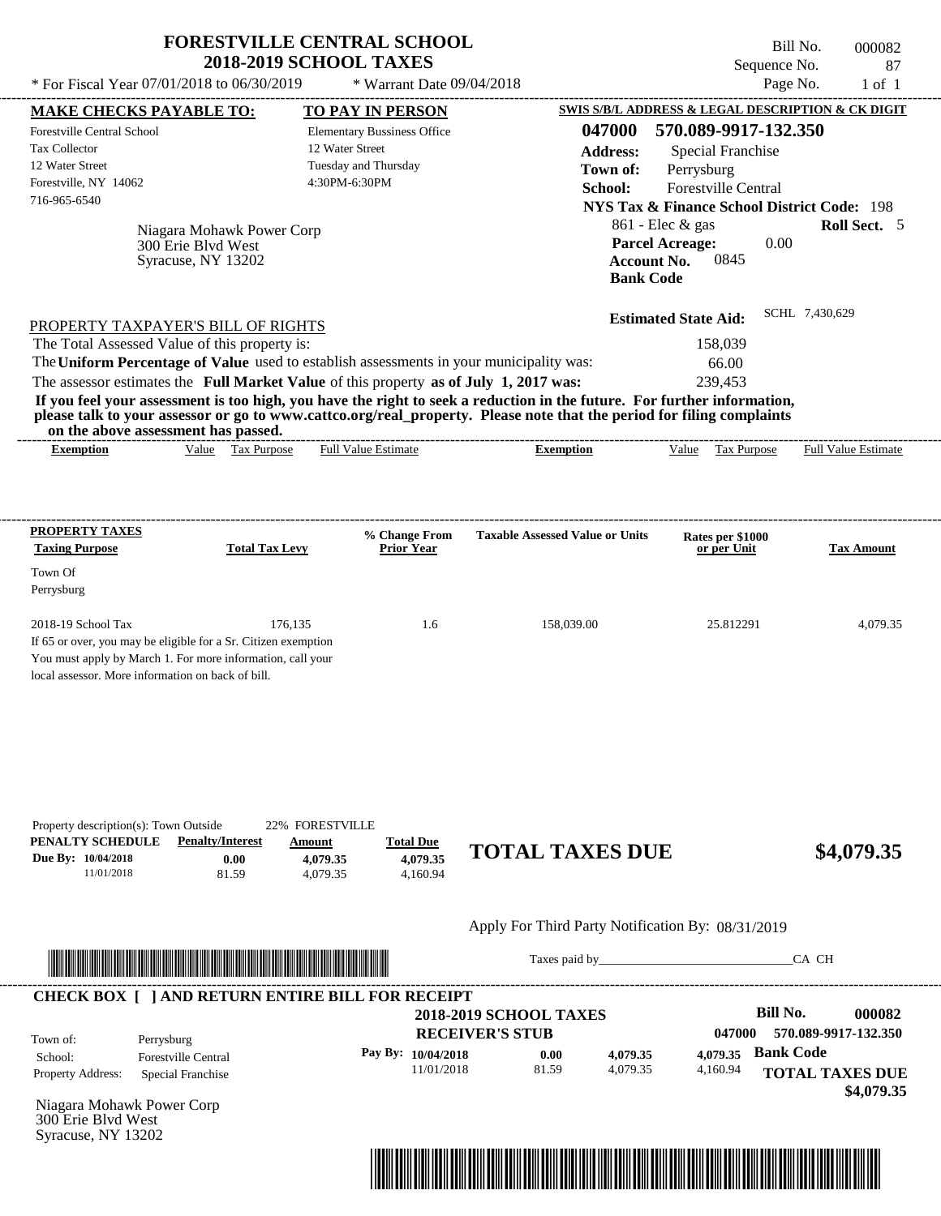# FORESTVILLE CENTRAL SCHOOL
## 2018-2019 SCHOOL TAXES

\* For Fiscal Year 07/01/2018 to 06/30/2019 \* Warrant Date 09/04/2018

Bill No. 000082
Sequence No. 87
Page No. 1 of 1

**MAKE CHECKS PAYABLE TO:**
Forestville Central School
Tax Collector
12 Water Street
Forestville, NY 14062
716-965-6540

**TO PAY IN PERSON**
Elementary Bussiness Office
12 Water Street
Tuesday and Thursday
4:30PM-6:30PM

**SWIS S/B/L ADDRESS & LEGAL DESCRIPTION & CK DIGIT**
**047000 570.089-9917-132.350**
**Address:** Special Franchise
**Town of:** Perrysburg
**School:** Forestville Central
**NYS Tax & Finance School District Code:** 198
861 - Elec & gas **Roll Sect.** 5
**Parcel Acreage:** 0.00
**Account No.** 0845
**Bank Code**

Niagara Mohawk Power Corp
300 Erie Blvd West
Syracuse, NY 13202

**Estimated State Aid:** SCHL 7,430,629

PROPERTY TAXPAYER'S BILL OF RIGHTS

The Total Assessed Value of this property is: 158,039
The **Uniform Percentage of Value** used to establish assessments in your municipality was: 66.00
The assessor estimates the **Full Market Value** of this property **as of July 1, 2017 was:** 239,453

**If you feel your assessment is too high, you have the right to seek a reduction in the future. For further information, please talk to your assessor or go to www.cattco.org/real_property. Please note that the period for filing complaints on the above assessment has passed.**

| Exemption | Value | Tax Purpose | Full Value Estimate | Exemption | Value | Tax Purpose | Full Value Estimate |
|---|---|---|---|---|---|---|---|

| PROPERTY TAXES Taxing Purpose | Total Tax Levy | % Change From Prior Year | Taxable Assessed Value or Units | Rates per $1000 or per Unit | Tax Amount |
|---|---|---|---|---|---|
| Town Of Perrysburg | | | | | |
| 2018-19 School Tax | 176,135 | 1.6 | 158,039.00 | 25.812291 | 4,079.35 |

If 65 or over, you may be eligible for a Sr. Citizen exemption
You must apply by March 1. For more information, call your local assessor. More information on back of bill.

Property description(s): Town Outside 22% FORESTVILLE

| PENALTY SCHEDULE | Penalty/Interest | Amount | Total Due |
|---|---|---|---|
| Due By: 10/04/2018 | 0.00 | 4,079.35 | 4,079.35 |
| 11/01/2018 | 81.59 | 4,079.35 | 4,160.94 |

**TOTAL TAXES DUE $4,079.35**

Apply For Third Party Notification By: 08/31/2019

Taxes paid by_______________________________CA CH

**CHECK BOX [ ] AND RETURN ENTIRE BILL FOR RECEIPT**

**2018-2019 SCHOOL TAXES**
**RECEIVER'S STUB**

**Bill No. 000082**
**047000 570.089-9917-132.350**

Town of: Perrysburg
School: Forestville Central
Property Address: Special Franchise

| Pay By: | | | | |
|---|---|---|---|---|
| 10/04/2018 | 0.00 | 4,079.35 | 4,079.35 | **Bank Code** |
| 11/01/2018 | 81.59 | 4,079.35 | 4,160.94 | |

**TOTAL TAXES DUE**
**$4,079.35**

Niagara Mohawk Power Corp
300 Erie Blvd West
Syracuse, NY 13202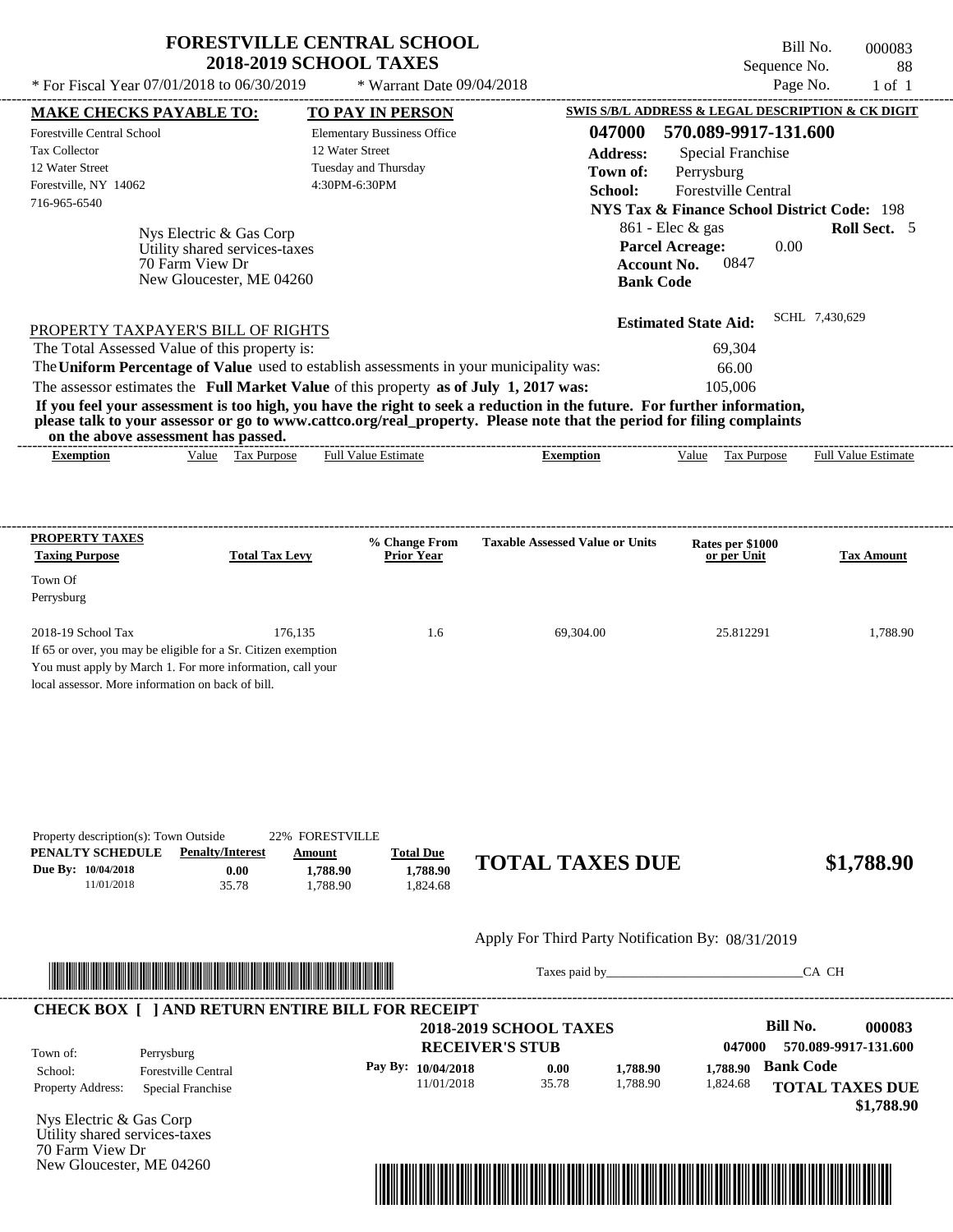# FORESTVILLE CENTRAL SCHOOL
## 2018-2019 SCHOOL TAXES

\* For Fiscal Year 07/01/2018 to 06/30/2019 \* Warrant Date 09/04/2018

Bill No. 000083
Sequence No. 88
Page No. 1 of 1

**MAKE CHECKS PAYABLE TO:**
Forestville Central School
Tax Collector
12 Water Street
Forestville, NY 14062
716-965-6540

**TO PAY IN PERSON**
Elementary Bussiness Office
12 Water Street
Tuesday and Thursday
4:30PM-6:30PM

**SWIS S/B/L ADDRESS & LEGAL DESCRIPTION & CK DIGIT**
**047000 570.089-9917-131.600**
**Address:** Special Franchise
**Town of:** Perrysburg
**School:** Forestville Central
**NYS Tax & Finance School District Code:** 198
861 - Elec & gas **Roll Sect.** 5
**Parcel Acreage:** 0.00
**Account No.** 0847
**Bank Code**

Nys Electric & Gas Corp
Utility shared services-taxes
70 Farm View Dr
New Gloucester, ME 04260

**Estimated State Aid:** SCHL 7,430,629

PROPERTY TAXPAYER'S BILL OF RIGHTS

The Total Assessed Value of this property is: 69,304
The **Uniform Percentage of Value** used to establish assessments in your municipality was: 66.00
The assessor estimates the **Full Market Value** of this property **as of July 1, 2017 was:** 105,006

**If you feel your assessment is too high, you have the right to seek a reduction in the future. For further information, please talk to your assessor or go to www.cattco.org/real_property. Please note that the period for filing complaints on the above assessment has passed.**

| Exemption | Value | Tax Purpose | Full Value Estimate | Exemption | Value | Tax Purpose | Full Value Estimate |
|---|---|---|---|---|---|---|---|

| PROPERTY TAXES Taxing Purpose | Total Tax Levy | % Change From Prior Year | Taxable Assessed Value or Units | Rates per $1000 or per Unit | Tax Amount |
|---|---|---|---|---|---|
| Town Of Perrysburg | | | | | |
| 2018-19 School Tax | 176,135 | 1.6 | 69,304.00 | 25.812291 | 1,788.90 |

If 65 or over, you may be eligible for a Sr. Citizen exemption
You must apply by March 1. For more information, call your local assessor. More information on back of bill.

Property description(s): Town Outside 22% FORESTVILLE

| PENALTY SCHEDULE | Penalty/Interest | Amount | Total Due |
|---|---|---|---|
| Due By: 10/04/2018 | 0.00 | 1,788.90 | 1,788.90 |
| 11/01/2018 | 35.78 | 1,788.90 | 1,824.68 |

**TOTAL TAXES DUE $1,788.90**

Apply For Third Party Notification By: 08/31/2019

Taxes paid by_______________________________CA CH

**CHECK BOX [ ] AND RETURN ENTIRE BILL FOR RECEIPT**

**2018-2019 SCHOOL TAXES**
**RECEIVER'S STUB**

**Bill No. 000083**
**047000 570.089-9917-131.600**

Town of: Perrysburg
School: Forestville Central
Property Address: Special Franchise

| Pay By: | | | | |
|---|---|---|---|---|
| 10/04/2018 | 0.00 | 1,788.90 | 1,788.90 | **Bank Code** |
| 11/01/2018 | 35.78 | 1,788.90 | 1,824.68 | |

**TOTAL TAXES DUE**
**$1,788.90**

Nys Electric & Gas Corp
Utility shared services-taxes
70 Farm View Dr
New Gloucester, ME 04260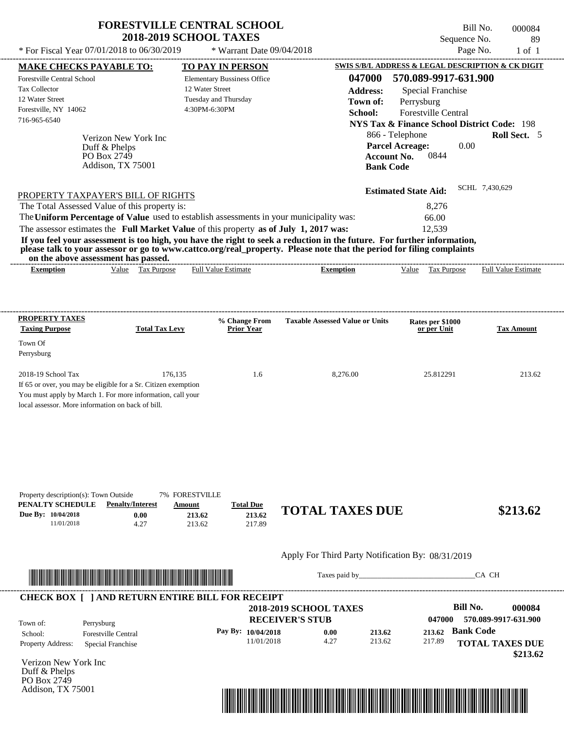# FORESTVILLE CENTRAL SCHOOL
## 2018-2019 SCHOOL TAXES

\* For Fiscal Year 07/01/2018 to 06/30/2019 &nbsp;&nbsp;&nbsp; \* Warrant Date 09/04/2018

Bill No. 000084
Sequence No. 89
Page No. 1 of 1

**MAKE CHECKS PAYABLE TO:**
Forestville Central School
Tax Collector
12 Water Street
Forestville, NY 14062
716-965-6540

**TO PAY IN PERSON**
Elementary Bussiness Office
12 Water Street
Tuesday and Thursday
4:30PM-6:30PM

**SWIS S/B/L ADDRESS & LEGAL DESCRIPTION & CK DIGIT**
**047000 570.089-9917-631.900**
**Address:** Special Franchise
**Town of:** Perrysburg
**School:** Forestville Central
**NYS Tax & Finance School District Code:** 198
866 - Telephone **Roll Sect.** 5
**Parcel Acreage:** 0.00
**Account No.** 0844
**Bank Code**

Verizon New York Inc
Duff & Phelps
PO Box 2749
Addison, TX 75001

**Estimated State Aid:** SCHL 7,430,629

PROPERTY TAXPAYER'S BILL OF RIGHTS

The Total Assessed Value of this property is: 8,276
The **Uniform Percentage of Value** used to establish assessments in your municipality was: 66.00
The assessor estimates the **Full Market Value** of this property **as of July 1, 2017 was:** 12,539

**If you feel your assessment is too high, you have the right to seek a reduction in the future. For further information, please talk to your assessor or go to www.cattco.org/real_property. Please note that the period for filing complaints on the above assessment has passed.**

| Exemption | Value | Tax Purpose | Full Value Estimate | Exemption | Value | Tax Purpose | Full Value Estimate |
|---|---|---|---|---|---|---|---|

| PROPERTY TAXES Taxing Purpose | Total Tax Levy | % Change From Prior Year | Taxable Assessed Value or Units | Rates per $1000 or per Unit | Tax Amount |
|---|---|---|---|---|---|
| Town Of Perrysburg | | | | | |
| 2018-19 School Tax | 176,135 | 1.6 | 8,276.00 | 25.812291 | 213.62 |

If 65 or over, you may be eligible for a Sr. Citizen exemption
You must apply by March 1. For more information, call your local assessor. More information on back of bill.

Property description(s): Town Outside 7% FORESTVILLE

| PENALTY SCHEDULE | Penalty/Interest | Amount | Total Due |
|---|---|---|---|
| Due By: 10/04/2018 | 0.00 | 213.62 | 213.62 |
| 11/01/2018 | 4.27 | 213.62 | 217.89 |

**TOTAL TAXES DUE $213.62**

Apply For Third Party Notification By: 08/31/2019

Taxes paid by\_\_\_\_\_\_\_\_\_\_\_\_\_\_\_\_\_\_\_\_\_\_\_\_\_\_\_\_\_\_CA CH

**CHECK BOX [ ] AND RETURN ENTIRE BILL FOR RECEIPT**

**2018-2019 SCHOOL TAXES**
**RECEIVER'S STUB**

**Bill No. 000084**
047000 570.089-9917-631.900

Town of: Perrysburg
School: Forestville Central
Property Address: Special Franchise

| Pay By: | | | | |
|---|---|---|---|---|
| 10/04/2018 | 0.00 | 213.62 | 213.62 | Bank Code |
| 11/01/2018 | 4.27 | 213.62 | 217.89 | |

**TOTAL TAXES DUE $213.62**

Verizon New York Inc
Duff & Phelps
PO Box 2749
Addison, TX 75001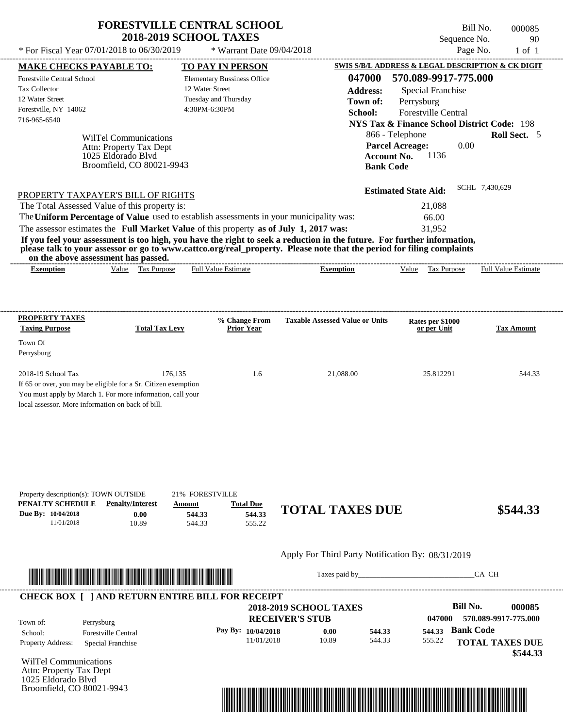# FORESTVILLE CENTRAL SCHOOL
## 2018-2019 SCHOOL TAXES

\* For Fiscal Year 07/01/2018 to 06/30/2019 \* Warrant Date 09/04/2018

Bill No. 000085
Sequence No. 90
Page No. 1 of 1

**MAKE CHECKS PAYABLE TO:**
Forestville Central School
Tax Collector
12 Water Street
Forestville, NY 14062
716-965-6540

**TO PAY IN PERSON**
Elementary Bussiness Office
12 Water Street
Tuesday and Thursday
4:30PM-6:30PM

**SWIS S/B/L ADDRESS & LEGAL DESCRIPTION & CK DIGIT**
**047000 570.089-9917-775.000**
**Address:** Special Franchise
**Town of:** Perrysburg
**School:** Forestville Central
**NYS Tax & Finance School District Code:** 198
866 - Telephone **Roll Sect.** 5
**Parcel Acreage:** 0.00
**Account No.** 1136
**Bank Code**

WilTel Communications
Attn: Property Tax Dept
1025 Eldorado Blvd
Broomfield, CO 80021-9943

**Estimated State Aid:** SCHL 7,430,629

PROPERTY TAXPAYER'S BILL OF RIGHTS

The Total Assessed Value of this property is: 21,088
The **Uniform Percentage of Value** used to establish assessments in your municipality was: 66.00
The assessor estimates the **Full Market Value** of this property **as of July 1, 2017 was:** 31,952

**If you feel your assessment is too high, you have the right to seek a reduction in the future. For further information, please talk to your assessor or go to www.cattco.org/real_property. Please note that the period for filing complaints on the above assessment has passed.**

| Exemption | Value | Tax Purpose | Full Value Estimate | Exemption | Value | Tax Purpose | Full Value Estimate |
|---|---|---|---|---|---|---|---|

| PROPERTY TAXES Taxing Purpose | Total Tax Levy | % Change From Prior Year | Taxable Assessed Value or Units | Rates per $1000 or per Unit | Tax Amount |
|---|---|---|---|---|---|
| Town Of Perrysburg | | | | | |
| 2018-19 School Tax | 176,135 | 1.6 | 21,088.00 | 25.812291 | 544.33 |

If 65 or over, you may be eligible for a Sr. Citizen exemption
You must apply by March 1. For more information, call your local assessor. More information on back of bill.

Property description(s): TOWN OUTSIDE 21% FORESTVILLE

| PENALTY SCHEDULE | Penalty/Interest | Amount | Total Due |
|---|---|---|---|
| Due By: 10/04/2018 | 0.00 | 544.33 | 544.33 |
| 11/01/2018 | 10.89 | 544.33 | 555.22 |

**TOTAL TAXES DUE $544.33**

Apply For Third Party Notification By: 08/31/2019

Taxes paid by\_\_\_\_\_\_\_\_\_\_\_\_\_\_\_\_\_\_\_\_\_\_\_\_\_\_\_\_\_\_CA CH

**CHECK BOX [ ] AND RETURN ENTIRE BILL FOR RECEIPT**

**2018-2019 SCHOOL TAXES**
**RECEIVER'S STUB**

**Bill No. 000085**
047000 570.089-9917-775.000

Town of: Perrysburg
School: Forestville Central
Property Address: Special Franchise

| Pay By: | | | |
|---|---|---|---|
| 10/04/2018 | 0.00 | 544.33 | 544.33 |
| 11/01/2018 | 10.89 | 544.33 | 555.22 |

**Bank Code**
**TOTAL TAXES DUE $544.33**

WilTel Communications
Attn: Property Tax Dept
1025 Eldorado Blvd
Broomfield, CO 80021-9943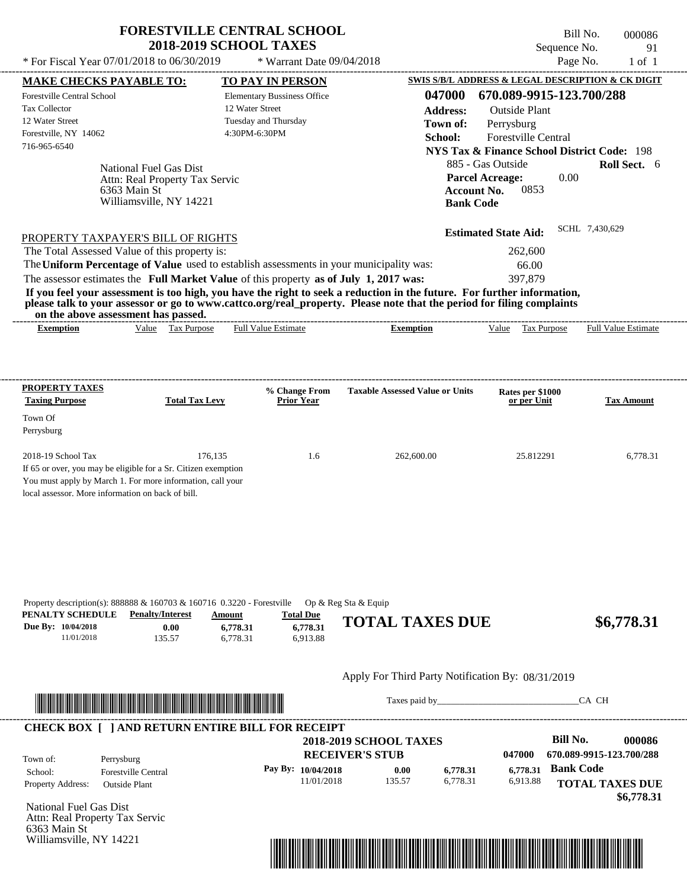# FORESTVILLE CENTRAL SCHOOL
## 2018-2019 SCHOOL TAXES

Bill No. 000086
Sequence No. 91

\* For Fiscal Year 07/01/2018 to 06/30/2019 \* Warrant Date 09/04/2018

**MAKE CHECKS PAYABLE TO:**
Forestville Central School
Tax Collector
12 Water Street
Forestville, NY 14062
716-965-6540

**TO PAY IN PERSON**
Elementary Bussiness Office
12 Water Street
Tuesday and Thursday
4:30PM-6:30PM

**SWIS S/B/L ADDRESS & LEGAL DESCRIPTION & CK DIGIT**
**047000 670.089-9915-123.700/288**
**Address:** Outside Plant
**Town of:** Perrysburg
**School:** Forestville Central
**NYS Tax & Finance School District Code:** 198
885 - Gas Outside **Roll Sect.** 6
**Parcel Acreage:** 0.00
**Account No.** 0853
**Bank Code**

National Fuel Gas Dist
Attn: Real Property Tax Servic
6363 Main St
Williamsville, NY 14221

**Estimated State Aid:** SCHL 7,430,629

PROPERTY TAXPAYER'S BILL OF RIGHTS

The Total Assessed Value of this property is: 262,600
The **Uniform Percentage of Value** used to establish assessments in your municipality was: 66.00
The assessor estimates the **Full Market Value** of this property **as of July 1, 2017 was:** 397,879

**If you feel your assessment is too high, you have the right to seek a reduction in the future. For further information, please talk to your assessor or go to www.cattco.org/real_property. Please note that the period for filing complaints on the above assessment has passed.**

| Exemption | Value | Tax Purpose | Full Value Estimate | Exemption | Value | Tax Purpose | Full Value Estimate |
|---|---|---|---|---|---|---|---|

| PROPERTY TAXES Taxing Purpose | Total Tax Levy | % Change From Prior Year | Taxable Assessed Value or Units | Rates per $1000 or per Unit | Tax Amount |
|---|---|---|---|---|---|
| Town Of Perrysburg | | | | | |
| 2018-19 School Tax | 176,135 | 1.6 | 262,600.00 | 25.812291 | 6,778.31 |

If 65 or over, you may be eligible for a Sr. Citizen exemption
You must apply by March 1. For more information, call your local assessor. More information on back of bill.

Property description(s): 888888 & 160703 & 160716 0.3220 - Forestville Op & Reg Sta & Equip

| PENALTY SCHEDULE | Penalty/Interest | Amount | Total Due |
|---|---|---|---|
| Due By: 10/04/2018 | 0.00 | 6,778.31 | 6,778.31 |
| 11/01/2018 | 135.57 | 6,778.31 | 6,913.88 |

**TOTAL TAXES DUE $6,778.31**

Apply For Third Party Notification By: 08/31/2019

Taxes paid by_______________________________CA CH

**CHECK BOX [ ] AND RETURN ENTIRE BILL FOR RECEIPT**

**2018-2019 SCHOOL TAXES**
**RECEIVER'S STUB**

**Bill No. 000086**
047000 670.089-9915-123.700/288

Town of: Perrysburg
School: Forestville Central
Property Address: Outside Plant

| Pay By: | | | | |
|---|---|---|---|---|
| 10/04/2018 | 0.00 | 6,778.31 | 6,778.31 | **Bank Code** |
| 11/01/2018 | 135.57 | 6,778.31 | 6,913.88 | |

**TOTAL TAXES DUE $6,778.31**

National Fuel Gas Dist
Attn: Real Property Tax Servic
6363 Main St
Williamsville, NY 14221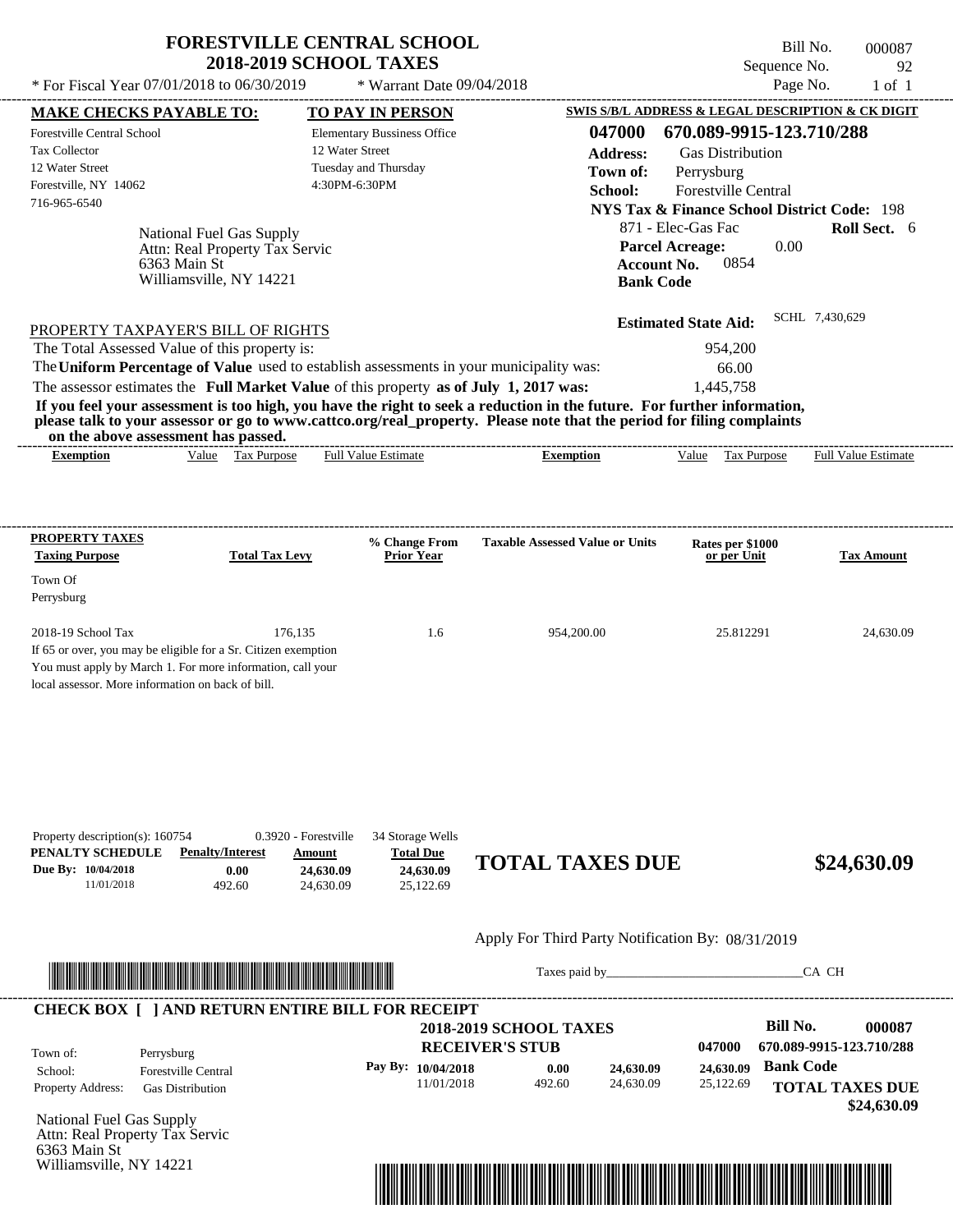# FORESTVILLE CENTRAL SCHOOL
## 2018-2019 SCHOOL TAXES

\* For Fiscal Year 07/01/2018 to 06/30/2019 \* Warrant Date 09/04/2018

Bill No. 000087
Sequence No. 92
Page No. 1 of 1

| MAKE CHECKS PAYABLE TO: | TO PAY IN PERSON | SWIS S/B/L ADDRESS & LEGAL DESCRIPTION & CK DIGIT |
|---|---|---|
| Forestville Central School | Elementary Bussiness Office | 047000 670.089-9915-123.710/288 |
| Tax Collector | 12 Water Street | Address: Gas Distribution |
| 12 Water Street | Tuesday and Thursday | Town of: Perrysburg |
| Forestville, NY 14062 | 4:30PM-6:30PM | School: Forestville Central |
| 716-965-6540 | | NYS Tax & Finance School District Code: 198 |

National Fuel Gas Supply
Attn: Real Property Tax Servic
6363 Main St
Williamsville, NY 14221

871 - Elec-Gas Fac **Roll Sect.** 6
**Parcel Acreage:** 0.00
**Account No.** 0854
**Bank Code**

**Estimated State Aid:** SCHL 7,430,629

PROPERTY TAXPAYER'S BILL OF RIGHTS

The Total Assessed Value of this property is: 954,200
The **Uniform Percentage of Value** used to establish assessments in your municipality was: 66.00
The assessor estimates the **Full Market Value** of this property **as of July 1, 2017 was:** 1,445,758

**If you feel your assessment is too high, you have the right to seek a reduction in the future. For further information, please talk to your assessor or go to www.cattco.org/real_property. Please note that the period for filing complaints on the above assessment has passed.**

| Exemption | Value | Tax Purpose | Full Value Estimate | Exemption | Value | Tax Purpose | Full Value Estimate |
|---|---|---|---|---|---|---|---|

| PROPERTY TAXES Taxing Purpose | Total Tax Levy | % Change From Prior Year | Taxable Assessed Value or Units | Rates per $1000 or per Unit | Tax Amount |
|---|---|---|---|---|---|
| Town Of Perrysburg | | | | | |
| 2018-19 School Tax | 176,135 | 1.6 | 954,200.00 | 25.812291 | 24,630.09 |

If 65 or over, you may be eligible for a Sr. Citizen exemption
You must apply by March 1. For more information, call your local assessor. More information on back of bill.

Property description(s): 160754 0.3920 - Forestville 34 Storage Wells

| PENALTY SCHEDULE | Penalty/Interest | Amount | Total Due |
|---|---|---|---|
| Due By: 10/04/2018 | 0.00 | 24,630.09 | 24,630.09 |
| 11/01/2018 | 492.60 | 24,630.09 | 25,122.69 |

**TOTAL TAXES DUE $24,630.09**

Apply For Third Party Notification By: 08/31/2019

Taxes paid by_______________________________CA CH

**CHECK BOX [ ] AND RETURN ENTIRE BILL FOR RECEIPT**

**2018-2019 SCHOOL TAXES**
**RECEIVER'S STUB**

**Bill No.** 000087
047000 670.089-9915-123.710/288

| | |
|---|---|
| Town of: | Perrysburg |
| School: | Forestville Central |
| Property Address: | Gas Distribution |

| Pay By: | | | |
|---|---|---|---|
| 10/04/2018 | 0.00 | 24,630.09 | 24,630.09 |
| 11/01/2018 | 492.60 | 24,630.09 | 25,122.69 |

**Bank Code**

**TOTAL TAXES DUE $24,630.09**

National Fuel Gas Supply
Attn: Real Property Tax Servic
6363 Main St
Williamsville, NY 14221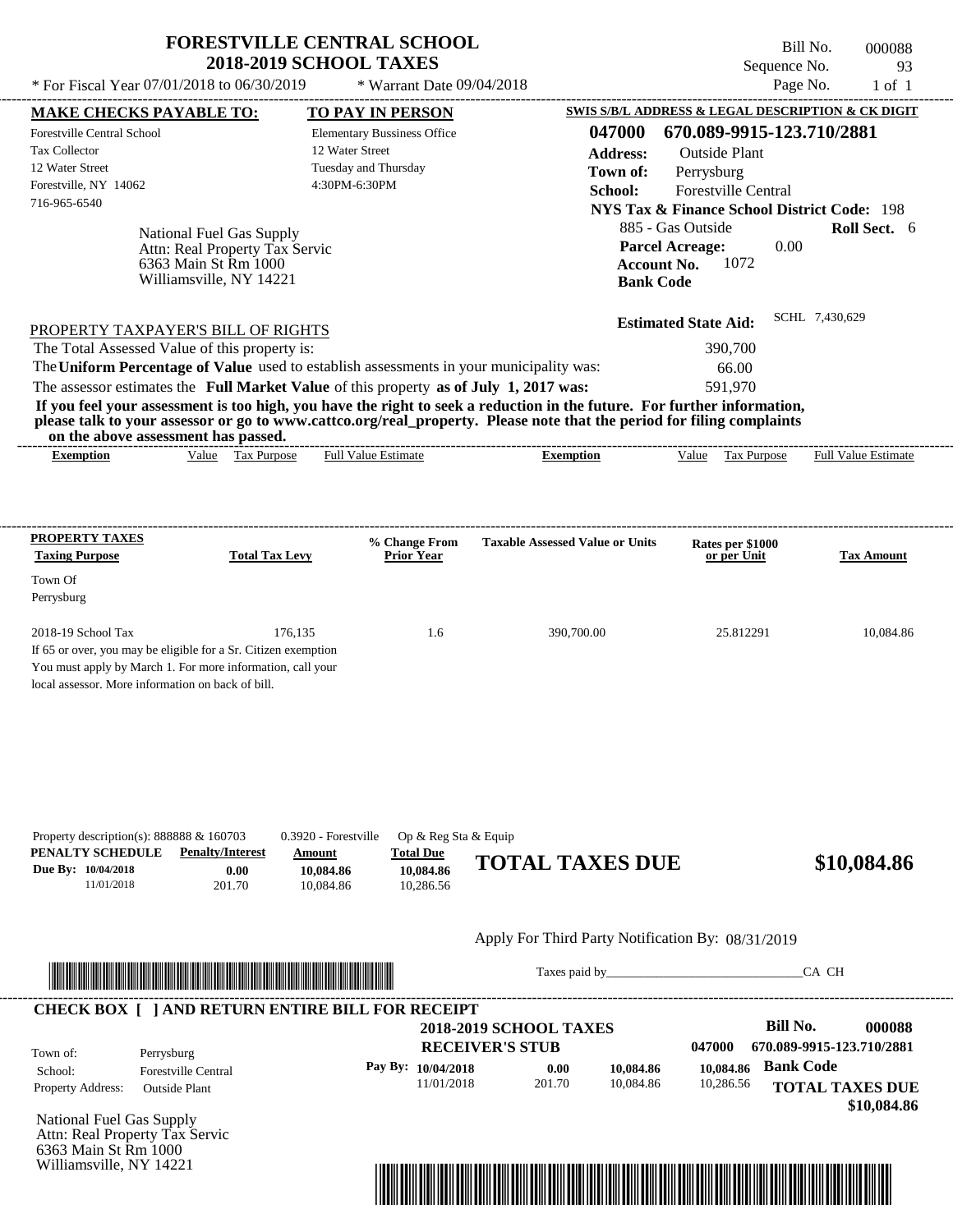# FORESTVILLE CENTRAL SCHOOL
## 2018-2019 SCHOOL TAXES

Bill No. 000088
Sequence No. 93
Page No. 1 of 1

\* For Fiscal Year 07/01/2018 to 06/30/2019 \* Warrant Date 09/04/2018

**MAKE CHECKS PAYABLE TO:**
Forestville Central School
Tax Collector
12 Water Street
Forestville, NY 14062
716-965-6540

**TO PAY IN PERSON**
Elementary Bussiness Office
12 Water Street
Tuesday and Thursday
4:30PM-6:30PM

**SWIS S/B/L ADDRESS & LEGAL DESCRIPTION & CK DIGIT**
**047000 670.089-9915-123.710/2881**
**Address:** Outside Plant
**Town of:** Perrysburg
**School:** Forestville Central
**NYS Tax & Finance School District Code:** 198
885 - Gas Outside **Roll Sect.** 6
**Parcel Acreage:** 0.00
**Account No.** 1072
**Bank Code**

National Fuel Gas Supply
Attn: Real Property Tax Servic
6363 Main St Rm 1000
Williamsville, NY 14221

**Estimated State Aid:** SCHL 7,430,629

PROPERTY TAXPAYER'S BILL OF RIGHTS

The Total Assessed Value of this property is: 390,700
The **Uniform Percentage of Value** used to establish assessments in your municipality was: 66.00
The assessor estimates the **Full Market Value** of this property **as of July 1, 2017 was:** 591,970

**If you feel your assessment is too high, you have the right to seek a reduction in the future. For further information, please talk to your assessor or go to www.cattco.org/real_property. Please note that the period for filing complaints on the above assessment has passed.**

| Exemption | Value | Tax Purpose | Full Value Estimate | Exemption | Value | Tax Purpose | Full Value Estimate |
|---|---|---|---|---|---|---|---|

| PROPERTY TAXES Taxing Purpose | Total Tax Levy | % Change From Prior Year | Taxable Assessed Value or Units | Rates per $1000 or per Unit | Tax Amount |
|---|---|---|---|---|---|
| Town Of Perrysburg | | | | | |
| 2018-19 School Tax | 176,135 | 1.6 | 390,700.00 | 25.812291 | 10,084.86 |

If 65 or over, you may be eligible for a Sr. Citizen exemption
You must apply by March 1. For more information, call your local assessor. More information on back of bill.

Property description(s): 888888 & 160703 0.3920 - Forestville Op & Reg Sta & Equip

| PENALTY SCHEDULE | Penalty/Interest | Amount | Total Due |
|---|---|---|---|
| Due By: 10/04/2018 | 0.00 | 10,084.86 | 10,084.86 |
| 11/01/2018 | 201.70 | 10,084.86 | 10,286.56 |

**TOTAL TAXES DUE $10,084.86**

Apply For Third Party Notification By: 08/31/2019

Taxes paid by_______________________________CA CH

**CHECK BOX [ ] AND RETURN ENTIRE BILL FOR RECEIPT**

**2018-2019 SCHOOL TAXES**
**RECEIVER'S STUB**

**Bill No. 000088**
047000 670.089-9915-123.710/2881

Town of: Perrysburg
School: Forestville Central
Property Address: Outside Plant

| Pay By: | | | | |
|---|---|---|---|---|
| 10/04/2018 | 0.00 | 10,084.86 | 10,084.86 | **Bank Code** |
| 11/01/2018 | 201.70 | 10,084.86 | 10,286.56 | |

**TOTAL TAXES DUE $10,084.86**

National Fuel Gas Supply
Attn: Real Property Tax Servic
6363 Main St Rm 1000
Williamsville, NY 14221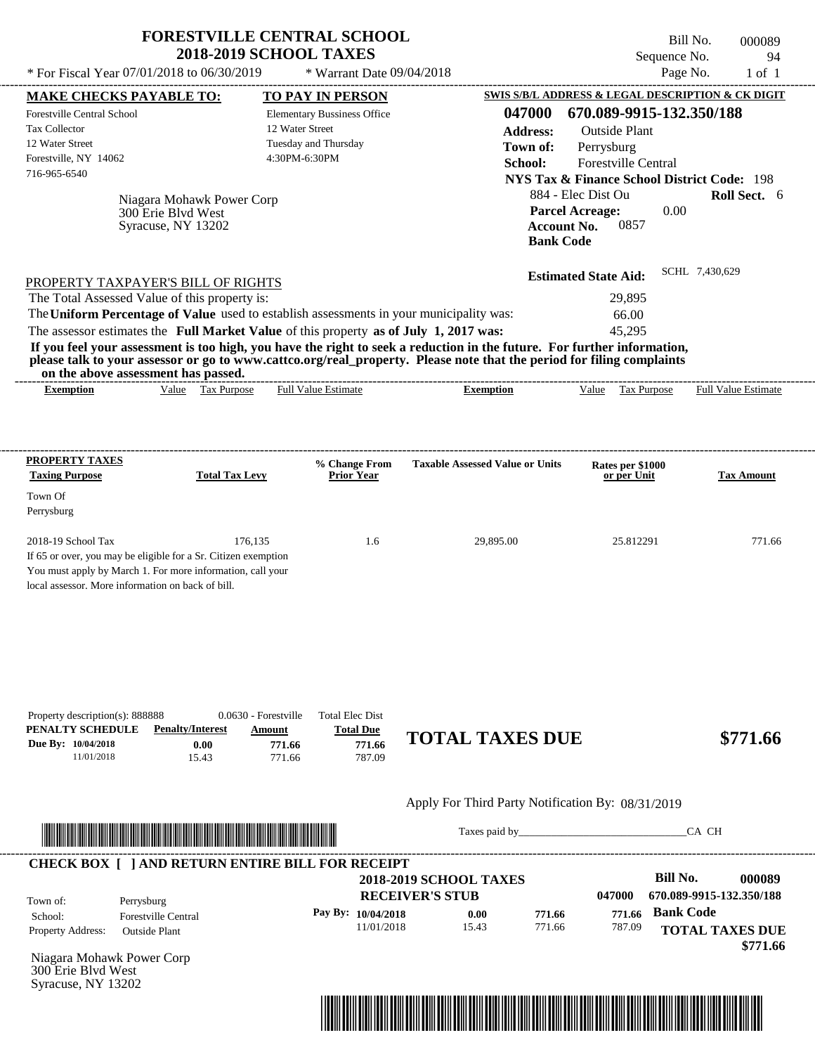# FORESTVILLE CENTRAL SCHOOL
## 2018-2019 SCHOOL TAXES

\* For Fiscal Year 07/01/2018 to 06/30/2019 \* Warrant Date 09/04/2018

Bill No. 000089
Sequence No. 94
Page No. 1 of 1

| MAKE CHECKS PAYABLE TO: | TO PAY IN PERSON | SWIS S/B/L ADDRESS & LEGAL DESCRIPTION & CK DIGIT |
|---|---|---|
| Forestville Central School | Elementary Bussiness Office | 047000 670.089-9915-132.350/188 |
| Tax Collector | 12 Water Street | Address: Outside Plant |
| 12 Water Street | Tuesday and Thursday | Town of: Perrysburg |
| Forestville, NY 14062 | 4:30PM-6:30PM | School: Forestville Central |
| 716-965-6540 | | NYS Tax & Finance School District Code: 198 |

Niagara Mohawk Power Corp
300 Erie Blvd West
Syracuse, NY 13202

884 - Elec Dist Ou **Roll Sect.** 6
**Parcel Acreage:** 0.00
**Account No.** 0857
**Bank Code**

**Estimated State Aid:** SCHL 7,430,629

PROPERTY TAXPAYER'S BILL OF RIGHTS

The Total Assessed Value of this property is: 29,895
The **Uniform Percentage of Value** used to establish assessments in your municipality was: 66.00
The assessor estimates the **Full Market Value** of this property **as of July 1, 2017 was:** 45,295

**If you feel your assessment is too high, you have the right to seek a reduction in the future. For further information, please talk to your assessor or go to www.cattco.org/real_property. Please note that the period for filing complaints on the above assessment has passed.**

| Exemption | Value | Tax Purpose | Full Value Estimate | Exemption | Value | Tax Purpose | Full Value Estimate |
|---|---|---|---|---|---|---|---|

| PROPERTY TAXES Taxing Purpose | Total Tax Levy | % Change From Prior Year | Taxable Assessed Value or Units | Rates per $1000 or per Unit | Tax Amount |
|---|---|---|---|---|---|
| Town Of Perrysburg | | | | | |
| 2018-19 School Tax | 176,135 | 1.6 | 29,895.00 | 25.812291 | 771.66 |

If 65 or over, you may be eligible for a Sr. Citizen exemption
You must apply by March 1. For more information, call your local assessor. More information on back of bill.

Property description(s): 888888 0.0630 - Forestville Total Elec Dist

| PENALTY SCHEDULE | Penalty/Interest | Amount | Total Due |
|---|---|---|---|
| Due By: 10/04/2018 | 0.00 | 771.66 | 771.66 |
| 11/01/2018 | 15.43 | 771.66 | 787.09 |

**TOTAL TAXES DUE $771.66**

Apply For Third Party Notification By: 08/31/2019

Taxes paid by_______________________________CA CH

**CHECK BOX [ ] AND RETURN ENTIRE BILL FOR RECEIPT**

**2018-2019 SCHOOL TAXES**
**RECEIVER'S STUB**

**Bill No. 000089**
047000 670.089-9915-132.350/188

| | |
|---|---|
| Town of: | Perrysburg |
| School: | Forestville Central |
| Property Address: | Outside Plant |

| Pay By: | | | |
|---|---|---|---|
| 10/04/2018 | 0.00 | 771.66 | 771.66 |
| 11/01/2018 | 15.43 | 771.66 | 787.09 |

**Bank Code**

**TOTAL TAXES DUE $771.66**

Niagara Mohawk Power Corp
300 Erie Blvd West
Syracuse, NY 13202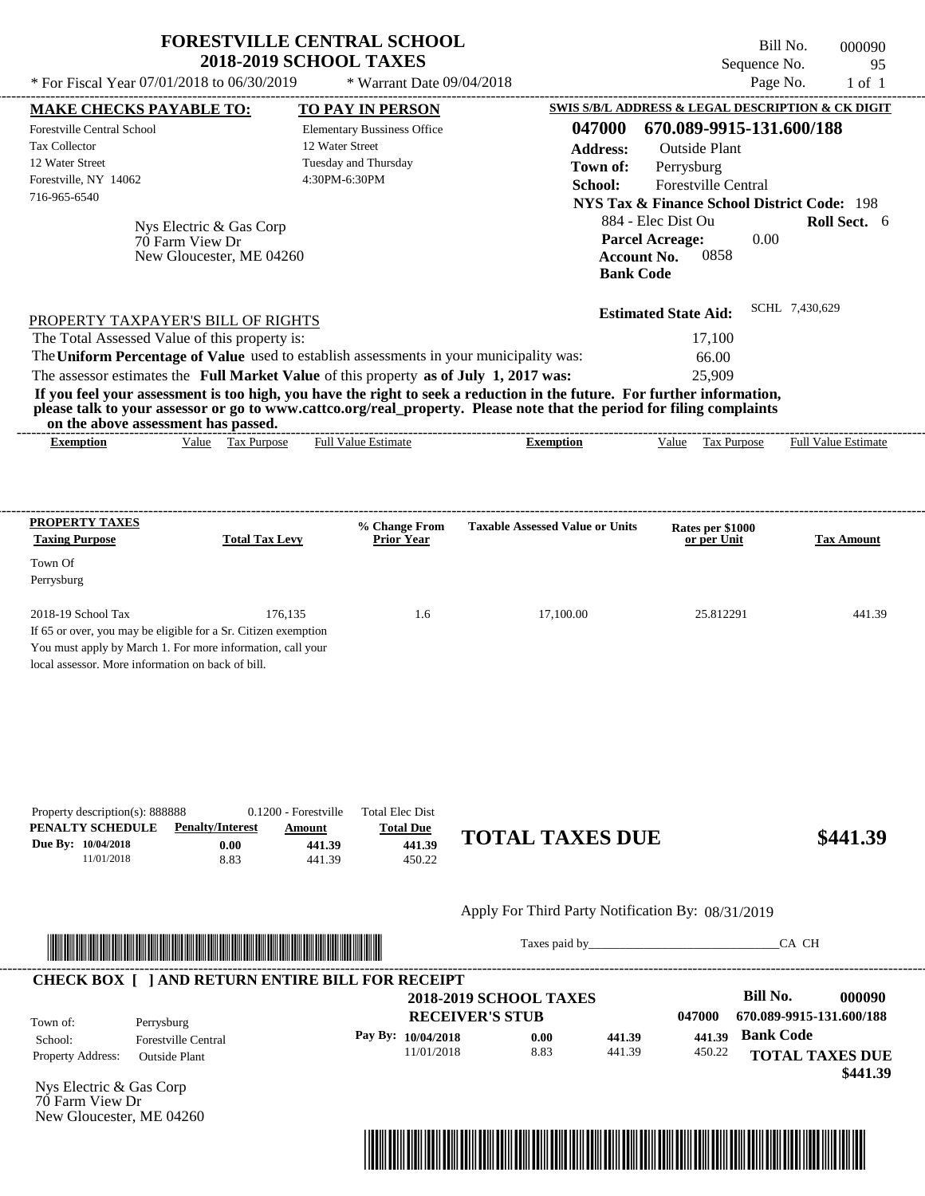# FORESTVILLE CENTRAL SCHOOL
## 2018-2019 SCHOOL TAXES

\* For Fiscal Year 07/01/2018 to 06/30/2019 &nbsp;&nbsp; \* Warrant Date 09/04/2018

Bill No. 000090
Sequence No. 95
Page No. 1 of 1

**MAKE CHECKS PAYABLE TO:**
Forestville Central School
Tax Collector
12 Water Street
Forestville, NY 14062
716-965-6540

**TO PAY IN PERSON**
Elementary Bussiness Office
12 Water Street
Tuesday and Thursday
4:30PM-6:30PM

**SWIS S/B/L ADDRESS & LEGAL DESCRIPTION & CK DIGIT**
**047000 670.089-9915-131.600/188**
**Address:** Outside Plant
**Town of:** Perrysburg
**School:** Forestville Central
**NYS Tax & Finance School District Code:** 198
884 - Elec Dist Ou **Roll Sect.** 6
**Parcel Acreage:** 0.00
**Account No.** 0858
**Bank Code**

Nys Electric & Gas Corp
70 Farm View Dr
New Gloucester, ME 04260

**Estimated State Aid:** SCHL 7,430,629

PROPERTY TAXPAYER'S BILL OF RIGHTS

The Total Assessed Value of this property is: 17,100
The **Uniform Percentage of Value** used to establish assessments in your municipality was: 66.00
The assessor estimates the **Full Market Value** of this property **as of July 1, 2017 was:** 25,909

**If you feel your assessment is too high, you have the right to seek a reduction in the future. For further information, please talk to your assessor or go to www.cattco.org/real_property. Please note that the period for filing complaints on the above assessment has passed.**

| Exemption | Value | Tax Purpose | Full Value Estimate | Exemption | Value | Tax Purpose | Full Value Estimate |
|---|---|---|---|---|---|---|---|

| PROPERTY TAXES Taxing Purpose | Total Tax Levy | % Change From Prior Year | Taxable Assessed Value or Units | Rates per $1000 or per Unit | Tax Amount |
|---|---|---|---|---|---|
| Town Of Perrysburg | | | | | |
| 2018-19 School Tax | 176,135 | 1.6 | 17,100.00 | 25.812291 | 441.39 |

If 65 or over, you may be eligible for a Sr. Citizen exemption
You must apply by March 1. For more information, call your local assessor. More information on back of bill.

Property description(s): 888888 &nbsp; 0.1200 - Forestville &nbsp; Total Elec Dist

| PENALTY SCHEDULE | Penalty/Interest | Amount | Total Due |
|---|---|---|---|
| Due By: 10/04/2018 | 0.00 | 441.39 | 441.39 |
| 11/01/2018 | 8.83 | 441.39 | 450.22 |

**TOTAL TAXES DUE $441.39**

Apply For Third Party Notification By: 08/31/2019

Taxes paid by\_\_\_\_\_\_\_\_\_\_\_\_\_\_\_\_\_\_\_\_\_\_\_\_\_\_\_\_\_\_CA CH

**CHECK BOX [ ] AND RETURN ENTIRE BILL FOR RECEIPT**

**2018-2019 SCHOOL TAXES**
**RECEIVER'S STUB**

**Bill No. 000090**
047000 670.089-9915-131.600/188

Town of: Perrysburg
School: Forestville Central
Property Address: Outside Plant

| Pay By: | | | | |
|---|---|---|---|---|
| 10/04/2018 | 0.00 | 441.39 | 441.39 | **Bank Code** |
| 11/01/2018 | 8.83 | 441.39 | 450.22 | |

**TOTAL TAXES DUE $441.39**

Nys Electric & Gas Corp
70 Farm View Dr
New Gloucester, ME 04260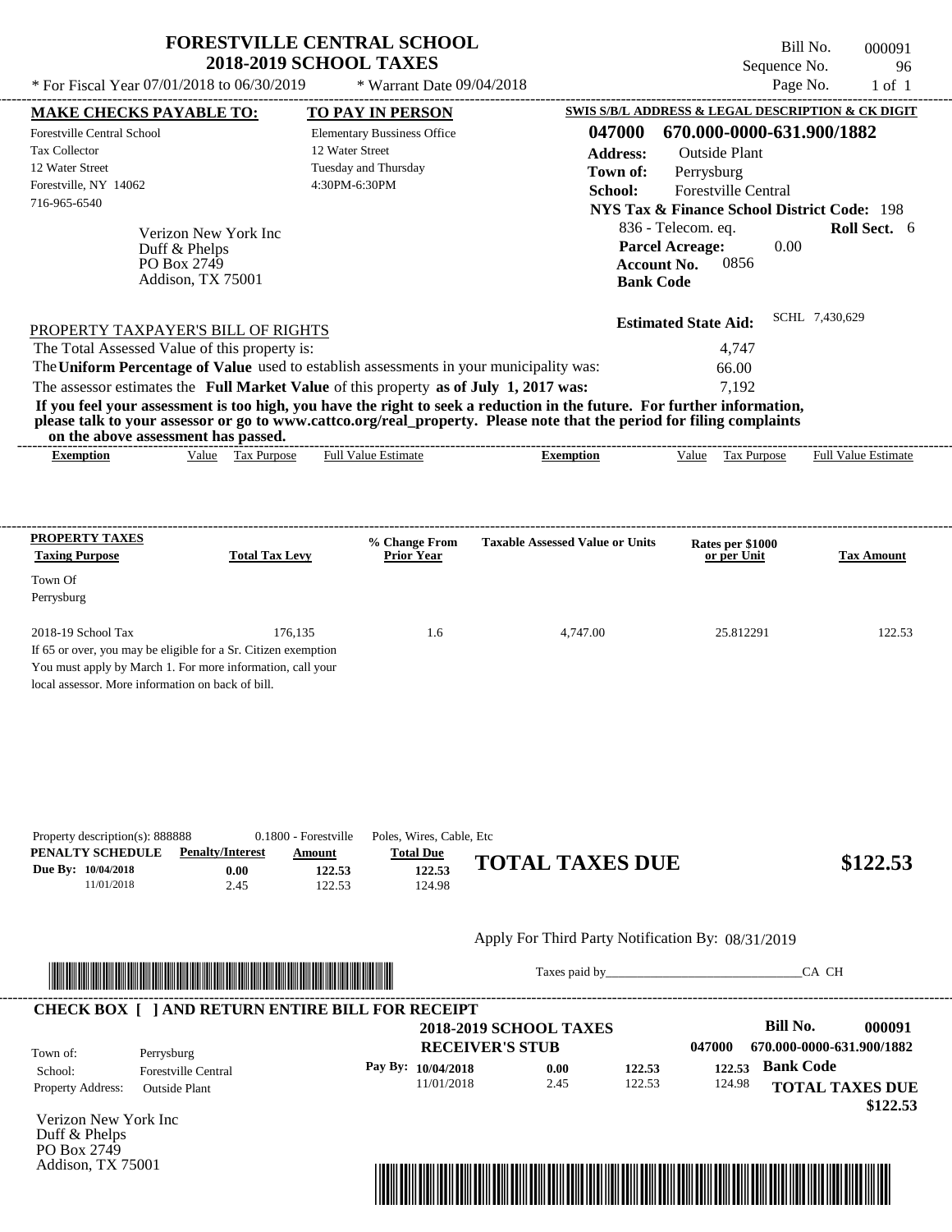# FORESTVILLE CENTRAL SCHOOL
## 2018-2019 SCHOOL TAXES

Bill No. 000091
Sequence No. 96

* For Fiscal Year 07/01/2018 to 06/30/2019 * Warrant Date 09/04/2018

**MAKE CHECKS PAYABLE TO:**
Forestville Central School
Tax Collector
12 Water Street
Forestville, NY 14062
716-965-6540

**TO PAY IN PERSON**
Elementary Bussiness Office
12 Water Street
Tuesday and Thursday
4:30PM-6:30PM

**SWIS S/B/L ADDRESS & LEGAL DESCRIPTION & CK DIGIT**
**047000 670.000-0000-631.900/1882**
**Address:** Outside Plant
**Town of:** Perrysburg
**School:** Forestville Central
**NYS Tax & Finance School District Code:** 198
836 - Telecom. eq. **Roll Sect.** 6
**Parcel Acreage:** 0.00
**Account No.** 0856
**Bank Code**

Verizon New York Inc
Duff & Phelps
PO Box 2749
Addison, TX 75001

**Estimated State Aid:** SCHL 7,430,629

PROPERTY TAXPAYER'S BILL OF RIGHTS

The Total Assessed Value of this property is: 4,747
The **Uniform Percentage of Value** used to establish assessments in your municipality was: 66.00
The assessor estimates the **Full Market Value** of this property **as of July 1, 2017 was:** 7,192

**If you feel your assessment is too high, you have the right to seek a reduction in the future. For further information, please talk to your assessor or go to www.cattco.org/real_property. Please note that the period for filing complaints on the above assessment has passed.**

| Exemption | Value | Tax Purpose | Full Value Estimate | Exemption | Value | Tax Purpose | Full Value Estimate |
|---|---|---|---|---|---|---|---|

| PROPERTY TAXES Taxing Purpose | Total Tax Levy | % Change From Prior Year | Taxable Assessed Value or Units | Rates per $1000 or per Unit | Tax Amount |
|---|---|---|---|---|---|
| Town Of Perrysburg | | | | | |
| 2018-19 School Tax | 176,135 | 1.6 | 4,747.00 | 25.812291 | 122.53 |

If 65 or over, you may be eligible for a Sr. Citizen exemption
You must apply by March 1. For more information, call your local assessor. More information on back of bill.

Property description(s): 888888 0.1800 - Forestville Poles, Wires, Cable, Etc

| PENALTY SCHEDULE | Penalty/Interest | Amount | Total Due |
|---|---|---|---|
| Due By: 10/04/2018 | 0.00 | 122.53 | 122.53 |
| 11/01/2018 | 2.45 | 122.53 | 124.98 |

**TOTAL TAXES DUE $122.53**

Apply For Third Party Notification By: 08/31/2019

Taxes paid by_______________________________CA CH

**CHECK BOX [ ] AND RETURN ENTIRE BILL FOR RECEIPT**

**2018-2019 SCHOOL TAXES**
**RECEIVER'S STUB**

**Bill No. 000091**
047000 670.000-0000-631.900/1882

Town of: Perrysburg
School: Forestville Central
Property Address: Outside Plant

| Pay By: | | | | |
|---|---|---|---|---|
| 10/04/2018 | 0.00 | 122.53 | 122.53 | Bank Code |
| 11/01/2018 | 2.45 | 122.53 | 124.98 | |

**TOTAL TAXES DUE $122.53**

Verizon New York Inc
Duff & Phelps
PO Box 2749
Addison, TX 75001